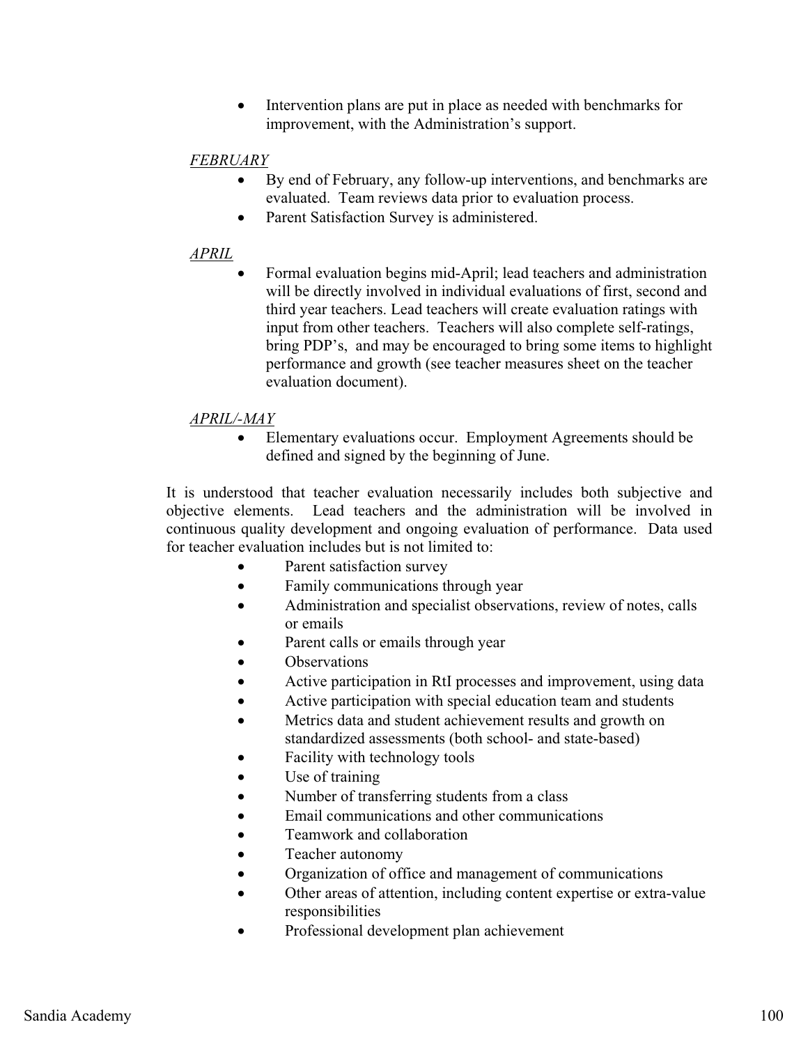- Intervention plans are put in place as needed with benchmarks for improvement, with the Administration's support.

*FEBRUARY*

- By end of February, any follow-up interventions, and benchmarks are evaluated. Team reviews data prior to evaluation process.
- Parent Satisfaction Survey is administered.

*APRIL*

- Formal evaluation begins mid-April; lead teachers and administration will be directly involved in individual evaluations of first, second and third year teachers. Lead teachers will create evaluation ratings with input from other teachers. Teachers will also complete self-ratings, bring PDP's, and may be encouraged to bring some items to highlight performance and growth (see teacher measures sheet on the teacher evaluation document).

*APRIL/-MAY*

- Elementary evaluations occur. Employment Agreements should be defined and signed by the beginning of June.

It is understood that teacher evaluation necessarily includes both subjective and objective elements. Lead teachers and the administration will be involved in continuous quality development and ongoing evaluation of performance. Data used for teacher evaluation includes but is not limited to:

- Parent satisfaction survey
- Family communications through year
- Administration and specialist observations, review of notes, calls or emails
- Parent calls or emails through year
- Observations
- Active participation in RtI processes and improvement, using data
- Active participation with special education team and students
- Metrics data and student achievement results and growth on standardized assessments (both school- and state-based)
- Facility with technology tools
- Use of training
- Number of transferring students from a class
- Email communications and other communications
- Teamwork and collaboration
- Teacher autonomy
- Organization of office and management of communications
- Other areas of attention, including content expertise or extra-value responsibilities
- Professional development plan achievement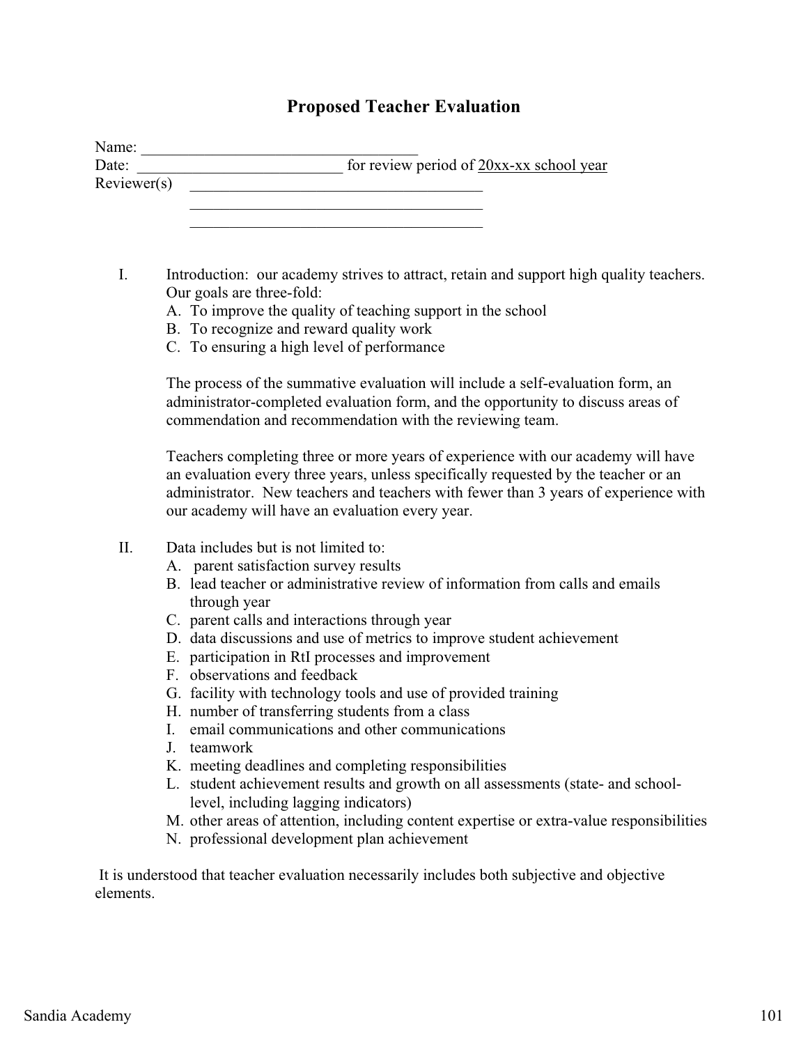# Proposed Teacher Evaluation

Name: ___________________________________

Date: __________________________ for review period of 20xx-xx school year

Reviewer(s) _____________________________________

_____________________________________

_____________________________________

I. Introduction: our academy strives to attract, retain and support high quality teachers. Our goals are three-fold:

   A. To improve the quality of teaching support in the school
   B. To recognize and reward quality work
   C. To ensuring a high level of performance

   The process of the summative evaluation will include a self-evaluation form, an administrator-completed evaluation form, and the opportunity to discuss areas of commendation and recommendation with the reviewing team.

   Teachers completing three or more years of experience with our academy will have an evaluation every three years, unless specifically requested by the teacher or an administrator. New teachers and teachers with fewer than 3 years of experience with our academy will have an evaluation every year.

II. Data includes but is not limited to:

   A. parent satisfaction survey results
   B. lead teacher or administrative review of information from calls and emails through year
   C. parent calls and interactions through year
   D. data discussions and use of metrics to improve student achievement
   E. participation in RtI processes and improvement
   F. observations and feedback
   G. facility with technology tools and use of provided training
   H. number of transferring students from a class
   I. email communications and other communications
   J. teamwork
   K. meeting deadlines and completing responsibilities
   L. student achievement results and growth on all assessments (state- and school-level, including lagging indicators)
   M. other areas of attention, including content expertise or extra-value responsibilities
   N. professional development plan achievement

It is understood that teacher evaluation necessarily includes both subjective and objective elements.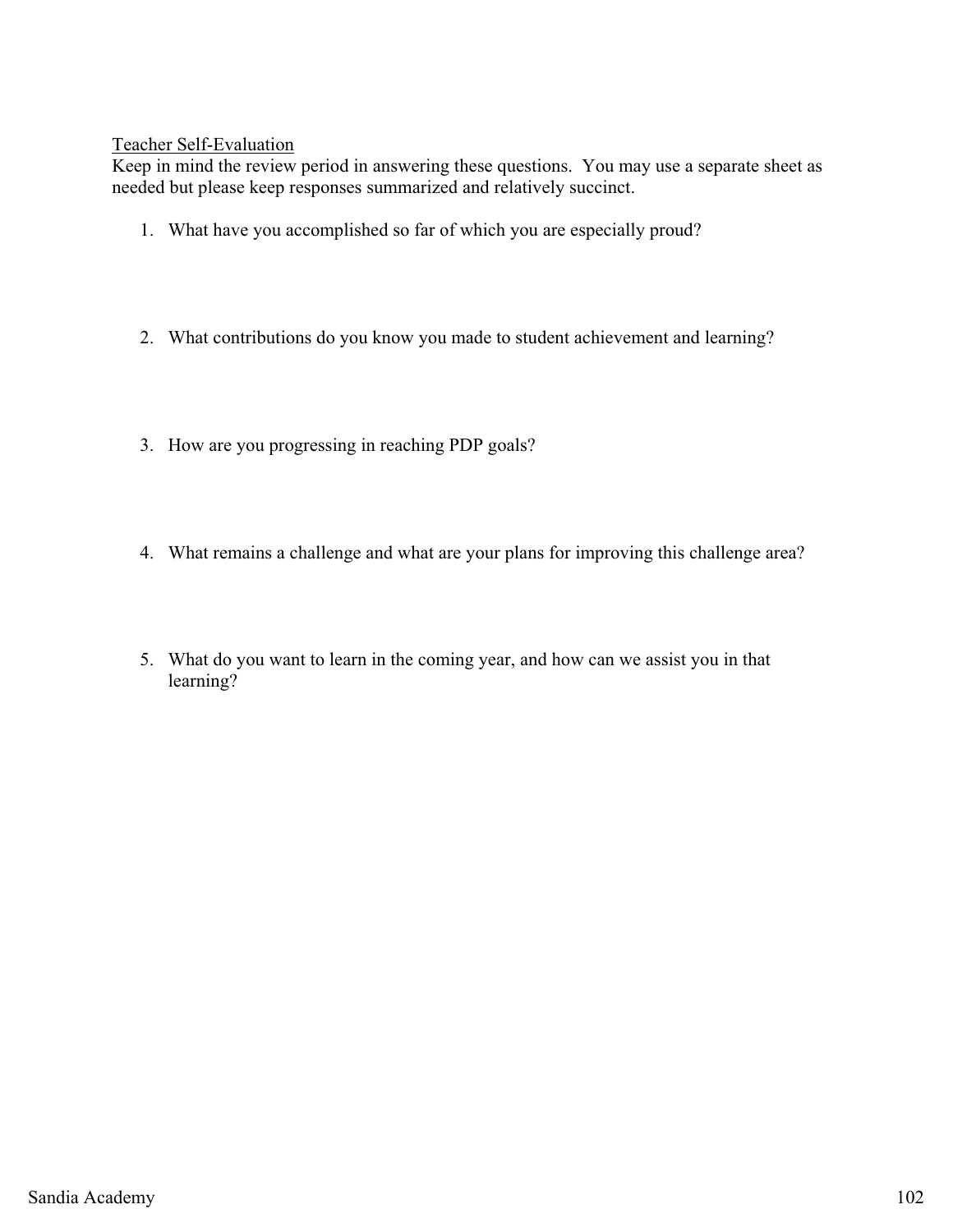<u>Teacher Self-Evaluation</u>

Keep in mind the review period in answering these questions. You may use a separate sheet as needed but please keep responses summarized and relatively succinct.

1. What have you accomplished so far of which you are especially proud?

2. What contributions do you know you made to student achievement and learning?

3. How are you progressing in reaching PDP goals?

4. What remains a challenge and what are your plans for improving this challenge area?

5. What do you want to learn in the coming year, and how can we assist you in that learning?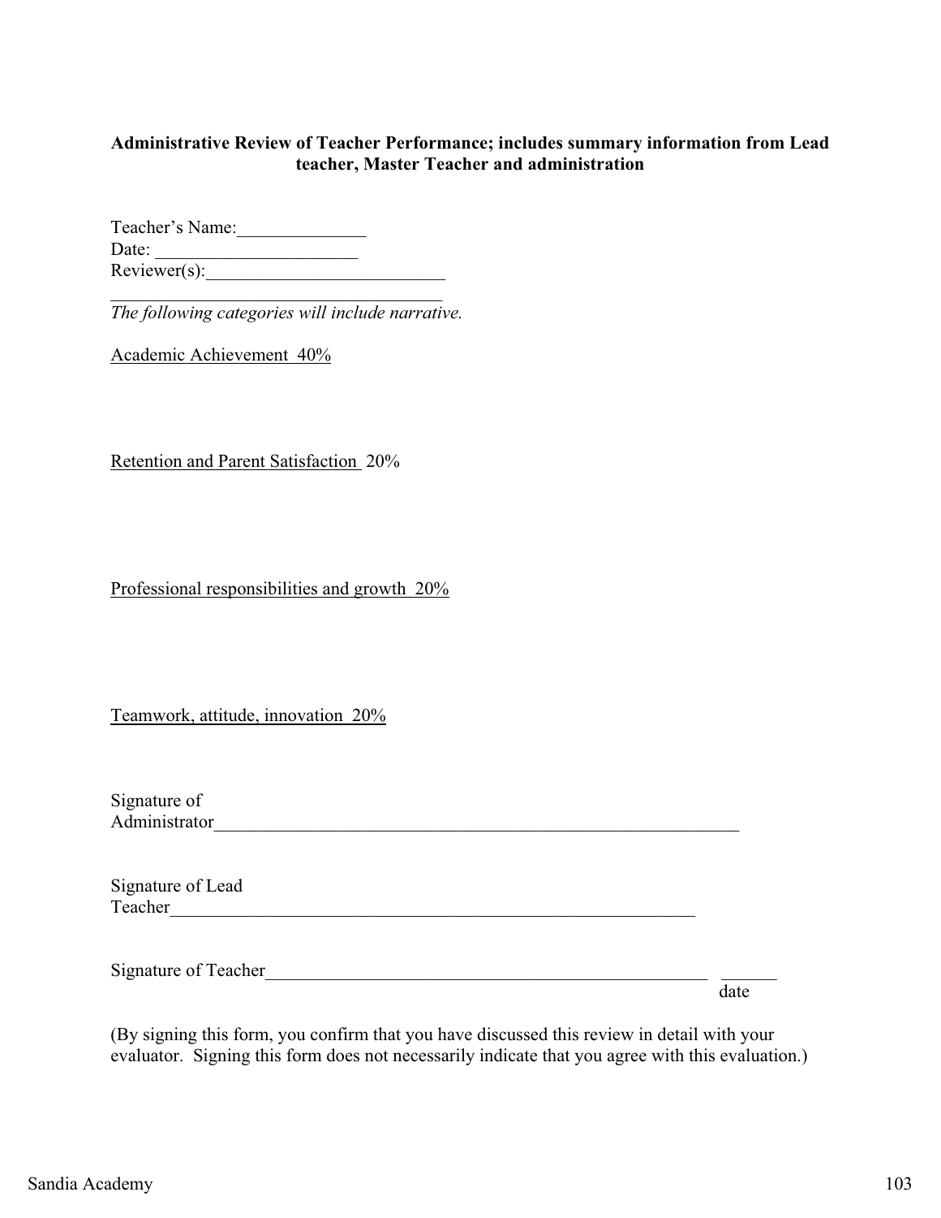**Administrative Review of Teacher Performance; includes summary information from Lead teacher, Master Teacher and administration**

Teacher's Name:______________
Date: ______________________
Reviewer(s):__________________________
__________________________________

*The following categories will include narrative.*

<u>Academic Achievement 40%</u>

<u>Retention and Parent Satisfaction</u> 20%

<u>Professional responsibilities and growth 20%</u>

<u>Teamwork, attitude, innovation 20%</u>

Signature of Administrator_____________________________________________________________

Signature of Lead Teacher_____________________________________________________________

Signature of Teacher___________________________________________________ ______
date

(By signing this form, you confirm that you have discussed this review in detail with your evaluator. Signing this form does not necessarily indicate that you agree with this evaluation.)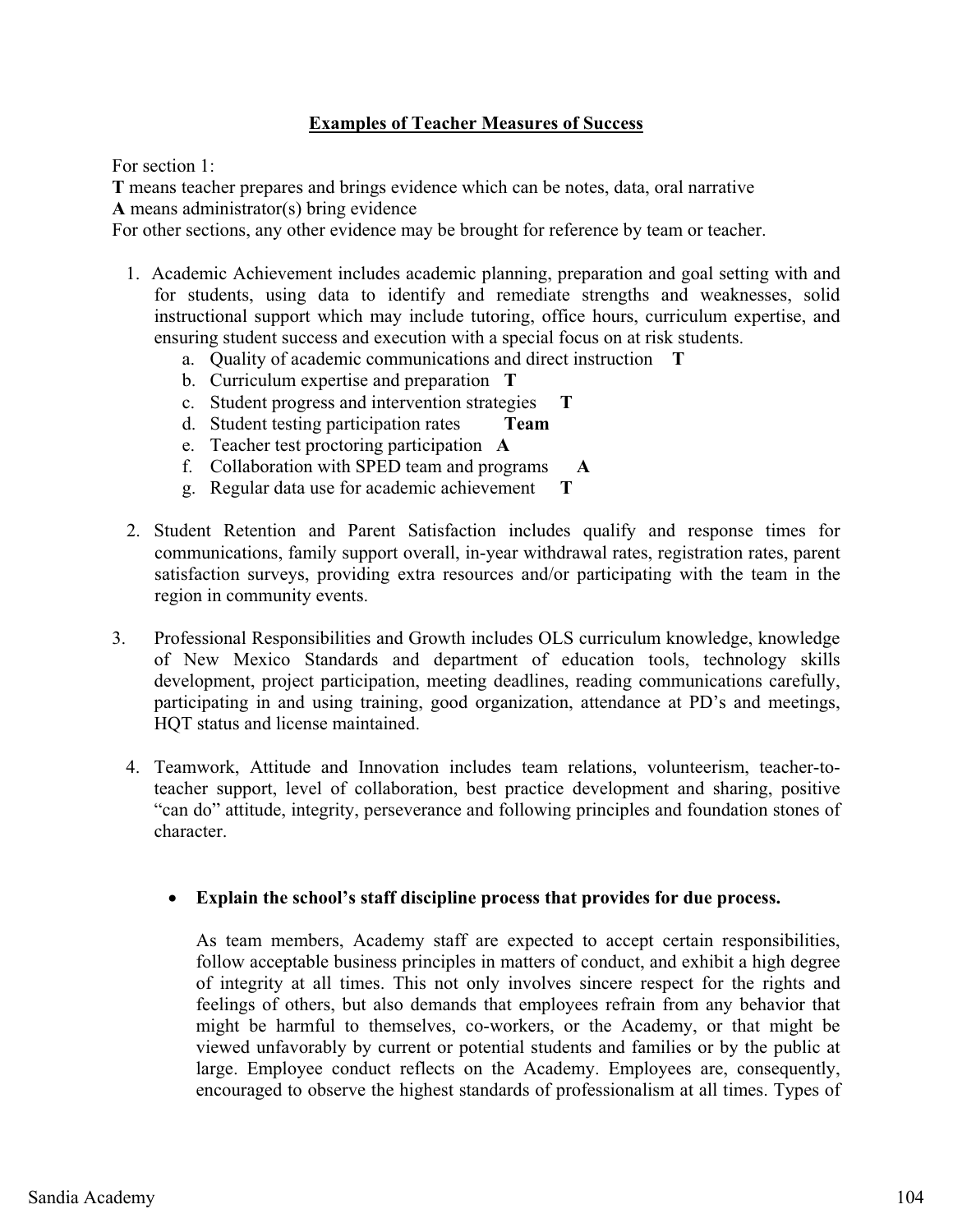**Examples of Teacher Measures of Success**

For section 1:
**T** means teacher prepares and brings evidence which can be notes, data, oral narrative
**A** means administrator(s) bring evidence
For other sections, any other evidence may be brought for reference by team or teacher.

1. Academic Achievement includes academic planning, preparation and goal setting with and for students, using data to identify and remediate strengths and weaknesses, solid instructional support which may include tutoring, office hours, curriculum expertise, and ensuring student success and execution with a special focus on at risk students.
   a. Quality of academic communications and direct instruction **T**
   b. Curriculum expertise and preparation **T**
   c. Student progress and intervention strategies **T**
   d. Student testing participation rates **Team**
   e. Teacher test proctoring participation **A**
   f. Collaboration with SPED team and programs **A**
   g. Regular data use for academic achievement **T**

2. Student Retention and Parent Satisfaction includes qualify and response times for communications, family support overall, in-year withdrawal rates, registration rates, parent satisfaction surveys, providing extra resources and/or participating with the team in the region in community events.

3. Professional Responsibilities and Growth includes OLS curriculum knowledge, knowledge of New Mexico Standards and department of education tools, technology skills development, project participation, meeting deadlines, reading communications carefully, participating in and using training, good organization, attendance at PD's and meetings, HQT status and license maintained.

4. Teamwork, Attitude and Innovation includes team relations, volunteerism, teacher-to-teacher support, level of collaboration, best practice development and sharing, positive "can do" attitude, integrity, perseverance and following principles and foundation stones of character.

- **Explain the school's staff discipline process that provides for due process.**

  As team members, Academy staff are expected to accept certain responsibilities, follow acceptable business principles in matters of conduct, and exhibit a high degree of integrity at all times. This not only involves sincere respect for the rights and feelings of others, but also demands that employees refrain from any behavior that might be harmful to themselves, co-workers, or the Academy, or that might be viewed unfavorably by current or potential students and families or by the public at large. Employee conduct reflects on the Academy. Employees are, consequently, encouraged to observe the highest standards of professionalism at all times. Types of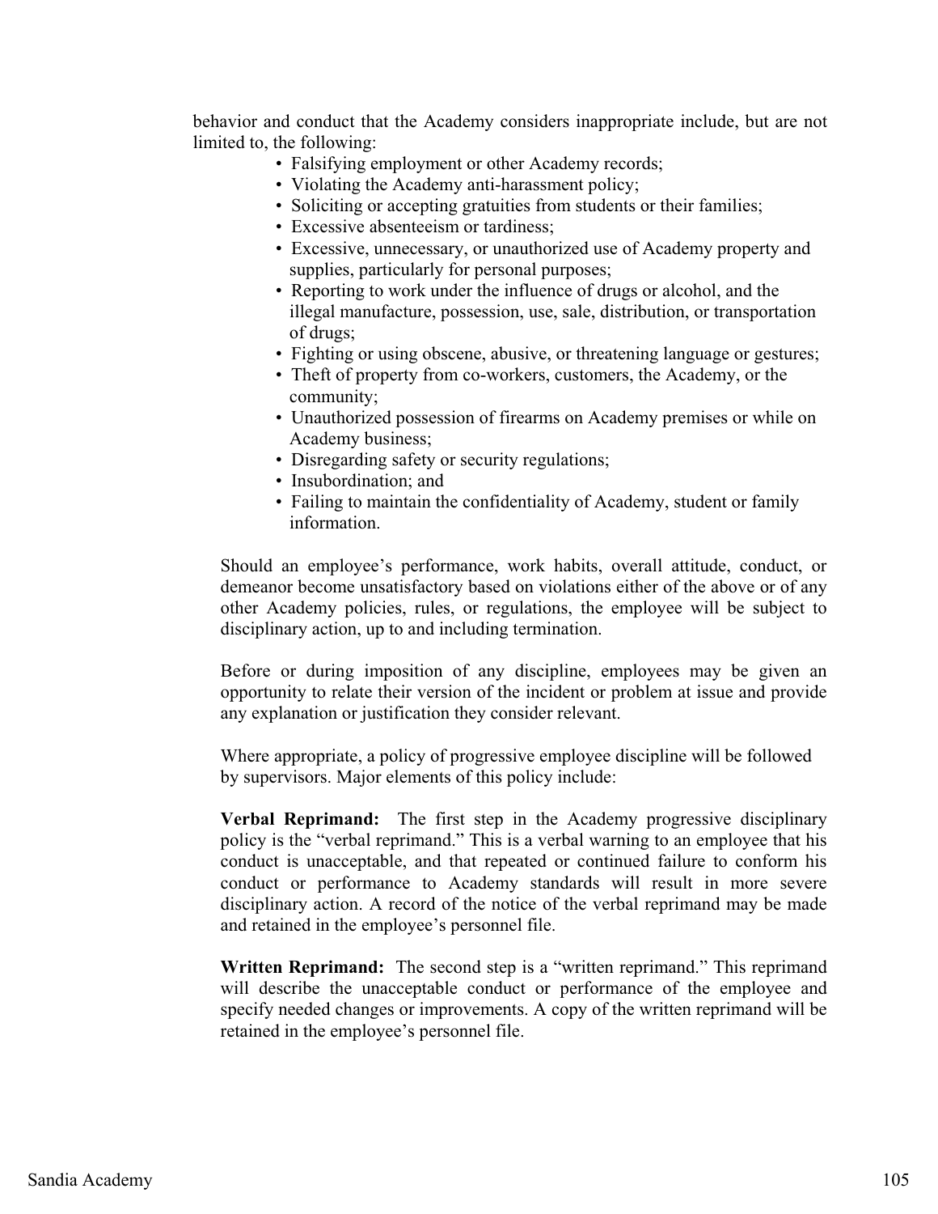behavior and conduct that the Academy considers inappropriate include, but are not limited to, the following:

- Falsifying employment or other Academy records;
- Violating the Academy anti-harassment policy;
- Soliciting or accepting gratuities from students or their families;
- Excessive absenteeism or tardiness;
- Excessive, unnecessary, or unauthorized use of Academy property and supplies, particularly for personal purposes;
- Reporting to work under the influence of drugs or alcohol, and the illegal manufacture, possession, use, sale, distribution, or transportation of drugs;
- Fighting or using obscene, abusive, or threatening language or gestures;
- Theft of property from co-workers, customers, the Academy, or the community;
- Unauthorized possession of firearms on Academy premises or while on Academy business;
- Disregarding safety or security regulations;
- Insubordination; and
- Failing to maintain the confidentiality of Academy, student or family information.

Should an employee's performance, work habits, overall attitude, conduct, or demeanor become unsatisfactory based on violations either of the above or of any other Academy policies, rules, or regulations, the employee will be subject to disciplinary action, up to and including termination.

Before or during imposition of any discipline, employees may be given an opportunity to relate their version of the incident or problem at issue and provide any explanation or justification they consider relevant.

Where appropriate, a policy of progressive employee discipline will be followed by supervisors. Major elements of this policy include:

**Verbal Reprimand:** The first step in the Academy progressive disciplinary policy is the "verbal reprimand." This is a verbal warning to an employee that his conduct is unacceptable, and that repeated or continued failure to conform his conduct or performance to Academy standards will result in more severe disciplinary action. A record of the notice of the verbal reprimand may be made and retained in the employee's personnel file.

**Written Reprimand:** The second step is a "written reprimand." This reprimand will describe the unacceptable conduct or performance of the employee and specify needed changes or improvements. A copy of the written reprimand will be retained in the employee's personnel file.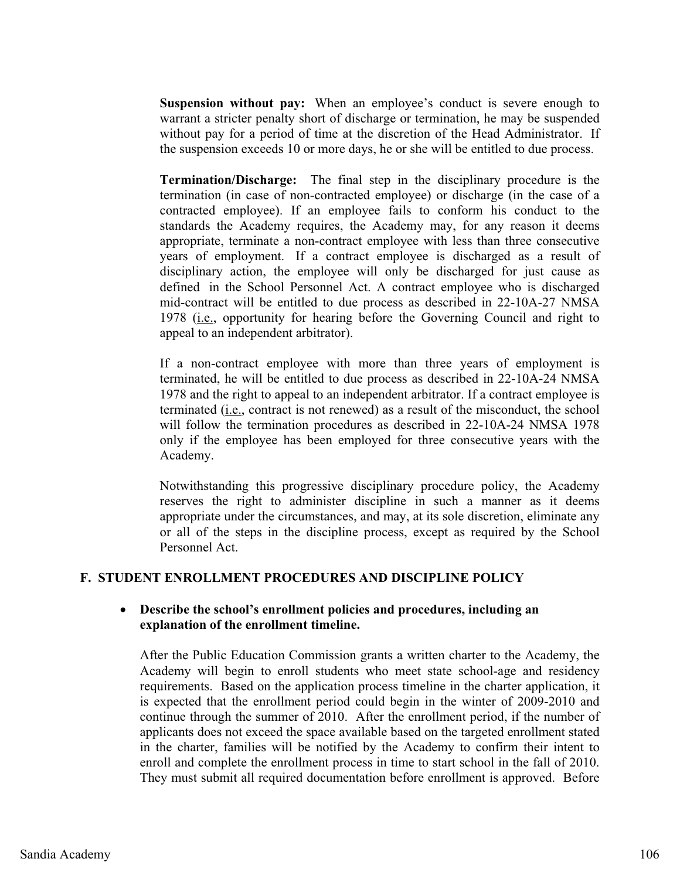**Suspension without pay:** When an employee's conduct is severe enough to warrant a stricter penalty short of discharge or termination, he may be suspended without pay for a period of time at the discretion of the Head Administrator. If the suspension exceeds 10 or more days, he or she will be entitled to due process.

**Termination/Discharge:** The final step in the disciplinary procedure is the termination (in case of non-contracted employee) or discharge (in the case of a contracted employee). If an employee fails to conform his conduct to the standards the Academy requires, the Academy may, for any reason it deems appropriate, terminate a non-contract employee with less than three consecutive years of employment. If a contract employee is discharged as a result of disciplinary action, the employee will only be discharged for just cause as defined in the School Personnel Act. A contract employee who is discharged mid-contract will be entitled to due process as described in 22-10A-27 NMSA 1978 (i.e., opportunity for hearing before the Governing Council and right to appeal to an independent arbitrator).

If a non-contract employee with more than three years of employment is terminated, he will be entitled to due process as described in 22-10A-24 NMSA 1978 and the right to appeal to an independent arbitrator. If a contract employee is terminated (i.e., contract is not renewed) as a result of the misconduct, the school will follow the termination procedures as described in 22-10A-24 NMSA 1978 only if the employee has been employed for three consecutive years with the Academy.

Notwithstanding this progressive disciplinary procedure policy, the Academy reserves the right to administer discipline in such a manner as it deems appropriate under the circumstances, and may, at its sole discretion, eliminate any or all of the steps in the discipline process, except as required by the School Personnel Act.

## F. STUDENT ENROLLMENT PROCEDURES AND DISCIPLINE POLICY

- **Describe the school's enrollment policies and procedures, including an explanation of the enrollment timeline.**

After the Public Education Commission grants a written charter to the Academy, the Academy will begin to enroll students who meet state school-age and residency requirements. Based on the application process timeline in the charter application, it is expected that the enrollment period could begin in the winter of 2009-2010 and continue through the summer of 2010. After the enrollment period, if the number of applicants does not exceed the space available based on the targeted enrollment stated in the charter, families will be notified by the Academy to confirm their intent to enroll and complete the enrollment process in time to start school in the fall of 2010. They must submit all required documentation before enrollment is approved. Before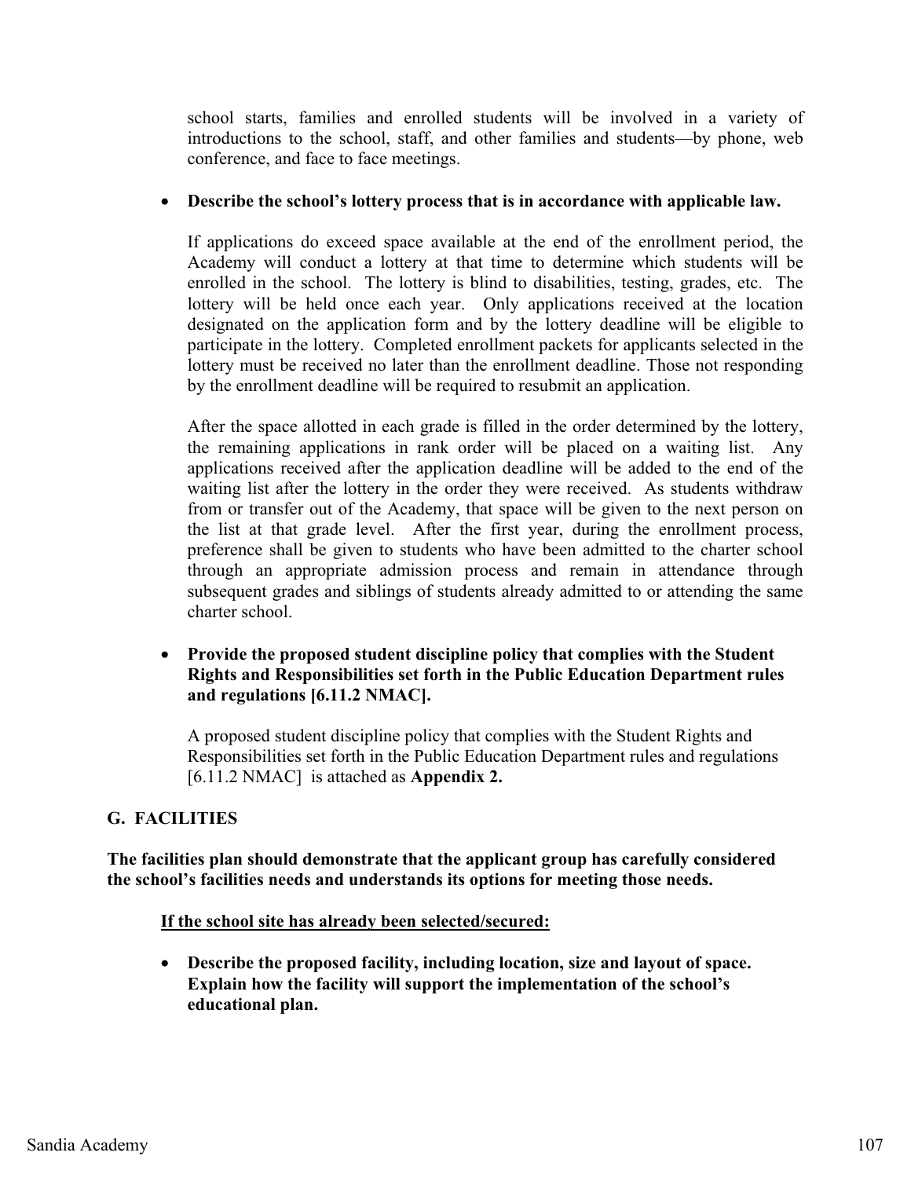school starts, families and enrolled students will be involved in a variety of introductions to the school, staff, and other families and students—by phone, web conference, and face to face meetings.

- **Describe the school's lottery process that is in accordance with applicable law.**

  If applications do exceed space available at the end of the enrollment period, the Academy will conduct a lottery at that time to determine which students will be enrolled in the school. The lottery is blind to disabilities, testing, grades, etc. The lottery will be held once each year. Only applications received at the location designated on the application form and by the lottery deadline will be eligible to participate in the lottery. Completed enrollment packets for applicants selected in the lottery must be received no later than the enrollment deadline. Those not responding by the enrollment deadline will be required to resubmit an application.

  After the space allotted in each grade is filled in the order determined by the lottery, the remaining applications in rank order will be placed on a waiting list. Any applications received after the application deadline will be added to the end of the waiting list after the lottery in the order they were received. As students withdraw from or transfer out of the Academy, that space will be given to the next person on the list at that grade level. After the first year, during the enrollment process, preference shall be given to students who have been admitted to the charter school through an appropriate admission process and remain in attendance through subsequent grades and siblings of students already admitted to or attending the same charter school.

- **Provide the proposed student discipline policy that complies with the Student Rights and Responsibilities set forth in the Public Education Department rules and regulations [6.11.2 NMAC].**

  A proposed student discipline policy that complies with the Student Rights and Responsibilities set forth in the Public Education Department rules and regulations [6.11.2 NMAC] is attached as **Appendix 2.**

## G. FACILITIES

**The facilities plan should demonstrate that the applicant group has carefully considered the school's facilities needs and understands its options for meeting those needs.**

**<u>If the school site has already been selected/secured:</u>**

- **Describe the proposed facility, including location, size and layout of space. Explain how the facility will support the implementation of the school's educational plan.**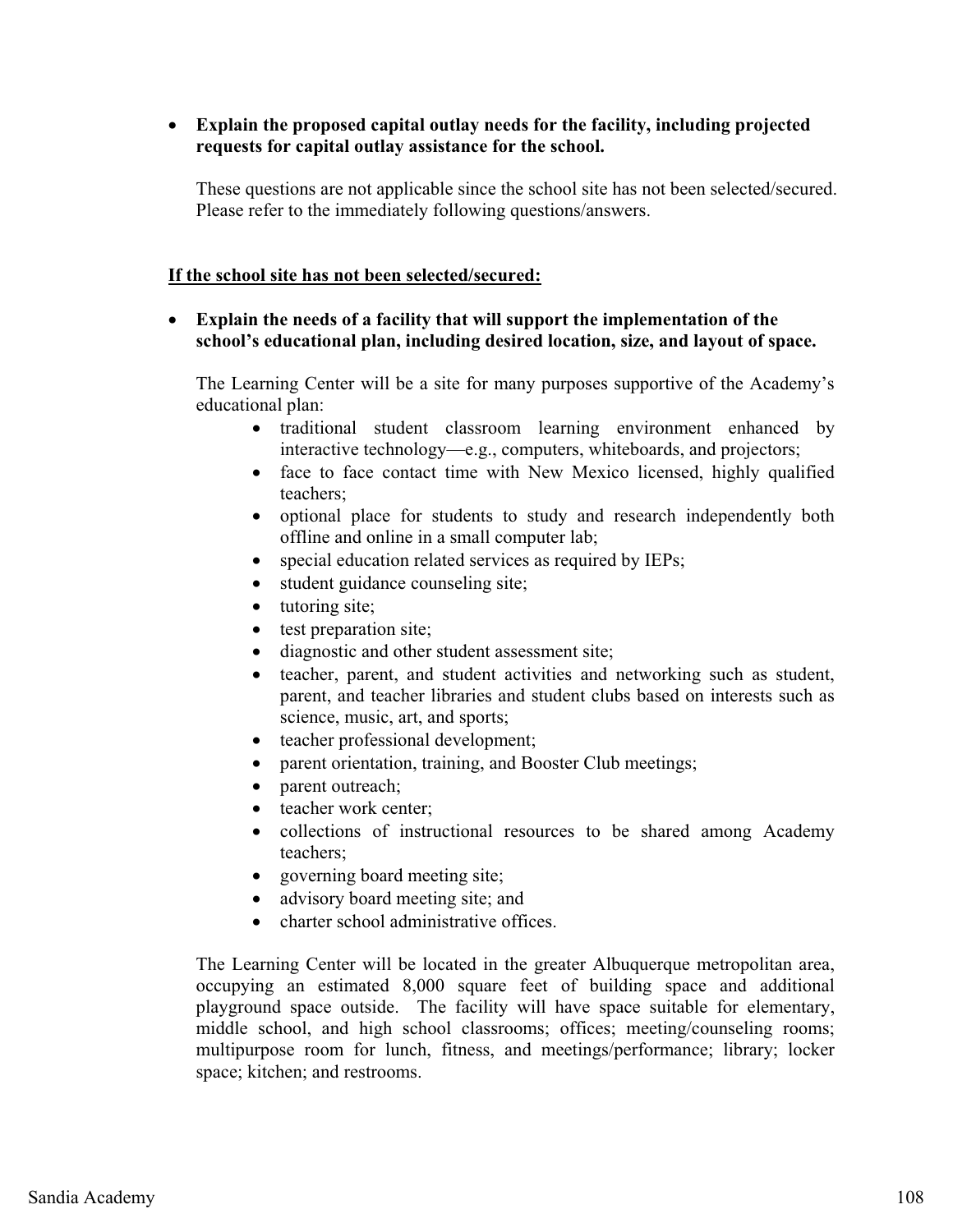- **Explain the proposed capital outlay needs for the facility, including projected requests for capital outlay assistance for the school.**

  These questions are not applicable since the school site has not been selected/secured. Please refer to the immediately following questions/answers.

**<u>If the school site has not been selected/secured:</u>**

- **Explain the needs of a facility that will support the implementation of the school's educational plan, including desired location, size, and layout of space.**

  The Learning Center will be a site for many purposes supportive of the Academy's educational plan:

  - traditional student classroom learning environment enhanced by interactive technology—e.g., computers, whiteboards, and projectors;
  - face to face contact time with New Mexico licensed, highly qualified teachers;
  - optional place for students to study and research independently both offline and online in a small computer lab;
  - special education related services as required by IEPs;
  - student guidance counseling site;
  - tutoring site;
  - test preparation site;
  - diagnostic and other student assessment site;
  - teacher, parent, and student activities and networking such as student, parent, and teacher libraries and student clubs based on interests such as science, music, art, and sports;
  - teacher professional development;
  - parent orientation, training, and Booster Club meetings;
  - parent outreach;
  - teacher work center;
  - collections of instructional resources to be shared among Academy teachers;
  - governing board meeting site;
  - advisory board meeting site; and
  - charter school administrative offices.

  The Learning Center will be located in the greater Albuquerque metropolitan area, occupying an estimated 8,000 square feet of building space and additional playground space outside. The facility will have space suitable for elementary, middle school, and high school classrooms; offices; meeting/counseling rooms; multipurpose room for lunch, fitness, and meetings/performance; library; locker space; kitchen; and restrooms.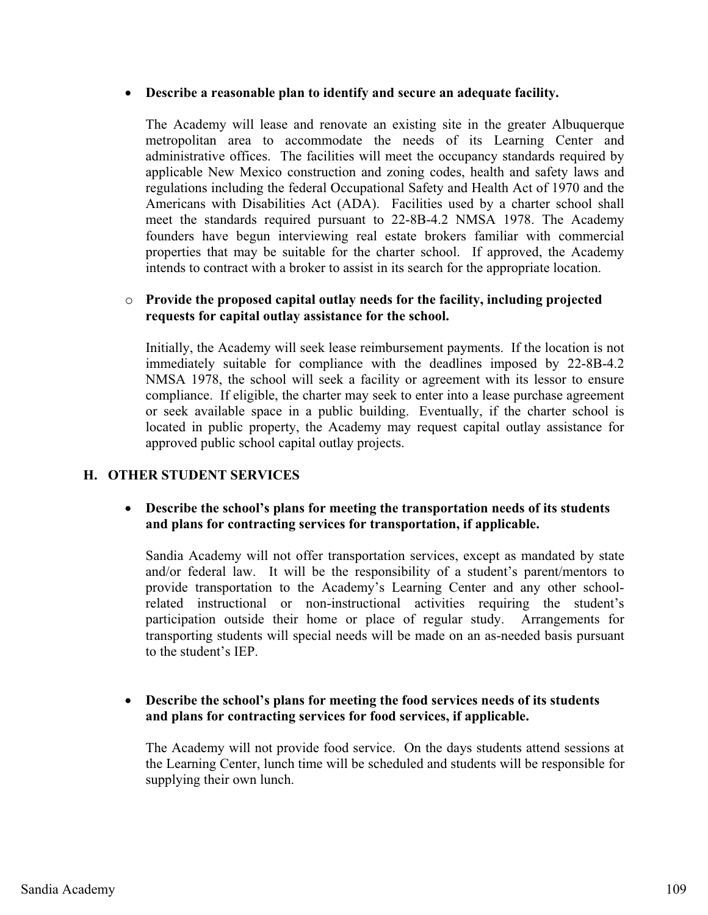- **Describe a reasonable plan to identify and secure an adequate facility.**

  The Academy will lease and renovate an existing site in the greater Albuquerque metropolitan area to accommodate the needs of its Learning Center and administrative offices. The facilities will meet the occupancy standards required by applicable New Mexico construction and zoning codes, health and safety laws and regulations including the federal Occupational Safety and Health Act of 1970 and the Americans with Disabilities Act (ADA). Facilities used by a charter school shall meet the standards required pursuant to 22-8B-4.2 NMSA 1978. The Academy founders have begun interviewing real estate brokers familiar with commercial properties that may be suitable for the charter school. If approved, the Academy intends to contract with a broker to assist in its search for the appropriate location.

  - **Provide the proposed capital outlay needs for the facility, including projected requests for capital outlay assistance for the school.**

    Initially, the Academy will seek lease reimbursement payments. If the location is not immediately suitable for compliance with the deadlines imposed by 22-8B-4.2 NMSA 1978, the school will seek a facility or agreement with its lessor to ensure compliance. If eligible, the charter may seek to enter into a lease purchase agreement or seek available space in a public building. Eventually, if the charter school is located in public property, the Academy may request capital outlay assistance for approved public school capital outlay projects.

## H. OTHER STUDENT SERVICES

- **Describe the school's plans for meeting the transportation needs of its students and plans for contracting services for transportation, if applicable.**

  Sandia Academy will not offer transportation services, except as mandated by state and/or federal law. It will be the responsibility of a student's parent/mentors to provide transportation to the Academy's Learning Center and any other school-related instructional or non-instructional activities requiring the student's participation outside their home or place of regular study. Arrangements for transporting students will special needs will be made on an as-needed basis pursuant to the student's IEP.

- **Describe the school's plans for meeting the food services needs of its students and plans for contracting services for food services, if applicable.**

  The Academy will not provide food service. On the days students attend sessions at the Learning Center, lunch time will be scheduled and students will be responsible for supplying their own lunch.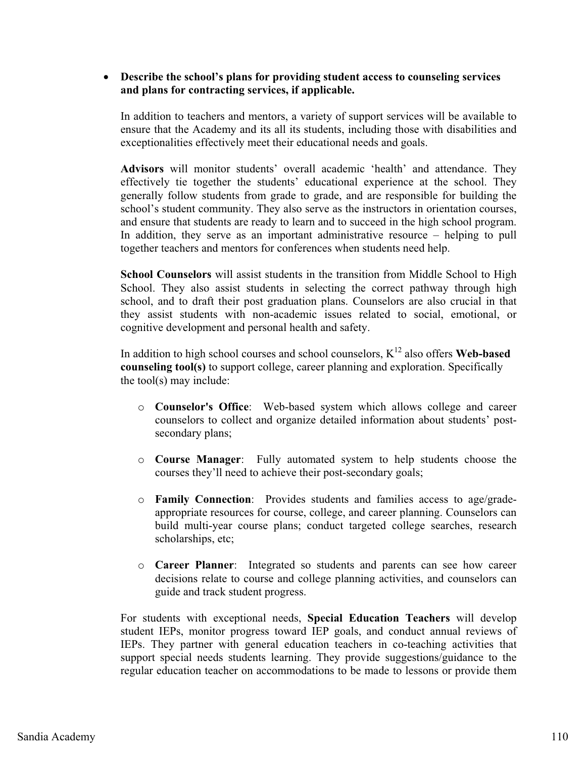- **Describe the school's plans for providing student access to counseling services and plans for contracting services, if applicable.**

  In addition to teachers and mentors, a variety of support services will be available to ensure that the Academy and its all its students, including those with disabilities and exceptionalities effectively meet their educational needs and goals.

  **Advisors** will monitor students' overall academic 'health' and attendance. They effectively tie together the students' educational experience at the school. They generally follow students from grade to grade, and are responsible for building the school's student community. They also serve as the instructors in orientation courses, and ensure that students are ready to learn and to succeed in the high school program. In addition, they serve as an important administrative resource – helping to pull together teachers and mentors for conferences when students need help.

  **School Counselors** will assist students in the transition from Middle School to High School. They also assist students in selecting the correct pathway through high school, and to draft their post graduation plans. Counselors are also crucial in that they assist students with non-academic issues related to social, emotional, or cognitive development and personal health and safety.

  In addition to high school courses and school counselors, $K^{12}$ also offers **Web-based counseling tool(s)** to support college, career planning and exploration. Specifically the tool(s) may include:

  - **Counselor's Office**: Web-based system which allows college and career counselors to collect and organize detailed information about students' post-secondary plans;

  - **Course Manager**: Fully automated system to help students choose the courses they'll need to achieve their post-secondary goals;

  - **Family Connection**: Provides students and families access to age/grade-appropriate resources for course, college, and career planning. Counselors can build multi-year course plans; conduct targeted college searches, research scholarships, etc;

  - **Career Planner**: Integrated so students and parents can see how career decisions relate to course and college planning activities, and counselors can guide and track student progress.

  For students with exceptional needs, **Special Education Teachers** will develop student IEPs, monitor progress toward IEP goals, and conduct annual reviews of IEPs. They partner with general education teachers in co-teaching activities that support special needs students learning. They provide suggestions/guidance to the regular education teacher on accommodations to be made to lessons or provide them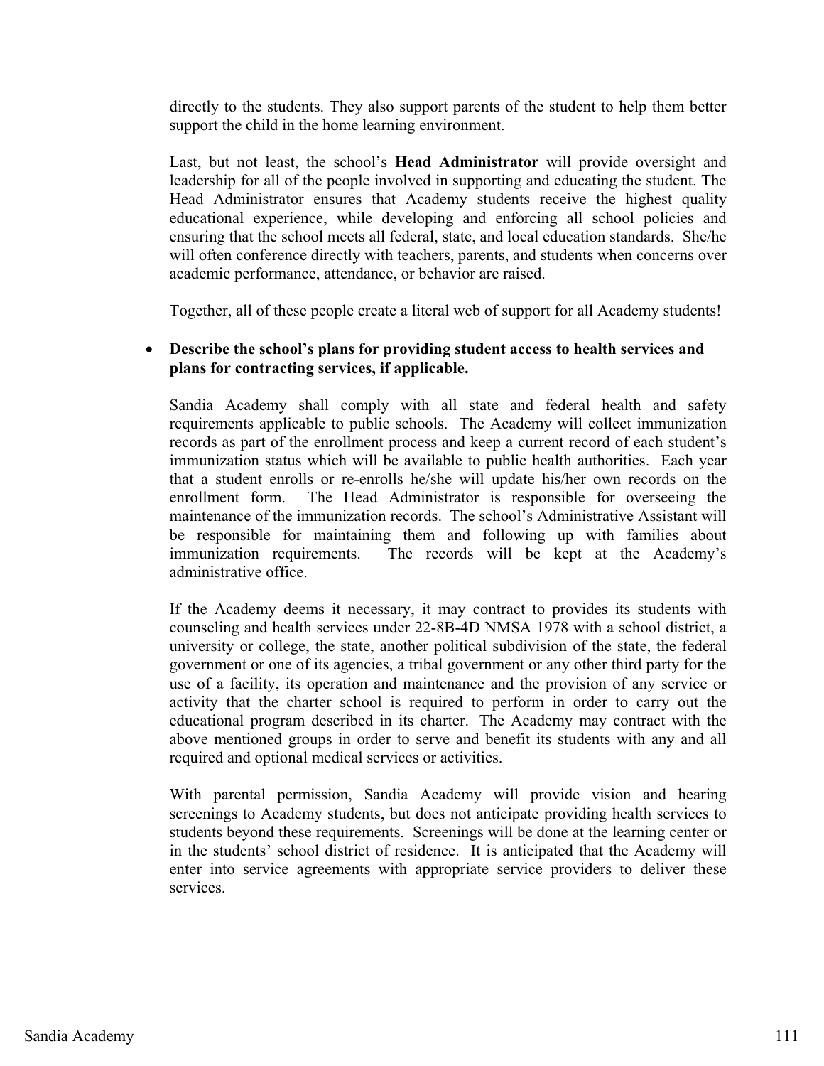directly to the students. They also support parents of the student to help them better support the child in the home learning environment.

Last, but not least, the school's **Head Administrator** will provide oversight and leadership for all of the people involved in supporting and educating the student. The Head Administrator ensures that Academy students receive the highest quality educational experience, while developing and enforcing all school policies and ensuring that the school meets all federal, state, and local education standards. She/he will often conference directly with teachers, parents, and students when concerns over academic performance, attendance, or behavior are raised.

Together, all of these people create a literal web of support for all Academy students!

- **Describe the school's plans for providing student access to health services and plans for contracting services, if applicable.**

  Sandia Academy shall comply with all state and federal health and safety requirements applicable to public schools. The Academy will collect immunization records as part of the enrollment process and keep a current record of each student's immunization status which will be available to public health authorities. Each year that a student enrolls or re-enrolls he/she will update his/her own records on the enrollment form. The Head Administrator is responsible for overseeing the maintenance of the immunization records. The school's Administrative Assistant will be responsible for maintaining them and following up with families about immunization requirements. The records will be kept at the Academy's administrative office.

  If the Academy deems it necessary, it may contract to provides its students with counseling and health services under 22-8B-4D NMSA 1978 with a school district, a university or college, the state, another political subdivision of the state, the federal government or one of its agencies, a tribal government or any other third party for the use of a facility, its operation and maintenance and the provision of any service or activity that the charter school is required to perform in order to carry out the educational program described in its charter. The Academy may contract with the above mentioned groups in order to serve and benefit its students with any and all required and optional medical services or activities.

  With parental permission, Sandia Academy will provide vision and hearing screenings to Academy students, but does not anticipate providing health services to students beyond these requirements. Screenings will be done at the learning center or in the students' school district of residence. It is anticipated that the Academy will enter into service agreements with appropriate service providers to deliver these services.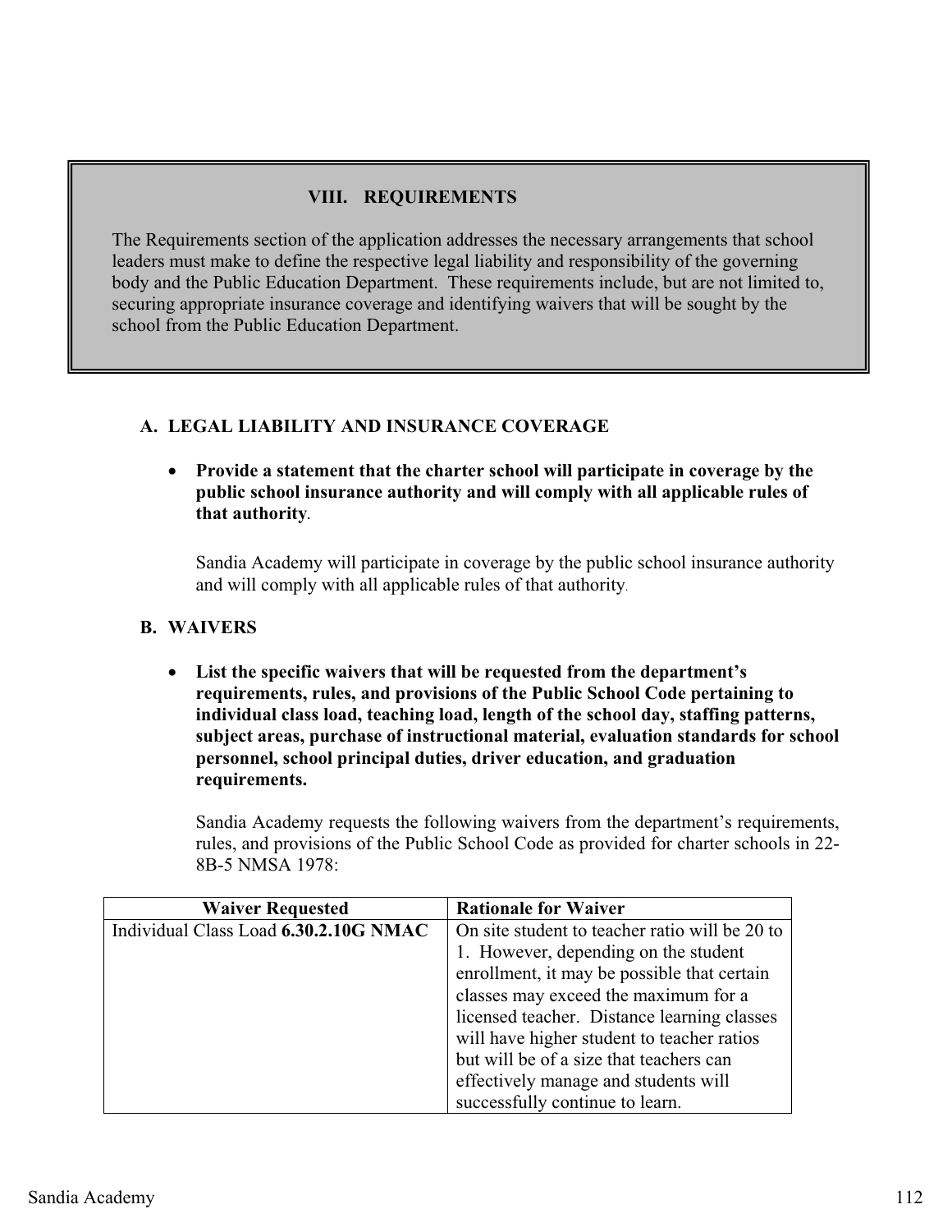## VIII. REQUIREMENTS

The Requirements section of the application addresses the necessary arrangements that school leaders must make to define the respective legal liability and responsibility of the governing body and the Public Education Department. These requirements include, but are not limited to, securing appropriate insurance coverage and identifying waivers that will be sought by the school from the Public Education Department.

### A. LEGAL LIABILITY AND INSURANCE COVERAGE

- **Provide a statement that the charter school will participate in coverage by the public school insurance authority and will comply with all applicable rules of that authority**.

  Sandia Academy will participate in coverage by the public school insurance authority and will comply with all applicable rules of that authority.

### B. WAIVERS

- **List the specific waivers that will be requested from the department's requirements, rules, and provisions of the Public School Code pertaining to individual class load, teaching load, length of the school day, staffing patterns, subject areas, purchase of instructional material, evaluation standards for school personnel, school principal duties, driver education, and graduation requirements.**

  Sandia Academy requests the following waivers from the department's requirements, rules, and provisions of the Public School Code as provided for charter schools in 22-8B-5 NMSA 1978:

| Waiver Requested | Rationale for Waiver |
|---|---|
| Individual Class Load **6.30.2.10G NMAC** | On site student to teacher ratio will be 20 to 1. However, depending on the student enrollment, it may be possible that certain classes may exceed the maximum for a licensed teacher. Distance learning classes will have higher student to teacher ratios but will be of a size that teachers can effectively manage and students will successfully continue to learn. |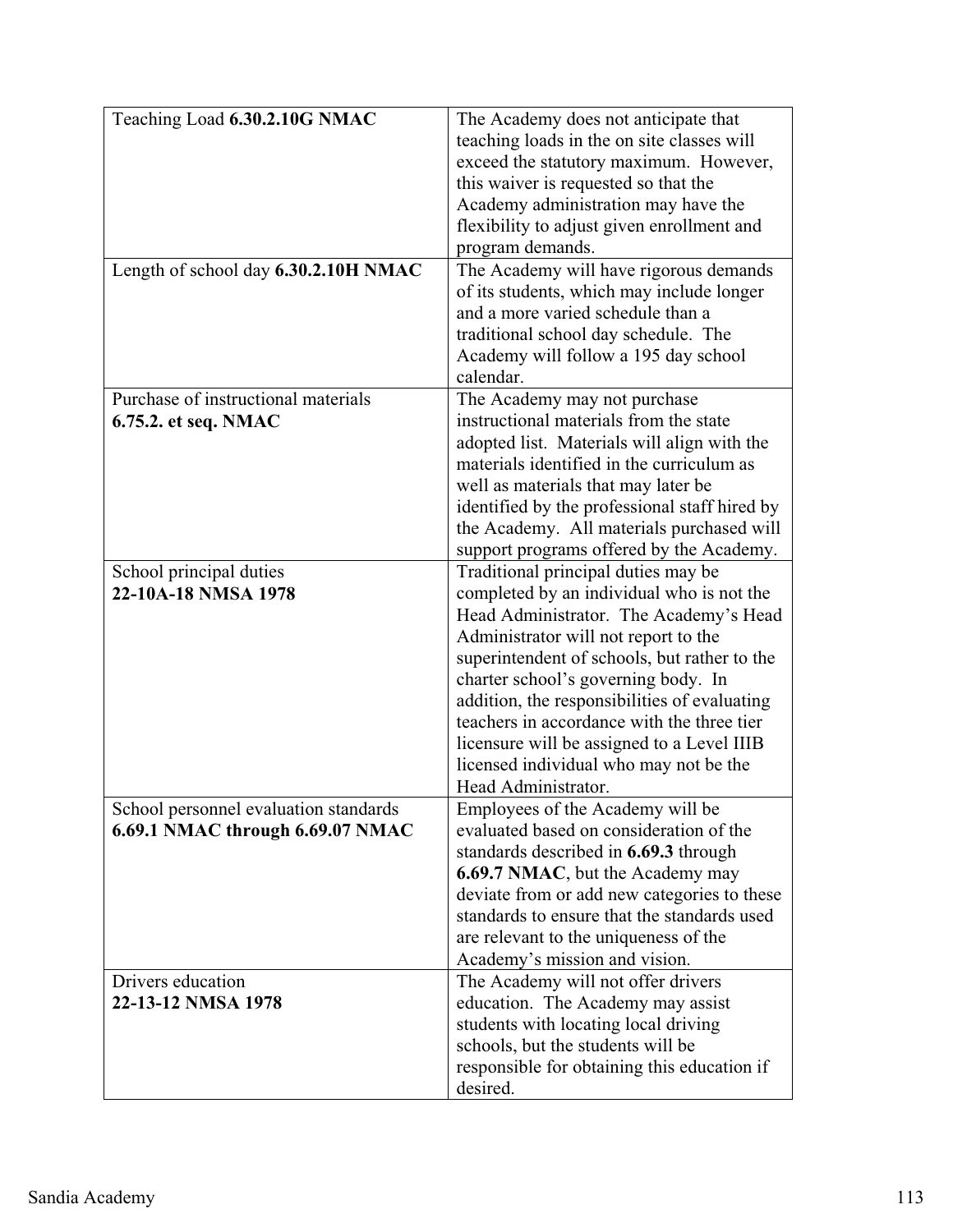| | |
|---|---|
| Teaching Load **6.30.2.10G NMAC** | The Academy does not anticipate that teaching loads in the on site classes will exceed the statutory maximum. However, this waiver is requested so that the Academy administration may have the flexibility to adjust given enrollment and program demands. |
| Length of school day **6.30.2.10H NMAC** | The Academy will have rigorous demands of its students, which may include longer and a more varied schedule than a traditional school day schedule. The Academy will follow a 195 day school calendar. |
| Purchase of instructional materials **6.75.2. et seq. NMAC** | The Academy may not purchase instructional materials from the state adopted list. Materials will align with the materials identified in the curriculum as well as materials that may later be identified by the professional staff hired by the Academy. All materials purchased will support programs offered by the Academy. |
| School principal duties **22-10A-18 NMSA 1978** | Traditional principal duties may be completed by an individual who is not the Head Administrator. The Academy's Head Administrator will not report to the superintendent of schools, but rather to the charter school's governing body. In addition, the responsibilities of evaluating teachers in accordance with the three tier licensure will be assigned to a Level IIIB licensed individual who may not be the Head Administrator. |
| School personnel evaluation standards **6.69.1 NMAC through 6.69.07 NMAC** | Employees of the Academy will be evaluated based on consideration of the standards described in **6.69.3** through **6.69.7 NMAC**, but the Academy may deviate from or add new categories to these standards to ensure that the standards used are relevant to the uniqueness of the Academy's mission and vision. |
| Drivers education **22-13-12 NMSA 1978** | The Academy will not offer drivers education. The Academy may assist students with locating local driving schools, but the students will be responsible for obtaining this education if desired. |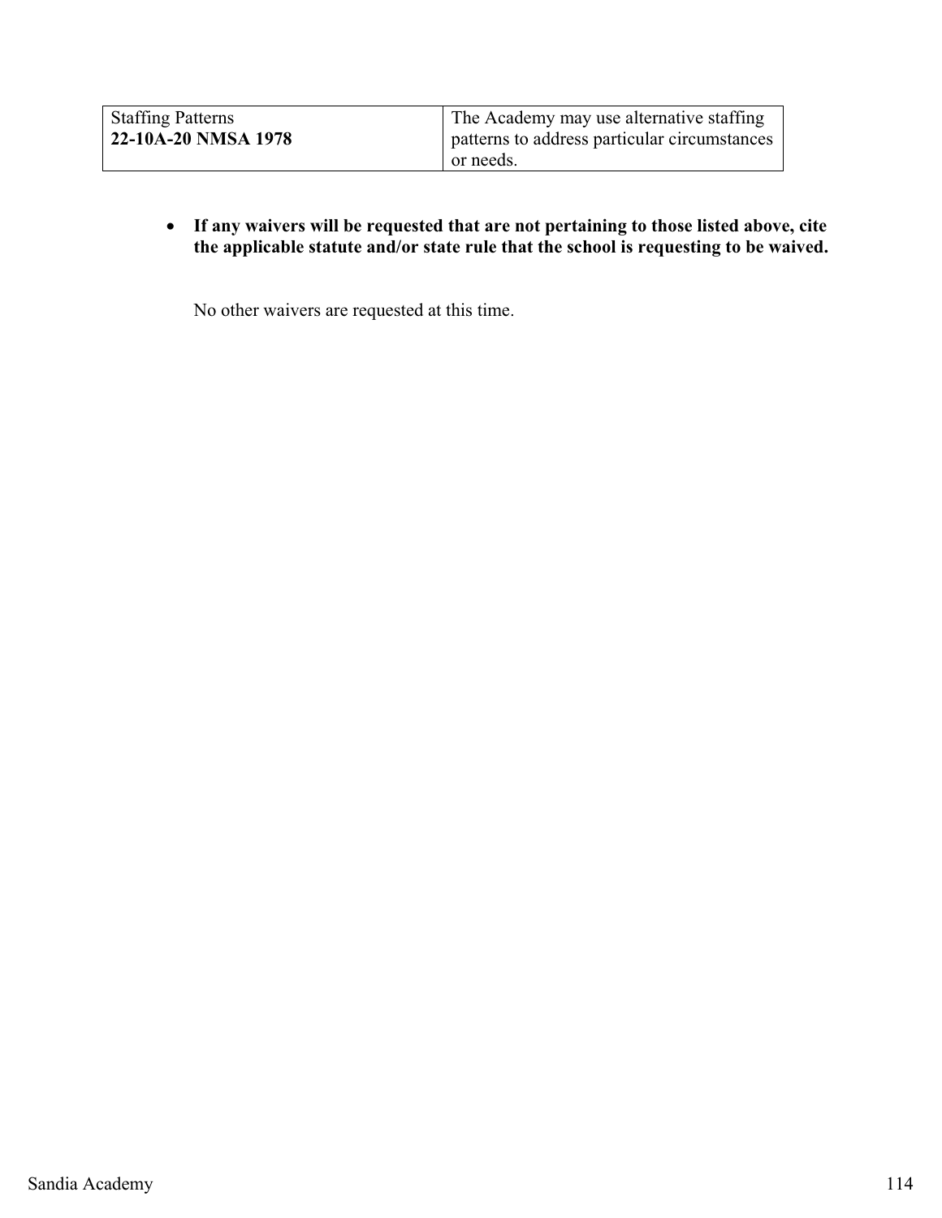| Staffing Patterns **22-10A-20 NMSA 1978** | The Academy may use alternative staffing patterns to address particular circumstances or needs. |
|---|---|

- **If any waivers will be requested that are not pertaining to those listed above, cite the applicable statute and/or state rule that the school is requesting to be waived.**

No other waivers are requested at this time.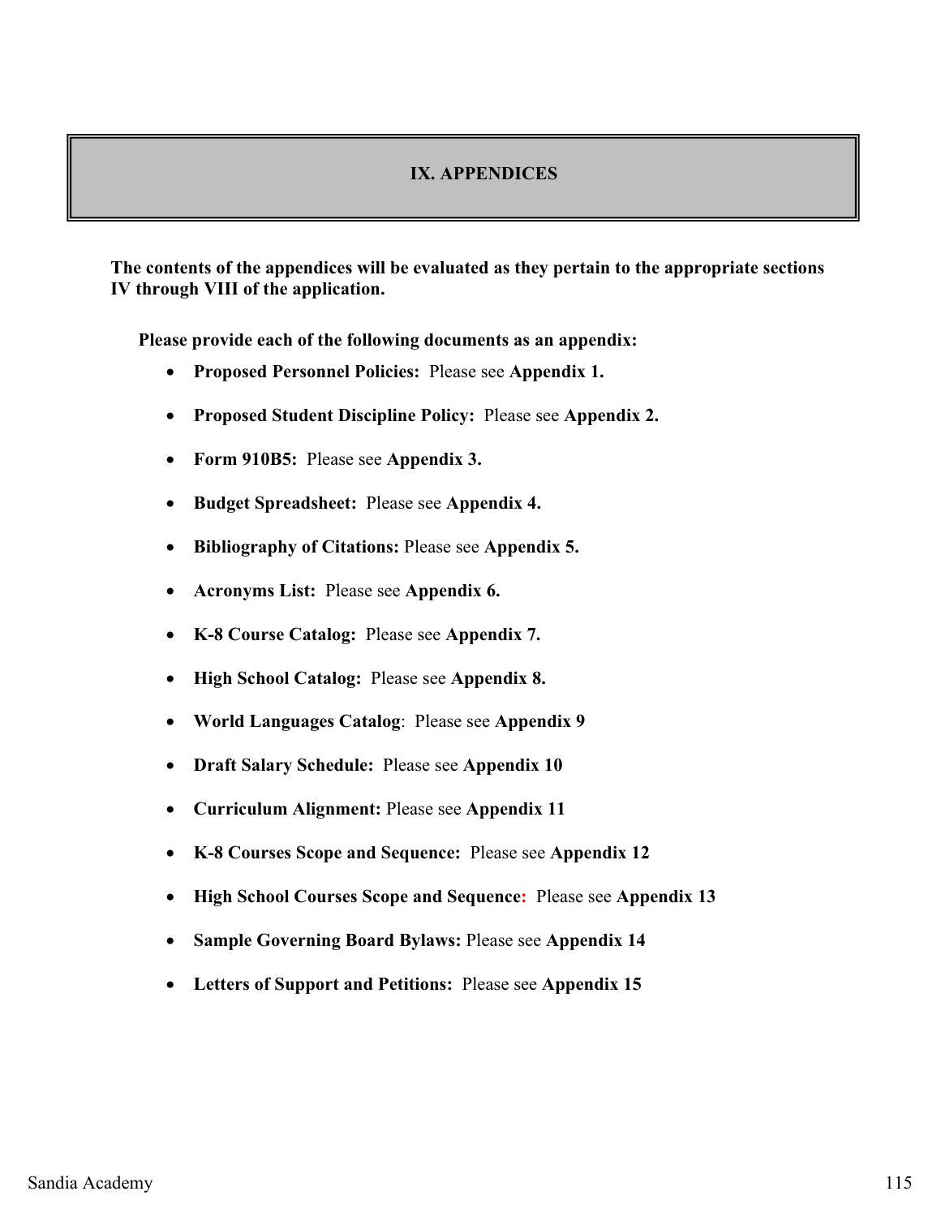# IX. APPENDICES

**The contents of the appendices will be evaluated as they pertain to the appropriate sections IV through VIII of the application.**

**Please provide each of the following documents as an appendix:**

- **Proposed Personnel Policies:** Please see **Appendix 1.**
- **Proposed Student Discipline Policy:** Please see **Appendix 2.**
- **Form 910B5:** Please see **Appendix 3.**
- **Budget Spreadsheet:** Please see **Appendix 4.**
- **Bibliography of Citations:** Please see **Appendix 5.**
- **Acronyms List:** Please see **Appendix 6.**
- **K-8 Course Catalog:** Please see **Appendix 7.**
- **High School Catalog:** Please see **Appendix 8.**
- **World Languages Catalog**: Please see **Appendix 9**
- **Draft Salary Schedule:** Please see **Appendix 10**
- **Curriculum Alignment:** Please see **Appendix 11**
- **K-8 Courses Scope and Sequence:** Please see **Appendix 12**
- **High School Courses Scope and Sequence:** Please see **Appendix 13**
- **Sample Governing Board Bylaws:** Please see **Appendix 14**
- **Letters of Support and Petitions:** Please see **Appendix 15**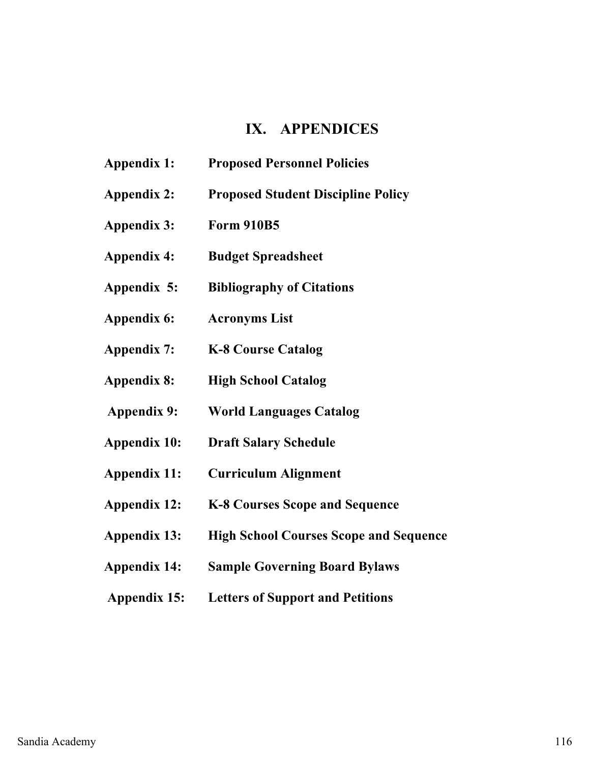# IX. APPENDICES

**Appendix 1:** **Proposed Personnel Policies**

**Appendix 2:** **Proposed Student Discipline Policy**

**Appendix 3:** **Form 910B5**

**Appendix 4:** **Budget Spreadsheet**

**Appendix 5:** **Bibliography of Citations**

**Appendix 6:** **Acronyms List**

**Appendix 7:** **K-8 Course Catalog**

**Appendix 8:** **High School Catalog**

**Appendix 9:** **World Languages Catalog**

**Appendix 10:** **Draft Salary Schedule**

**Appendix 11:** **Curriculum Alignment**

**Appendix 12:** **K-8 Courses Scope and Sequence**

**Appendix 13:** **High School Courses Scope and Sequence**

**Appendix 14:** **Sample Governing Board Bylaws**

**Appendix 15:** **Letters of Support and Petitions**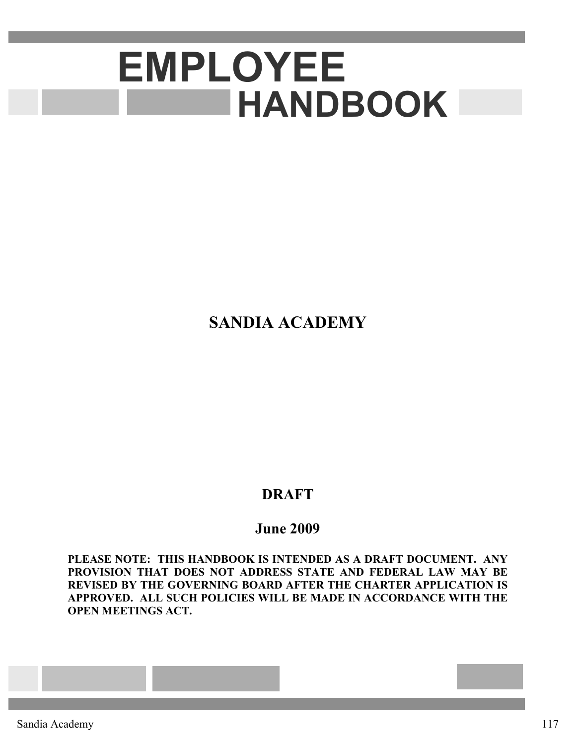# EMPLOYEE HANDBOOK

**SANDIA ACADEMY**

**DRAFT**

**June 2009**

**PLEASE NOTE: THIS HANDBOOK IS INTENDED AS A DRAFT DOCUMENT. ANY PROVISION THAT DOES NOT ADDRESS STATE AND FEDERAL LAW MAY BE REVISED BY THE GOVERNING BOARD AFTER THE CHARTER APPLICATION IS APPROVED. ALL SUCH POLICIES WILL BE MADE IN ACCORDANCE WITH THE OPEN MEETINGS ACT.**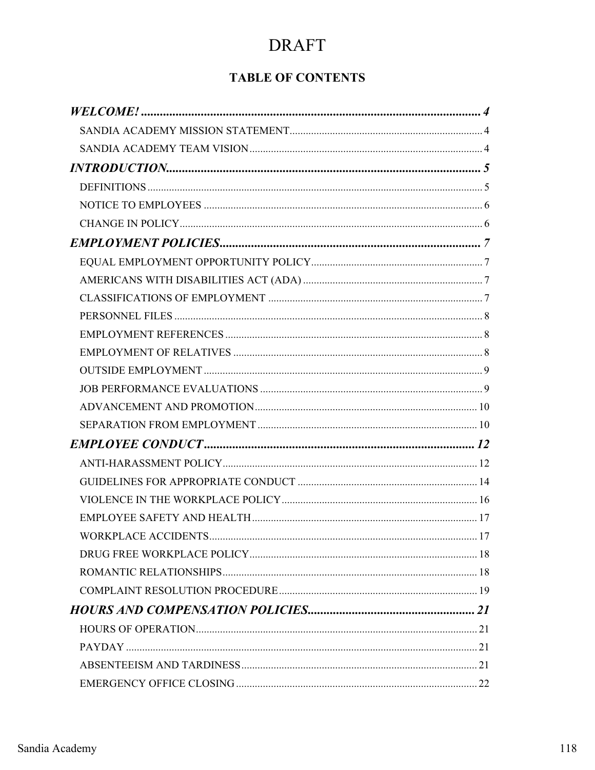# DRAFT

## TABLE OF CONTENTS

***WELCOME!*** ........................................................................................................ ***4***

SANDIA ACADEMY MISSION STATEMENT ........................................................................ 4

SANDIA ACADEMY TEAM VISION ........................................................................................ 4

***INTRODUCTION*** .............................................................................................................. ***5***

DEFINITIONS .............................................................................................................................. 5

NOTICE TO EMPLOYEES .......................................................................................................... 6

CHANGE IN POLICY ................................................................................................................... 6

***EMPLOYMENT POLICIES*** .............................................................................................. ***7***

EQUAL EMPLOYMENT OPPORTUNITY POLICY ................................................................. 7

AMERICANS WITH DISABILITIES ACT (ADA) .................................................................... 7

CLASSIFICATIONS OF EMPLOYMENT ................................................................................. 7

PERSONNEL FILES ..................................................................................................................... 8

EMPLOYMENT REFERENCES .................................................................................................. 8

EMPLOYMENT OF RELATIVES ............................................................................................... 8

OUTSIDE EMPLOYMENT .......................................................................................................... 9

JOB PERFORMANCE EVALUATIONS ..................................................................................... 9

ADVANCEMENT AND PROMOTION ...................................................................................... 10

SEPARATION FROM EMPLOYMENT ..................................................................................... 10

***EMPLOYEE CONDUCT*** ............................................................................................... ***12***

ANTI-HARASSMENT POLICY .................................................................................................. 12

GUIDELINES FOR APPROPRIATE CONDUCT ..................................................................... 14

VIOLENCE IN THE WORKPLACE POLICY ............................................................................ 16

EMPLOYEE SAFETY AND HEALTH ....................................................................................... 17

WORKPLACE ACCIDENTS ....................................................................................................... 17

DRUG FREE WORKPLACE POLICY ....................................................................................... 18

ROMANTIC RELATIONSHIPS .................................................................................................. 18

COMPLAINT RESOLUTION PROCEDURE ............................................................................ 19

***HOURS AND COMPENSATION POLICIES*** ................................................................ ***21***

HOURS OF OPERATION ............................................................................................................ 21

PAYDAY ...................................................................................................................................... 21

ABSENTEEISM AND TARDINESS ........................................................................................... 21

EMERGENCY OFFICE CLOSING ............................................................................................. 22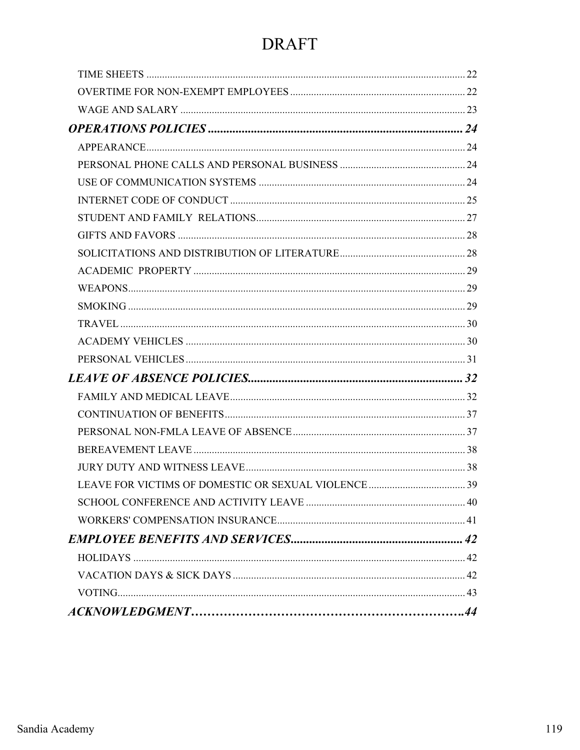DRAFT

TIME SHEETS ........................................................................................................................ 22

OVERTIME FOR NON-EXEMPT EMPLOYEES .................................................................. 22

WAGE AND SALARY ............................................................................................................ 23

***OPERATIONS POLICIES*** ................................................................................... ***24***

APPEARANCE......................................................................................................................... 24

PERSONAL PHONE CALLS AND PERSONAL BUSINESS ................................................ 24

USE OF COMMUNICATION SYSTEMS .............................................................................. 24

INTERNET CODE OF CONDUCT ......................................................................................... 25

STUDENT AND FAMILY RELATIONS............................................................................... 27

GIFTS AND FAVORS ............................................................................................................. 28

SOLICITATIONS AND DISTRIBUTION OF LITERATURE................................................ 28

ACADEMIC PROPERTY ....................................................................................................... 29

WEAPONS................................................................................................................................ 29

SMOKING ................................................................................................................................ 29

TRAVEL ................................................................................................................................... 30

ACADEMY VEHICLES .......................................................................................................... 30

PERSONAL VEHICLES .......................................................................................................... 31

***LEAVE OF ABSENCE POLICIES***...................................................................... ***32***

FAMILY AND MEDICAL LEAVE.......................................................................................... 32

CONTINUATION OF BENEFITS ........................................................................................... 37

PERSONAL NON-FMLA LEAVE OF ABSENCE .................................................................. 37

BEREAVEMENT LEAVE ....................................................................................................... 38

JURY DUTY AND WITNESS LEAVE.................................................................................... 38

LEAVE FOR VICTIMS OF DOMESTIC OR SEXUAL VIOLENCE ..................................... 39

SCHOOL CONFERENCE AND ACTIVITY LEAVE ............................................................. 40

WORKERS' COMPENSATION INSURANCE........................................................................ 41

***EMPLOYEE BENEFITS AND SERVICES***......................................................... ***42***

HOLIDAYS .............................................................................................................................. 42

VACATION DAYS & SICK DAYS ........................................................................................ 42

VOTING.................................................................................................................................... 43

***ACKNOWLEDGMENT***…………………………………………………………….***44***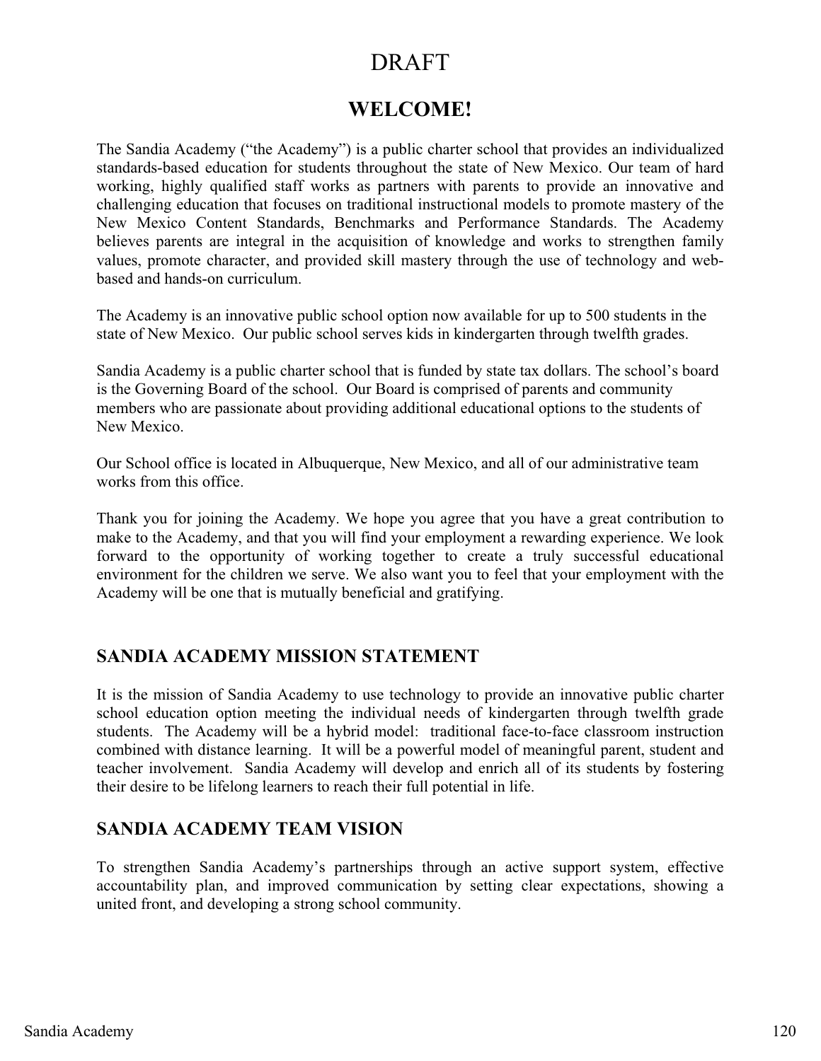DRAFT

# WELCOME!

The Sandia Academy ("the Academy") is a public charter school that provides an individualized standards-based education for students throughout the state of New Mexico. Our team of hard working, highly qualified staff works as partners with parents to provide an innovative and challenging education that focuses on traditional instructional models to promote mastery of the New Mexico Content Standards, Benchmarks and Performance Standards. The Academy believes parents are integral in the acquisition of knowledge and works to strengthen family values, promote character, and provided skill mastery through the use of technology and web-based and hands-on curriculum.

The Academy is an innovative public school option now available for up to 500 students in the state of New Mexico. Our public school serves kids in kindergarten through twelfth grades.

Sandia Academy is a public charter school that is funded by state tax dollars. The school's board is the Governing Board of the school. Our Board is comprised of parents and community members who are passionate about providing additional educational options to the students of New Mexico.

Our School office is located in Albuquerque, New Mexico, and all of our administrative team works from this office.

Thank you for joining the Academy. We hope you agree that you have a great contribution to make to the Academy, and that you will find your employment a rewarding experience. We look forward to the opportunity of working together to create a truly successful educational environment for the children we serve. We also want you to feel that your employment with the Academy will be one that is mutually beneficial and gratifying.

## SANDIA ACADEMY MISSION STATEMENT

It is the mission of Sandia Academy to use technology to provide an innovative public charter school education option meeting the individual needs of kindergarten through twelfth grade students. The Academy will be a hybrid model: traditional face-to-face classroom instruction combined with distance learning. It will be a powerful model of meaningful parent, student and teacher involvement. Sandia Academy will develop and enrich all of its students by fostering their desire to be lifelong learners to reach their full potential in life.

## SANDIA ACADEMY TEAM VISION

To strengthen Sandia Academy's partnerships through an active support system, effective accountability plan, and improved communication by setting clear expectations, showing a united front, and developing a strong school community.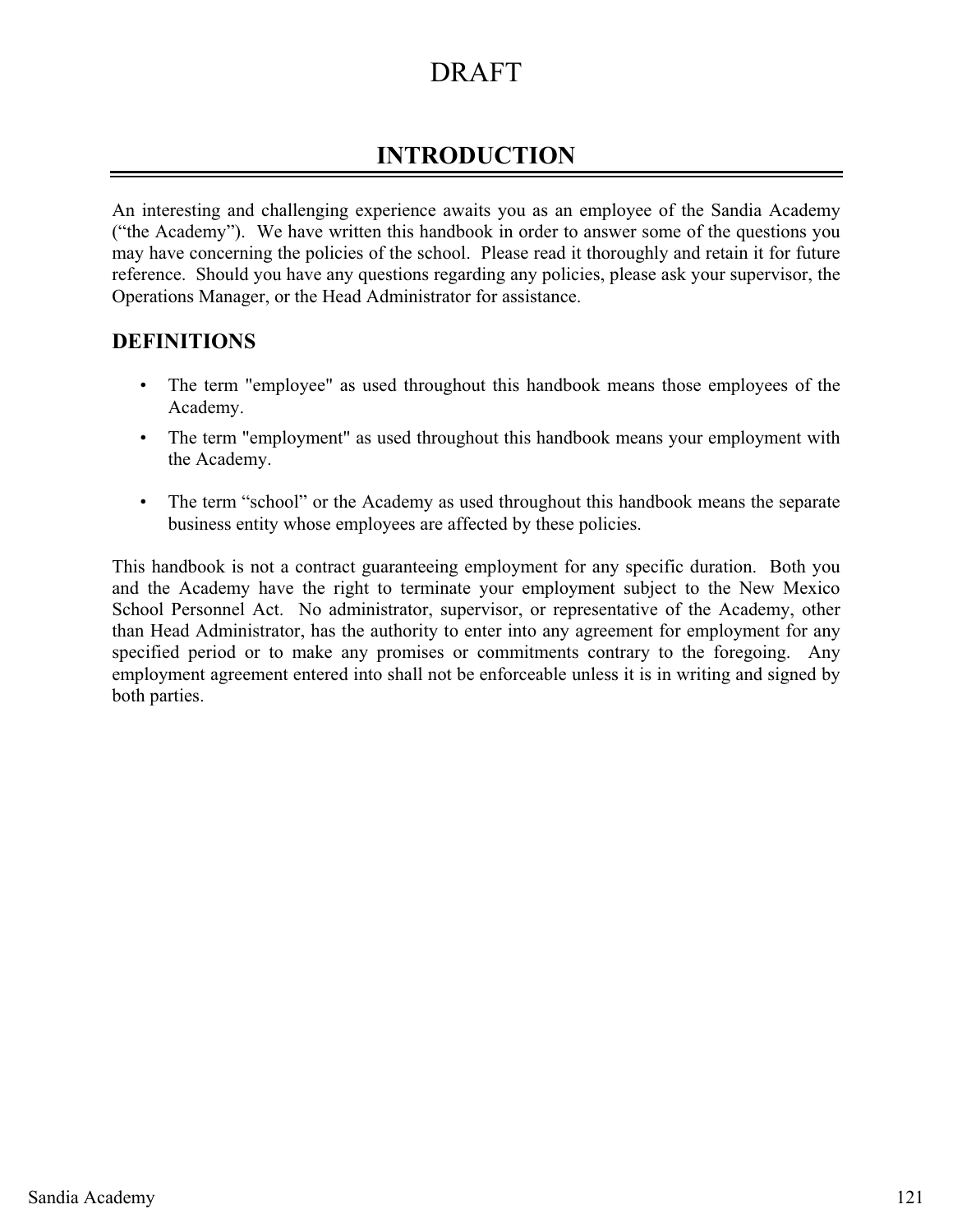DRAFT

# INTRODUCTION

An interesting and challenging experience awaits you as an employee of the Sandia Academy ("the Academy"). We have written this handbook in order to answer some of the questions you may have concerning the policies of the school. Please read it thoroughly and retain it for future reference. Should you have any questions regarding any policies, please ask your supervisor, the Operations Manager, or the Head Administrator for assistance.

## DEFINITIONS

- The term "employee" as used throughout this handbook means those employees of the Academy.
- The term "employment" as used throughout this handbook means your employment with the Academy.
- The term "school" or the Academy as used throughout this handbook means the separate business entity whose employees are affected by these policies.

This handbook is not a contract guaranteeing employment for any specific duration. Both you and the Academy have the right to terminate your employment subject to the New Mexico School Personnel Act. No administrator, supervisor, or representative of the Academy, other than Head Administrator, has the authority to enter into any agreement for employment for any specified period or to make any promises or commitments contrary to the foregoing. Any employment agreement entered into shall not be enforceable unless it is in writing and signed by both parties.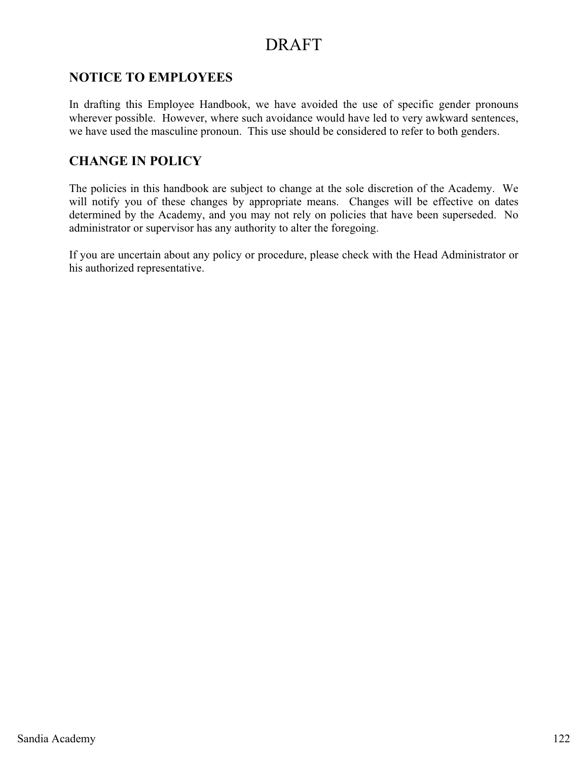DRAFT

## NOTICE TO EMPLOYEES

In drafting this Employee Handbook, we have avoided the use of specific gender pronouns wherever possible. However, where such avoidance would have led to very awkward sentences, we have used the masculine pronoun. This use should be considered to refer to both genders.

## CHANGE IN POLICY

The policies in this handbook are subject to change at the sole discretion of the Academy. We will notify you of these changes by appropriate means. Changes will be effective on dates determined by the Academy, and you may not rely on policies that have been superseded. No administrator or supervisor has any authority to alter the foregoing.

If you are uncertain about any policy or procedure, please check with the Head Administrator or his authorized representative.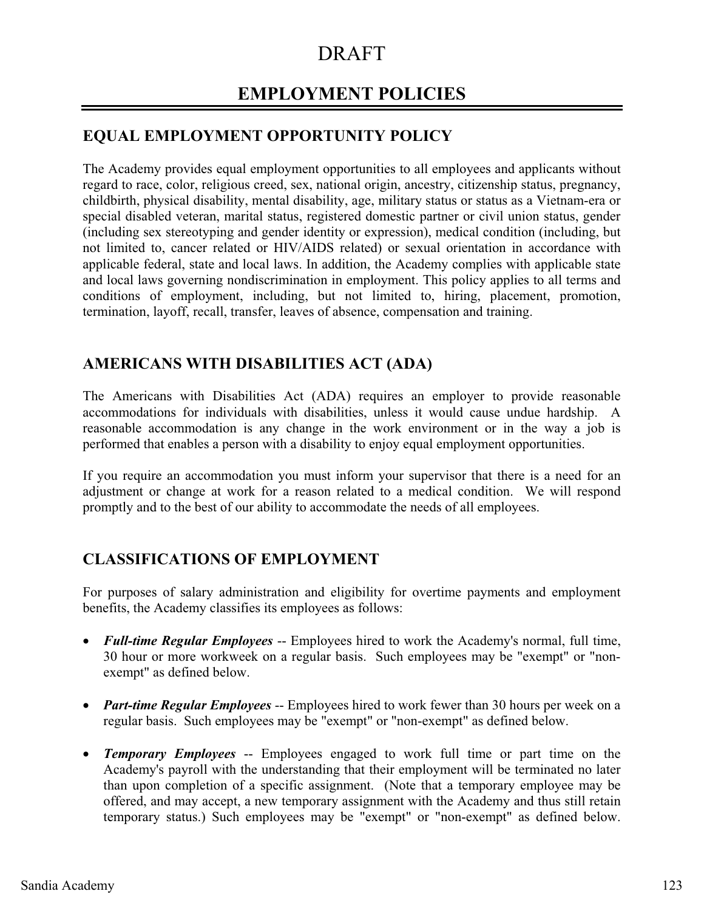DRAFT

# EMPLOYMENT POLICIES

## EQUAL EMPLOYMENT OPPORTUNITY POLICY

The Academy provides equal employment opportunities to all employees and applicants without regard to race, color, religious creed, sex, national origin, ancestry, citizenship status, pregnancy, childbirth, physical disability, mental disability, age, military status or status as a Vietnam-era or special disabled veteran, marital status, registered domestic partner or civil union status, gender (including sex stereotyping and gender identity or expression), medical condition (including, but not limited to, cancer related or HIV/AIDS related) or sexual orientation in accordance with applicable federal, state and local laws. In addition, the Academy complies with applicable state and local laws governing nondiscrimination in employment. This policy applies to all terms and conditions of employment, including, but not limited to, hiring, placement, promotion, termination, layoff, recall, transfer, leaves of absence, compensation and training.

## AMERICANS WITH DISABILITIES ACT (ADA)

The Americans with Disabilities Act (ADA) requires an employer to provide reasonable accommodations for individuals with disabilities, unless it would cause undue hardship. A reasonable accommodation is any change in the work environment or in the way a job is performed that enables a person with a disability to enjoy equal employment opportunities.

If you require an accommodation you must inform your supervisor that there is a need for an adjustment or change at work for a reason related to a medical condition. We will respond promptly and to the best of our ability to accommodate the needs of all employees.

## CLASSIFICATIONS OF EMPLOYMENT

For purposes of salary administration and eligibility for overtime payments and employment benefits, the Academy classifies its employees as follows:

- ***Full-time Regular Employees*** -- Employees hired to work the Academy's normal, full time, 30 hour or more workweek on a regular basis. Such employees may be "exempt" or "non-exempt" as defined below.

- ***Part-time Regular Employees*** -- Employees hired to work fewer than 30 hours per week on a regular basis. Such employees may be "exempt" or "non-exempt" as defined below.

- ***Temporary Employees*** -- Employees engaged to work full time or part time on the Academy's payroll with the understanding that their employment will be terminated no later than upon completion of a specific assignment. (Note that a temporary employee may be offered, and may accept, a new temporary assignment with the Academy and thus still retain temporary status.) Such employees may be "exempt" or "non-exempt" as defined below.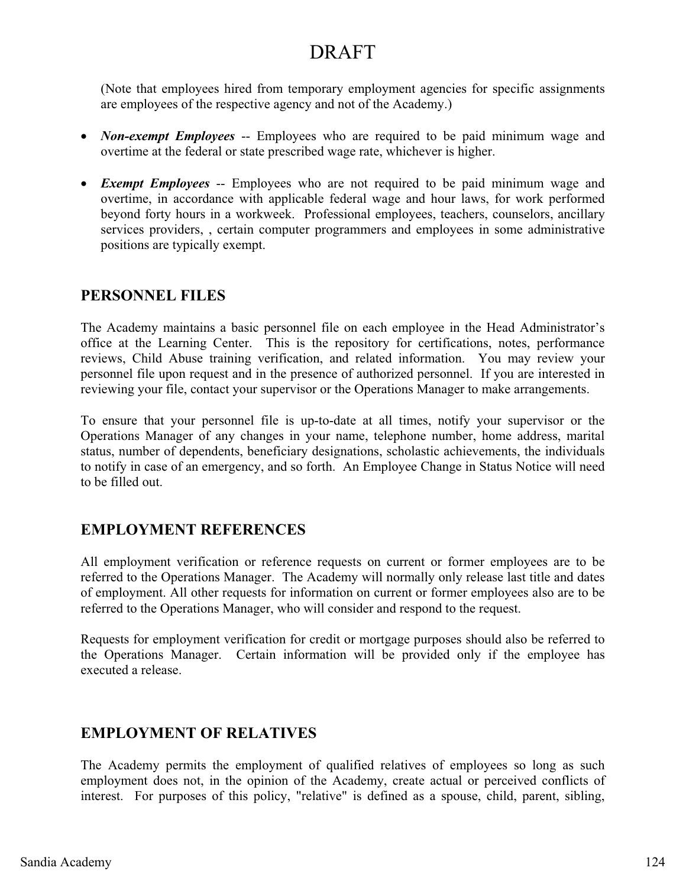DRAFT

(Note that employees hired from temporary employment agencies for specific assignments are employees of the respective agency and not of the Academy.)

- ***Non-exempt Employees*** -- Employees who are required to be paid minimum wage and overtime at the federal or state prescribed wage rate, whichever is higher.

- ***Exempt Employees*** -- Employees who are not required to be paid minimum wage and overtime, in accordance with applicable federal wage and hour laws, for work performed beyond forty hours in a workweek. Professional employees, teachers, counselors, ancillary services providers, , certain computer programmers and employees in some administrative positions are typically exempt.

## PERSONNEL FILES

The Academy maintains a basic personnel file on each employee in the Head Administrator's office at the Learning Center. This is the repository for certifications, notes, performance reviews, Child Abuse training verification, and related information. You may review your personnel file upon request and in the presence of authorized personnel. If you are interested in reviewing your file, contact your supervisor or the Operations Manager to make arrangements.

To ensure that your personnel file is up-to-date at all times, notify your supervisor or the Operations Manager of any changes in your name, telephone number, home address, marital status, number of dependents, beneficiary designations, scholastic achievements, the individuals to notify in case of an emergency, and so forth. An Employee Change in Status Notice will need to be filled out.

## EMPLOYMENT REFERENCES

All employment verification or reference requests on current or former employees are to be referred to the Operations Manager. The Academy will normally only release last title and dates of employment. All other requests for information on current or former employees also are to be referred to the Operations Manager, who will consider and respond to the request.

Requests for employment verification for credit or mortgage purposes should also be referred to the Operations Manager. Certain information will be provided only if the employee has executed a release.

## EMPLOYMENT OF RELATIVES

The Academy permits the employment of qualified relatives of employees so long as such employment does not, in the opinion of the Academy, create actual or perceived conflicts of interest. For purposes of this policy, "relative" is defined as a spouse, child, parent, sibling,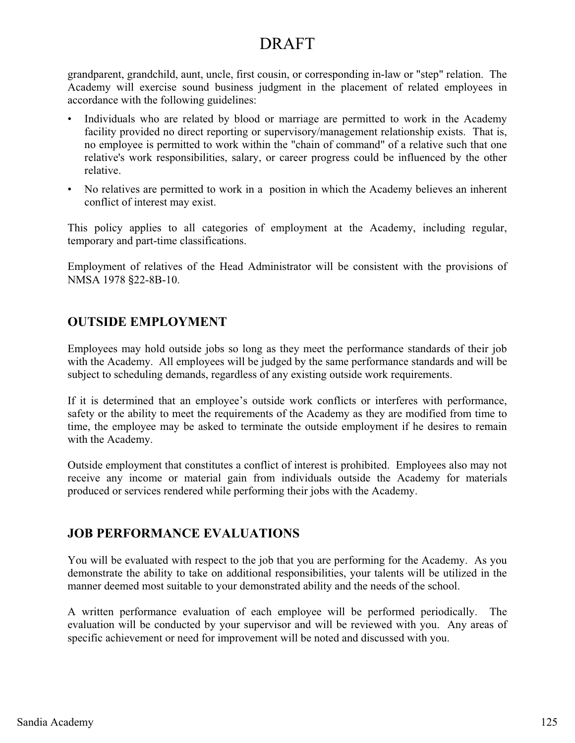grandparent, grandchild, aunt, uncle, first cousin, or corresponding in-law or "step" relation. The Academy will exercise sound business judgment in the placement of related employees in accordance with the following guidelines:

- Individuals who are related by blood or marriage are permitted to work in the Academy facility provided no direct reporting or supervisory/management relationship exists. That is, no employee is permitted to work within the "chain of command" of a relative such that one relative's work responsibilities, salary, or career progress could be influenced by the other relative.
- No relatives are permitted to work in a position in which the Academy believes an inherent conflict of interest may exist.

This policy applies to all categories of employment at the Academy, including regular, temporary and part-time classifications.

Employment of relatives of the Head Administrator will be consistent with the provisions of NMSA 1978 §22-8B-10.

## OUTSIDE EMPLOYMENT

Employees may hold outside jobs so long as they meet the performance standards of their job with the Academy. All employees will be judged by the same performance standards and will be subject to scheduling demands, regardless of any existing outside work requirements.

If it is determined that an employee's outside work conflicts or interferes with performance, safety or the ability to meet the requirements of the Academy as they are modified from time to time, the employee may be asked to terminate the outside employment if he desires to remain with the Academy.

Outside employment that constitutes a conflict of interest is prohibited. Employees also may not receive any income or material gain from individuals outside the Academy for materials produced or services rendered while performing their jobs with the Academy.

## JOB PERFORMANCE EVALUATIONS

You will be evaluated with respect to the job that you are performing for the Academy. As you demonstrate the ability to take on additional responsibilities, your talents will be utilized in the manner deemed most suitable to your demonstrated ability and the needs of the school.

A written performance evaluation of each employee will be performed periodically. The evaluation will be conducted by your supervisor and will be reviewed with you. Any areas of specific achievement or need for improvement will be noted and discussed with you.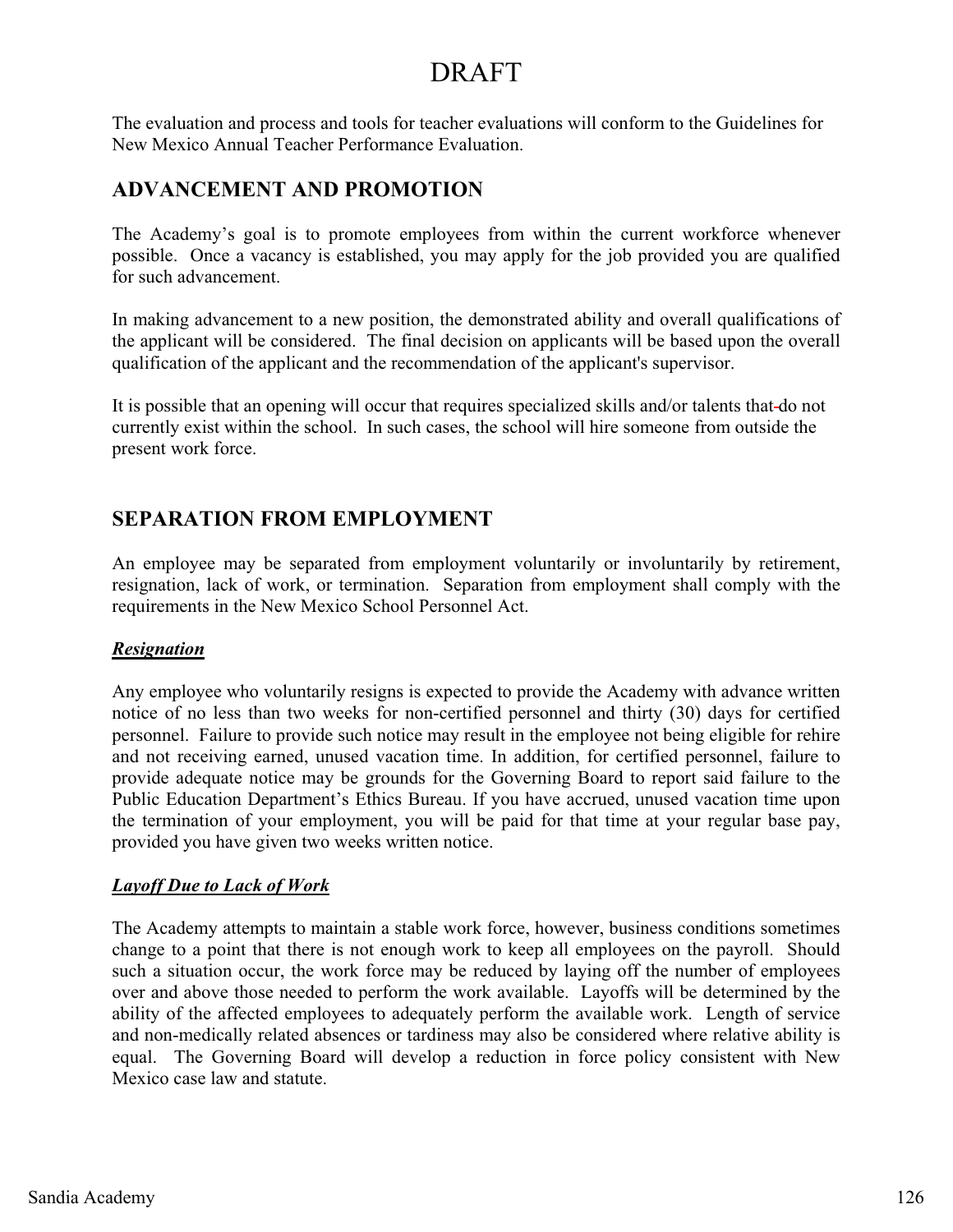# DRAFT

The evaluation and process and tools for teacher evaluations will conform to the Guidelines for New Mexico Annual Teacher Performance Evaluation.

## ADVANCEMENT AND PROMOTION

The Academy's goal is to promote employees from within the current workforce whenever possible. Once a vacancy is established, you may apply for the job provided you are qualified for such advancement.

In making advancement to a new position, the demonstrated ability and overall qualifications of the applicant will be considered. The final decision on applicants will be based upon the overall qualification of the applicant and the recommendation of the applicant's supervisor.

It is possible that an opening will occur that requires specialized skills and/or talents that do not currently exist within the school. In such cases, the school will hire someone from outside the present work force.

## SEPARATION FROM EMPLOYMENT

An employee may be separated from employment voluntarily or involuntarily by retirement, resignation, lack of work, or termination. Separation from employment shall comply with the requirements in the New Mexico School Personnel Act.

### ***Resignation***

Any employee who voluntarily resigns is expected to provide the Academy with advance written notice of no less than two weeks for non-certified personnel and thirty (30) days for certified personnel. Failure to provide such notice may result in the employee not being eligible for rehire and not receiving earned, unused vacation time. In addition, for certified personnel, failure to provide adequate notice may be grounds for the Governing Board to report said failure to the Public Education Department's Ethics Bureau. If you have accrued, unused vacation time upon the termination of your employment, you will be paid for that time at your regular base pay, provided you have given two weeks written notice.

### ***Layoff Due to Lack of Work***

The Academy attempts to maintain a stable work force, however, business conditions sometimes change to a point that there is not enough work to keep all employees on the payroll. Should such a situation occur, the work force may be reduced by laying off the number of employees over and above those needed to perform the work available. Layoffs will be determined by the ability of the affected employees to adequately perform the available work. Length of service and non-medically related absences or tardiness may also be considered where relative ability is equal. The Governing Board will develop a reduction in force policy consistent with New Mexico case law and statute.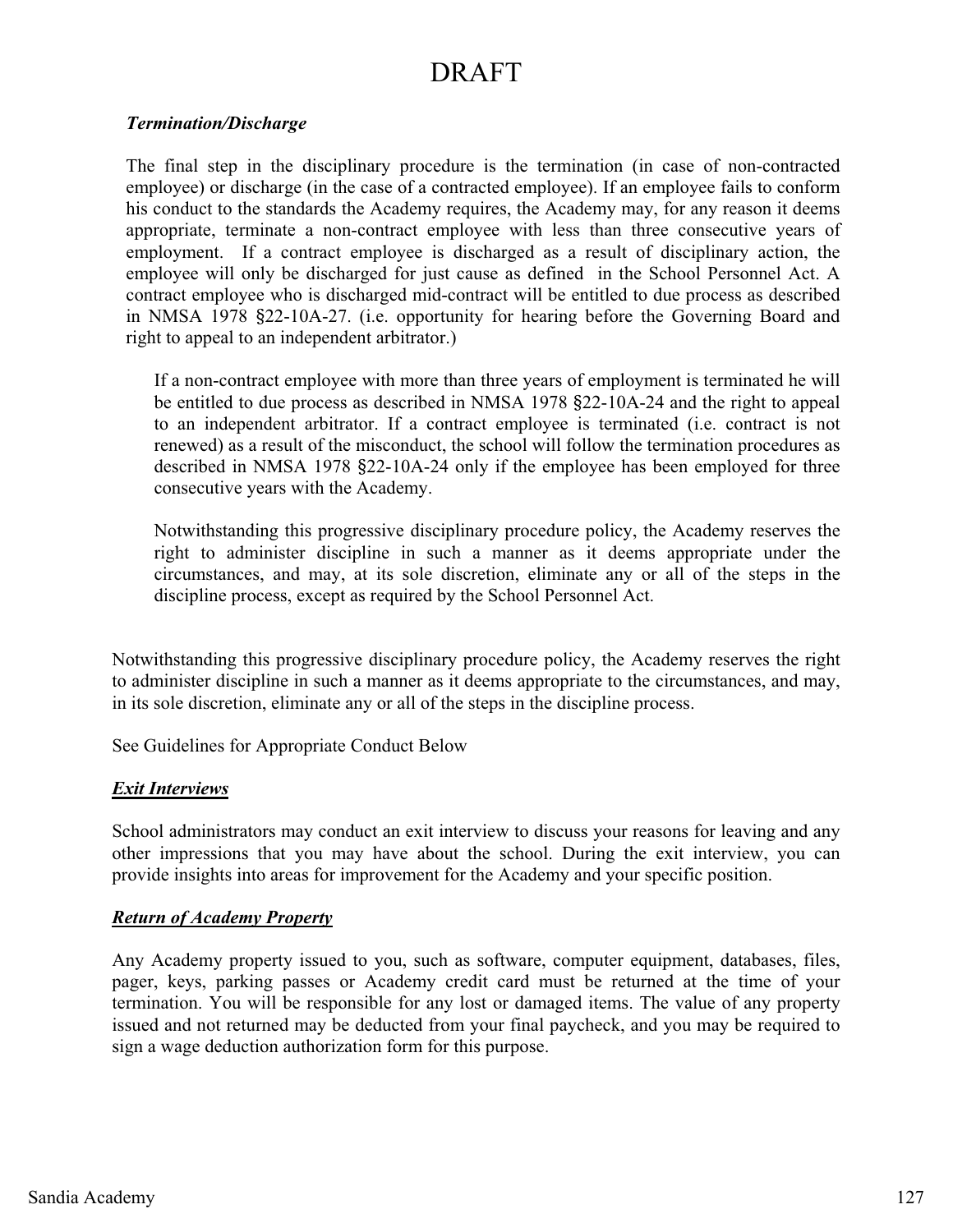# DRAFT

***Termination/Discharge***

The final step in the disciplinary procedure is the termination (in case of non-contracted employee) or discharge (in the case of a contracted employee). If an employee fails to conform his conduct to the standards the Academy requires, the Academy may, for any reason it deems appropriate, terminate a non-contract employee with less than three consecutive years of employment. If a contract employee is discharged as a result of disciplinary action, the employee will only be discharged for just cause as defined in the School Personnel Act. A contract employee who is discharged mid-contract will be entitled to due process as described in NMSA 1978 §22-10A-27. (i.e. opportunity for hearing before the Governing Board and right to appeal to an independent arbitrator.)

If a non-contract employee with more than three years of employment is terminated he will be entitled to due process as described in NMSA 1978 §22-10A-24 and the right to appeal to an independent arbitrator. If a contract employee is terminated (i.e. contract is not renewed) as a result of the misconduct, the school will follow the termination procedures as described in NMSA 1978 §22-10A-24 only if the employee has been employed for three consecutive years with the Academy.

Notwithstanding this progressive disciplinary procedure policy, the Academy reserves the right to administer discipline in such a manner as it deems appropriate under the circumstances, and may, at its sole discretion, eliminate any or all of the steps in the discipline process, except as required by the School Personnel Act.

Notwithstanding this progressive disciplinary procedure policy, the Academy reserves the right to administer discipline in such a manner as it deems appropriate to the circumstances, and may, in its sole discretion, eliminate any or all of the steps in the discipline process.

See Guidelines for Appropriate Conduct Below

***Exit Interviews***

School administrators may conduct an exit interview to discuss your reasons for leaving and any other impressions that you may have about the school. During the exit interview, you can provide insights into areas for improvement for the Academy and your specific position.

***Return of Academy Property***

Any Academy property issued to you, such as software, computer equipment, databases, files, pager, keys, parking passes or Academy credit card must be returned at the time of your termination. You will be responsible for any lost or damaged items. The value of any property issued and not returned may be deducted from your final paycheck, and you may be required to sign a wage deduction authorization form for this purpose.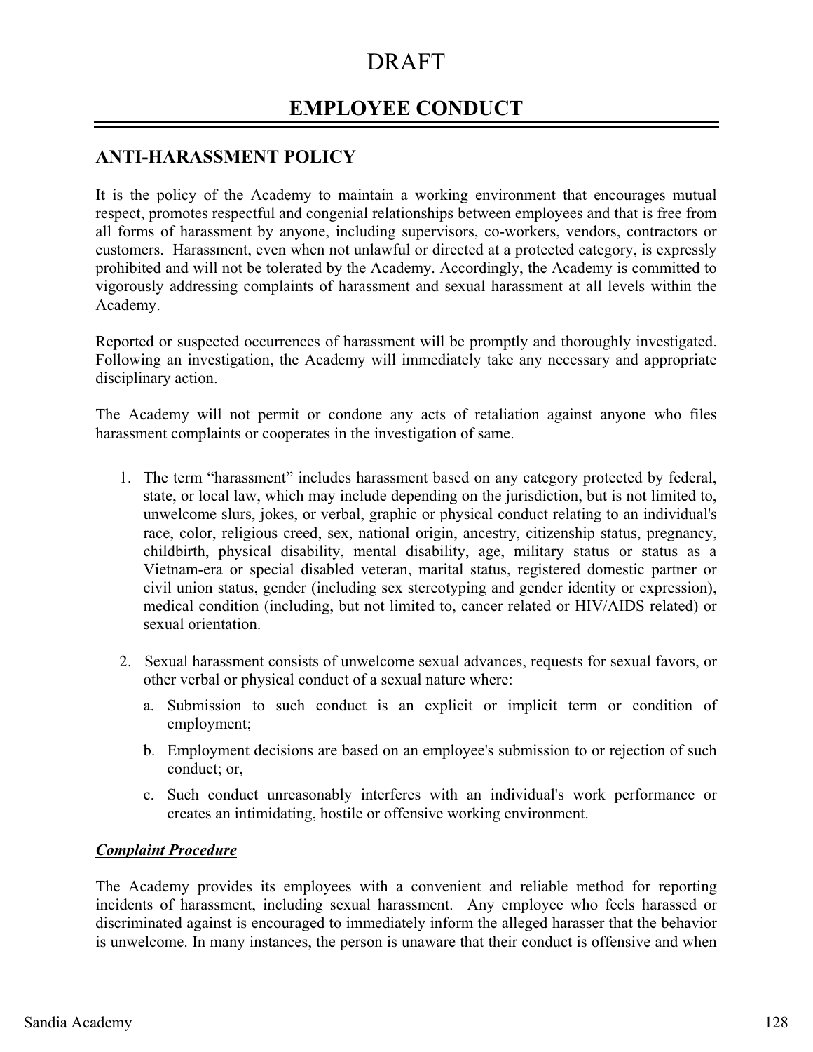# DRAFT

## EMPLOYEE CONDUCT

### ANTI-HARASSMENT POLICY

It is the policy of the Academy to maintain a working environment that encourages mutual respect, promotes respectful and congenial relationships between employees and that is free from all forms of harassment by anyone, including supervisors, co-workers, vendors, contractors or customers. Harassment, even when not unlawful or directed at a protected category, is expressly prohibited and will not be tolerated by the Academy. Accordingly, the Academy is committed to vigorously addressing complaints of harassment and sexual harassment at all levels within the Academy.

Reported or suspected occurrences of harassment will be promptly and thoroughly investigated. Following an investigation, the Academy will immediately take any necessary and appropriate disciplinary action.

The Academy will not permit or condone any acts of retaliation against anyone who files harassment complaints or cooperates in the investigation of same.

1. The term "harassment" includes harassment based on any category protected by federal, state, or local law, which may include depending on the jurisdiction, but is not limited to, unwelcome slurs, jokes, or verbal, graphic or physical conduct relating to an individual's race, color, religious creed, sex, national origin, ancestry, citizenship status, pregnancy, childbirth, physical disability, mental disability, age, military status or status as a Vietnam-era or special disabled veteran, marital status, registered domestic partner or civil union status, gender (including sex stereotyping and gender identity or expression), medical condition (including, but not limited to, cancer related or HIV/AIDS related) or sexual orientation.

2. Sexual harassment consists of unwelcome sexual advances, requests for sexual favors, or other verbal or physical conduct of a sexual nature where:

   a. Submission to such conduct is an explicit or implicit term or condition of employment;

   b. Employment decisions are based on an employee's submission to or rejection of such conduct; or,

   c. Such conduct unreasonably interferes with an individual's work performance or creates an intimidating, hostile or offensive working environment.

***Complaint Procedure***

The Academy provides its employees with a convenient and reliable method for reporting incidents of harassment, including sexual harassment. Any employee who feels harassed or discriminated against is encouraged to immediately inform the alleged harasser that the behavior is unwelcome. In many instances, the person is unaware that their conduct is offensive and when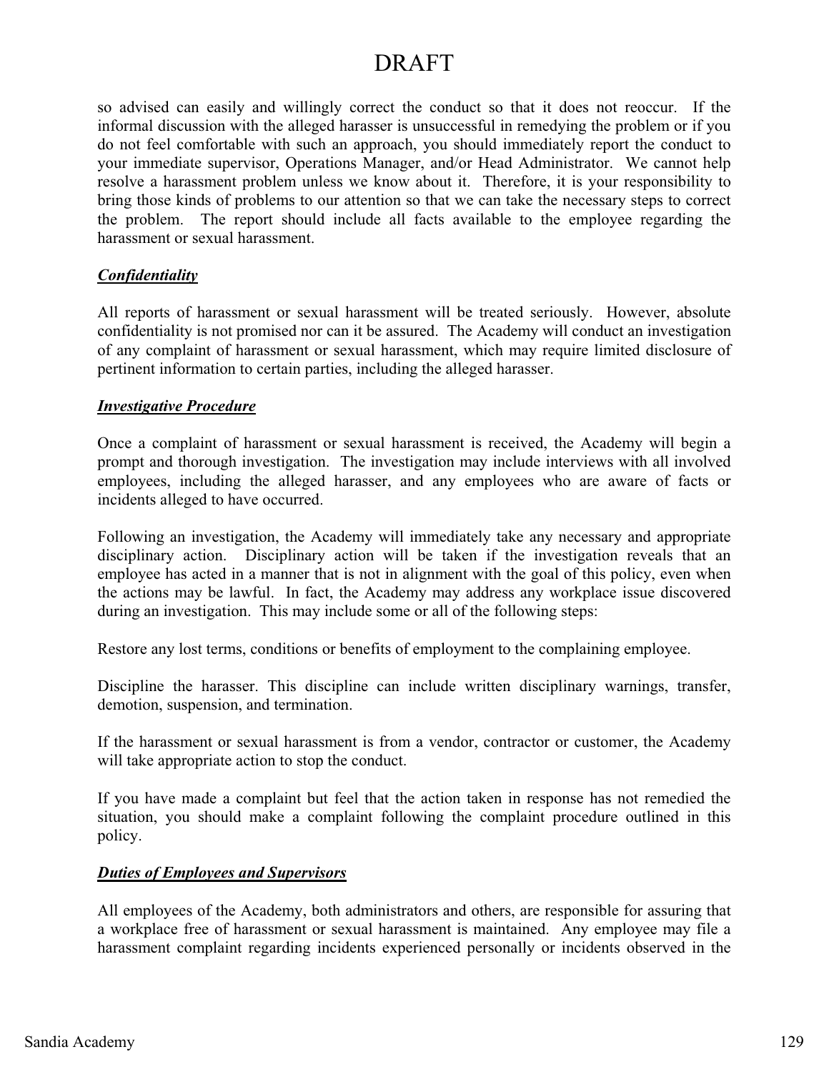# DRAFT

so advised can easily and willingly correct the conduct so that it does not reoccur. If the informal discussion with the alleged harasser is unsuccessful in remedying the problem or if you do not feel comfortable with such an approach, you should immediately report the conduct to your immediate supervisor, Operations Manager, and/or Head Administrator. We cannot help resolve a harassment problem unless we know about it. Therefore, it is your responsibility to bring those kinds of problems to our attention so that we can take the necessary steps to correct the problem. The report should include all facts available to the employee regarding the harassment or sexual harassment.

***Confidentiality***

All reports of harassment or sexual harassment will be treated seriously. However, absolute confidentiality is not promised nor can it be assured. The Academy will conduct an investigation of any complaint of harassment or sexual harassment, which may require limited disclosure of pertinent information to certain parties, including the alleged harasser.

***Investigative Procedure***

Once a complaint of harassment or sexual harassment is received, the Academy will begin a prompt and thorough investigation. The investigation may include interviews with all involved employees, including the alleged harasser, and any employees who are aware of facts or incidents alleged to have occurred.

Following an investigation, the Academy will immediately take any necessary and appropriate disciplinary action. Disciplinary action will be taken if the investigation reveals that an employee has acted in a manner that is not in alignment with the goal of this policy, even when the actions may be lawful. In fact, the Academy may address any workplace issue discovered during an investigation. This may include some or all of the following steps:

Restore any lost terms, conditions or benefits of employment to the complaining employee.

Discipline the harasser. This discipline can include written disciplinary warnings, transfer, demotion, suspension, and termination.

If the harassment or sexual harassment is from a vendor, contractor or customer, the Academy will take appropriate action to stop the conduct.

If you have made a complaint but feel that the action taken in response has not remedied the situation, you should make a complaint following the complaint procedure outlined in this policy.

***Duties of Employees and Supervisors***

All employees of the Academy, both administrators and others, are responsible for assuring that a workplace free of harassment or sexual harassment is maintained. Any employee may file a harassment complaint regarding incidents experienced personally or incidents observed in the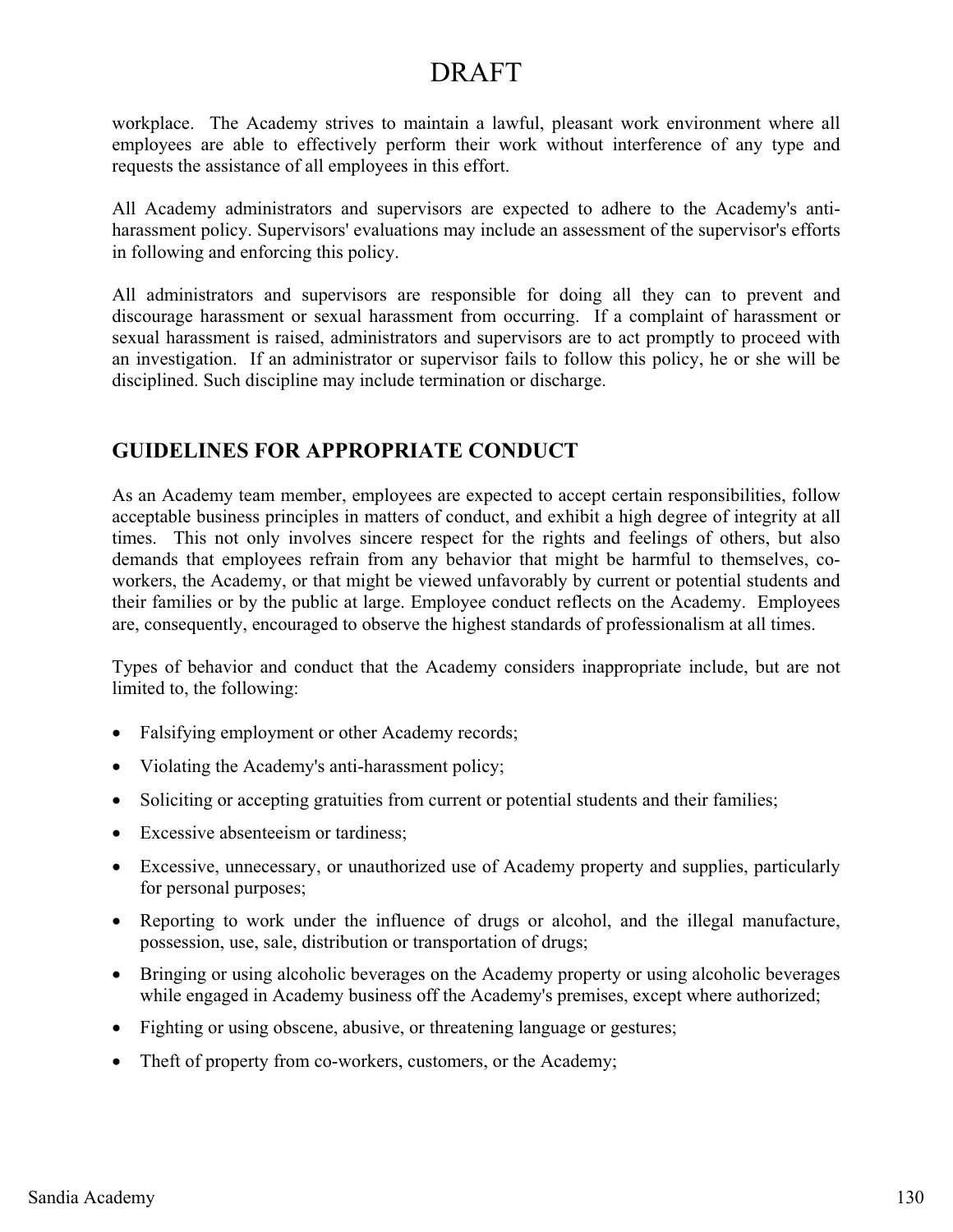workplace. The Academy strives to maintain a lawful, pleasant work environment where all employees are able to effectively perform their work without interference of any type and requests the assistance of all employees in this effort.

All Academy administrators and supervisors are expected to adhere to the Academy's anti-harassment policy. Supervisors' evaluations may include an assessment of the supervisor's efforts in following and enforcing this policy.

All administrators and supervisors are responsible for doing all they can to prevent and discourage harassment or sexual harassment from occurring. If a complaint of harassment or sexual harassment is raised, administrators and supervisors are to act promptly to proceed with an investigation. If an administrator or supervisor fails to follow this policy, he or she will be disciplined. Such discipline may include termination or discharge.

## GUIDELINES FOR APPROPRIATE CONDUCT

As an Academy team member, employees are expected to accept certain responsibilities, follow acceptable business principles in matters of conduct, and exhibit a high degree of integrity at all times. This not only involves sincere respect for the rights and feelings of others, but also demands that employees refrain from any behavior that might be harmful to themselves, co-workers, the Academy, or that might be viewed unfavorably by current or potential students and their families or by the public at large. Employee conduct reflects on the Academy. Employees are, consequently, encouraged to observe the highest standards of professionalism at all times.

Types of behavior and conduct that the Academy considers inappropriate include, but are not limited to, the following:

- Falsifying employment or other Academy records;
- Violating the Academy's anti-harassment policy;
- Soliciting or accepting gratuities from current or potential students and their families;
- Excessive absenteeism or tardiness;
- Excessive, unnecessary, or unauthorized use of Academy property and supplies, particularly for personal purposes;
- Reporting to work under the influence of drugs or alcohol, and the illegal manufacture, possession, use, sale, distribution or transportation of drugs;
- Bringing or using alcoholic beverages on the Academy property or using alcoholic beverages while engaged in Academy business off the Academy's premises, except where authorized;
- Fighting or using obscene, abusive, or threatening language or gestures;
- Theft of property from co-workers, customers, or the Academy;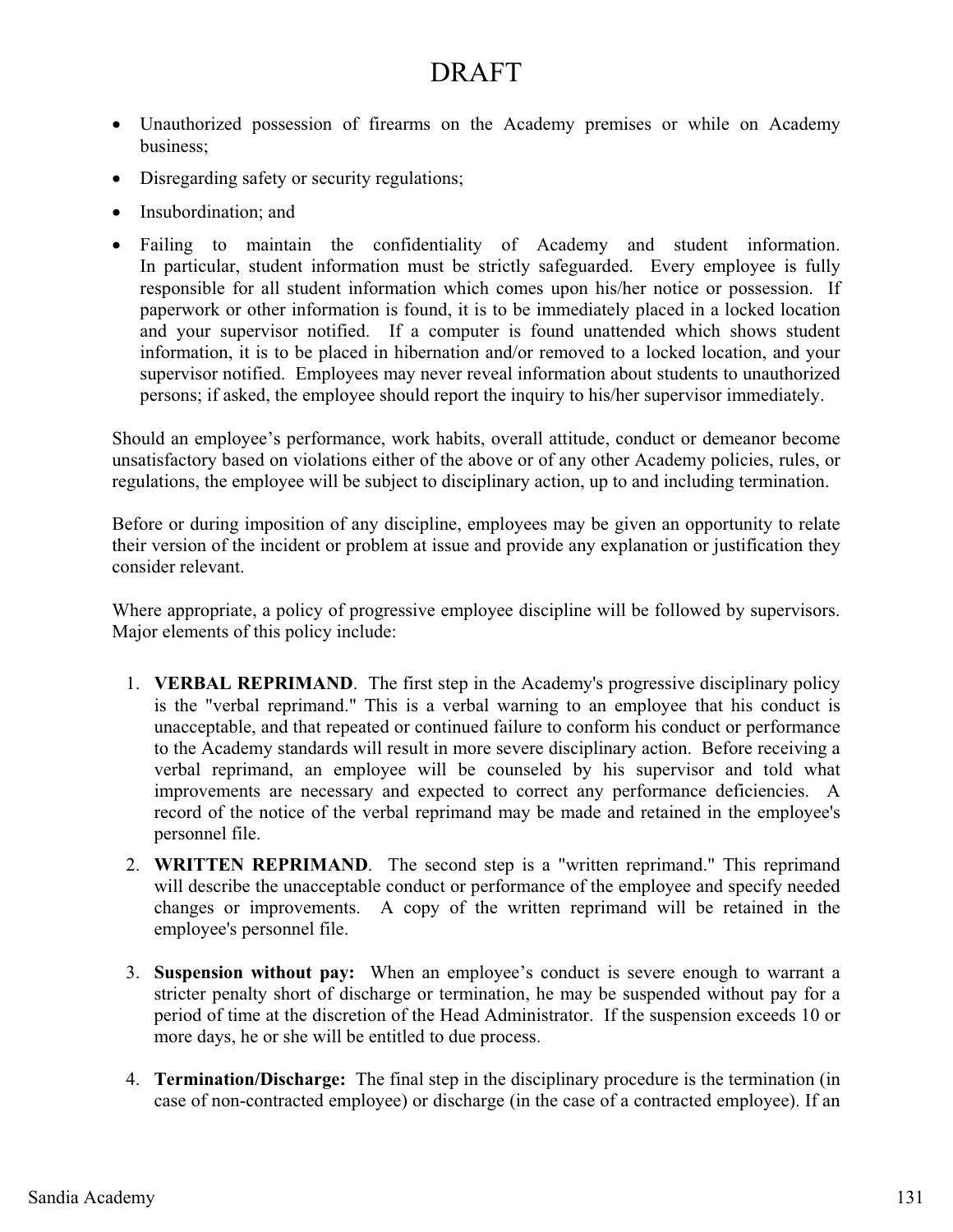DRAFT

- Unauthorized possession of firearms on the Academy premises or while on Academy business;
- Disregarding safety or security regulations;
- Insubordination; and
- Failing to maintain the confidentiality of Academy and student information. In particular, student information must be strictly safeguarded. Every employee is fully responsible for all student information which comes upon his/her notice or possession. If paperwork or other information is found, it is to be immediately placed in a locked location and your supervisor notified. If a computer is found unattended which shows student information, it is to be placed in hibernation and/or removed to a locked location, and your supervisor notified. Employees may never reveal information about students to unauthorized persons; if asked, the employee should report the inquiry to his/her supervisor immediately.

Should an employee's performance, work habits, overall attitude, conduct or demeanor become unsatisfactory based on violations either of the above or of any other Academy policies, rules, or regulations, the employee will be subject to disciplinary action, up to and including termination.

Before or during imposition of any discipline, employees may be given an opportunity to relate their version of the incident or problem at issue and provide any explanation or justification they consider relevant.

Where appropriate, a policy of progressive employee discipline will be followed by supervisors. Major elements of this policy include:

1. **VERBAL REPRIMAND**. The first step in the Academy's progressive disciplinary policy is the "verbal reprimand." This is a verbal warning to an employee that his conduct is unacceptable, and that repeated or continued failure to conform his conduct or performance to the Academy standards will result in more severe disciplinary action. Before receiving a verbal reprimand, an employee will be counseled by his supervisor and told what improvements are necessary and expected to correct any performance deficiencies. A record of the notice of the verbal reprimand may be made and retained in the employee's personnel file.
2. **WRITTEN REPRIMAND**. The second step is a "written reprimand." This reprimand will describe the unacceptable conduct or performance of the employee and specify needed changes or improvements. A copy of the written reprimand will be retained in the employee's personnel file.
3. **Suspension without pay:** When an employee's conduct is severe enough to warrant a stricter penalty short of discharge or termination, he may be suspended without pay for a period of time at the discretion of the Head Administrator. If the suspension exceeds 10 or more days, he or she will be entitled to due process.
4. **Termination/Discharge:** The final step in the disciplinary procedure is the termination (in case of non-contracted employee) or discharge (in the case of a contracted employee). If an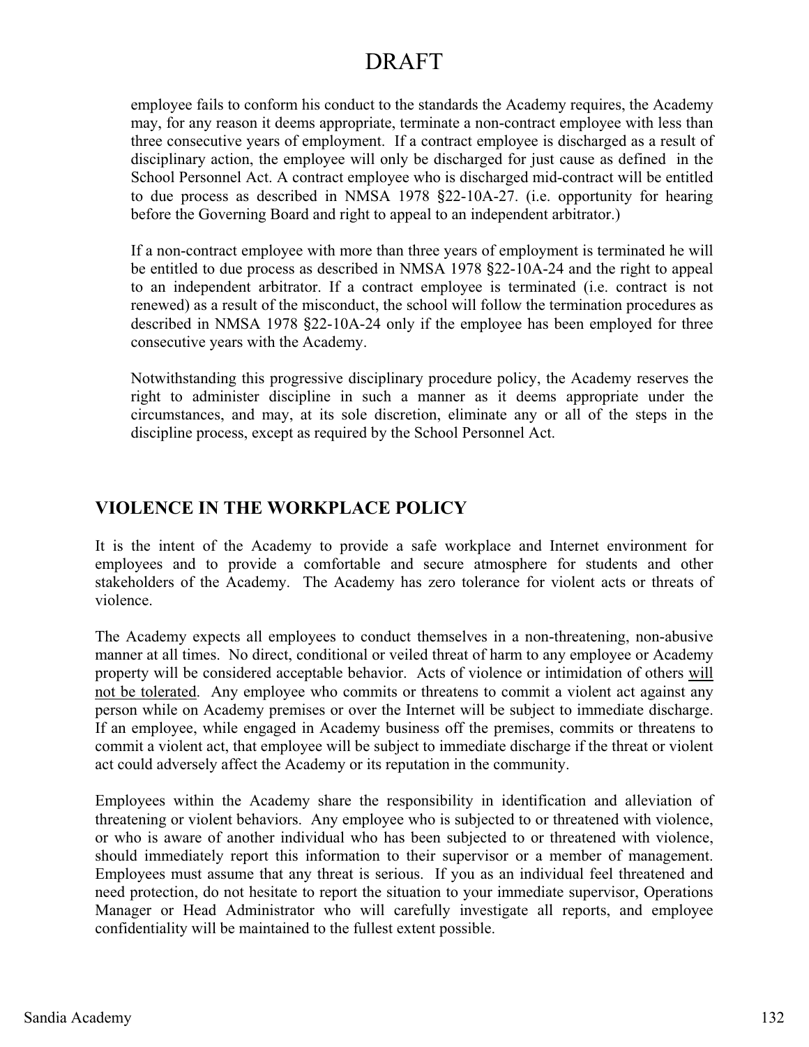DRAFT

employee fails to conform his conduct to the standards the Academy requires, the Academy may, for any reason it deems appropriate, terminate a non-contract employee with less than three consecutive years of employment. If a contract employee is discharged as a result of disciplinary action, the employee will only be discharged for just cause as defined in the School Personnel Act. A contract employee who is discharged mid-contract will be entitled to due process as described in NMSA 1978 §22-10A-27. (i.e. opportunity for hearing before the Governing Board and right to appeal to an independent arbitrator.)

If a non-contract employee with more than three years of employment is terminated he will be entitled to due process as described in NMSA 1978 §22-10A-24 and the right to appeal to an independent arbitrator. If a contract employee is terminated (i.e. contract is not renewed) as a result of the misconduct, the school will follow the termination procedures as described in NMSA 1978 §22-10A-24 only if the employee has been employed for three consecutive years with the Academy.

Notwithstanding this progressive disciplinary procedure policy, the Academy reserves the right to administer discipline in such a manner as it deems appropriate under the circumstances, and may, at its sole discretion, eliminate any or all of the steps in the discipline process, except as required by the School Personnel Act.

## VIOLENCE IN THE WORKPLACE POLICY

It is the intent of the Academy to provide a safe workplace and Internet environment for employees and to provide a comfortable and secure atmosphere for students and other stakeholders of the Academy. The Academy has zero tolerance for violent acts or threats of violence.

The Academy expects all employees to conduct themselves in a non-threatening, non-abusive manner at all times. No direct, conditional or veiled threat of harm to any employee or Academy property will be considered acceptable behavior. Acts of violence or intimidation of others <u>will not be tolerated</u>. Any employee who commits or threatens to commit a violent act against any person while on Academy premises or over the Internet will be subject to immediate discharge. If an employee, while engaged in Academy business off the premises, commits or threatens to commit a violent act, that employee will be subject to immediate discharge if the threat or violent act could adversely affect the Academy or its reputation in the community.

Employees within the Academy share the responsibility in identification and alleviation of threatening or violent behaviors. Any employee who is subjected to or threatened with violence, or who is aware of another individual who has been subjected to or threatened with violence, should immediately report this information to their supervisor or a member of management. Employees must assume that any threat is serious. If you as an individual feel threatened and need protection, do not hesitate to report the situation to your immediate supervisor, Operations Manager or Head Administrator who will carefully investigate all reports, and employee confidentiality will be maintained to the fullest extent possible.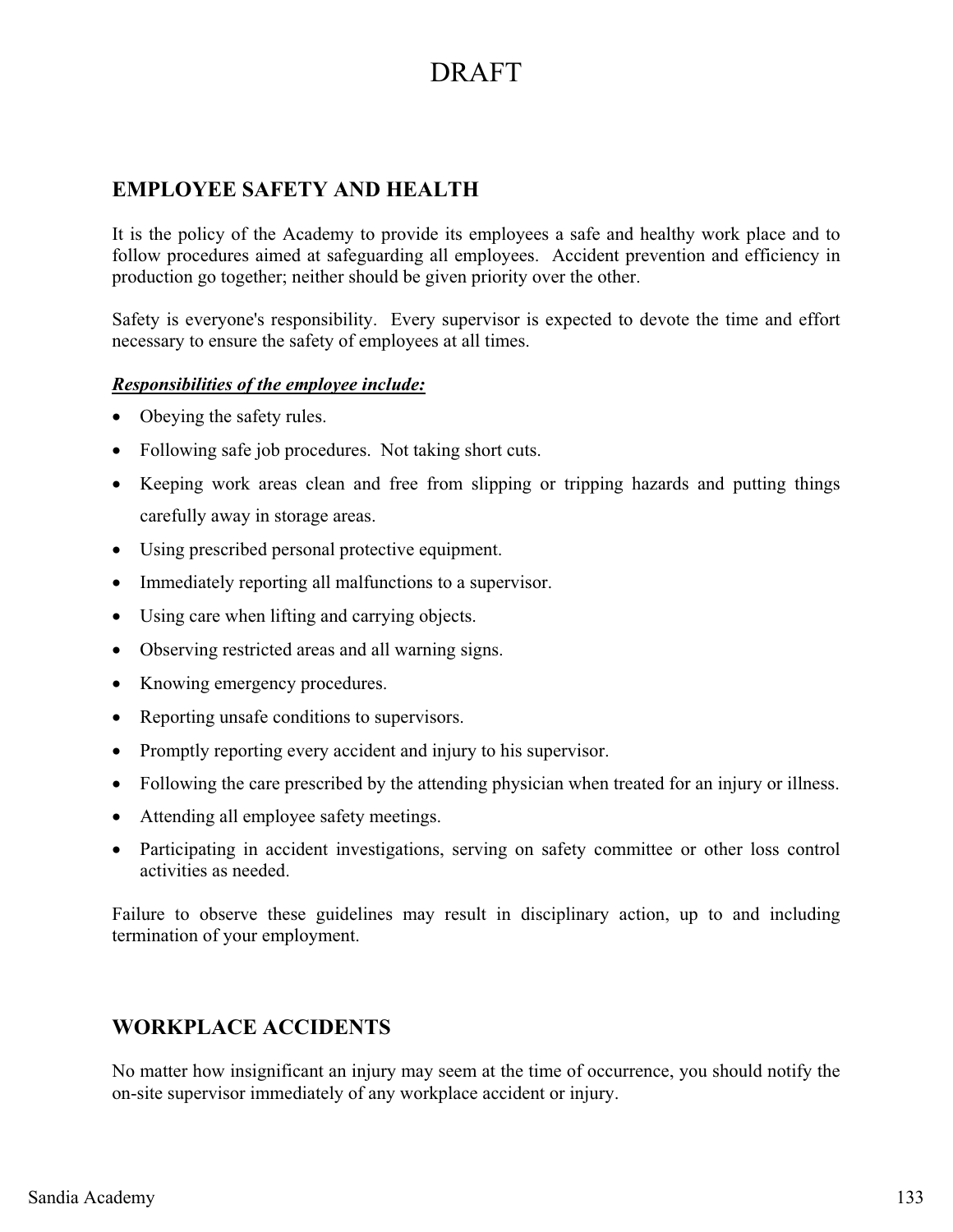DRAFT

## EMPLOYEE SAFETY AND HEALTH

It is the policy of the Academy to provide its employees a safe and healthy work place and to follow procedures aimed at safeguarding all employees. Accident prevention and efficiency in production go together; neither should be given priority over the other.

Safety is everyone's responsibility. Every supervisor is expected to devote the time and effort necessary to ensure the safety of employees at all times.

***Responsibilities of the employee include:***

- Obeying the safety rules.
- Following safe job procedures. Not taking short cuts.
- Keeping work areas clean and free from slipping or tripping hazards and putting things carefully away in storage areas.
- Using prescribed personal protective equipment.
- Immediately reporting all malfunctions to a supervisor.
- Using care when lifting and carrying objects.
- Observing restricted areas and all warning signs.
- Knowing emergency procedures.
- Reporting unsafe conditions to supervisors.
- Promptly reporting every accident and injury to his supervisor.
- Following the care prescribed by the attending physician when treated for an injury or illness.
- Attending all employee safety meetings.
- Participating in accident investigations, serving on safety committee or other loss control activities as needed.

Failure to observe these guidelines may result in disciplinary action, up to and including termination of your employment.

## WORKPLACE ACCIDENTS

No matter how insignificant an injury may seem at the time of occurrence, you should notify the on-site supervisor immediately of any workplace accident or injury.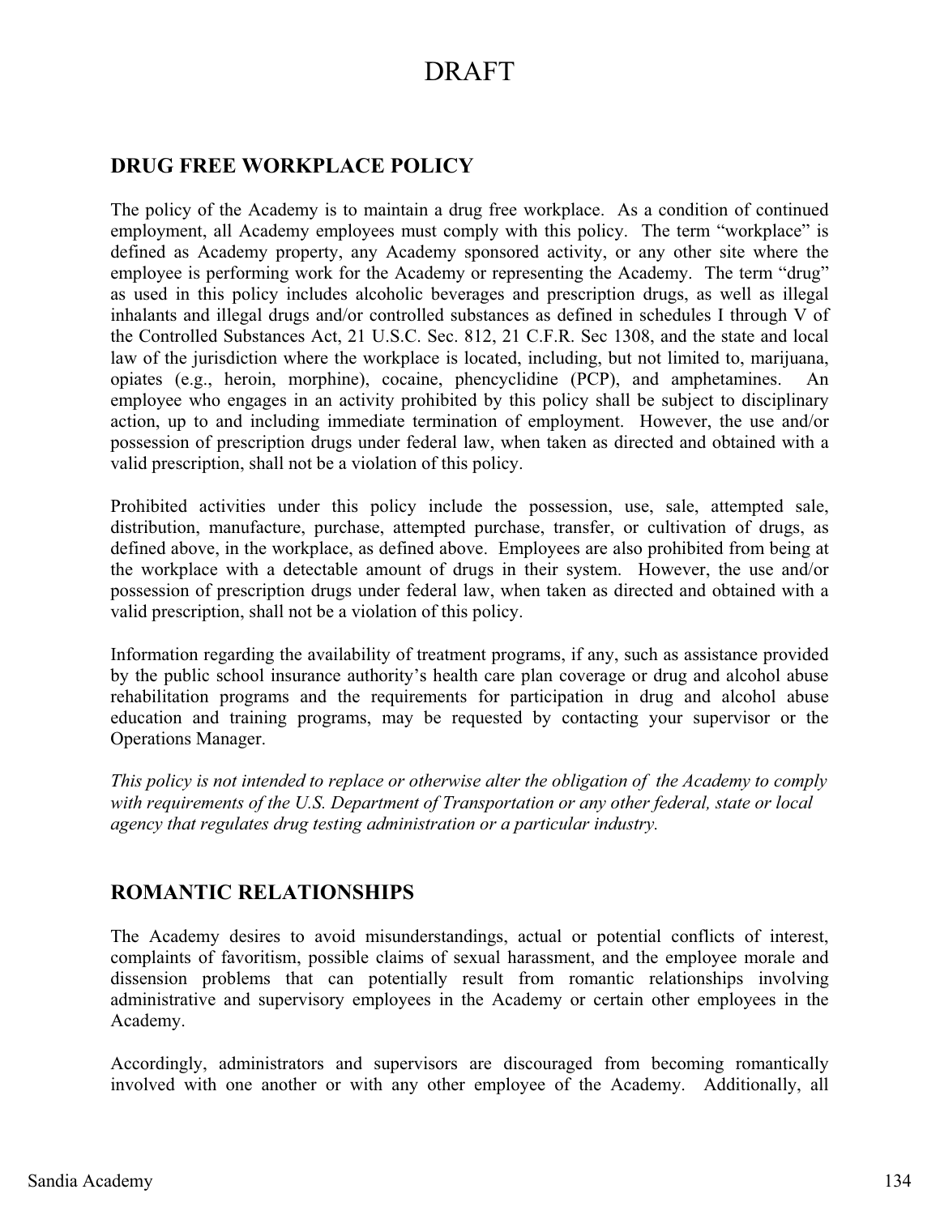DRAFT

## DRUG FREE WORKPLACE POLICY

The policy of the Academy is to maintain a drug free workplace. As a condition of continued employment, all Academy employees must comply with this policy. The term "workplace" is defined as Academy property, any Academy sponsored activity, or any other site where the employee is performing work for the Academy or representing the Academy. The term "drug" as used in this policy includes alcoholic beverages and prescription drugs, as well as illegal inhalants and illegal drugs and/or controlled substances as defined in schedules I through V of the Controlled Substances Act, 21 U.S.C. Sec. 812, 21 C.F.R. Sec 1308, and the state and local law of the jurisdiction where the workplace is located, including, but not limited to, marijuana, opiates (e.g., heroin, morphine), cocaine, phencyclidine (PCP), and amphetamines. An employee who engages in an activity prohibited by this policy shall be subject to disciplinary action, up to and including immediate termination of employment. However, the use and/or possession of prescription drugs under federal law, when taken as directed and obtained with a valid prescription, shall not be a violation of this policy.

Prohibited activities under this policy include the possession, use, sale, attempted sale, distribution, manufacture, purchase, attempted purchase, transfer, or cultivation of drugs, as defined above, in the workplace, as defined above. Employees are also prohibited from being at the workplace with a detectable amount of drugs in their system. However, the use and/or possession of prescription drugs under federal law, when taken as directed and obtained with a valid prescription, shall not be a violation of this policy.

Information regarding the availability of treatment programs, if any, such as assistance provided by the public school insurance authority's health care plan coverage or drug and alcohol abuse rehabilitation programs and the requirements for participation in drug and alcohol abuse education and training programs, may be requested by contacting your supervisor or the Operations Manager.

*This policy is not intended to replace or otherwise alter the obligation of the Academy to comply with requirements of the U.S. Department of Transportation or any other federal, state or local agency that regulates drug testing administration or a particular industry.*

## ROMANTIC RELATIONSHIPS

The Academy desires to avoid misunderstandings, actual or potential conflicts of interest, complaints of favoritism, possible claims of sexual harassment, and the employee morale and dissension problems that can potentially result from romantic relationships involving administrative and supervisory employees in the Academy or certain other employees in the Academy.

Accordingly, administrators and supervisors are discouraged from becoming romantically involved with one another or with any other employee of the Academy. Additionally, all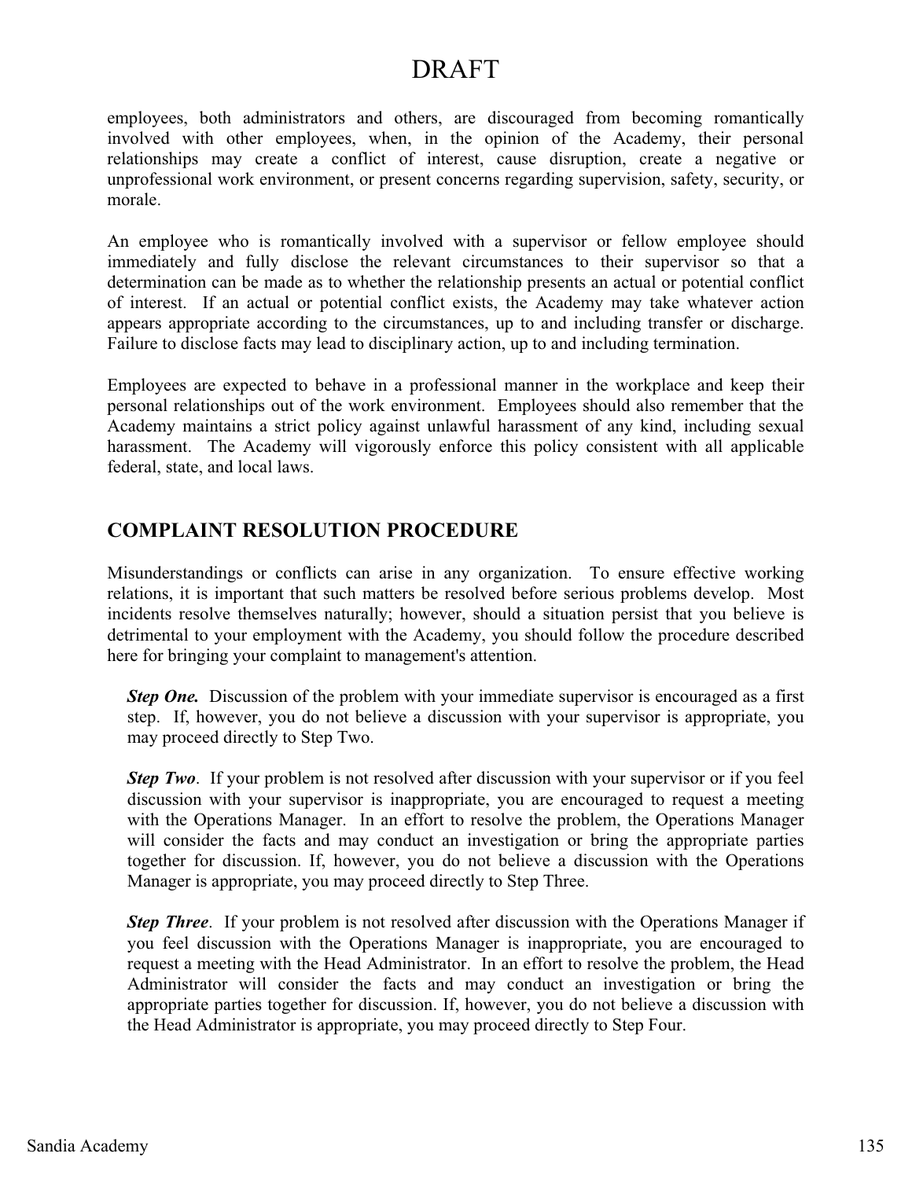employees, both administrators and others, are discouraged from becoming romantically involved with other employees, when, in the opinion of the Academy, their personal relationships may create a conflict of interest, cause disruption, create a negative or unprofessional work environment, or present concerns regarding supervision, safety, security, or morale.

An employee who is romantically involved with a supervisor or fellow employee should immediately and fully disclose the relevant circumstances to their supervisor so that a determination can be made as to whether the relationship presents an actual or potential conflict of interest. If an actual or potential conflict exists, the Academy may take whatever action appears appropriate according to the circumstances, up to and including transfer or discharge. Failure to disclose facts may lead to disciplinary action, up to and including termination.

Employees are expected to behave in a professional manner in the workplace and keep their personal relationships out of the work environment. Employees should also remember that the Academy maintains a strict policy against unlawful harassment of any kind, including sexual harassment. The Academy will vigorously enforce this policy consistent with all applicable federal, state, and local laws.

## COMPLAINT RESOLUTION PROCEDURE

Misunderstandings or conflicts can arise in any organization. To ensure effective working relations, it is important that such matters be resolved before serious problems develop. Most incidents resolve themselves naturally; however, should a situation persist that you believe is detrimental to your employment with the Academy, you should follow the procedure described here for bringing your complaint to management's attention.

***Step One.*** Discussion of the problem with your immediate supervisor is encouraged as a first step. If, however, you do not believe a discussion with your supervisor is appropriate, you may proceed directly to Step Two.

***Step Two***. If your problem is not resolved after discussion with your supervisor or if you feel discussion with your supervisor is inappropriate, you are encouraged to request a meeting with the Operations Manager. In an effort to resolve the problem, the Operations Manager will consider the facts and may conduct an investigation or bring the appropriate parties together for discussion. If, however, you do not believe a discussion with the Operations Manager is appropriate, you may proceed directly to Step Three.

***Step Three***. If your problem is not resolved after discussion with the Operations Manager if you feel discussion with the Operations Manager is inappropriate, you are encouraged to request a meeting with the Head Administrator. In an effort to resolve the problem, the Head Administrator will consider the facts and may conduct an investigation or bring the appropriate parties together for discussion. If, however, you do not believe a discussion with the Head Administrator is appropriate, you may proceed directly to Step Four.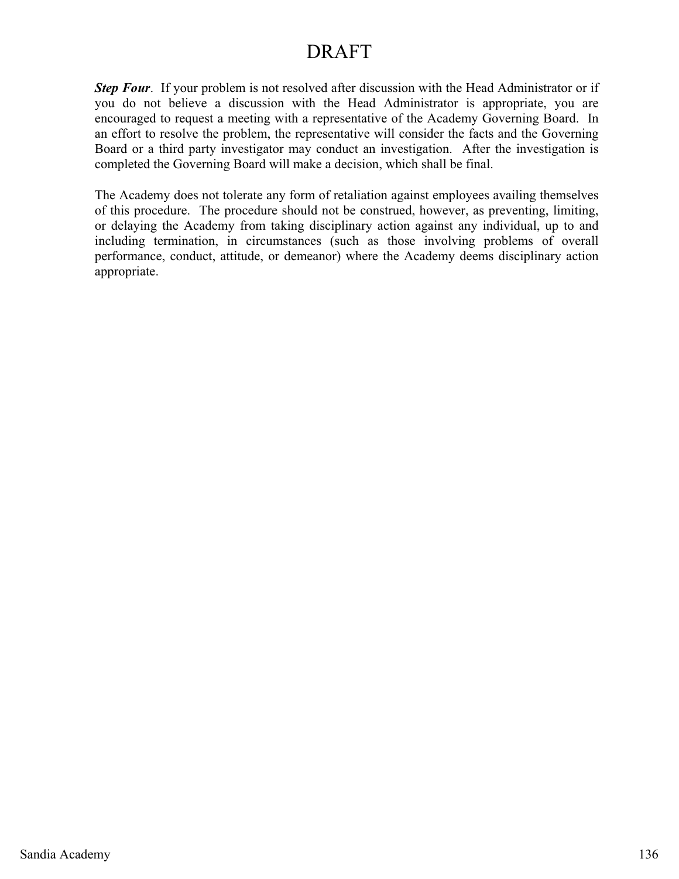DRAFT

***Step Four***. If your problem is not resolved after discussion with the Head Administrator or if you do not believe a discussion with the Head Administrator is appropriate, you are encouraged to request a meeting with a representative of the Academy Governing Board. In an effort to resolve the problem, the representative will consider the facts and the Governing Board or a third party investigator may conduct an investigation. After the investigation is completed the Governing Board will make a decision, which shall be final.

The Academy does not tolerate any form of retaliation against employees availing themselves of this procedure. The procedure should not be construed, however, as preventing, limiting, or delaying the Academy from taking disciplinary action against any individual, up to and including termination, in circumstances (such as those involving problems of overall performance, conduct, attitude, or demeanor) where the Academy deems disciplinary action appropriate.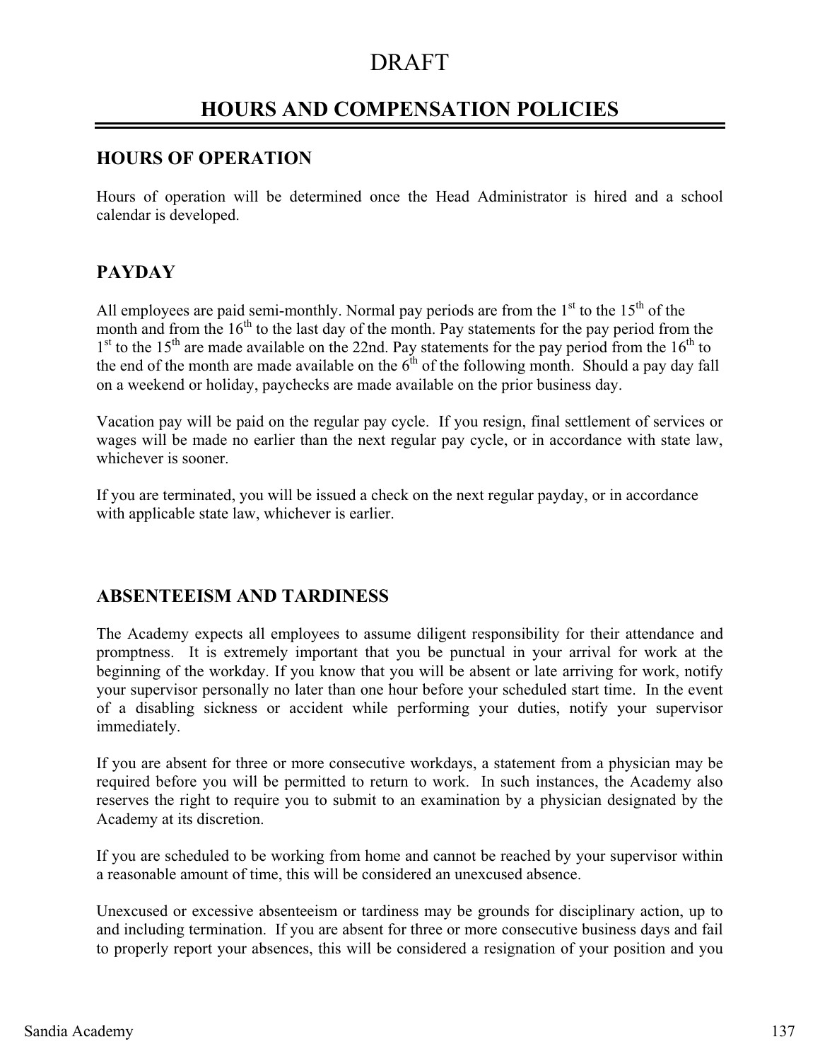DRAFT

# HOURS AND COMPENSATION POLICIES

## HOURS OF OPERATION

Hours of operation will be determined once the Head Administrator is hired and a school calendar is developed.

## PAYDAY

All employees are paid semi-monthly. Normal pay periods are from the 1st to the 15th of the month and from the 16th to the last day of the month. Pay statements for the pay period from the 1st to the 15th are made available on the 22nd. Pay statements for the pay period from the 16th to the end of the month are made available on the 6th of the following month. Should a pay day fall on a weekend or holiday, paychecks are made available on the prior business day.

Vacation pay will be paid on the regular pay cycle. If you resign, final settlement of services or wages will be made no earlier than the next regular pay cycle, or in accordance with state law, whichever is sooner.

If you are terminated, you will be issued a check on the next regular payday, or in accordance with applicable state law, whichever is earlier.

## ABSENTEEISM AND TARDINESS

The Academy expects all employees to assume diligent responsibility for their attendance and promptness. It is extremely important that you be punctual in your arrival for work at the beginning of the workday. If you know that you will be absent or late arriving for work, notify your supervisor personally no later than one hour before your scheduled start time. In the event of a disabling sickness or accident while performing your duties, notify your supervisor immediately.

If you are absent for three or more consecutive workdays, a statement from a physician may be required before you will be permitted to return to work. In such instances, the Academy also reserves the right to require you to submit to an examination by a physician designated by the Academy at its discretion.

If you are scheduled to be working from home and cannot be reached by your supervisor within a reasonable amount of time, this will be considered an unexcused absence.

Unexcused or excessive absenteeism or tardiness may be grounds for disciplinary action, up to and including termination. If you are absent for three or more consecutive business days and fail to properly report your absences, this will be considered a resignation of your position and you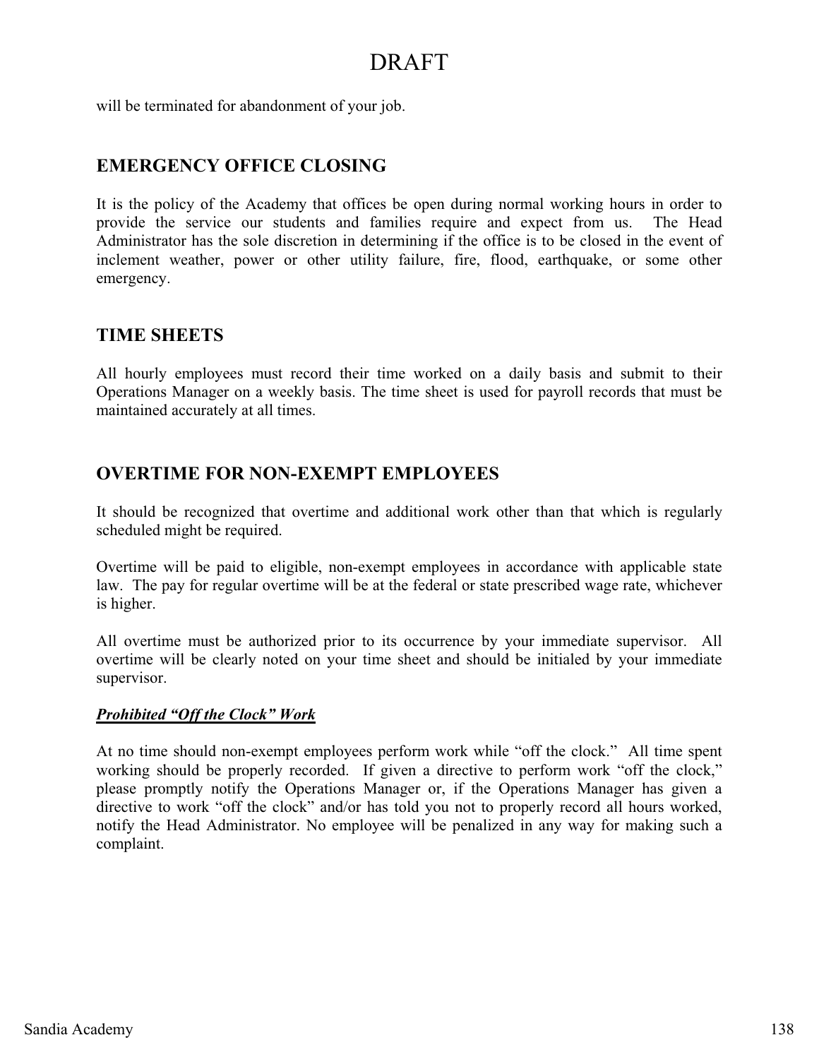will be terminated for abandonment of your job.

## EMERGENCY OFFICE CLOSING

It is the policy of the Academy that offices be open during normal working hours in order to provide the service our students and families require and expect from us. The Head Administrator has the sole discretion in determining if the office is to be closed in the event of inclement weather, power or other utility failure, fire, flood, earthquake, or some other emergency.

## TIME SHEETS

All hourly employees must record their time worked on a daily basis and submit to their Operations Manager on a weekly basis. The time sheet is used for payroll records that must be maintained accurately at all times.

## OVERTIME FOR NON-EXEMPT EMPLOYEES

It should be recognized that overtime and additional work other than that which is regularly scheduled might be required.

Overtime will be paid to eligible, non-exempt employees in accordance with applicable state law. The pay for regular overtime will be at the federal or state prescribed wage rate, whichever is higher.

All overtime must be authorized prior to its occurrence by your immediate supervisor. All overtime will be clearly noted on your time sheet and should be initialed by your immediate supervisor.

***Prohibited "Off the Clock" Work***

At no time should non-exempt employees perform work while "off the clock." All time spent working should be properly recorded. If given a directive to perform work "off the clock," please promptly notify the Operations Manager or, if the Operations Manager has given a directive to work "off the clock" and/or has told you not to properly record all hours worked, notify the Head Administrator. No employee will be penalized in any way for making such a complaint.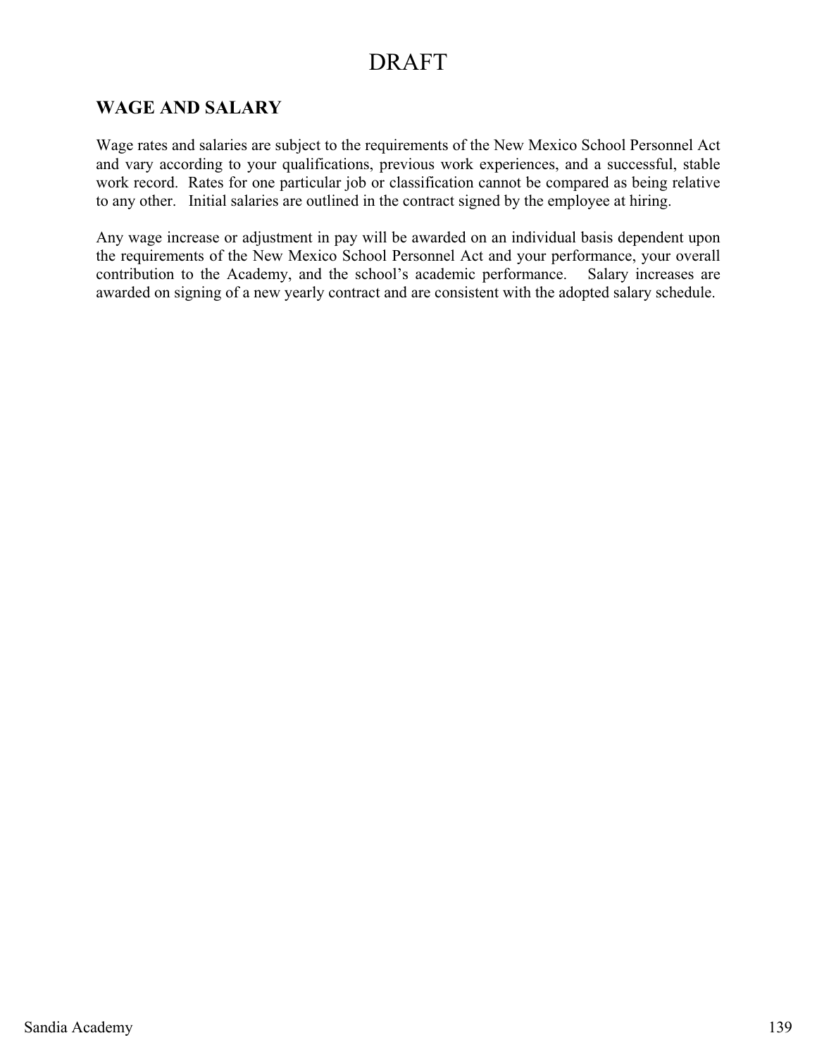DRAFT

## WAGE AND SALARY

Wage rates and salaries are subject to the requirements of the New Mexico School Personnel Act and vary according to your qualifications, previous work experiences, and a successful, stable work record. Rates for one particular job or classification cannot be compared as being relative to any other. Initial salaries are outlined in the contract signed by the employee at hiring.

Any wage increase or adjustment in pay will be awarded on an individual basis dependent upon the requirements of the New Mexico School Personnel Act and your performance, your overall contribution to the Academy, and the school's academic performance. Salary increases are awarded on signing of a new yearly contract and are consistent with the adopted salary schedule.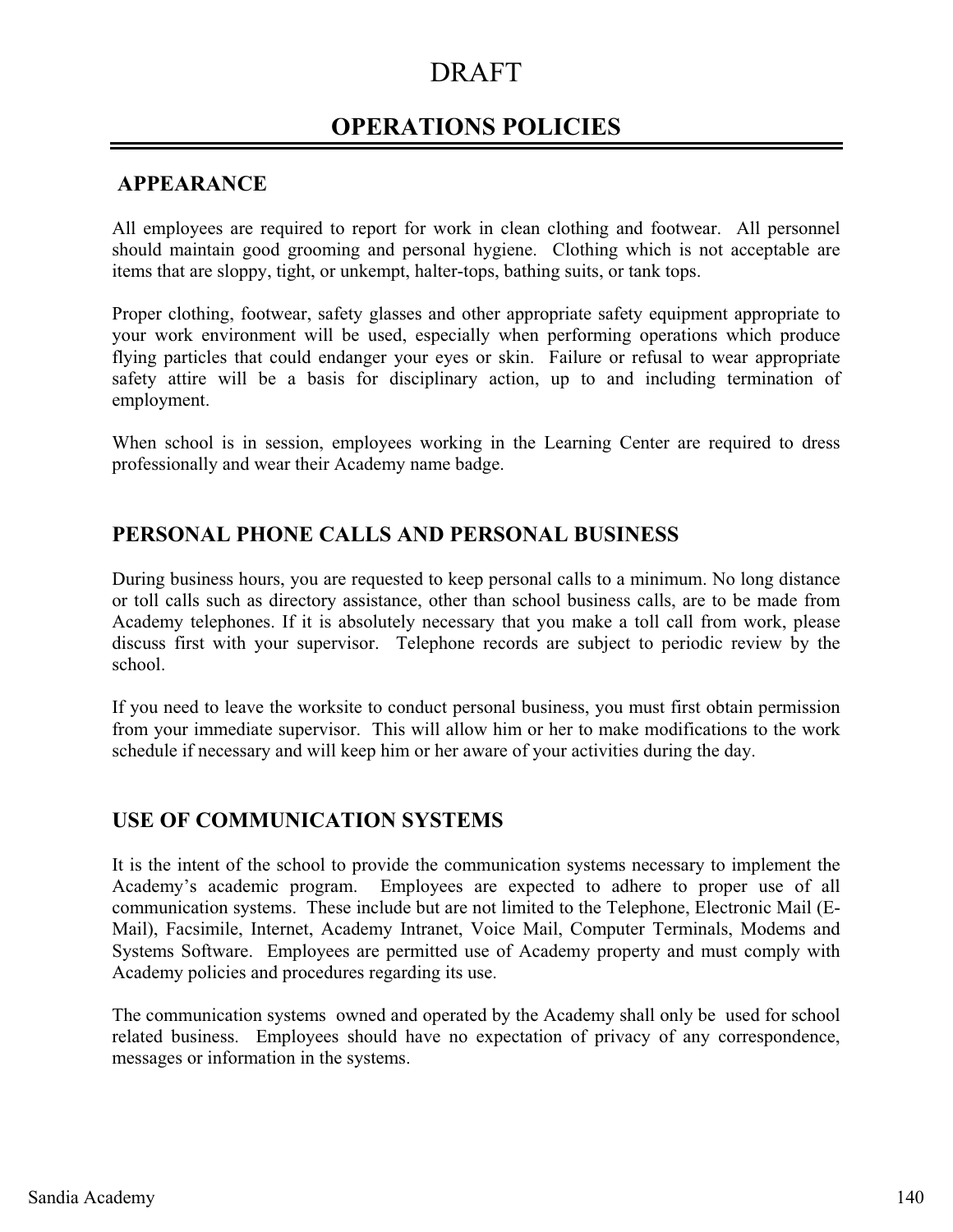DRAFT

# OPERATIONS POLICIES

## APPEARANCE

All employees are required to report for work in clean clothing and footwear. All personnel should maintain good grooming and personal hygiene. Clothing which is not acceptable are items that are sloppy, tight, or unkempt, halter-tops, bathing suits, or tank tops.

Proper clothing, footwear, safety glasses and other appropriate safety equipment appropriate to your work environment will be used, especially when performing operations which produce flying particles that could endanger your eyes or skin. Failure or refusal to wear appropriate safety attire will be a basis for disciplinary action, up to and including termination of employment.

When school is in session, employees working in the Learning Center are required to dress professionally and wear their Academy name badge.

## PERSONAL PHONE CALLS AND PERSONAL BUSINESS

During business hours, you are requested to keep personal calls to a minimum. No long distance or toll calls such as directory assistance, other than school business calls, are to be made from Academy telephones. If it is absolutely necessary that you make a toll call from work, please discuss first with your supervisor. Telephone records are subject to periodic review by the school.

If you need to leave the worksite to conduct personal business, you must first obtain permission from your immediate supervisor. This will allow him or her to make modifications to the work schedule if necessary and will keep him or her aware of your activities during the day.

## USE OF COMMUNICATION SYSTEMS

It is the intent of the school to provide the communication systems necessary to implement the Academy's academic program. Employees are expected to adhere to proper use of all communication systems. These include but are not limited to the Telephone, Electronic Mail (E-Mail), Facsimile, Internet, Academy Intranet, Voice Mail, Computer Terminals, Modems and Systems Software. Employees are permitted use of Academy property and must comply with Academy policies and procedures regarding its use.

The communication systems owned and operated by the Academy shall only be used for school related business. Employees should have no expectation of privacy of any correspondence, messages or information in the systems.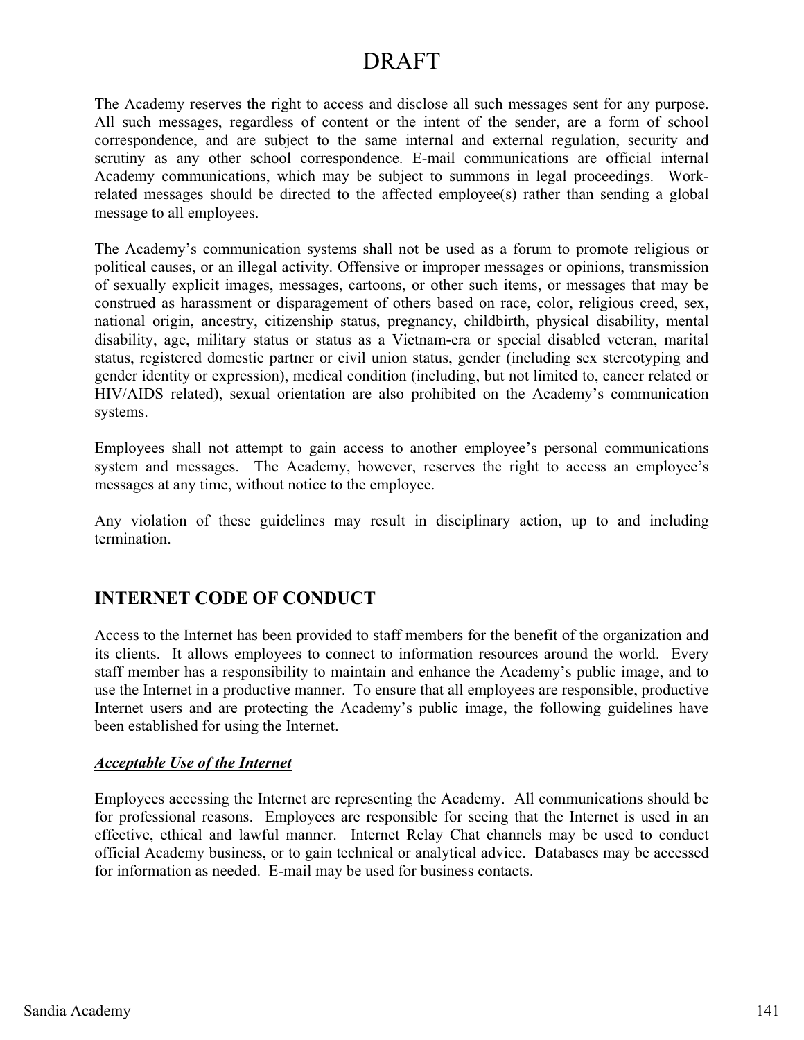DRAFT

The Academy reserves the right to access and disclose all such messages sent for any purpose. All such messages, regardless of content or the intent of the sender, are a form of school correspondence, and are subject to the same internal and external regulation, security and scrutiny as any other school correspondence. E-mail communications are official internal Academy communications, which may be subject to summons in legal proceedings. Work-related messages should be directed to the affected employee(s) rather than sending a global message to all employees.

The Academy's communication systems shall not be used as a forum to promote religious or political causes, or an illegal activity. Offensive or improper messages or opinions, transmission of sexually explicit images, messages, cartoons, or other such items, or messages that may be construed as harassment or disparagement of others based on race, color, religious creed, sex, national origin, ancestry, citizenship status, pregnancy, childbirth, physical disability, mental disability, age, military status or status as a Vietnam-era or special disabled veteran, marital status, registered domestic partner or civil union status, gender (including sex stereotyping and gender identity or expression), medical condition (including, but not limited to, cancer related or HIV/AIDS related), sexual orientation are also prohibited on the Academy's communication systems.

Employees shall not attempt to gain access to another employee's personal communications system and messages. The Academy, however, reserves the right to access an employee's messages at any time, without notice to the employee.

Any violation of these guidelines may result in disciplinary action, up to and including termination.

## INTERNET CODE OF CONDUCT

Access to the Internet has been provided to staff members for the benefit of the organization and its clients. It allows employees to connect to information resources around the world. Every staff member has a responsibility to maintain and enhance the Academy's public image, and to use the Internet in a productive manner. To ensure that all employees are responsible, productive Internet users and are protecting the Academy's public image, the following guidelines have been established for using the Internet.

***Acceptable Use of the Internet***

Employees accessing the Internet are representing the Academy. All communications should be for professional reasons. Employees are responsible for seeing that the Internet is used in an effective, ethical and lawful manner. Internet Relay Chat channels may be used to conduct official Academy business, or to gain technical or analytical advice. Databases may be accessed for information as needed. E-mail may be used for business contacts.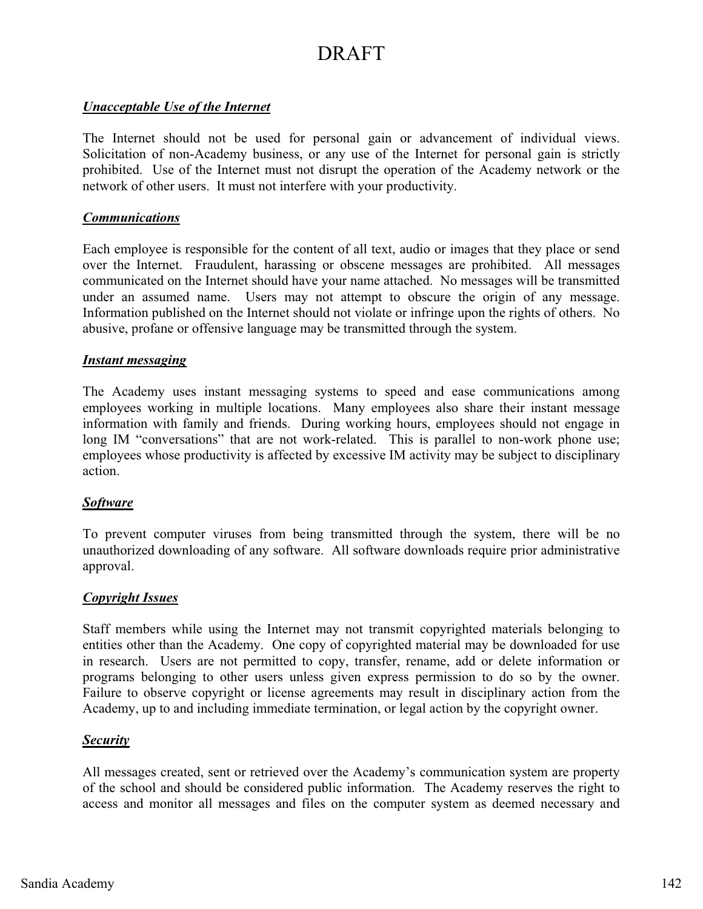# DRAFT

***Unacceptable Use of the Internet***

The Internet should not be used for personal gain or advancement of individual views. Solicitation of non-Academy business, or any use of the Internet for personal gain is strictly prohibited. Use of the Internet must not disrupt the operation of the Academy network or the network of other users. It must not interfere with your productivity.

***Communications***

Each employee is responsible for the content of all text, audio or images that they place or send over the Internet. Fraudulent, harassing or obscene messages are prohibited. All messages communicated on the Internet should have your name attached. No messages will be transmitted under an assumed name. Users may not attempt to obscure the origin of any message. Information published on the Internet should not violate or infringe upon the rights of others. No abusive, profane or offensive language may be transmitted through the system.

***Instant messaging***

The Academy uses instant messaging systems to speed and ease communications among employees working in multiple locations. Many employees also share their instant message information with family and friends. During working hours, employees should not engage in long IM "conversations" that are not work-related. This is parallel to non-work phone use; employees whose productivity is affected by excessive IM activity may be subject to disciplinary action.

***Software***

To prevent computer viruses from being transmitted through the system, there will be no unauthorized downloading of any software. All software downloads require prior administrative approval.

***Copyright Issues***

Staff members while using the Internet may not transmit copyrighted materials belonging to entities other than the Academy. One copy of copyrighted material may be downloaded for use in research. Users are not permitted to copy, transfer, rename, add or delete information or programs belonging to other users unless given express permission to do so by the owner. Failure to observe copyright or license agreements may result in disciplinary action from the Academy, up to and including immediate termination, or legal action by the copyright owner.

***Security***

All messages created, sent or retrieved over the Academy's communication system are property of the school and should be considered public information. The Academy reserves the right to access and monitor all messages and files on the computer system as deemed necessary and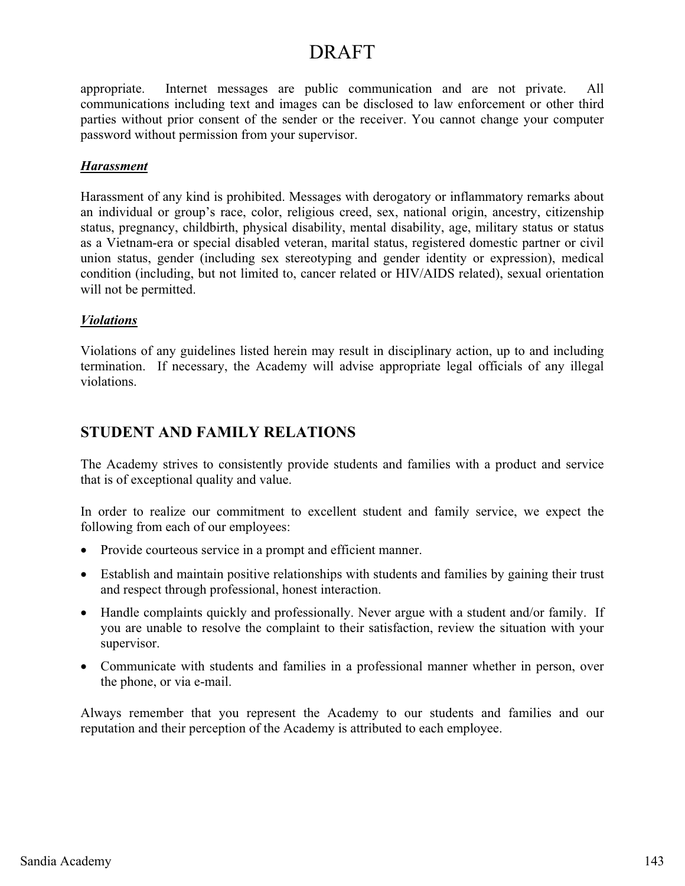DRAFT

appropriate. Internet messages are public communication and are not private. All communications including text and images can be disclosed to law enforcement or other third parties without prior consent of the sender or the receiver. You cannot change your computer password without permission from your supervisor.

***Harassment***

Harassment of any kind is prohibited. Messages with derogatory or inflammatory remarks about an individual or group's race, color, religious creed, sex, national origin, ancestry, citizenship status, pregnancy, childbirth, physical disability, mental disability, age, military status or status as a Vietnam-era or special disabled veteran, marital status, registered domestic partner or civil union status, gender (including sex stereotyping and gender identity or expression), medical condition (including, but not limited to, cancer related or HIV/AIDS related), sexual orientation will not be permitted.

***Violations***

Violations of any guidelines listed herein may result in disciplinary action, up to and including termination. If necessary, the Academy will advise appropriate legal officials of any illegal violations.

## STUDENT AND FAMILY RELATIONS

The Academy strives to consistently provide students and families with a product and service that is of exceptional quality and value.

In order to realize our commitment to excellent student and family service, we expect the following from each of our employees:

- Provide courteous service in a prompt and efficient manner.
- Establish and maintain positive relationships with students and families by gaining their trust and respect through professional, honest interaction.
- Handle complaints quickly and professionally. Never argue with a student and/or family. If you are unable to resolve the complaint to their satisfaction, review the situation with your supervisor.
- Communicate with students and families in a professional manner whether in person, over the phone, or via e-mail.

Always remember that you represent the Academy to our students and families and our reputation and their perception of the Academy is attributed to each employee.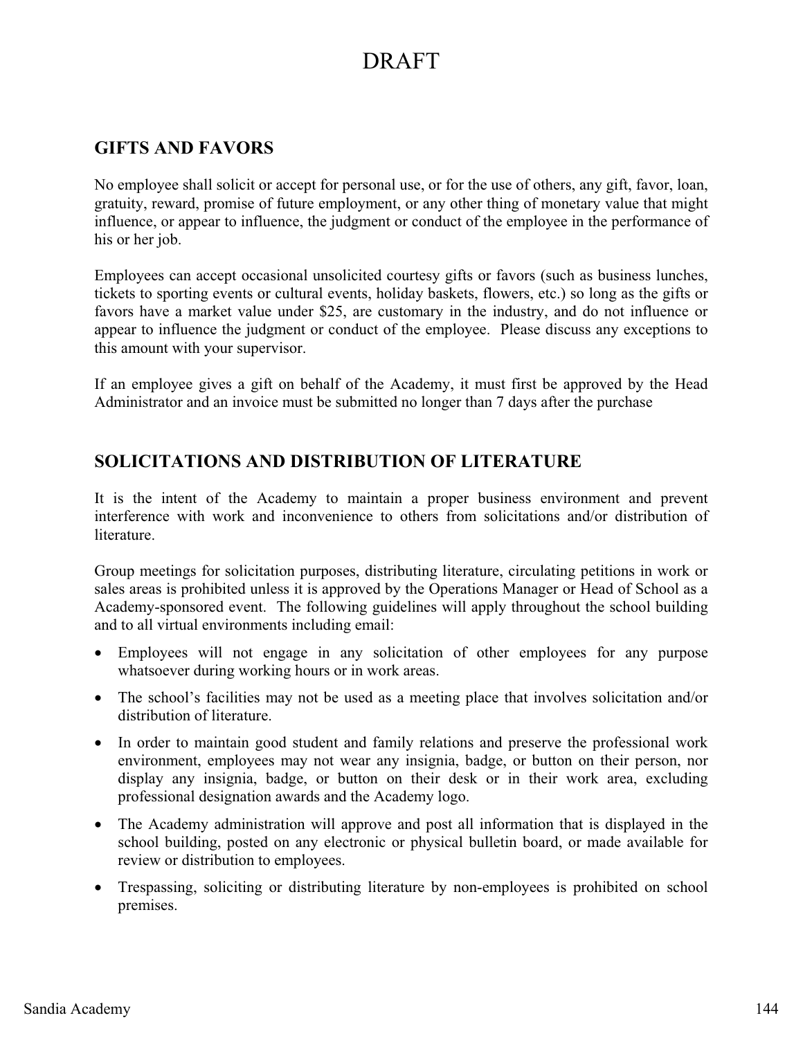DRAFT

## GIFTS AND FAVORS

No employee shall solicit or accept for personal use, or for the use of others, any gift, favor, loan, gratuity, reward, promise of future employment, or any other thing of monetary value that might influence, or appear to influence, the judgment or conduct of the employee in the performance of his or her job.

Employees can accept occasional unsolicited courtesy gifts or favors (such as business lunches, tickets to sporting events or cultural events, holiday baskets, flowers, etc.) so long as the gifts or favors have a market value under $25, are customary in the industry, and do not influence or appear to influence the judgment or conduct of the employee. Please discuss any exceptions to this amount with your supervisor.

If an employee gives a gift on behalf of the Academy, it must first be approved by the Head Administrator and an invoice must be submitted no longer than 7 days after the purchase

## SOLICITATIONS AND DISTRIBUTION OF LITERATURE

It is the intent of the Academy to maintain a proper business environment and prevent interference with work and inconvenience to others from solicitations and/or distribution of literature.

Group meetings for solicitation purposes, distributing literature, circulating petitions in work or sales areas is prohibited unless it is approved by the Operations Manager or Head of School as a Academy-sponsored event. The following guidelines will apply throughout the school building and to all virtual environments including email:

- Employees will not engage in any solicitation of other employees for any purpose whatsoever during working hours or in work areas.
- The school's facilities may not be used as a meeting place that involves solicitation and/or distribution of literature.
- In order to maintain good student and family relations and preserve the professional work environment, employees may not wear any insignia, badge, or button on their person, nor display any insignia, badge, or button on their desk or in their work area, excluding professional designation awards and the Academy logo.
- The Academy administration will approve and post all information that is displayed in the school building, posted on any electronic or physical bulletin board, or made available for review or distribution to employees.
- Trespassing, soliciting or distributing literature by non-employees is prohibited on school premises.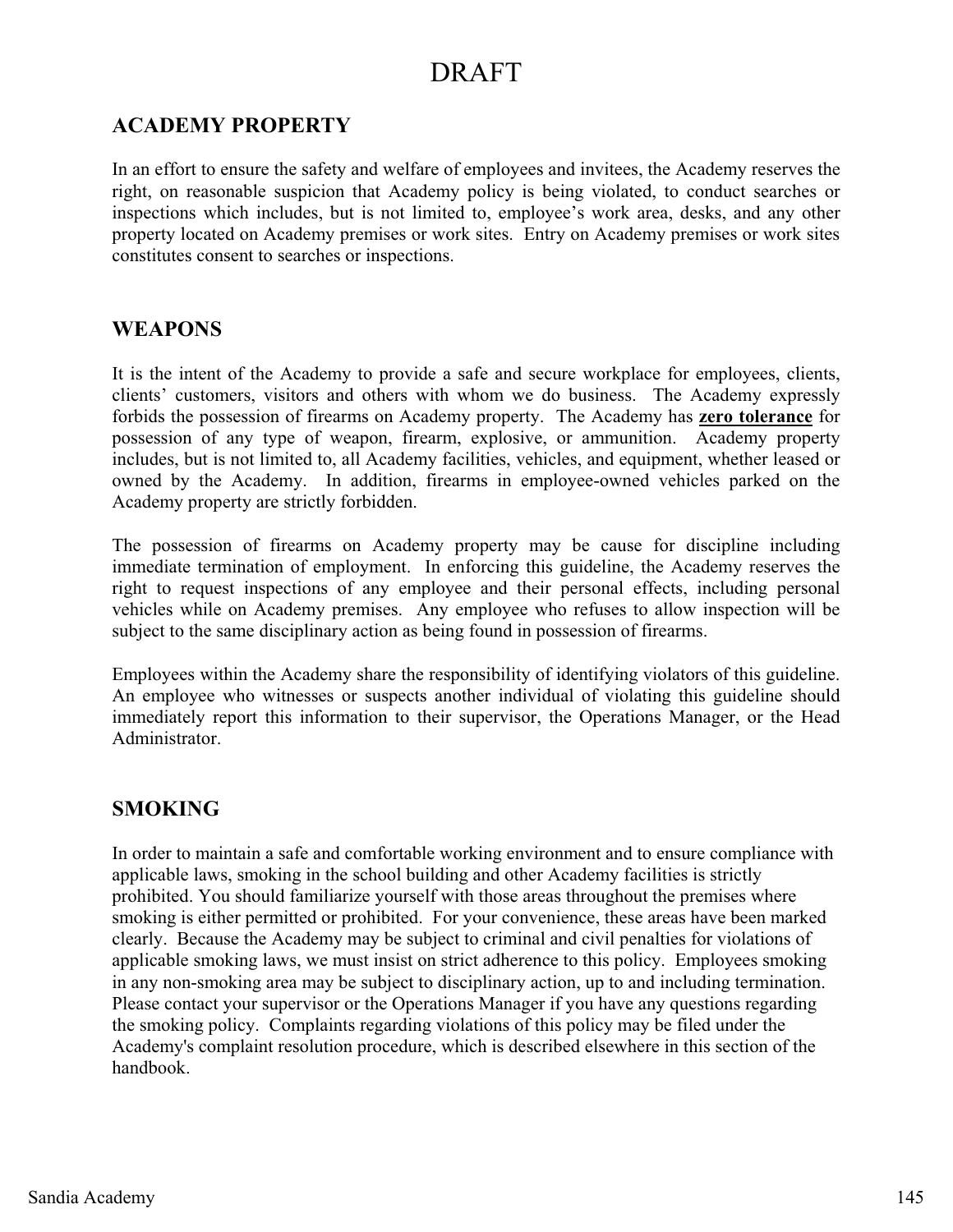DRAFT

## ACADEMY PROPERTY

In an effort to ensure the safety and welfare of employees and invitees, the Academy reserves the right, on reasonable suspicion that Academy policy is being violated, to conduct searches or inspections which includes, but is not limited to, employee's work area, desks, and any other property located on Academy premises or work sites. Entry on Academy premises or work sites constitutes consent to searches or inspections.

## WEAPONS

It is the intent of the Academy to provide a safe and secure workplace for employees, clients, clients' customers, visitors and others with whom we do business. The Academy expressly forbids the possession of firearms on Academy property. The Academy has **zero tolerance** for possession of any type of weapon, firearm, explosive, or ammunition. Academy property includes, but is not limited to, all Academy facilities, vehicles, and equipment, whether leased or owned by the Academy. In addition, firearms in employee-owned vehicles parked on the Academy property are strictly forbidden.

The possession of firearms on Academy property may be cause for discipline including immediate termination of employment. In enforcing this guideline, the Academy reserves the right to request inspections of any employee and their personal effects, including personal vehicles while on Academy premises. Any employee who refuses to allow inspection will be subject to the same disciplinary action as being found in possession of firearms.

Employees within the Academy share the responsibility of identifying violators of this guideline. An employee who witnesses or suspects another individual of violating this guideline should immediately report this information to their supervisor, the Operations Manager, or the Head Administrator.

## SMOKING

In order to maintain a safe and comfortable working environment and to ensure compliance with applicable laws, smoking in the school building and other Academy facilities is strictly prohibited. You should familiarize yourself with those areas throughout the premises where smoking is either permitted or prohibited. For your convenience, these areas have been marked clearly. Because the Academy may be subject to criminal and civil penalties for violations of applicable smoking laws, we must insist on strict adherence to this policy. Employees smoking in any non-smoking area may be subject to disciplinary action, up to and including termination. Please contact your supervisor or the Operations Manager if you have any questions regarding the smoking policy. Complaints regarding violations of this policy may be filed under the Academy's complaint resolution procedure, which is described elsewhere in this section of the handbook.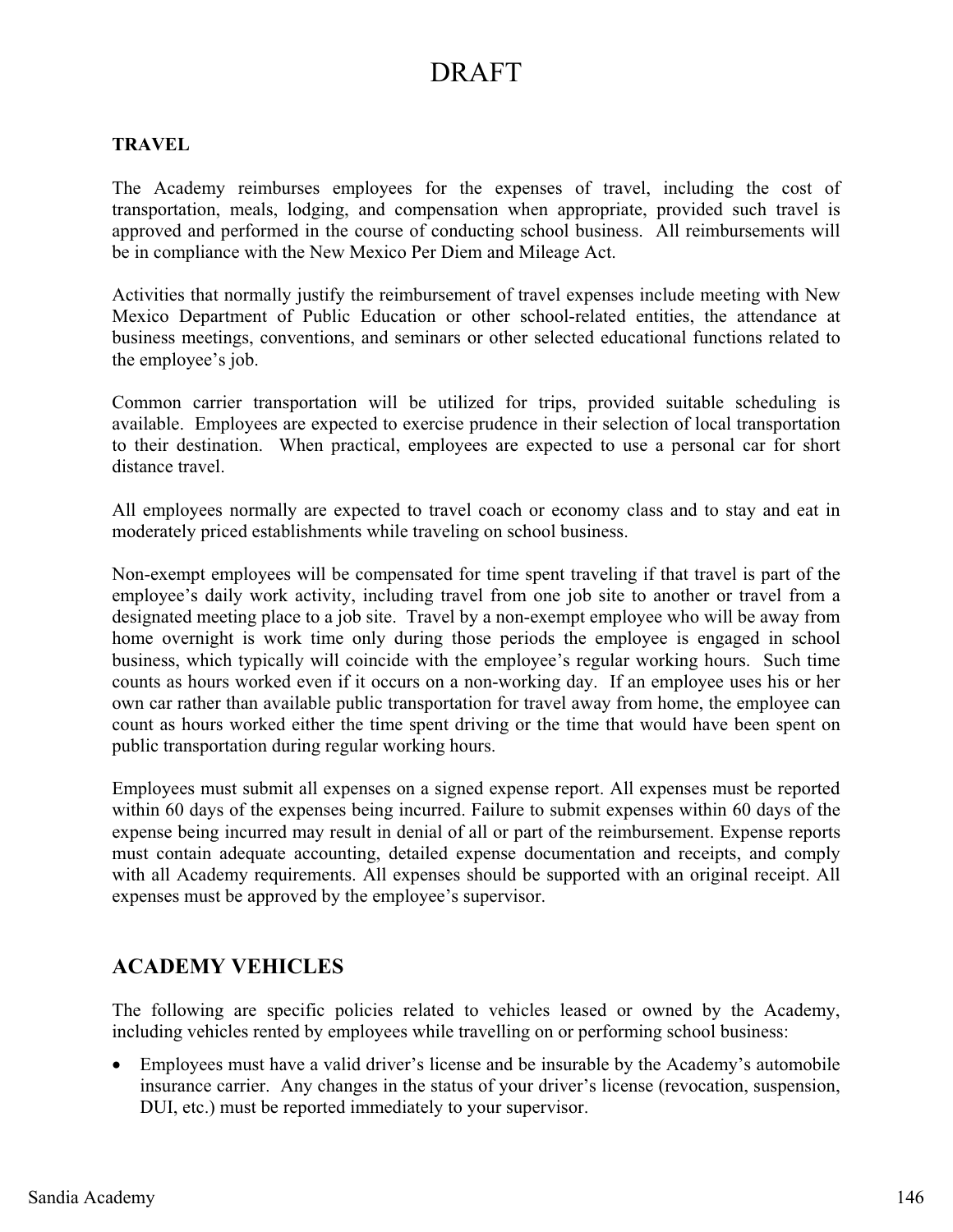DRAFT

**TRAVEL**

The Academy reimburses employees for the expenses of travel, including the cost of transportation, meals, lodging, and compensation when appropriate, provided such travel is approved and performed in the course of conducting school business. All reimbursements will be in compliance with the New Mexico Per Diem and Mileage Act.

Activities that normally justify the reimbursement of travel expenses include meeting with New Mexico Department of Public Education or other school-related entities, the attendance at business meetings, conventions, and seminars or other selected educational functions related to the employee's job.

Common carrier transportation will be utilized for trips, provided suitable scheduling is available. Employees are expected to exercise prudence in their selection of local transportation to their destination. When practical, employees are expected to use a personal car for short distance travel.

All employees normally are expected to travel coach or economy class and to stay and eat in moderately priced establishments while traveling on school business.

Non-exempt employees will be compensated for time spent traveling if that travel is part of the employee's daily work activity, including travel from one job site to another or travel from a designated meeting place to a job site. Travel by a non-exempt employee who will be away from home overnight is work time only during those periods the employee is engaged in school business, which typically will coincide with the employee's regular working hours. Such time counts as hours worked even if it occurs on a non-working day. If an employee uses his or her own car rather than available public transportation for travel away from home, the employee can count as hours worked either the time spent driving or the time that would have been spent on public transportation during regular working hours.

Employees must submit all expenses on a signed expense report. All expenses must be reported within 60 days of the expenses being incurred. Failure to submit expenses within 60 days of the expense being incurred may result in denial of all or part of the reimbursement. Expense reports must contain adequate accounting, detailed expense documentation and receipts, and comply with all Academy requirements. All expenses should be supported with an original receipt. All expenses must be approved by the employee's supervisor.

## ACADEMY VEHICLES

The following are specific policies related to vehicles leased or owned by the Academy, including vehicles rented by employees while travelling on or performing school business:

- Employees must have a valid driver's license and be insurable by the Academy's automobile insurance carrier. Any changes in the status of your driver's license (revocation, suspension, DUI, etc.) must be reported immediately to your supervisor.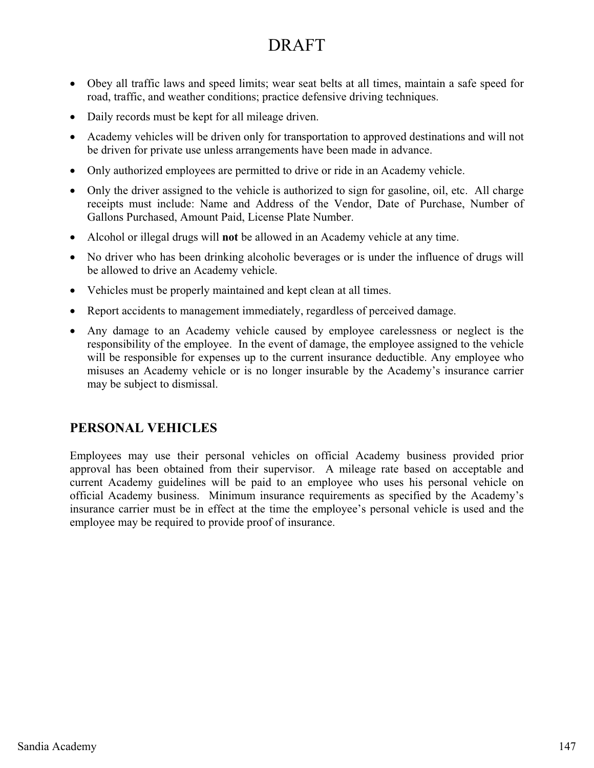DRAFT

- Obey all traffic laws and speed limits; wear seat belts at all times, maintain a safe speed for road, traffic, and weather conditions; practice defensive driving techniques.
- Daily records must be kept for all mileage driven.
- Academy vehicles will be driven only for transportation to approved destinations and will not be driven for private use unless arrangements have been made in advance.
- Only authorized employees are permitted to drive or ride in an Academy vehicle.
- Only the driver assigned to the vehicle is authorized to sign for gasoline, oil, etc. All charge receipts must include: Name and Address of the Vendor, Date of Purchase, Number of Gallons Purchased, Amount Paid, License Plate Number.
- Alcohol or illegal drugs will **not** be allowed in an Academy vehicle at any time.
- No driver who has been drinking alcoholic beverages or is under the influence of drugs will be allowed to drive an Academy vehicle.
- Vehicles must be properly maintained and kept clean at all times.
- Report accidents to management immediately, regardless of perceived damage.
- Any damage to an Academy vehicle caused by employee carelessness or neglect is the responsibility of the employee. In the event of damage, the employee assigned to the vehicle will be responsible for expenses up to the current insurance deductible. Any employee who misuses an Academy vehicle or is no longer insurable by the Academy's insurance carrier may be subject to dismissal.

## PERSONAL VEHICLES

Employees may use their personal vehicles on official Academy business provided prior approval has been obtained from their supervisor. A mileage rate based on acceptable and current Academy guidelines will be paid to an employee who uses his personal vehicle on official Academy business. Minimum insurance requirements as specified by the Academy's insurance carrier must be in effect at the time the employee's personal vehicle is used and the employee may be required to provide proof of insurance.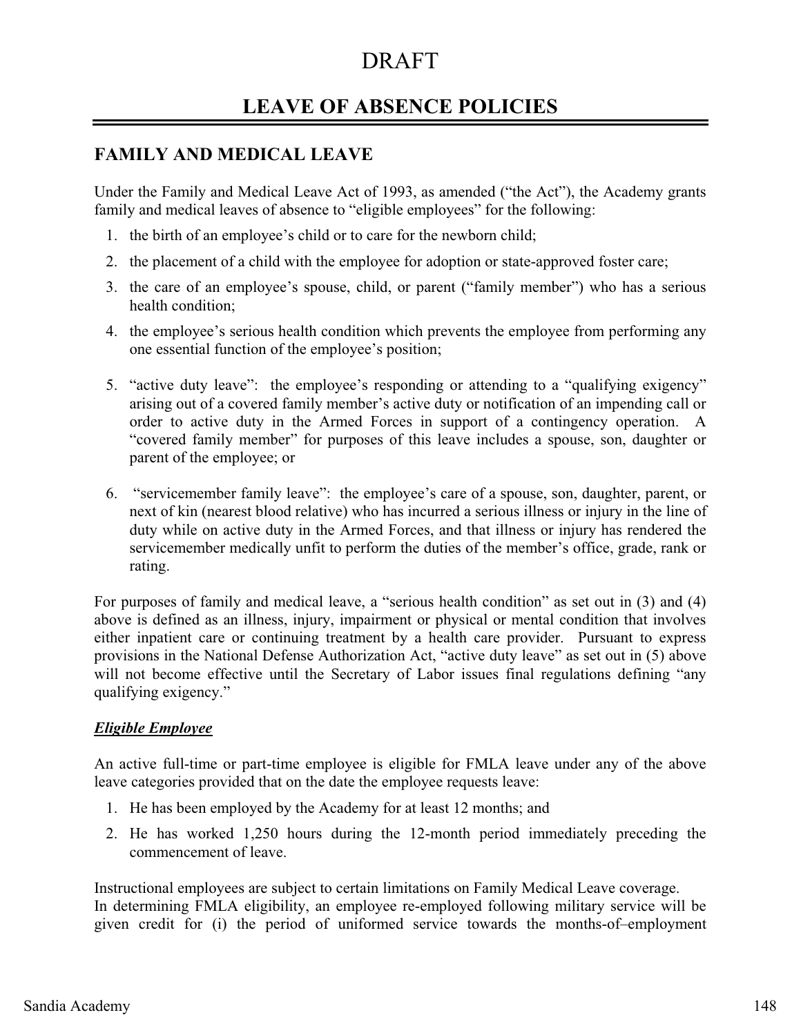# DRAFT

# LEAVE OF ABSENCE POLICIES

## FAMILY AND MEDICAL LEAVE

Under the Family and Medical Leave Act of 1993, as amended ("the Act"), the Academy grants family and medical leaves of absence to "eligible employees" for the following:

1. the birth of an employee's child or to care for the newborn child;
2. the placement of a child with the employee for adoption or state-approved foster care;
3. the care of an employee's spouse, child, or parent ("family member") who has a serious health condition;
4. the employee's serious health condition which prevents the employee from performing any one essential function of the employee's position;
5. "active duty leave": the employee's responding or attending to a "qualifying exigency" arising out of a covered family member's active duty or notification of an impending call or order to active duty in the Armed Forces in support of a contingency operation. A "covered family member" for purposes of this leave includes a spouse, son, daughter or parent of the employee; or
6. "servicemember family leave": the employee's care of a spouse, son, daughter, parent, or next of kin (nearest blood relative) who has incurred a serious illness or injury in the line of duty while on active duty in the Armed Forces, and that illness or injury has rendered the servicemember medically unfit to perform the duties of the member's office, grade, rank or rating.

For purposes of family and medical leave, a "serious health condition" as set out in (3) and (4) above is defined as an illness, injury, impairment or physical or mental condition that involves either inpatient care or continuing treatment by a health care provider. Pursuant to express provisions in the National Defense Authorization Act, "active duty leave" as set out in (5) above will not become effective until the Secretary of Labor issues final regulations defining "any qualifying exigency."

***Eligible Employee***

An active full-time or part-time employee is eligible for FMLA leave under any of the above leave categories provided that on the date the employee requests leave:

1. He has been employed by the Academy for at least 12 months; and
2. He has worked 1,250 hours during the 12-month period immediately preceding the commencement of leave.

Instructional employees are subject to certain limitations on Family Medical Leave coverage.
In determining FMLA eligibility, an employee re-employed following military service will be given credit for (i) the period of uniformed service towards the months-of–employment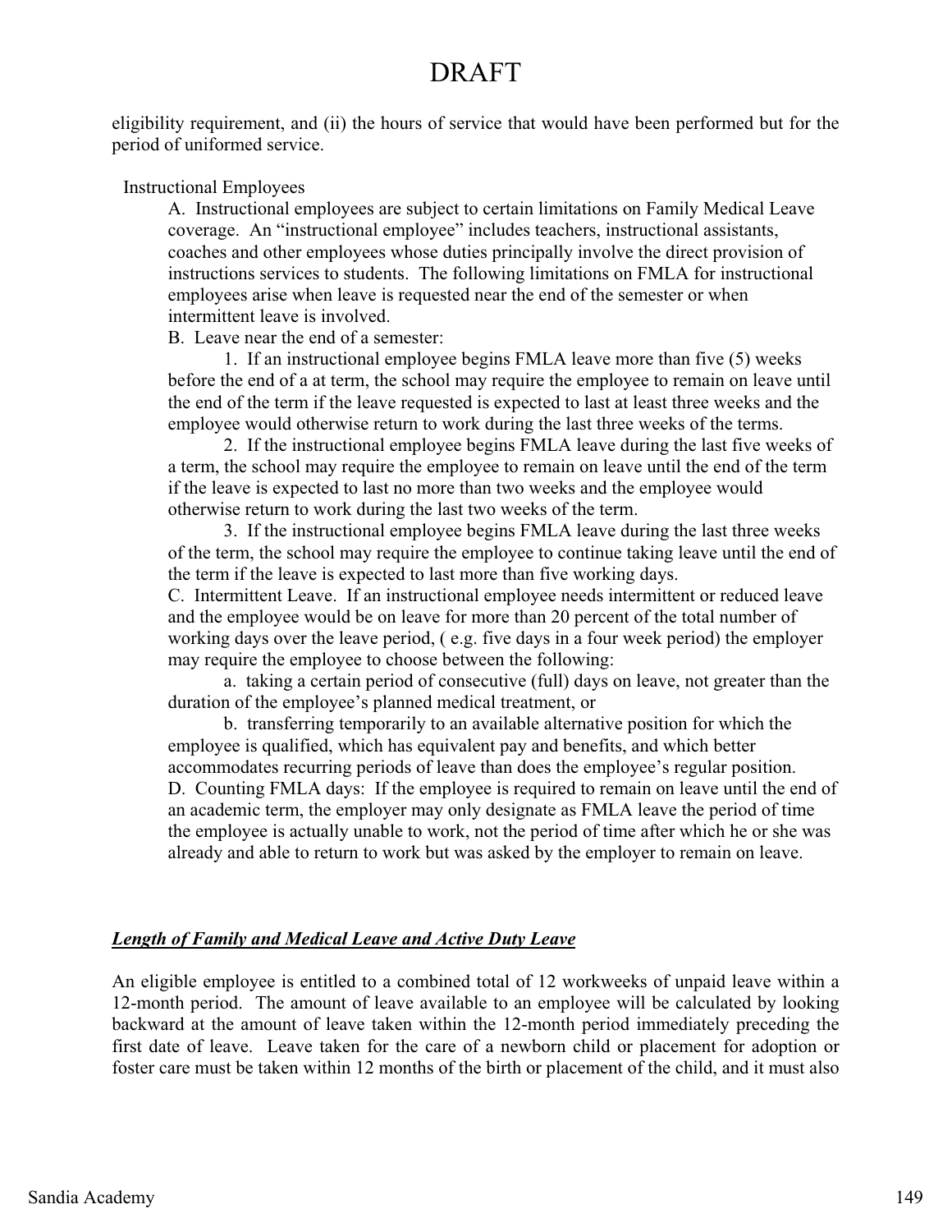eligibility requirement, and (ii) the hours of service that would have been performed but for the period of uniformed service.

Instructional Employees

A. Instructional employees are subject to certain limitations on Family Medical Leave coverage. An "instructional employee" includes teachers, instructional assistants, coaches and other employees whose duties principally involve the direct provision of instructions services to students. The following limitations on FMLA for instructional employees arise when leave is requested near the end of the semester or when intermittent leave is involved.

B. Leave near the end of a semester:

1. If an instructional employee begins FMLA leave more than five (5) weeks before the end of a at term, the school may require the employee to remain on leave until the end of the term if the leave requested is expected to last at least three weeks and the employee would otherwise return to work during the last three weeks of the terms.

2. If the instructional employee begins FMLA leave during the last five weeks of a term, the school may require the employee to remain on leave until the end of the term if the leave is expected to last no more than two weeks and the employee would otherwise return to work during the last two weeks of the term.

3. If the instructional employee begins FMLA leave during the last three weeks of the term, the school may require the employee to continue taking leave until the end of the term if the leave is expected to last more than five working days.

C. Intermittent Leave. If an instructional employee needs intermittent or reduced leave and the employee would be on leave for more than 20 percent of the total number of working days over the leave period, ( e.g. five days in a four week period) the employer may require the employee to choose between the following:

a. taking a certain period of consecutive (full) days on leave, not greater than the duration of the employee's planned medical treatment, or

b. transferring temporarily to an available alternative position for which the employee is qualified, which has equivalent pay and benefits, and which better accommodates recurring periods of leave than does the employee's regular position.

D. Counting FMLA days: If the employee is required to remain on leave until the end of an academic term, the employer may only designate as FMLA leave the period of time the employee is actually unable to work, not the period of time after which he or she was already and able to return to work but was asked by the employer to remain on leave.

***Length of Family and Medical Leave and Active Duty Leave***

An eligible employee is entitled to a combined total of 12 workweeks of unpaid leave within a 12-month period. The amount of leave available to an employee will be calculated by looking backward at the amount of leave taken within the 12-month period immediately preceding the first date of leave. Leave taken for the care of a newborn child or placement for adoption or foster care must be taken within 12 months of the birth or placement of the child, and it must also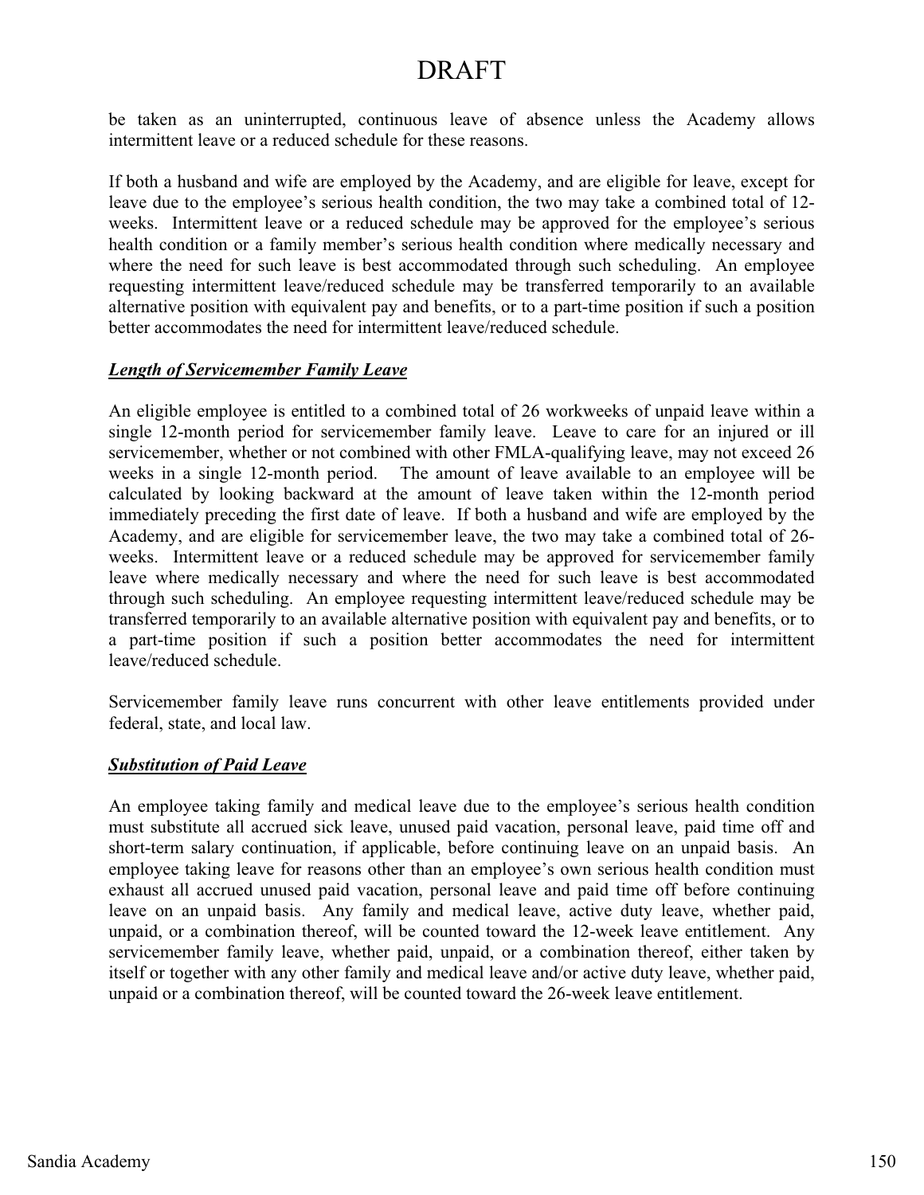be taken as an uninterrupted, continuous leave of absence unless the Academy allows intermittent leave or a reduced schedule for these reasons.

If both a husband and wife are employed by the Academy, and are eligible for leave, except for leave due to the employee's serious health condition, the two may take a combined total of 12-weeks. Intermittent leave or a reduced schedule may be approved for the employee's serious health condition or a family member's serious health condition where medically necessary and where the need for such leave is best accommodated through such scheduling. An employee requesting intermittent leave/reduced schedule may be transferred temporarily to an available alternative position with equivalent pay and benefits, or to a part-time position if such a position better accommodates the need for intermittent leave/reduced schedule.

***Length of Servicemember Family Leave***

An eligible employee is entitled to a combined total of 26 workweeks of unpaid leave within a single 12-month period for servicemember family leave. Leave to care for an injured or ill servicemember, whether or not combined with other FMLA-qualifying leave, may not exceed 26 weeks in a single 12-month period. The amount of leave available to an employee will be calculated by looking backward at the amount of leave taken within the 12-month period immediately preceding the first date of leave. If both a husband and wife are employed by the Academy, and are eligible for servicemember leave, the two may take a combined total of 26-weeks. Intermittent leave or a reduced schedule may be approved for servicemember family leave where medically necessary and where the need for such leave is best accommodated through such scheduling. An employee requesting intermittent leave/reduced schedule may be transferred temporarily to an available alternative position with equivalent pay and benefits, or to a part-time position if such a position better accommodates the need for intermittent leave/reduced schedule.

Servicemember family leave runs concurrent with other leave entitlements provided under federal, state, and local law.

***Substitution of Paid Leave***

An employee taking family and medical leave due to the employee's serious health condition must substitute all accrued sick leave, unused paid vacation, personal leave, paid time off and short-term salary continuation, if applicable, before continuing leave on an unpaid basis. An employee taking leave for reasons other than an employee's own serious health condition must exhaust all accrued unused paid vacation, personal leave and paid time off before continuing leave on an unpaid basis. Any family and medical leave, active duty leave, whether paid, unpaid, or a combination thereof, will be counted toward the 12-week leave entitlement. Any servicemember family leave, whether paid, unpaid, or a combination thereof, either taken by itself or together with any other family and medical leave and/or active duty leave, whether paid, unpaid or a combination thereof, will be counted toward the 26-week leave entitlement.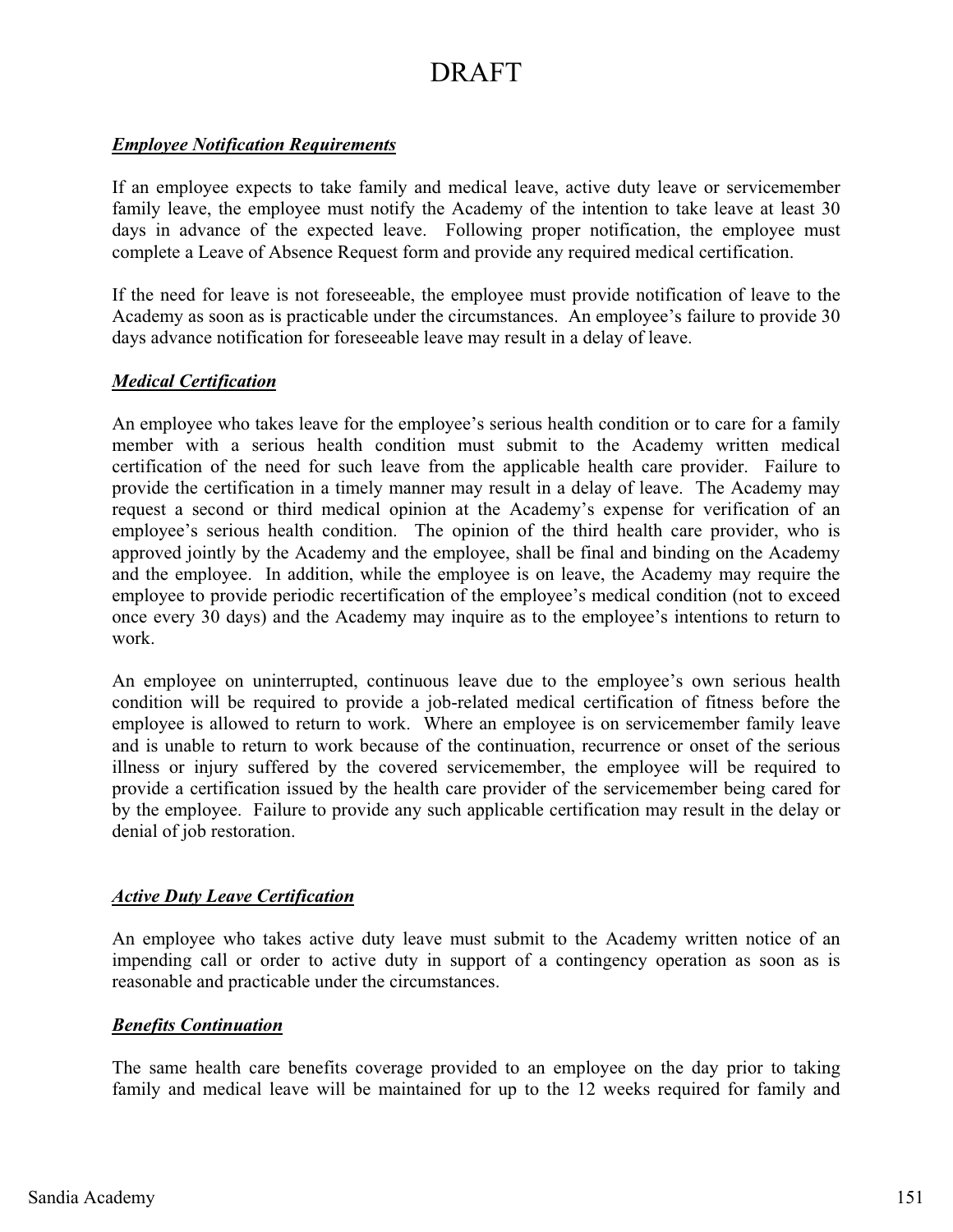DRAFT

***Employee Notification Requirements***

If an employee expects to take family and medical leave, active duty leave or servicemember family leave, the employee must notify the Academy of the intention to take leave at least 30 days in advance of the expected leave. Following proper notification, the employee must complete a Leave of Absence Request form and provide any required medical certification.

If the need for leave is not foreseeable, the employee must provide notification of leave to the Academy as soon as is practicable under the circumstances. An employee's failure to provide 30 days advance notification for foreseeable leave may result in a delay of leave.

***Medical Certification***

An employee who takes leave for the employee's serious health condition or to care for a family member with a serious health condition must submit to the Academy written medical certification of the need for such leave from the applicable health care provider. Failure to provide the certification in a timely manner may result in a delay of leave. The Academy may request a second or third medical opinion at the Academy's expense for verification of an employee's serious health condition. The opinion of the third health care provider, who is approved jointly by the Academy and the employee, shall be final and binding on the Academy and the employee. In addition, while the employee is on leave, the Academy may require the employee to provide periodic recertification of the employee's medical condition (not to exceed once every 30 days) and the Academy may inquire as to the employee's intentions to return to work.

An employee on uninterrupted, continuous leave due to the employee's own serious health condition will be required to provide a job-related medical certification of fitness before the employee is allowed to return to work. Where an employee is on servicemember family leave and is unable to return to work because of the continuation, recurrence or onset of the serious illness or injury suffered by the covered servicemember, the employee will be required to provide a certification issued by the health care provider of the servicemember being cared for by the employee. Failure to provide any such applicable certification may result in the delay or denial of job restoration.

***Active Duty Leave Certification***

An employee who takes active duty leave must submit to the Academy written notice of an impending call or order to active duty in support of a contingency operation as soon as is reasonable and practicable under the circumstances.

***Benefits Continuation***

The same health care benefits coverage provided to an employee on the day prior to taking family and medical leave will be maintained for up to the 12 weeks required for family and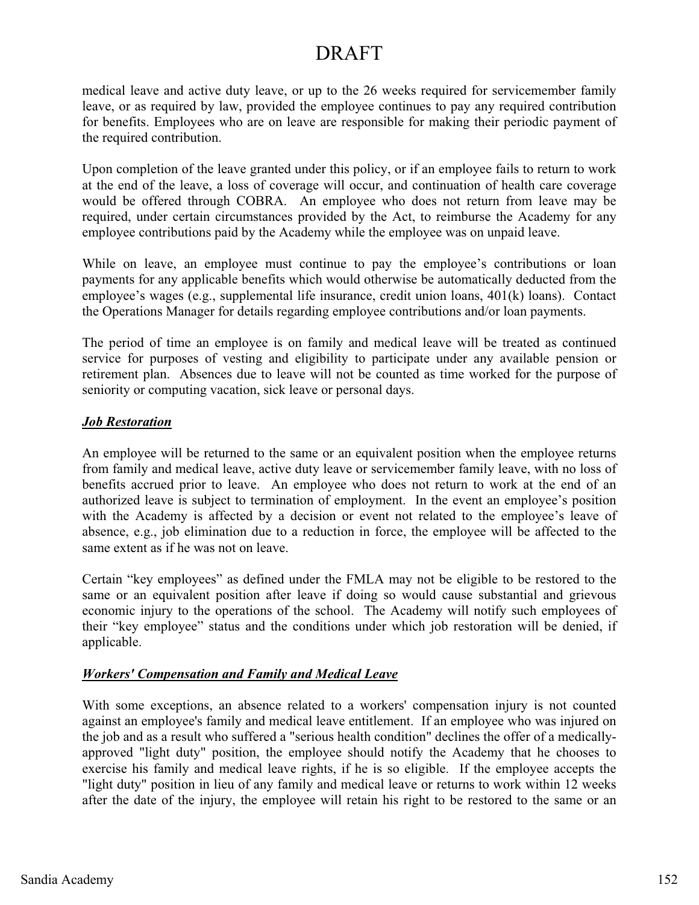# DRAFT

medical leave and active duty leave, or up to the 26 weeks required for servicemember family leave, or as required by law, provided the employee continues to pay any required contribution for benefits. Employees who are on leave are responsible for making their periodic payment of the required contribution.

Upon completion of the leave granted under this policy, or if an employee fails to return to work at the end of the leave, a loss of coverage will occur, and continuation of health care coverage would be offered through COBRA. An employee who does not return from leave may be required, under certain circumstances provided by the Act, to reimburse the Academy for any employee contributions paid by the Academy while the employee was on unpaid leave.

While on leave, an employee must continue to pay the employee's contributions or loan payments for any applicable benefits which would otherwise be automatically deducted from the employee's wages (e.g., supplemental life insurance, credit union loans, 401(k) loans). Contact the Operations Manager for details regarding employee contributions and/or loan payments.

The period of time an employee is on family and medical leave will be treated as continued service for purposes of vesting and eligibility to participate under any available pension or retirement plan. Absences due to leave will not be counted as time worked for the purpose of seniority or computing vacation, sick leave or personal days.

***Job Restoration***

An employee will be returned to the same or an equivalent position when the employee returns from family and medical leave, active duty leave or servicemember family leave, with no loss of benefits accrued prior to leave. An employee who does not return to work at the end of an authorized leave is subject to termination of employment. In the event an employee's position with the Academy is affected by a decision or event not related to the employee's leave of absence, e.g., job elimination due to a reduction in force, the employee will be affected to the same extent as if he was not on leave.

Certain "key employees" as defined under the FMLA may not be eligible to be restored to the same or an equivalent position after leave if doing so would cause substantial and grievous economic injury to the operations of the school. The Academy will notify such employees of their "key employee" status and the conditions under which job restoration will be denied, if applicable.

***Workers' Compensation and Family and Medical Leave***

With some exceptions, an absence related to a workers' compensation injury is not counted against an employee's family and medical leave entitlement. If an employee who was injured on the job and as a result who suffered a "serious health condition" declines the offer of a medically-approved "light duty" position, the employee should notify the Academy that he chooses to exercise his family and medical leave rights, if he is so eligible. If the employee accepts the "light duty" position in lieu of any family and medical leave or returns to work within 12 weeks after the date of the injury, the employee will retain his right to be restored to the same or an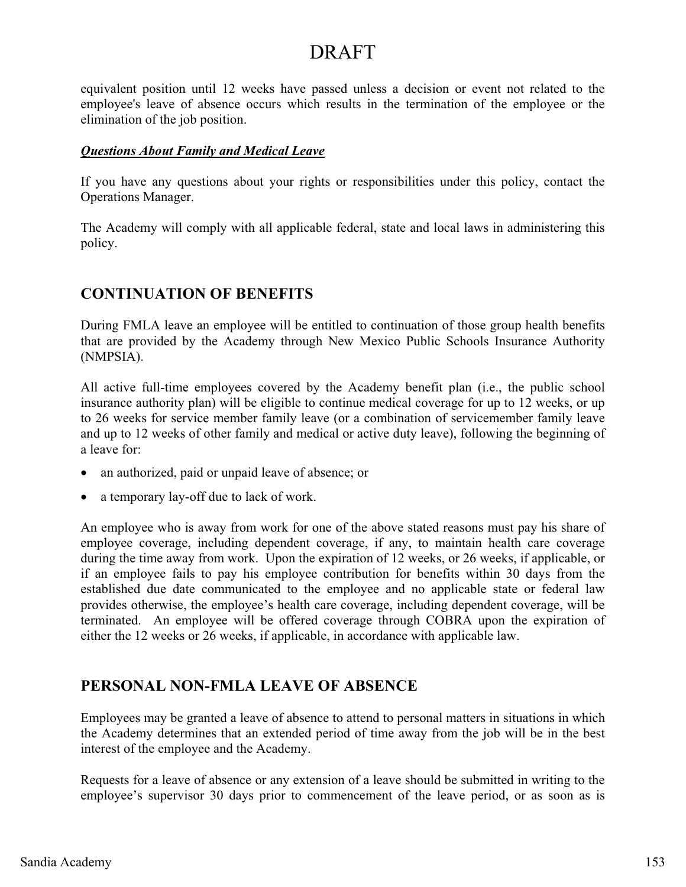DRAFT

equivalent position until 12 weeks have passed unless a decision or event not related to the employee's leave of absence occurs which results in the termination of the employee or the elimination of the job position.

***Questions About Family and Medical Leave***

If you have any questions about your rights or responsibilities under this policy, contact the Operations Manager.

The Academy will comply with all applicable federal, state and local laws in administering this policy.

## CONTINUATION OF BENEFITS

During FMLA leave an employee will be entitled to continuation of those group health benefits that are provided by the Academy through New Mexico Public Schools Insurance Authority (NMPSIA).

All active full-time employees covered by the Academy benefit plan (i.e., the public school insurance authority plan) will be eligible to continue medical coverage for up to 12 weeks, or up to 26 weeks for service member family leave (or a combination of servicemember family leave and up to 12 weeks of other family and medical or active duty leave), following the beginning of a leave for:

- an authorized, paid or unpaid leave of absence; or
- a temporary lay-off due to lack of work.

An employee who is away from work for one of the above stated reasons must pay his share of employee coverage, including dependent coverage, if any, to maintain health care coverage during the time away from work. Upon the expiration of 12 weeks, or 26 weeks, if applicable, or if an employee fails to pay his employee contribution for benefits within 30 days from the established due date communicated to the employee and no applicable state or federal law provides otherwise, the employee's health care coverage, including dependent coverage, will be terminated. An employee will be offered coverage through COBRA upon the expiration of either the 12 weeks or 26 weeks, if applicable, in accordance with applicable law.

## PERSONAL NON-FMLA LEAVE OF ABSENCE

Employees may be granted a leave of absence to attend to personal matters in situations in which the Academy determines that an extended period of time away from the job will be in the best interest of the employee and the Academy.

Requests for a leave of absence or any extension of a leave should be submitted in writing to the employee's supervisor 30 days prior to commencement of the leave period, or as soon as is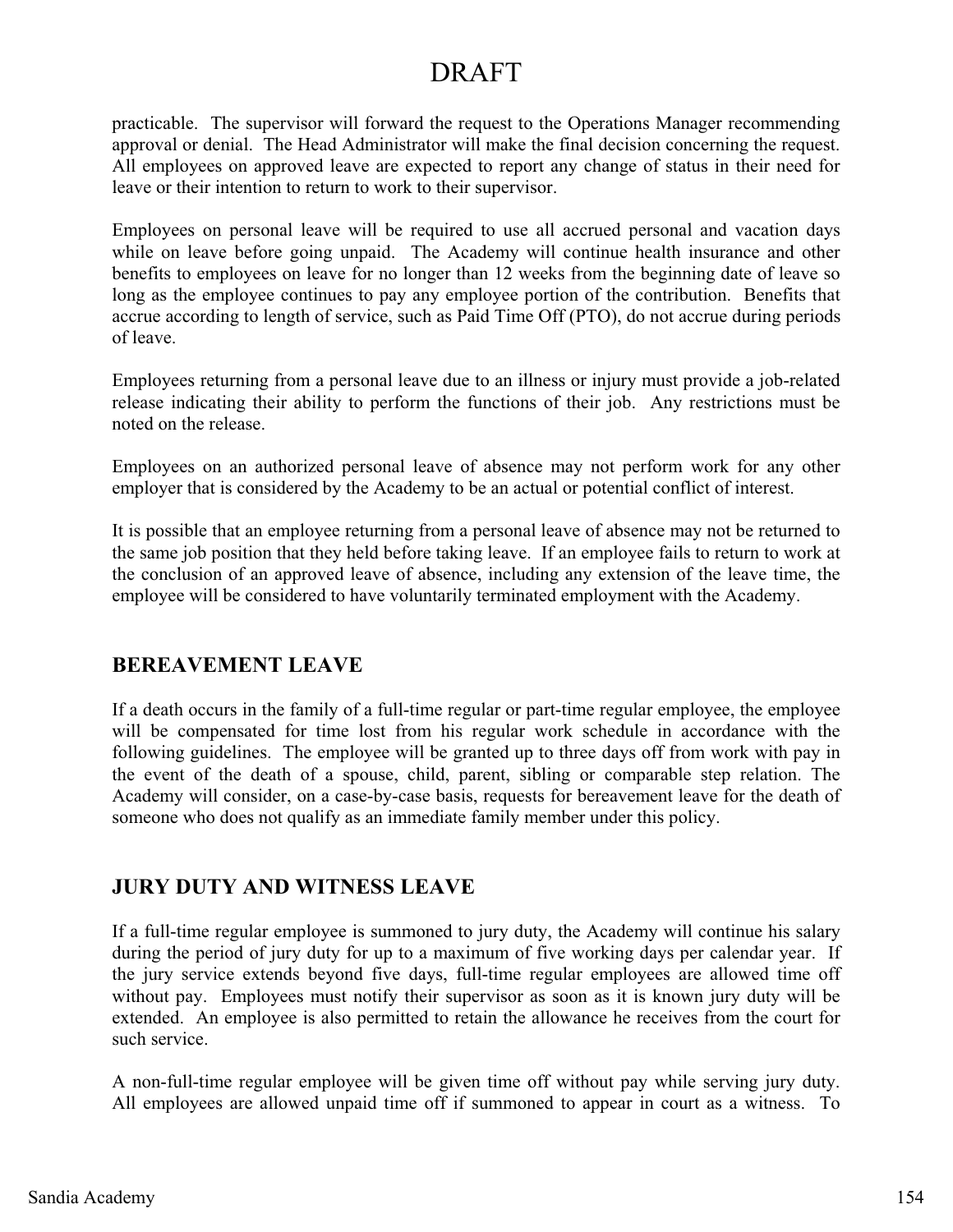practicable. The supervisor will forward the request to the Operations Manager recommending approval or denial. The Head Administrator will make the final decision concerning the request. All employees on approved leave are expected to report any change of status in their need for leave or their intention to return to work to their supervisor.

Employees on personal leave will be required to use all accrued personal and vacation days while on leave before going unpaid. The Academy will continue health insurance and other benefits to employees on leave for no longer than 12 weeks from the beginning date of leave so long as the employee continues to pay any employee portion of the contribution. Benefits that accrue according to length of service, such as Paid Time Off (PTO), do not accrue during periods of leave.

Employees returning from a personal leave due to an illness or injury must provide a job-related release indicating their ability to perform the functions of their job. Any restrictions must be noted on the release.

Employees on an authorized personal leave of absence may not perform work for any other employer that is considered by the Academy to be an actual or potential conflict of interest.

It is possible that an employee returning from a personal leave of absence may not be returned to the same job position that they held before taking leave. If an employee fails to return to work at the conclusion of an approved leave of absence, including any extension of the leave time, the employee will be considered to have voluntarily terminated employment with the Academy.

## BEREAVEMENT LEAVE

If a death occurs in the family of a full-time regular or part-time regular employee, the employee will be compensated for time lost from his regular work schedule in accordance with the following guidelines. The employee will be granted up to three days off from work with pay in the event of the death of a spouse, child, parent, sibling or comparable step relation. The Academy will consider, on a case-by-case basis, requests for bereavement leave for the death of someone who does not qualify as an immediate family member under this policy.

## JURY DUTY AND WITNESS LEAVE

If a full-time regular employee is summoned to jury duty, the Academy will continue his salary during the period of jury duty for up to a maximum of five working days per calendar year. If the jury service extends beyond five days, full-time regular employees are allowed time off without pay. Employees must notify their supervisor as soon as it is known jury duty will be extended. An employee is also permitted to retain the allowance he receives from the court for such service.

A non-full-time regular employee will be given time off without pay while serving jury duty. All employees are allowed unpaid time off if summoned to appear in court as a witness. To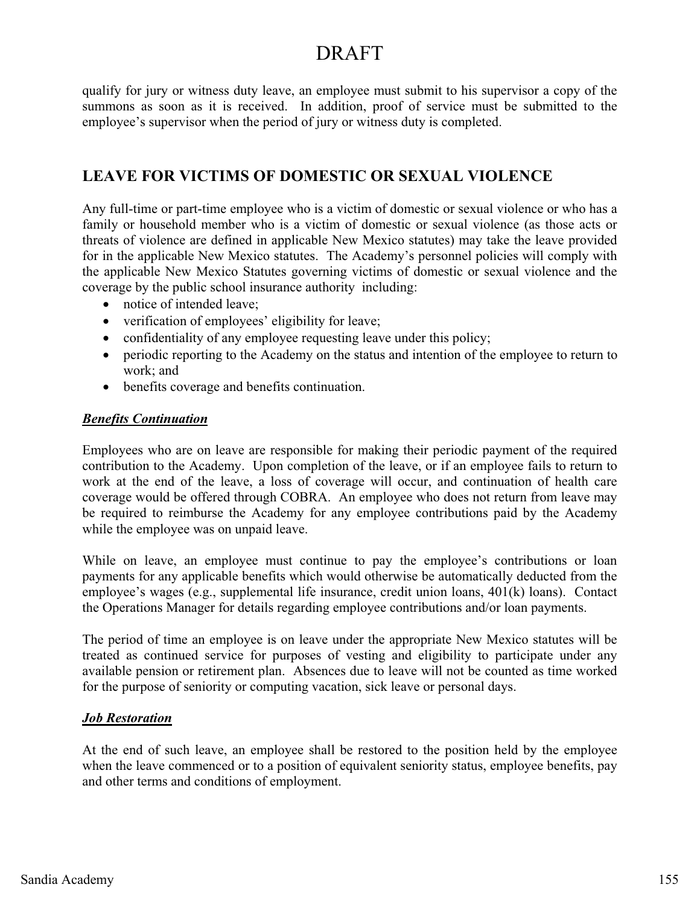qualify for jury or witness duty leave, an employee must submit to his supervisor a copy of the summons as soon as it is received. In addition, proof of service must be submitted to the employee's supervisor when the period of jury or witness duty is completed.

## LEAVE FOR VICTIMS OF DOMESTIC OR SEXUAL VIOLENCE

Any full-time or part-time employee who is a victim of domestic or sexual violence or who has a family or household member who is a victim of domestic or sexual violence (as those acts or threats of violence are defined in applicable New Mexico statutes) may take the leave provided for in the applicable New Mexico statutes. The Academy's personnel policies will comply with the applicable New Mexico Statutes governing victims of domestic or sexual violence and the coverage by the public school insurance authority including:

- notice of intended leave;
- verification of employees' eligibility for leave;
- confidentiality of any employee requesting leave under this policy;
- periodic reporting to the Academy on the status and intention of the employee to return to work; and
- benefits coverage and benefits continuation.

### ***Benefits Continuation***

Employees who are on leave are responsible for making their periodic payment of the required contribution to the Academy. Upon completion of the leave, or if an employee fails to return to work at the end of the leave, a loss of coverage will occur, and continuation of health care coverage would be offered through COBRA. An employee who does not return from leave may be required to reimburse the Academy for any employee contributions paid by the Academy while the employee was on unpaid leave.

While on leave, an employee must continue to pay the employee's contributions or loan payments for any applicable benefits which would otherwise be automatically deducted from the employee's wages (e.g., supplemental life insurance, credit union loans, 401(k) loans). Contact the Operations Manager for details regarding employee contributions and/or loan payments.

The period of time an employee is on leave under the appropriate New Mexico statutes will be treated as continued service for purposes of vesting and eligibility to participate under any available pension or retirement plan. Absences due to leave will not be counted as time worked for the purpose of seniority or computing vacation, sick leave or personal days.

### ***Job Restoration***

At the end of such leave, an employee shall be restored to the position held by the employee when the leave commenced or to a position of equivalent seniority status, employee benefits, pay and other terms and conditions of employment.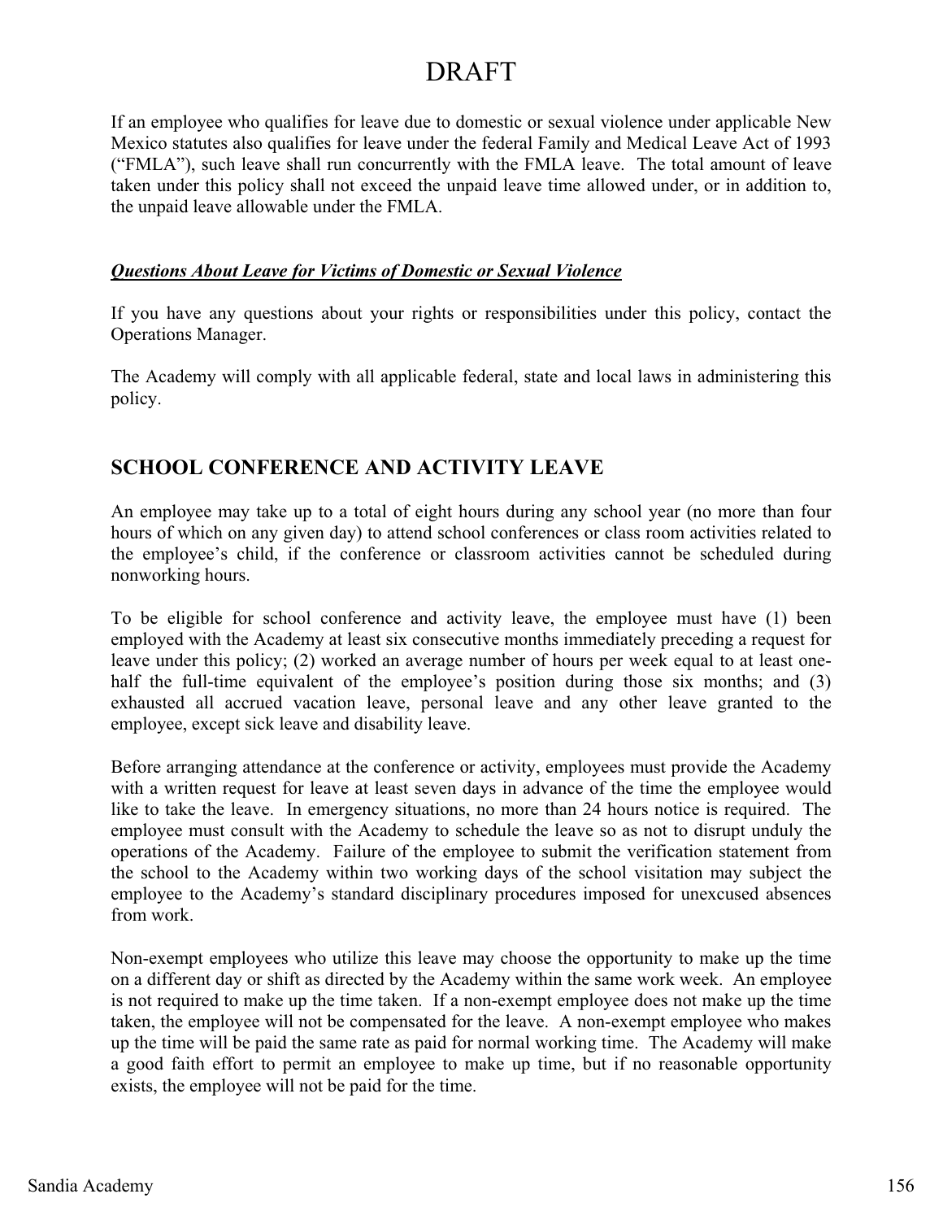DRAFT

If an employee who qualifies for leave due to domestic or sexual violence under applicable New Mexico statutes also qualifies for leave under the federal Family and Medical Leave Act of 1993 ("FMLA"), such leave shall run concurrently with the FMLA leave. The total amount of leave taken under this policy shall not exceed the unpaid leave time allowed under, or in addition to, the unpaid leave allowable under the FMLA.

***Questions About Leave for Victims of Domestic or Sexual Violence***

If you have any questions about your rights or responsibilities under this policy, contact the Operations Manager.

The Academy will comply with all applicable federal, state and local laws in administering this policy.

## SCHOOL CONFERENCE AND ACTIVITY LEAVE

An employee may take up to a total of eight hours during any school year (no more than four hours of which on any given day) to attend school conferences or class room activities related to the employee's child, if the conference or classroom activities cannot be scheduled during nonworking hours.

To be eligible for school conference and activity leave, the employee must have (1) been employed with the Academy at least six consecutive months immediately preceding a request for leave under this policy; (2) worked an average number of hours per week equal to at least one-half the full-time equivalent of the employee's position during those six months; and (3) exhausted all accrued vacation leave, personal leave and any other leave granted to the employee, except sick leave and disability leave.

Before arranging attendance at the conference or activity, employees must provide the Academy with a written request for leave at least seven days in advance of the time the employee would like to take the leave. In emergency situations, no more than 24 hours notice is required. The employee must consult with the Academy to schedule the leave so as not to disrupt unduly the operations of the Academy. Failure of the employee to submit the verification statement from the school to the Academy within two working days of the school visitation may subject the employee to the Academy's standard disciplinary procedures imposed for unexcused absences from work.

Non-exempt employees who utilize this leave may choose the opportunity to make up the time on a different day or shift as directed by the Academy within the same work week. An employee is not required to make up the time taken. If a non-exempt employee does not make up the time taken, the employee will not be compensated for the leave. A non-exempt employee who makes up the time will be paid the same rate as paid for normal working time. The Academy will make a good faith effort to permit an employee to make up time, but if no reasonable opportunity exists, the employee will not be paid for the time.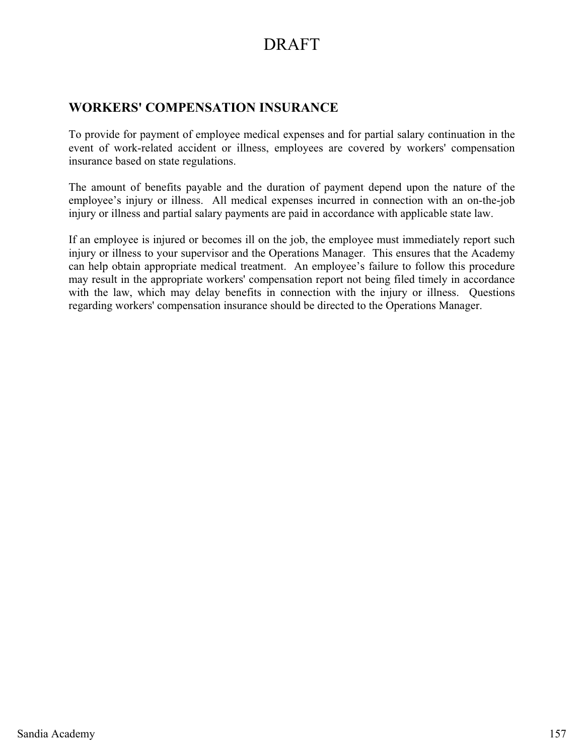## WORKERS' COMPENSATION INSURANCE

To provide for payment of employee medical expenses and for partial salary continuation in the event of work-related accident or illness, employees are covered by workers' compensation insurance based on state regulations.

The amount of benefits payable and the duration of payment depend upon the nature of the employee's injury or illness. All medical expenses incurred in connection with an on-the-job injury or illness and partial salary payments are paid in accordance with applicable state law.

If an employee is injured or becomes ill on the job, the employee must immediately report such injury or illness to your supervisor and the Operations Manager. This ensures that the Academy can help obtain appropriate medical treatment. An employee's failure to follow this procedure may result in the appropriate workers' compensation report not being filed timely in accordance with the law, which may delay benefits in connection with the injury or illness. Questions regarding workers' compensation insurance should be directed to the Operations Manager.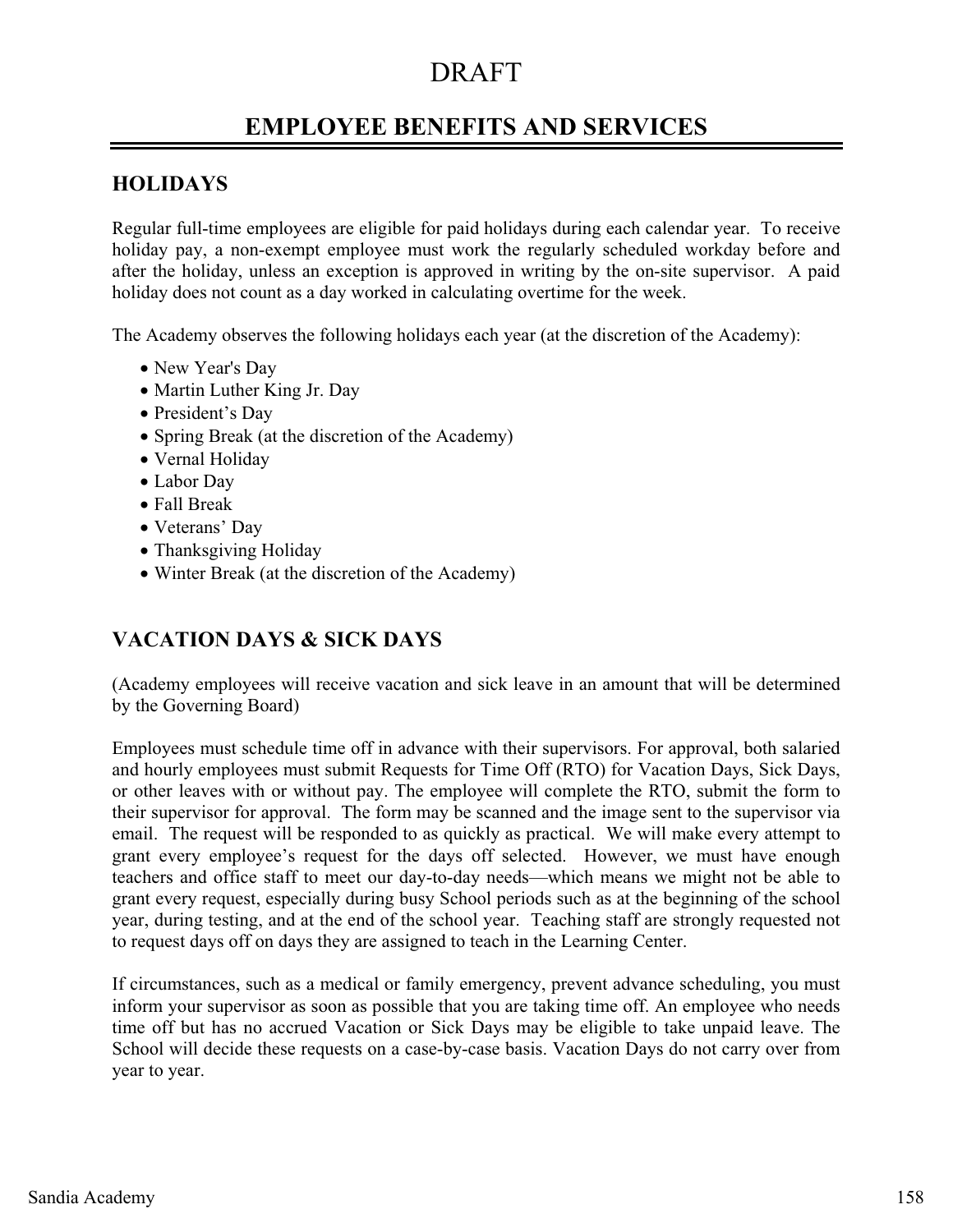# DRAFT

## EMPLOYEE BENEFITS AND SERVICES

### HOLIDAYS

Regular full-time employees are eligible for paid holidays during each calendar year. To receive holiday pay, a non-exempt employee must work the regularly scheduled workday before and after the holiday, unless an exception is approved in writing by the on-site supervisor. A paid holiday does not count as a day worked in calculating overtime for the week.

The Academy observes the following holidays each year (at the discretion of the Academy):

- New Year's Day
- Martin Luther King Jr. Day
- President's Day
- Spring Break (at the discretion of the Academy)
- Vernal Holiday
- Labor Day
- Fall Break
- Veterans' Day
- Thanksgiving Holiday
- Winter Break (at the discretion of the Academy)

### VACATION DAYS & SICK DAYS

(Academy employees will receive vacation and sick leave in an amount that will be determined by the Governing Board)

Employees must schedule time off in advance with their supervisors. For approval, both salaried and hourly employees must submit Requests for Time Off (RTO) for Vacation Days, Sick Days, or other leaves with or without pay. The employee will complete the RTO, submit the form to their supervisor for approval. The form may be scanned and the image sent to the supervisor via email. The request will be responded to as quickly as practical. We will make every attempt to grant every employee's request for the days off selected. However, we must have enough teachers and office staff to meet our day-to-day needs—which means we might not be able to grant every request, especially during busy School periods such as at the beginning of the school year, during testing, and at the end of the school year. Teaching staff are strongly requested not to request days off on days they are assigned to teach in the Learning Center.

If circumstances, such as a medical or family emergency, prevent advance scheduling, you must inform your supervisor as soon as possible that you are taking time off. An employee who needs time off but has no accrued Vacation or Sick Days may be eligible to take unpaid leave. The School will decide these requests on a case-by-case basis. Vacation Days do not carry over from year to year.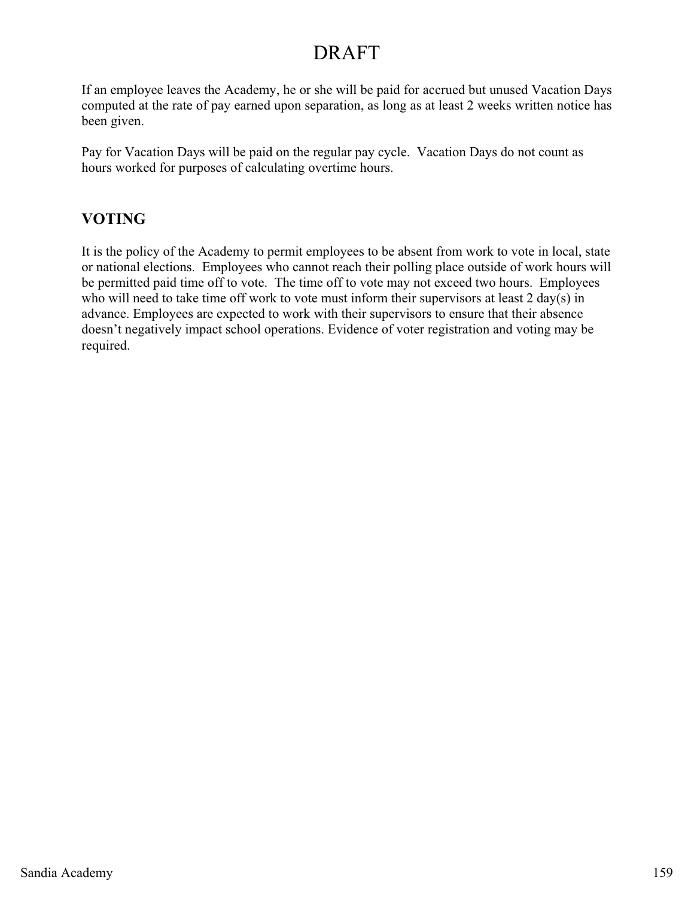DRAFT

If an employee leaves the Academy, he or she will be paid for accrued but unused Vacation Days computed at the rate of pay earned upon separation, as long as at least 2 weeks written notice has been given.

Pay for Vacation Days will be paid on the regular pay cycle. Vacation Days do not count as hours worked for purposes of calculating overtime hours.

## VOTING

It is the policy of the Academy to permit employees to be absent from work to vote in local, state or national elections. Employees who cannot reach their polling place outside of work hours will be permitted paid time off to vote. The time off to vote may not exceed two hours. Employees who will need to take time off work to vote must inform their supervisors at least 2 day(s) in advance. Employees are expected to work with their supervisors to ensure that their absence doesn't negatively impact school operations. Evidence of voter registration and voting may be required.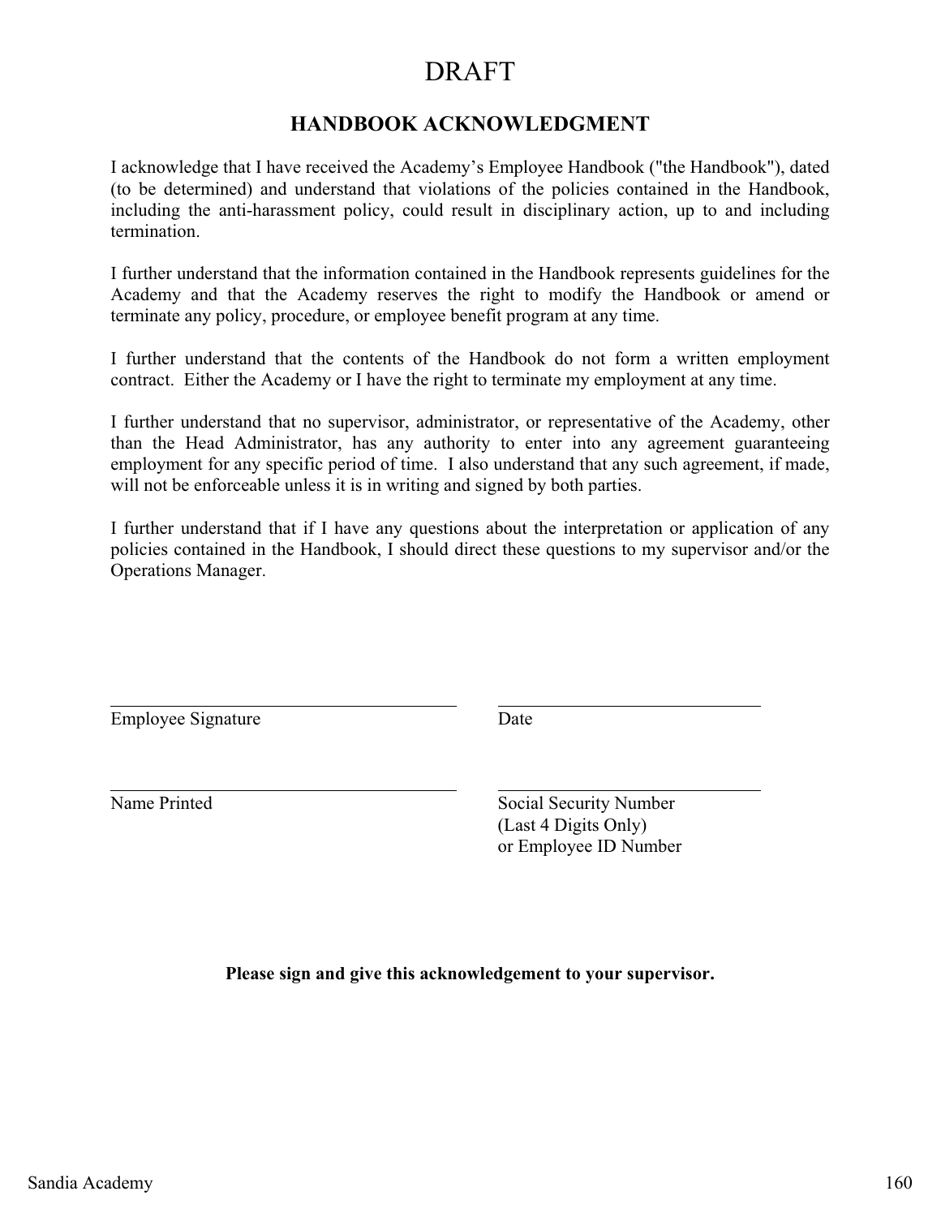# DRAFT

## HANDBOOK ACKNOWLEDGMENT

I acknowledge that I have received the Academy's Employee Handbook ("the Handbook"), dated (to be determined) and understand that violations of the policies contained in the Handbook, including the anti-harassment policy, could result in disciplinary action, up to and including termination.

I further understand that the information contained in the Handbook represents guidelines for the Academy and that the Academy reserves the right to modify the Handbook or amend or terminate any policy, procedure, or employee benefit program at any time.

I further understand that the contents of the Handbook do not form a written employment contract. Either the Academy or I have the right to terminate my employment at any time.

I further understand that no supervisor, administrator, or representative of the Academy, other than the Head Administrator, has any authority to enter into any agreement guaranteeing employment for any specific period of time. I also understand that any such agreement, if made, will not be enforceable unless it is in writing and signed by both parties.

I further understand that if I have any questions about the interpretation or application of any policies contained in the Handbook, I should direct these questions to my supervisor and/or the Operations Manager.

\_\_\_\_\_\_\_\_\_\_\_\_\_\_\_\_\_\_\_\_\_\_\_\_\_\_\_\_\_\_\_\_\_\_\_\_
Employee Signature

\_\_\_\_\_\_\_\_\_\_\_\_\_\_\_\_\_\_\_\_\_\_\_\_\_\_\_\_
Date

\_\_\_\_\_\_\_\_\_\_\_\_\_\_\_\_\_\_\_\_\_\_\_\_\_\_\_\_\_\_\_\_\_\_\_\_
Name Printed

\_\_\_\_\_\_\_\_\_\_\_\_\_\_\_\_\_\_\_\_\_\_\_\_\_\_\_\_
Social Security Number
(Last 4 Digits Only)
or Employee ID Number

**Please sign and give this acknowledgement to your supervisor.**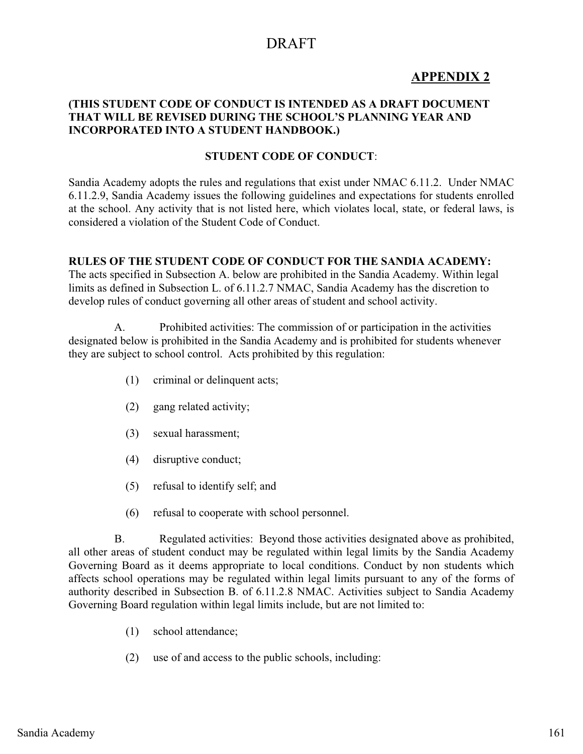# DRAFT

## APPENDIX 2

**(THIS STUDENT CODE OF CONDUCT IS INTENDED AS A DRAFT DOCUMENT THAT WILL BE REVISED DURING THE SCHOOL'S PLANNING YEAR AND INCORPORATED INTO A STUDENT HANDBOOK.)**

**STUDENT CODE OF CONDUCT**:

Sandia Academy adopts the rules and regulations that exist under NMAC 6.11.2. Under NMAC 6.11.2.9, Sandia Academy issues the following guidelines and expectations for students enrolled at the school. Any activity that is not listed here, which violates local, state, or federal laws, is considered a violation of the Student Code of Conduct.

**RULES OF THE STUDENT CODE OF CONDUCT FOR THE SANDIA ACADEMY:** The acts specified in Subsection A. below are prohibited in the Sandia Academy. Within legal limits as defined in Subsection L. of 6.11.2.7 NMAC, Sandia Academy has the discretion to develop rules of conduct governing all other areas of student and school activity.

A. Prohibited activities: The commission of or participation in the activities designated below is prohibited in the Sandia Academy and is prohibited for students whenever they are subject to school control. Acts prohibited by this regulation:

(1) criminal or delinquent acts;

(2) gang related activity;

(3) sexual harassment;

(4) disruptive conduct;

(5) refusal to identify self; and

(6) refusal to cooperate with school personnel.

B. Regulated activities: Beyond those activities designated above as prohibited, all other areas of student conduct may be regulated within legal limits by the Sandia Academy Governing Board as it deems appropriate to local conditions. Conduct by non students which affects school operations may be regulated within legal limits pursuant to any of the forms of authority described in Subsection B. of 6.11.2.8 NMAC. Activities subject to Sandia Academy Governing Board regulation within legal limits include, but are not limited to:

(1) school attendance;

(2) use of and access to the public schools, including: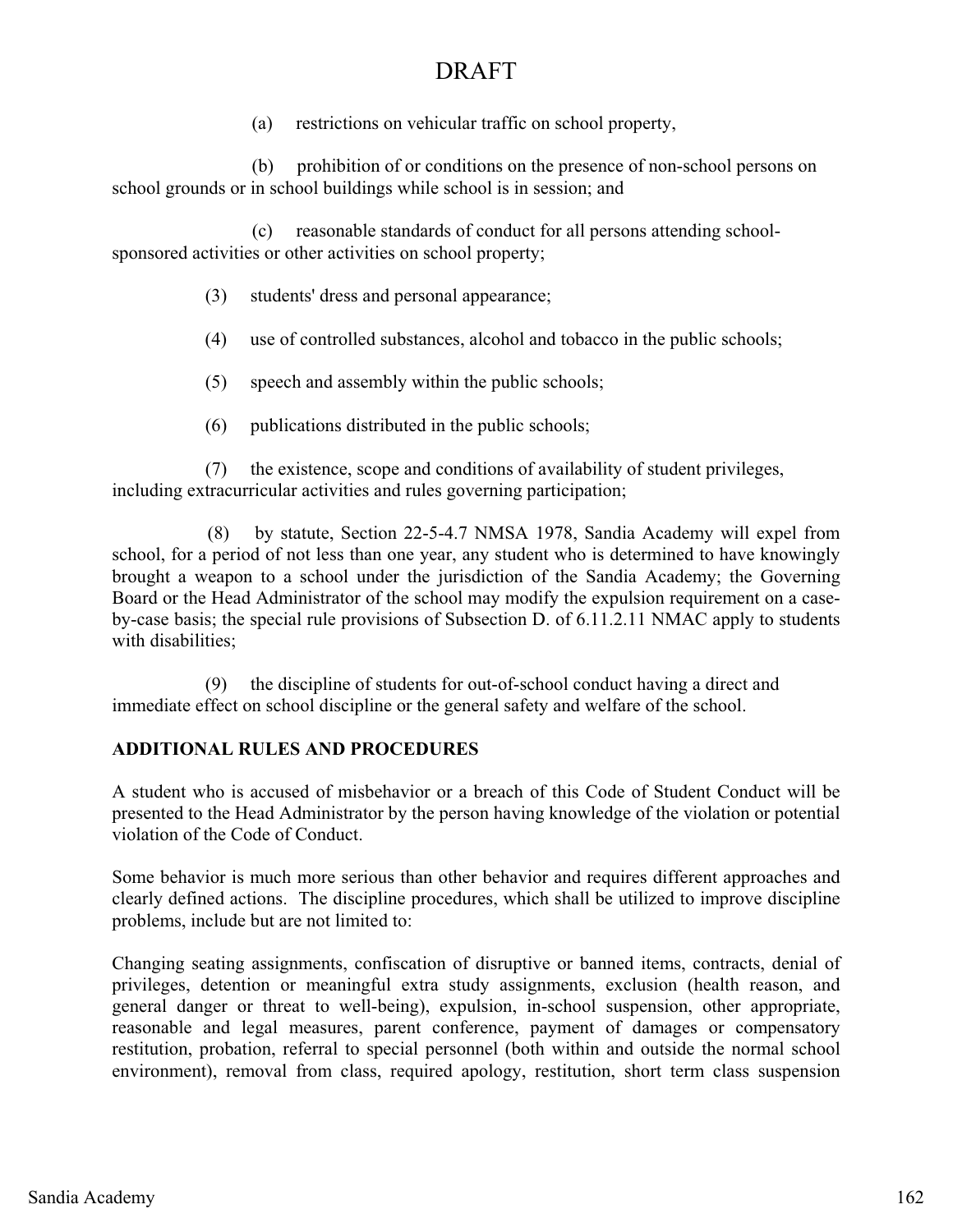DRAFT

(a) restrictions on vehicular traffic on school property,

(b) prohibition of or conditions on the presence of non-school persons on school grounds or in school buildings while school is in session; and

(c) reasonable standards of conduct for all persons attending school-sponsored activities or other activities on school property;

(3) students' dress and personal appearance;

(4) use of controlled substances, alcohol and tobacco in the public schools;

(5) speech and assembly within the public schools;

(6) publications distributed in the public schools;

(7) the existence, scope and conditions of availability of student privileges, including extracurricular activities and rules governing participation;

(8) by statute, Section 22-5-4.7 NMSA 1978, Sandia Academy will expel from school, for a period of not less than one year, any student who is determined to have knowingly brought a weapon to a school under the jurisdiction of the Sandia Academy; the Governing Board or the Head Administrator of the school may modify the expulsion requirement on a case-by-case basis; the special rule provisions of Subsection D. of 6.11.2.11 NMAC apply to students with disabilities;

(9) the discipline of students for out-of-school conduct having a direct and immediate effect on school discipline or the general safety and welfare of the school.

**ADDITIONAL RULES AND PROCEDURES**

A student who is accused of misbehavior or a breach of this Code of Student Conduct will be presented to the Head Administrator by the person having knowledge of the violation or potential violation of the Code of Conduct.

Some behavior is much more serious than other behavior and requires different approaches and clearly defined actions. The discipline procedures, which shall be utilized to improve discipline problems, include but are not limited to:

Changing seating assignments, confiscation of disruptive or banned items, contracts, denial of privileges, detention or meaningful extra study assignments, exclusion (health reason, and general danger or threat to well-being), expulsion, in-school suspension, other appropriate, reasonable and legal measures, parent conference, payment of damages or compensatory restitution, probation, referral to special personnel (both within and outside the normal school environment), removal from class, required apology, restitution, short term class suspension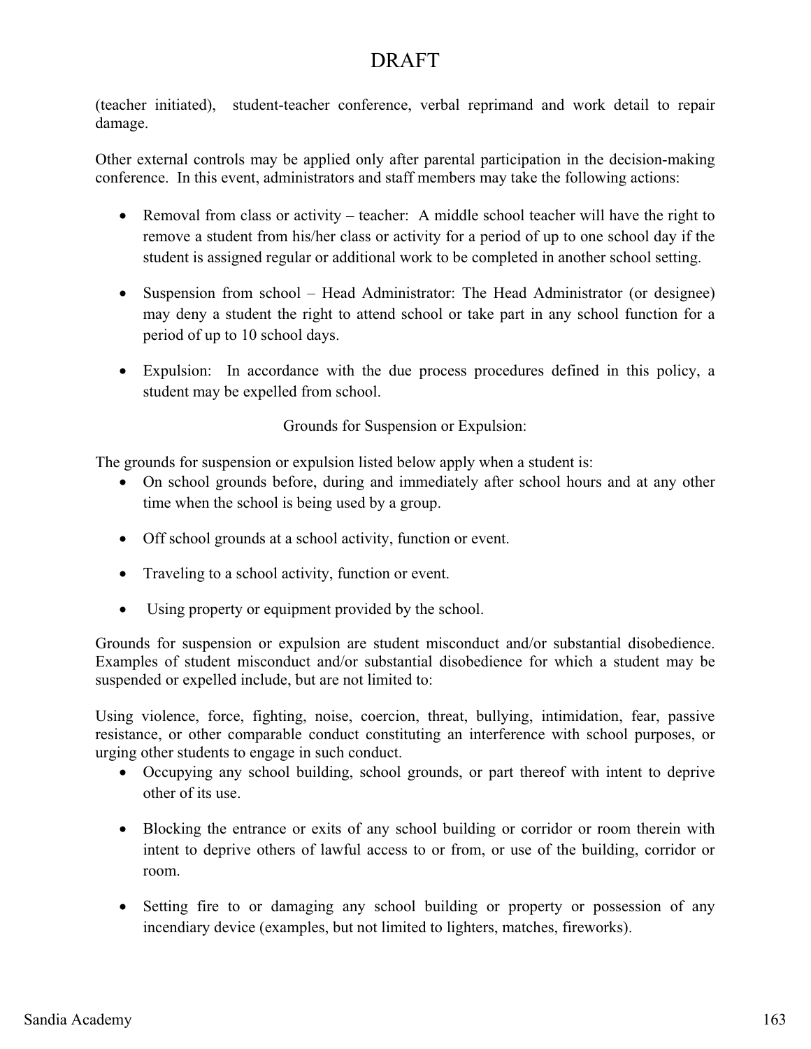(teacher initiated), student-teacher conference, verbal reprimand and work detail to repair damage.

Other external controls may be applied only after parental participation in the decision-making conference. In this event, administrators and staff members may take the following actions:

- Removal from class or activity – teacher: A middle school teacher will have the right to remove a student from his/her class or activity for a period of up to one school day if the student is assigned regular or additional work to be completed in another school setting.

- Suspension from school – Head Administrator: The Head Administrator (or designee) may deny a student the right to attend school or take part in any school function for a period of up to 10 school days.

- Expulsion: In accordance with the due process procedures defined in this policy, a student may be expelled from school.

Grounds for Suspension or Expulsion:

The grounds for suspension or expulsion listed below apply when a student is:

- On school grounds before, during and immediately after school hours and at any other time when the school is being used by a group.

- Off school grounds at a school activity, function or event.

- Traveling to a school activity, function or event.

- Using property or equipment provided by the school.

Grounds for suspension or expulsion are student misconduct and/or substantial disobedience. Examples of student misconduct and/or substantial disobedience for which a student may be suspended or expelled include, but are not limited to:

Using violence, force, fighting, noise, coercion, threat, bullying, intimidation, fear, passive resistance, or other comparable conduct constituting an interference with school purposes, or urging other students to engage in such conduct.

- Occupying any school building, school grounds, or part thereof with intent to deprive other of its use.

- Blocking the entrance or exits of any school building or corridor or room therein with intent to deprive others of lawful access to or from, or use of the building, corridor or room.

- Setting fire to or damaging any school building or property or possession of any incendiary device (examples, but not limited to lighters, matches, fireworks).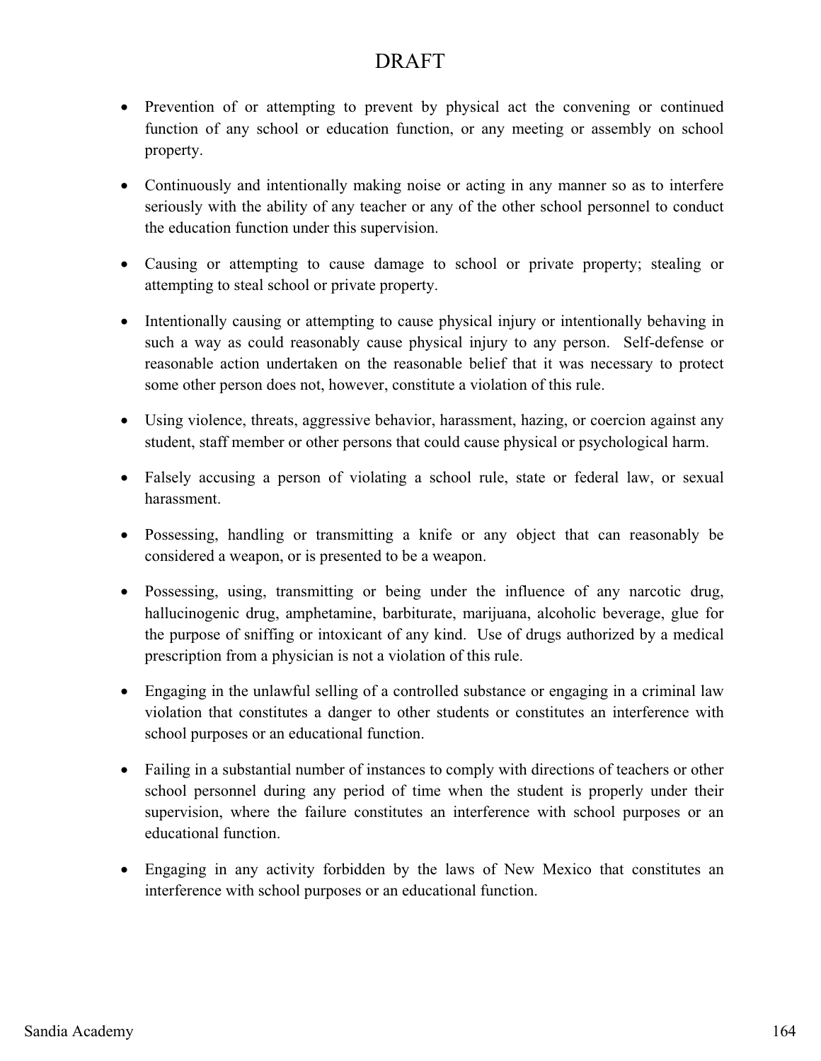- Prevention of or attempting to prevent by physical act the convening or continued function of any school or education function, or any meeting or assembly on school property.

- Continuously and intentionally making noise or acting in any manner so as to interfere seriously with the ability of any teacher or any of the other school personnel to conduct the education function under this supervision.

- Causing or attempting to cause damage to school or private property; stealing or attempting to steal school or private property.

- Intentionally causing or attempting to cause physical injury or intentionally behaving in such a way as could reasonably cause physical injury to any person. Self-defense or reasonable action undertaken on the reasonable belief that it was necessary to protect some other person does not, however, constitute a violation of this rule.

- Using violence, threats, aggressive behavior, harassment, hazing, or coercion against any student, staff member or other persons that could cause physical or psychological harm.

- Falsely accusing a person of violating a school rule, state or federal law, or sexual harassment.

- Possessing, handling or transmitting a knife or any object that can reasonably be considered a weapon, or is presented to be a weapon.

- Possessing, using, transmitting or being under the influence of any narcotic drug, hallucinogenic drug, amphetamine, barbiturate, marijuana, alcoholic beverage, glue for the purpose of sniffing or intoxicant of any kind. Use of drugs authorized by a medical prescription from a physician is not a violation of this rule.

- Engaging in the unlawful selling of a controlled substance or engaging in a criminal law violation that constitutes a danger to other students or constitutes an interference with school purposes or an educational function.

- Failing in a substantial number of instances to comply with directions of teachers or other school personnel during any period of time when the student is properly under their supervision, where the failure constitutes an interference with school purposes or an educational function.

- Engaging in any activity forbidden by the laws of New Mexico that constitutes an interference with school purposes or an educational function.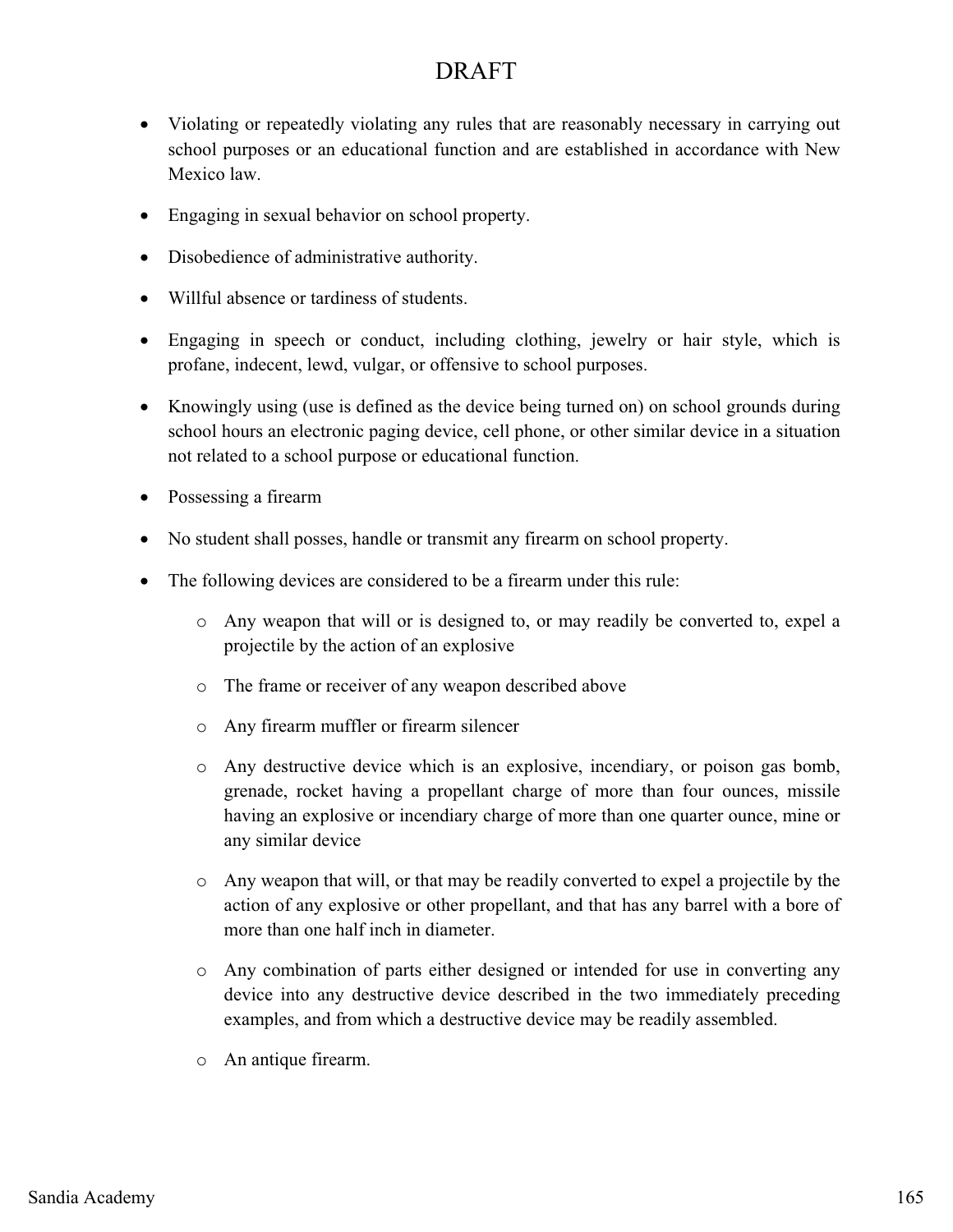DRAFT

- Violating or repeatedly violating any rules that are reasonably necessary in carrying out school purposes or an educational function and are established in accordance with New Mexico law.
- Engaging in sexual behavior on school property.
- Disobedience of administrative authority.
- Willful absence or tardiness of students.
- Engaging in speech or conduct, including clothing, jewelry or hair style, which is profane, indecent, lewd, vulgar, or offensive to school purposes.
- Knowingly using (use is defined as the device being turned on) on school grounds during school hours an electronic paging device, cell phone, or other similar device in a situation not related to a school purpose or educational function.
- Possessing a firearm
- No student shall posses, handle or transmit any firearm on school property.
- The following devices are considered to be a firearm under this rule:
    - Any weapon that will or is designed to, or may readily be converted to, expel a projectile by the action of an explosive
    - The frame or receiver of any weapon described above
    - Any firearm muffler or firearm silencer
    - Any destructive device which is an explosive, incendiary, or poison gas bomb, grenade, rocket having a propellant charge of more than four ounces, missile having an explosive or incendiary charge of more than one quarter ounce, mine or any similar device
    - Any weapon that will, or that may be readily converted to expel a projectile by the action of any explosive or other propellant, and that has any barrel with a bore of more than one half inch in diameter.
    - Any combination of parts either designed or intended for use in converting any device into any destructive device described in the two immediately preceding examples, and from which a destructive device may be readily assembled.
    - An antique firearm.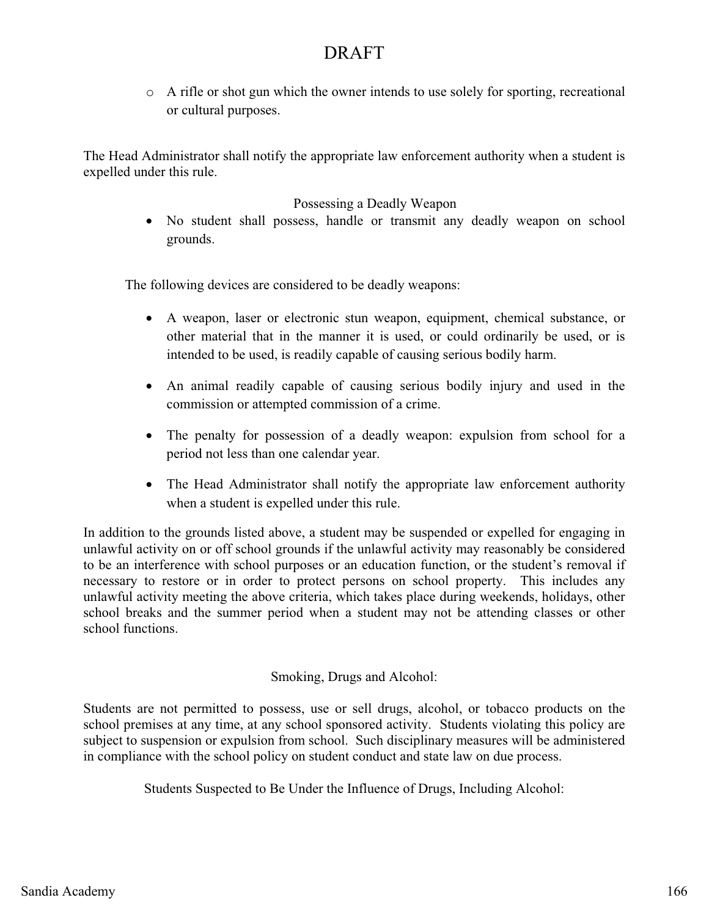DRAFT

- A rifle or shot gun which the owner intends to use solely for sporting, recreational or cultural purposes.

The Head Administrator shall notify the appropriate law enforcement authority when a student is expelled under this rule.

Possessing a Deadly Weapon

- No student shall possess, handle or transmit any deadly weapon on school grounds.

The following devices are considered to be deadly weapons:

- A weapon, laser or electronic stun weapon, equipment, chemical substance, or other material that in the manner it is used, or could ordinarily be used, or is intended to be used, is readily capable of causing serious bodily harm.
- An animal readily capable of causing serious bodily injury and used in the commission or attempted commission of a crime.
- The penalty for possession of a deadly weapon: expulsion from school for a period not less than one calendar year.
- The Head Administrator shall notify the appropriate law enforcement authority when a student is expelled under this rule.

In addition to the grounds listed above, a student may be suspended or expelled for engaging in unlawful activity on or off school grounds if the unlawful activity may reasonably be considered to be an interference with school purposes or an education function, or the student's removal if necessary to restore or in order to protect persons on school property. This includes any unlawful activity meeting the above criteria, which takes place during weekends, holidays, other school breaks and the summer period when a student may not be attending classes or other school functions.

Smoking, Drugs and Alcohol:

Students are not permitted to possess, use or sell drugs, alcohol, or tobacco products on the school premises at any time, at any school sponsored activity. Students violating this policy are subject to suspension or expulsion from school. Such disciplinary measures will be administered in compliance with the school policy on student conduct and state law on due process.

Students Suspected to Be Under the Influence of Drugs, Including Alcohol: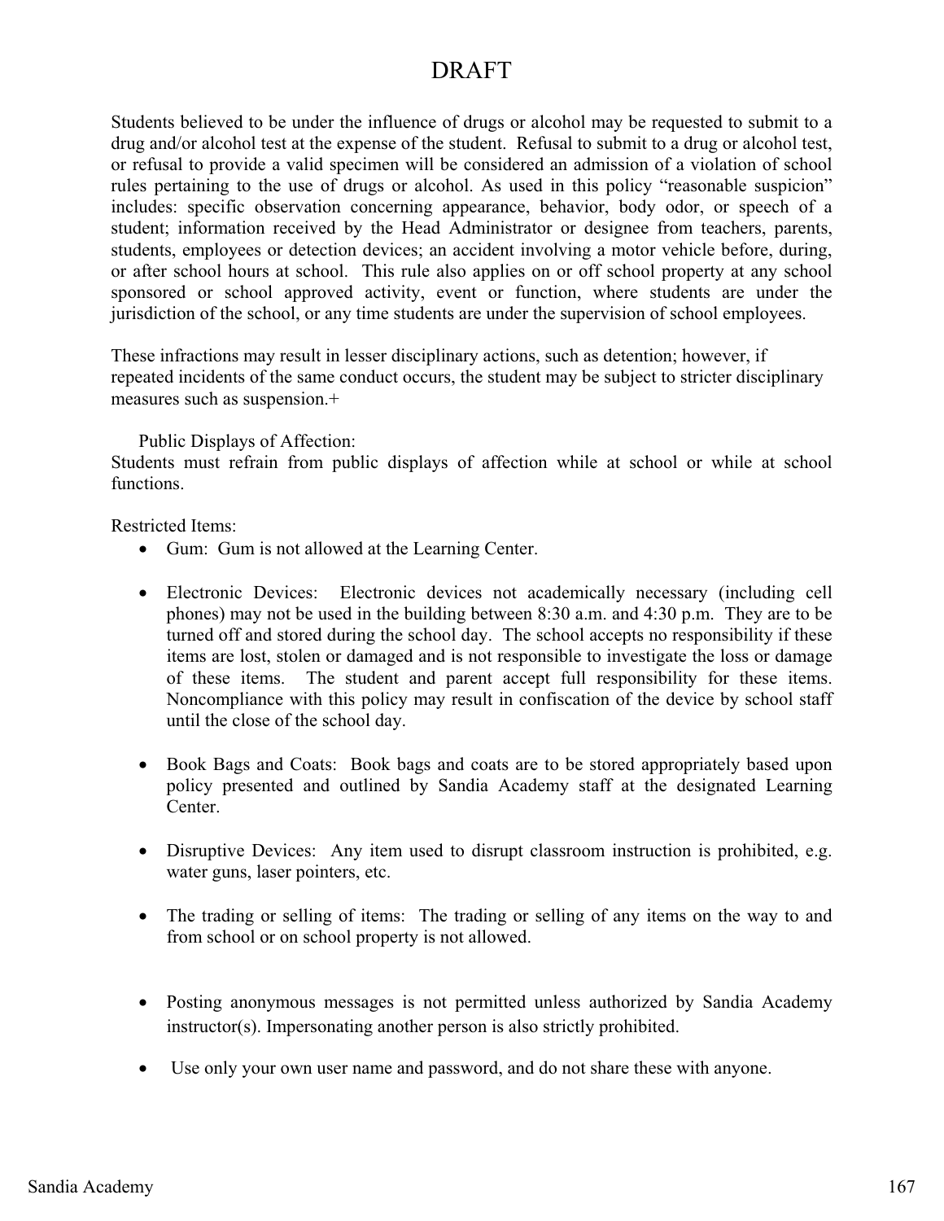DRAFT

Students believed to be under the influence of drugs or alcohol may be requested to submit to a drug and/or alcohol test at the expense of the student. Refusal to submit to a drug or alcohol test, or refusal to provide a valid specimen will be considered an admission of a violation of school rules pertaining to the use of drugs or alcohol. As used in this policy "reasonable suspicion" includes: specific observation concerning appearance, behavior, body odor, or speech of a student; information received by the Head Administrator or designee from teachers, parents, students, employees or detection devices; an accident involving a motor vehicle before, during, or after school hours at school. This rule also applies on or off school property at any school sponsored or school approved activity, event or function, where students are under the jurisdiction of the school, or any time students are under the supervision of school employees.

These infractions may result in lesser disciplinary actions, such as detention; however, if repeated incidents of the same conduct occurs, the student may be subject to stricter disciplinary measures such as suspension.+

Public Displays of Affection:

Students must refrain from public displays of affection while at school or while at school functions.

Restricted Items:

- Gum: Gum is not allowed at the Learning Center.

- Electronic Devices: Electronic devices not academically necessary (including cell phones) may not be used in the building between 8:30 a.m. and 4:30 p.m. They are to be turned off and stored during the school day. The school accepts no responsibility if these items are lost, stolen or damaged and is not responsible to investigate the loss or damage of these items. The student and parent accept full responsibility for these items. Noncompliance with this policy may result in confiscation of the device by school staff until the close of the school day.

- Book Bags and Coats: Book bags and coats are to be stored appropriately based upon policy presented and outlined by Sandia Academy staff at the designated Learning Center.

- Disruptive Devices: Any item used to disrupt classroom instruction is prohibited, e.g. water guns, laser pointers, etc.

- The trading or selling of items: The trading or selling of any items on the way to and from school or on school property is not allowed.

- Posting anonymous messages is not permitted unless authorized by Sandia Academy instructor(s). Impersonating another person is also strictly prohibited.

- Use only your own user name and password, and do not share these with anyone.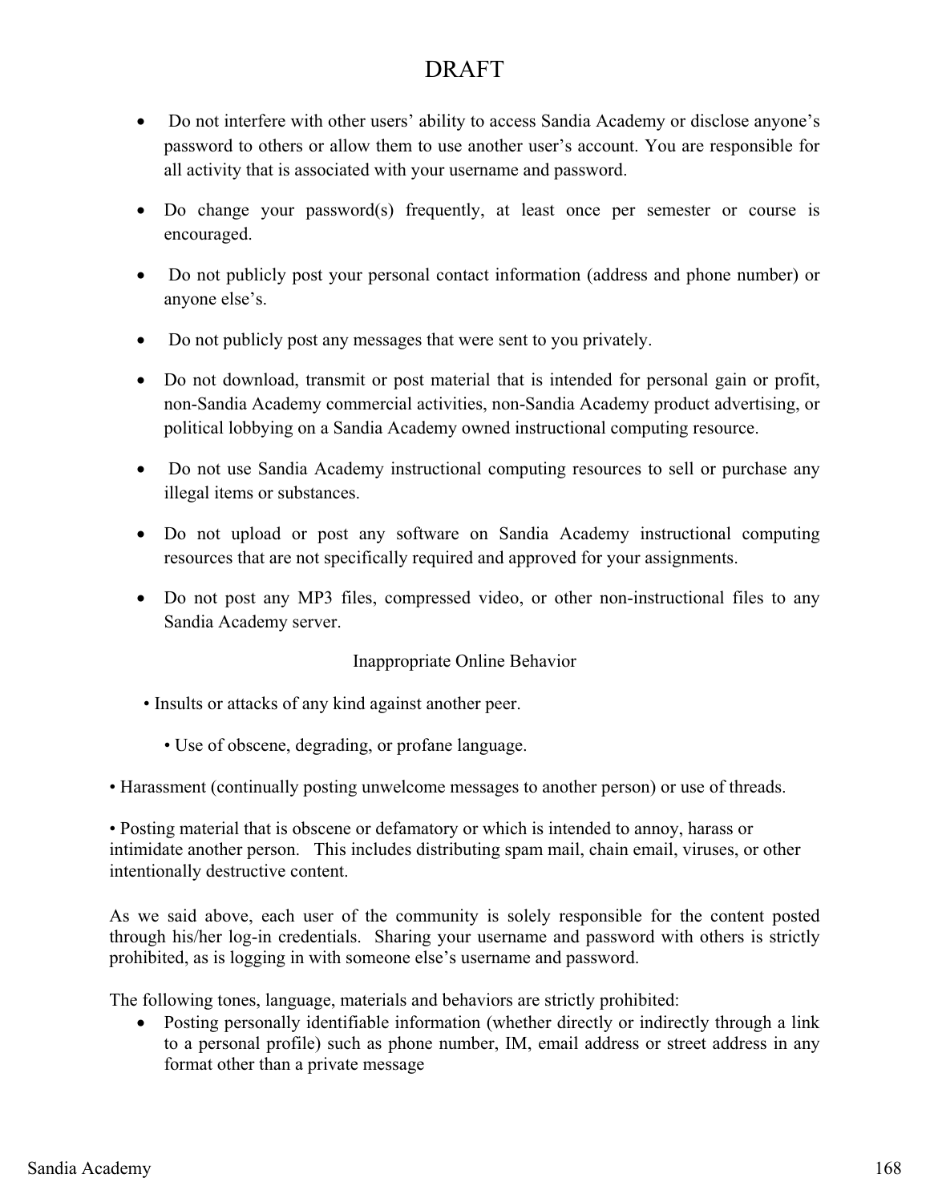DRAFT

- Do not interfere with other users' ability to access Sandia Academy or disclose anyone's password to others or allow them to use another user's account. You are responsible for all activity that is associated with your username and password.

- Do change your password(s) frequently, at least once per semester or course is encouraged.

- Do not publicly post your personal contact information (address and phone number) or anyone else's.

- Do not publicly post any messages that were sent to you privately.

- Do not download, transmit or post material that is intended for personal gain or profit, non-Sandia Academy commercial activities, non-Sandia Academy product advertising, or political lobbying on a Sandia Academy owned instructional computing resource.

- Do not use Sandia Academy instructional computing resources to sell or purchase any illegal items or substances.

- Do not upload or post any software on Sandia Academy instructional computing resources that are not specifically required and approved for your assignments.

- Do not post any MP3 files, compressed video, or other non-instructional files to any Sandia Academy server.

Inappropriate Online Behavior

• Insults or attacks of any kind against another peer.

• Use of obscene, degrading, or profane language.

• Harassment (continually posting unwelcome messages to another person) or use of threads.

• Posting material that is obscene or defamatory or which is intended to annoy, harass or intimidate another person. This includes distributing spam mail, chain email, viruses, or other intentionally destructive content.

As we said above, each user of the community is solely responsible for the content posted through his/her log-in credentials. Sharing your username and password with others is strictly prohibited, as is logging in with someone else's username and password.

The following tones, language, materials and behaviors are strictly prohibited:

- Posting personally identifiable information (whether directly or indirectly through a link to a personal profile) such as phone number, IM, email address or street address in any format other than a private message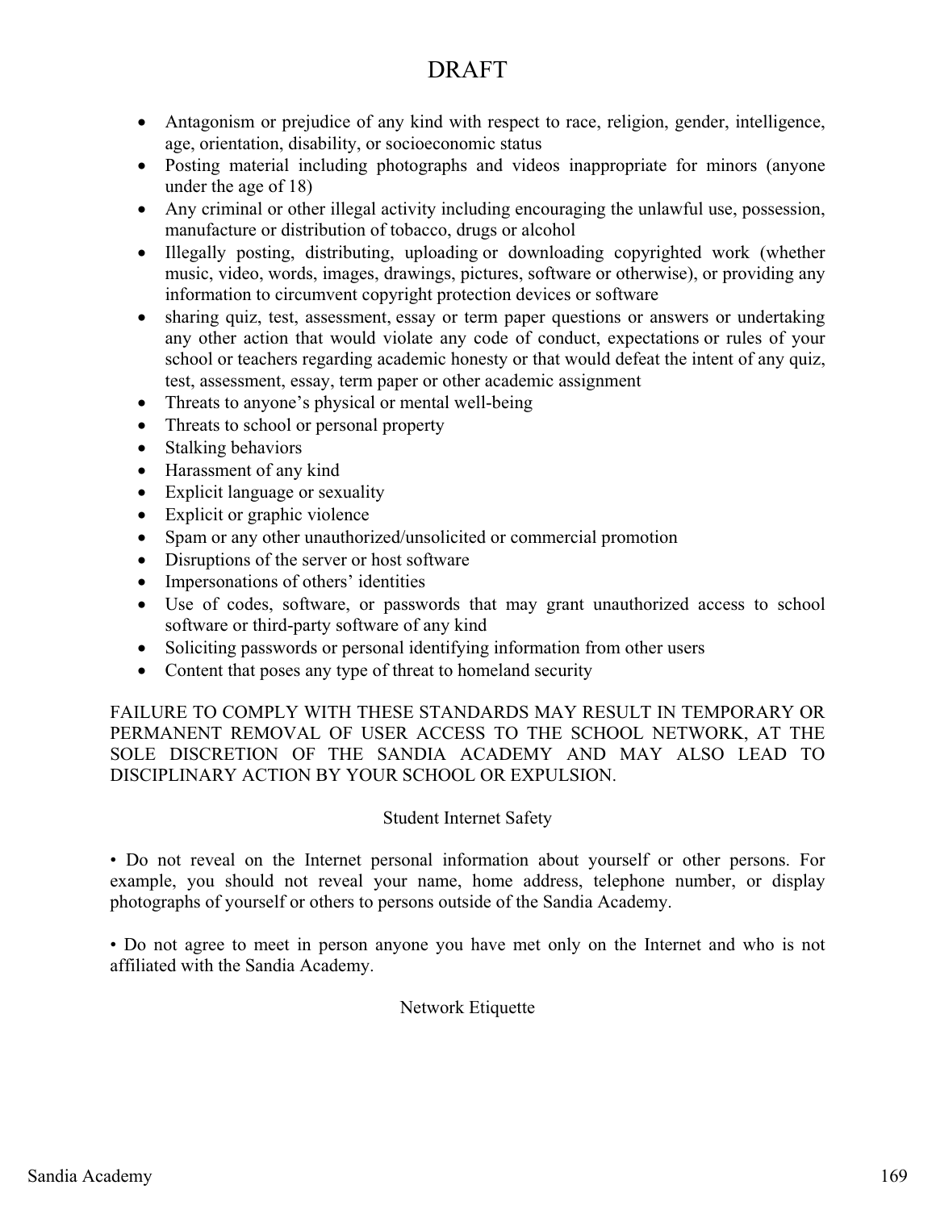DRAFT

- Antagonism or prejudice of any kind with respect to race, religion, gender, intelligence, age, orientation, disability, or socioeconomic status
- Posting material including photographs and videos inappropriate for minors (anyone under the age of 18)
- Any criminal or other illegal activity including encouraging the unlawful use, possession, manufacture or distribution of tobacco, drugs or alcohol
- Illegally posting, distributing, uploading or downloading copyrighted work (whether music, video, words, images, drawings, pictures, software or otherwise), or providing any information to circumvent copyright protection devices or software
- sharing quiz, test, assessment, essay or term paper questions or answers or undertaking any other action that would violate any code of conduct, expectations or rules of your school or teachers regarding academic honesty or that would defeat the intent of any quiz, test, assessment, essay, term paper or other academic assignment
- Threats to anyone's physical or mental well-being
- Threats to school or personal property
- Stalking behaviors
- Harassment of any kind
- Explicit language or sexuality
- Explicit or graphic violence
- Spam or any other unauthorized/unsolicited or commercial promotion
- Disruptions of the server or host software
- Impersonations of others' identities
- Use of codes, software, or passwords that may grant unauthorized access to school software or third-party software of any kind
- Soliciting passwords or personal identifying information from other users
- Content that poses any type of threat to homeland security

FAILURE TO COMPLY WITH THESE STANDARDS MAY RESULT IN TEMPORARY OR PERMANENT REMOVAL OF USER ACCESS TO THE SCHOOL NETWORK, AT THE SOLE DISCRETION OF THE SANDIA ACADEMY AND MAY ALSO LEAD TO DISCIPLINARY ACTION BY YOUR SCHOOL OR EXPULSION.

## Student Internet Safety

• Do not reveal on the Internet personal information about yourself or other persons. For example, you should not reveal your name, home address, telephone number, or display photographs of yourself or others to persons outside of the Sandia Academy.

• Do not agree to meet in person anyone you have met only on the Internet and who is not affiliated with the Sandia Academy.

## Network Etiquette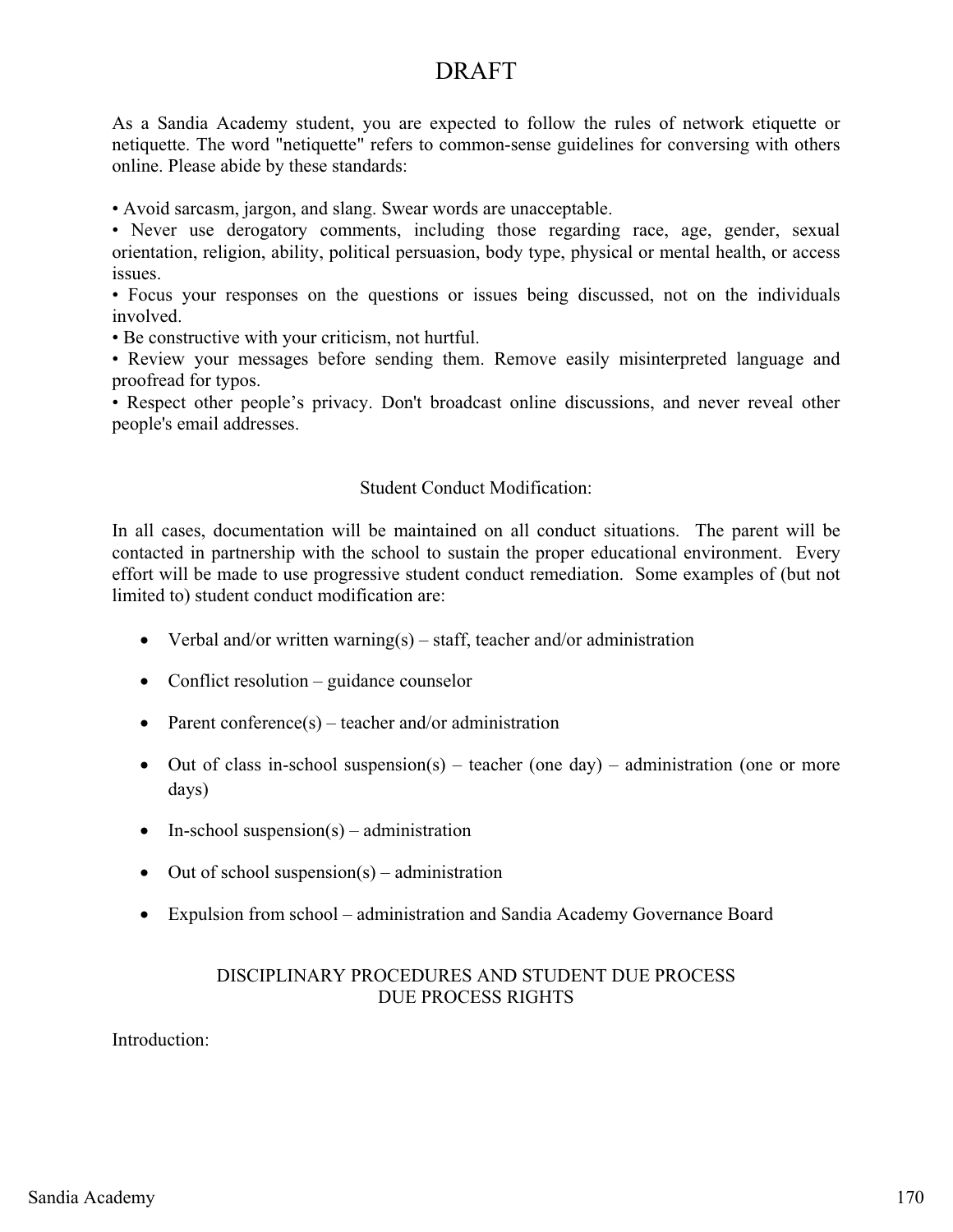# DRAFT

As a Sandia Academy student, you are expected to follow the rules of network etiquette or netiquette. The word "netiquette" refers to common-sense guidelines for conversing with others online. Please abide by these standards:

• Avoid sarcasm, jargon, and slang. Swear words are unacceptable.
• Never use derogatory comments, including those regarding race, age, gender, sexual orientation, religion, ability, political persuasion, body type, physical or mental health, or access issues.
• Focus your responses on the questions or issues being discussed, not on the individuals involved.
• Be constructive with your criticism, not hurtful.
• Review your messages before sending them. Remove easily misinterpreted language and proofread for typos.
• Respect other people's privacy. Don't broadcast online discussions, and never reveal other people's email addresses.

### Student Conduct Modification:

In all cases, documentation will be maintained on all conduct situations. The parent will be contacted in partnership with the school to sustain the proper educational environment. Every effort will be made to use progressive student conduct remediation. Some examples of (but not limited to) student conduct modification are:

- Verbal and/or written warning(s) – staff, teacher and/or administration
- Conflict resolution – guidance counselor
- Parent conference(s) – teacher and/or administration
- Out of class in-school suspension(s) – teacher (one day) – administration (one or more days)
- In-school suspension(s) – administration
- Out of school suspension(s) – administration
- Expulsion from school – administration and Sandia Academy Governance Board

## DISCIPLINARY PROCEDURES AND STUDENT DUE PROCESS
## DUE PROCESS RIGHTS

Introduction: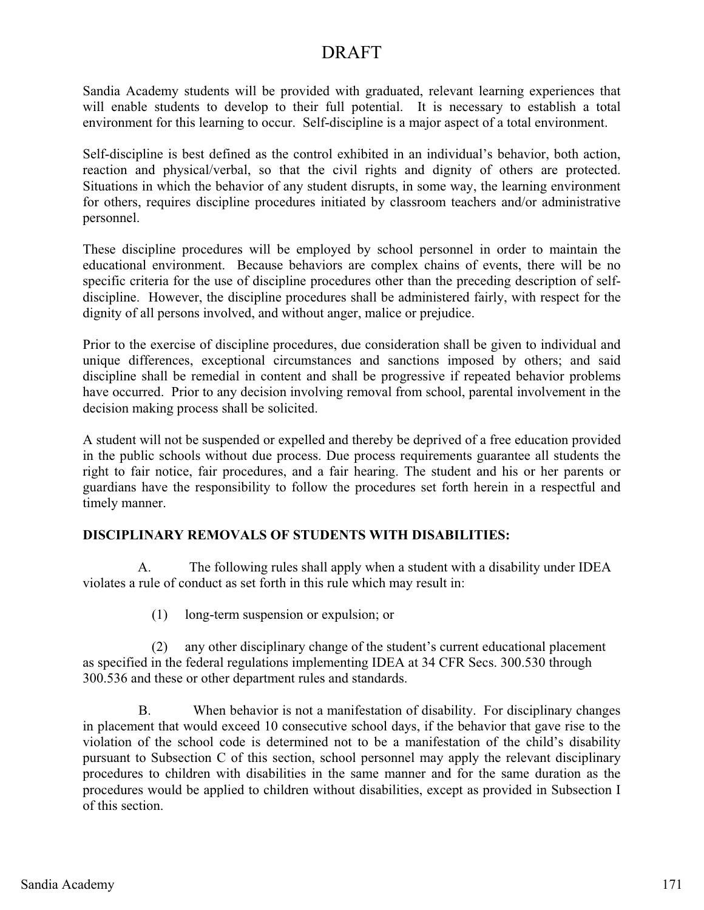DRAFT

Sandia Academy students will be provided with graduated, relevant learning experiences that will enable students to develop to their full potential. It is necessary to establish a total environment for this learning to occur. Self-discipline is a major aspect of a total environment.

Self-discipline is best defined as the control exhibited in an individual's behavior, both action, reaction and physical/verbal, so that the civil rights and dignity of others are protected. Situations in which the behavior of any student disrupts, in some way, the learning environment for others, requires discipline procedures initiated by classroom teachers and/or administrative personnel.

These discipline procedures will be employed by school personnel in order to maintain the educational environment. Because behaviors are complex chains of events, there will be no specific criteria for the use of discipline procedures other than the preceding description of self-discipline. However, the discipline procedures shall be administered fairly, with respect for the dignity of all persons involved, and without anger, malice or prejudice.

Prior to the exercise of discipline procedures, due consideration shall be given to individual and unique differences, exceptional circumstances and sanctions imposed by others; and said discipline shall be remedial in content and shall be progressive if repeated behavior problems have occurred. Prior to any decision involving removal from school, parental involvement in the decision making process shall be solicited.

A student will not be suspended or expelled and thereby be deprived of a free education provided in the public schools without due process. Due process requirements guarantee all students the right to fair notice, fair procedures, and a fair hearing. The student and his or her parents or guardians have the responsibility to follow the procedures set forth herein in a respectful and timely manner.

**DISCIPLINARY REMOVALS OF STUDENTS WITH DISABILITIES:**

A. The following rules shall apply when a student with a disability under IDEA violates a rule of conduct as set forth in this rule which may result in:

(1) long-term suspension or expulsion; or

(2) any other disciplinary change of the student's current educational placement as specified in the federal regulations implementing IDEA at 34 CFR Secs. 300.530 through 300.536 and these or other department rules and standards.

B. When behavior is not a manifestation of disability. For disciplinary changes in placement that would exceed 10 consecutive school days, if the behavior that gave rise to the violation of the school code is determined not to be a manifestation of the child's disability pursuant to Subsection C of this section, school personnel may apply the relevant disciplinary procedures to children with disabilities in the same manner and for the same duration as the procedures would be applied to children without disabilities, except as provided in Subsection I of this section.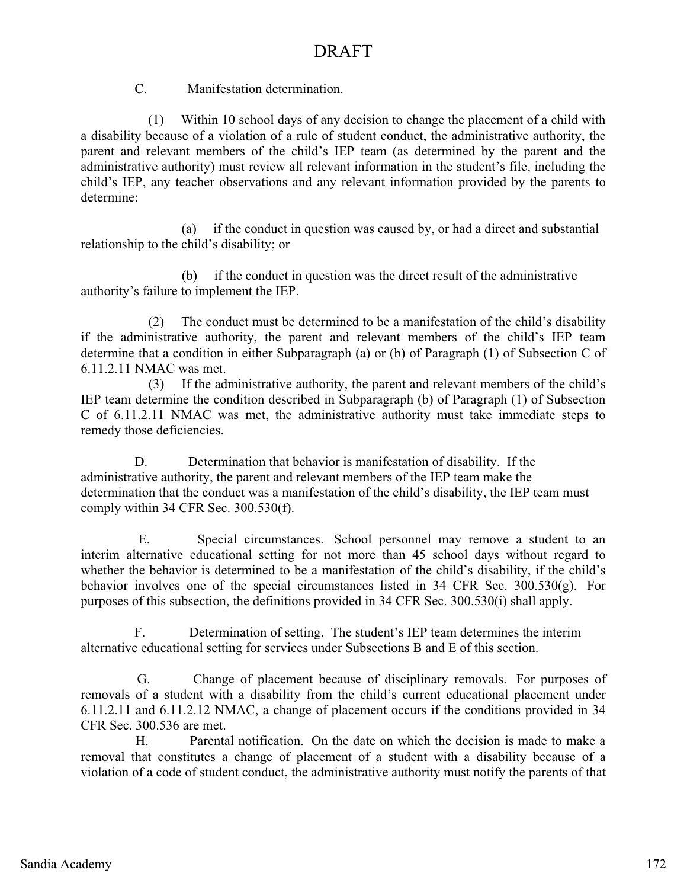DRAFT

C. Manifestation determination.

(1) Within 10 school days of any decision to change the placement of a child with a disability because of a violation of a rule of student conduct, the administrative authority, the parent and relevant members of the child's IEP team (as determined by the parent and the administrative authority) must review all relevant information in the student's file, including the child's IEP, any teacher observations and any relevant information provided by the parents to determine:

(a) if the conduct in question was caused by, or had a direct and substantial relationship to the child's disability; or

(b) if the conduct in question was the direct result of the administrative authority's failure to implement the IEP.

(2) The conduct must be determined to be a manifestation of the child's disability if the administrative authority, the parent and relevant members of the child's IEP team determine that a condition in either Subparagraph (a) or (b) of Paragraph (1) of Subsection C of 6.11.2.11 NMAC was met.

(3) If the administrative authority, the parent and relevant members of the child's IEP team determine the condition described in Subparagraph (b) of Paragraph (1) of Subsection C of 6.11.2.11 NMAC was met, the administrative authority must take immediate steps to remedy those deficiencies.

D. Determination that behavior is manifestation of disability. If the administrative authority, the parent and relevant members of the IEP team make the determination that the conduct was a manifestation of the child's disability, the IEP team must comply within 34 CFR Sec. 300.530(f).

E. Special circumstances. School personnel may remove a student to an interim alternative educational setting for not more than 45 school days without regard to whether the behavior is determined to be a manifestation of the child's disability, if the child's behavior involves one of the special circumstances listed in 34 CFR Sec. 300.530(g). For purposes of this subsection, the definitions provided in 34 CFR Sec. 300.530(i) shall apply.

F. Determination of setting. The student's IEP team determines the interim alternative educational setting for services under Subsections B and E of this section.

G. Change of placement because of disciplinary removals. For purposes of removals of a student with a disability from the child's current educational placement under 6.11.2.11 and 6.11.2.12 NMAC, a change of placement occurs if the conditions provided in 34 CFR Sec. 300.536 are met.

H. Parental notification. On the date on which the decision is made to make a removal that constitutes a change of placement of a student with a disability because of a violation of a code of student conduct, the administrative authority must notify the parents of that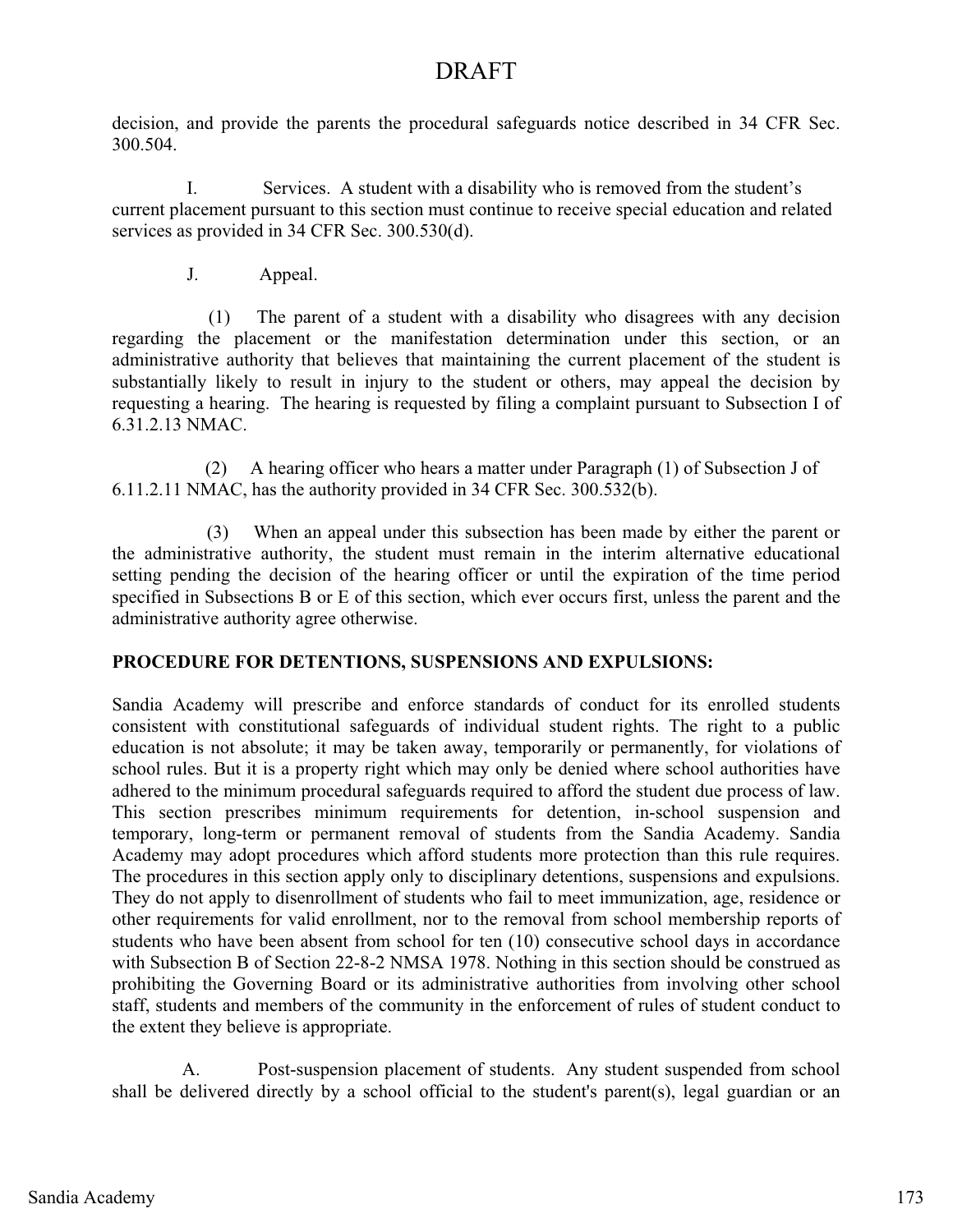decision, and provide the parents the procedural safeguards notice described in 34 CFR Sec. 300.504.

I. Services. A student with a disability who is removed from the student's current placement pursuant to this section must continue to receive special education and related services as provided in 34 CFR Sec. 300.530(d).

J. Appeal.

(1) The parent of a student with a disability who disagrees with any decision regarding the placement or the manifestation determination under this section, or an administrative authority that believes that maintaining the current placement of the student is substantially likely to result in injury to the student or others, may appeal the decision by requesting a hearing. The hearing is requested by filing a complaint pursuant to Subsection I of 6.31.2.13 NMAC.

(2) A hearing officer who hears a matter under Paragraph (1) of Subsection J of 6.11.2.11 NMAC, has the authority provided in 34 CFR Sec. 300.532(b).

(3) When an appeal under this subsection has been made by either the parent or the administrative authority, the student must remain in the interim alternative educational setting pending the decision of the hearing officer or until the expiration of the time period specified in Subsections B or E of this section, which ever occurs first, unless the parent and the administrative authority agree otherwise.

**PROCEDURE FOR DETENTIONS, SUSPENSIONS AND EXPULSIONS:**

Sandia Academy will prescribe and enforce standards of conduct for its enrolled students consistent with constitutional safeguards of individual student rights. The right to a public education is not absolute; it may be taken away, temporarily or permanently, for violations of school rules. But it is a property right which may only be denied where school authorities have adhered to the minimum procedural safeguards required to afford the student due process of law. This section prescribes minimum requirements for detention, in-school suspension and temporary, long-term or permanent removal of students from the Sandia Academy. Sandia Academy may adopt procedures which afford students more protection than this rule requires. The procedures in this section apply only to disciplinary detentions, suspensions and expulsions. They do not apply to disenrollment of students who fail to meet immunization, age, residence or other requirements for valid enrollment, nor to the removal from school membership reports of students who have been absent from school for ten (10) consecutive school days in accordance with Subsection B of Section 22-8-2 NMSA 1978. Nothing in this section should be construed as prohibiting the Governing Board or its administrative authorities from involving other school staff, students and members of the community in the enforcement of rules of student conduct to the extent they believe is appropriate.

A. Post-suspension placement of students. Any student suspended from school shall be delivered directly by a school official to the student's parent(s), legal guardian or an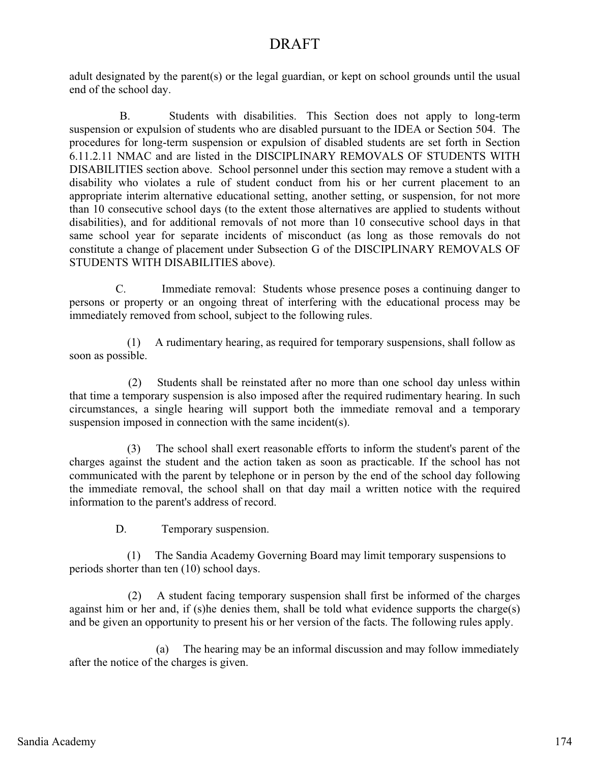DRAFT

adult designated by the parent(s) or the legal guardian, or kept on school grounds until the usual end of the school day.

B. Students with disabilities. This Section does not apply to long-term suspension or expulsion of students who are disabled pursuant to the IDEA or Section 504. The procedures for long-term suspension or expulsion of disabled students are set forth in Section 6.11.2.11 NMAC and are listed in the DISCIPLINARY REMOVALS OF STUDENTS WITH DISABILITIES section above. School personnel under this section may remove a student with a disability who violates a rule of student conduct from his or her current placement to an appropriate interim alternative educational setting, another setting, or suspension, for not more than 10 consecutive school days (to the extent those alternatives are applied to students without disabilities), and for additional removals of not more than 10 consecutive school days in that same school year for separate incidents of misconduct (as long as those removals do not constitute a change of placement under Subsection G of the DISCIPLINARY REMOVALS OF STUDENTS WITH DISABILITIES above).

C. Immediate removal: Students whose presence poses a continuing danger to persons or property or an ongoing threat of interfering with the educational process may be immediately removed from school, subject to the following rules.

(1) A rudimentary hearing, as required for temporary suspensions, shall follow as soon as possible.

(2) Students shall be reinstated after no more than one school day unless within that time a temporary suspension is also imposed after the required rudimentary hearing. In such circumstances, a single hearing will support both the immediate removal and a temporary suspension imposed in connection with the same incident(s).

(3) The school shall exert reasonable efforts to inform the student's parent of the charges against the student and the action taken as soon as practicable. If the school has not communicated with the parent by telephone or in person by the end of the school day following the immediate removal, the school shall on that day mail a written notice with the required information to the parent's address of record.

D. Temporary suspension.

(1) The Sandia Academy Governing Board may limit temporary suspensions to periods shorter than ten (10) school days.

(2) A student facing temporary suspension shall first be informed of the charges against him or her and, if (s)he denies them, shall be told what evidence supports the charge(s) and be given an opportunity to present his or her version of the facts. The following rules apply.

(a) The hearing may be an informal discussion and may follow immediately after the notice of the charges is given.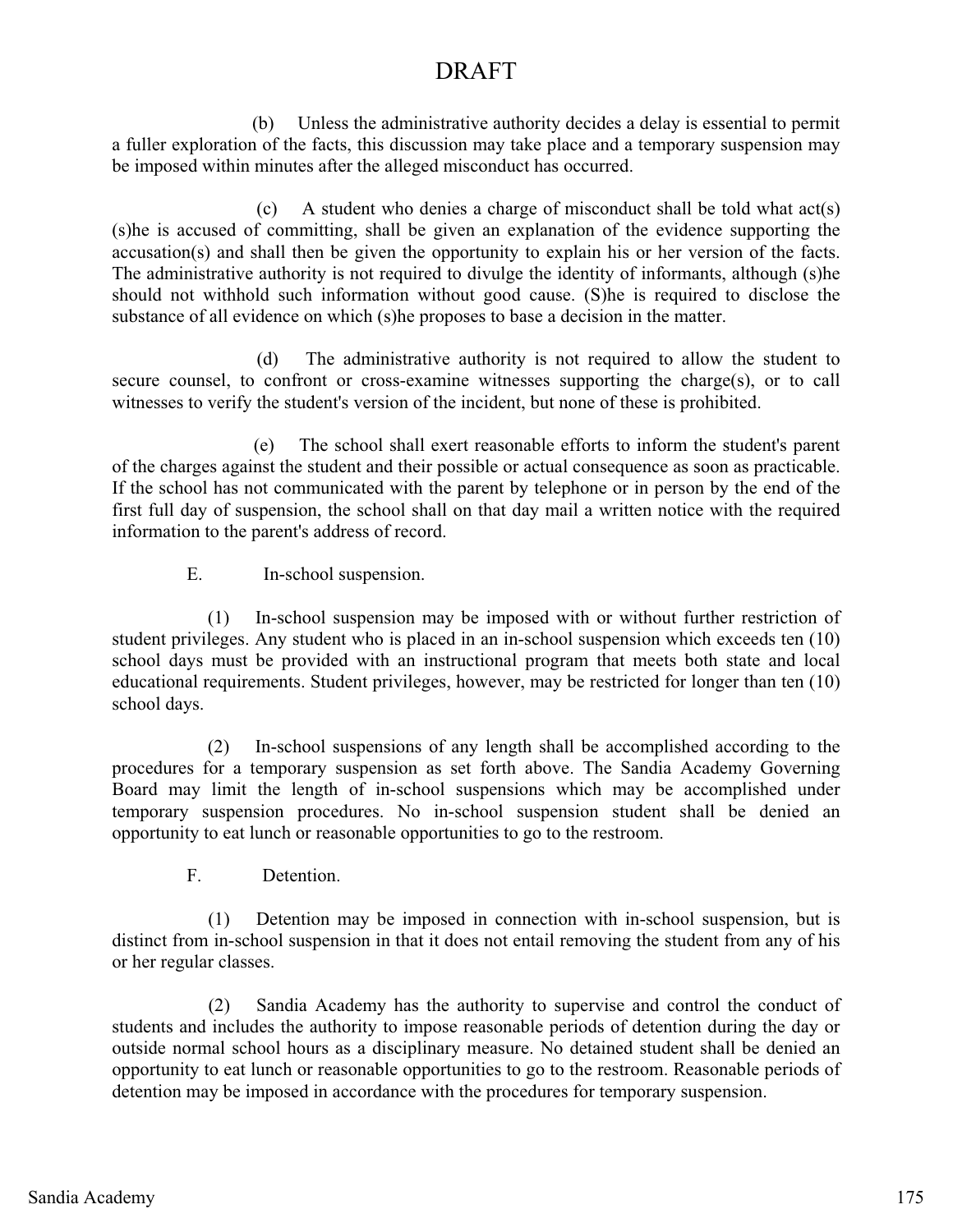DRAFT

(b) Unless the administrative authority decides a delay is essential to permit a fuller exploration of the facts, this discussion may take place and a temporary suspension may be imposed within minutes after the alleged misconduct has occurred.

(c) A student who denies a charge of misconduct shall be told what act(s) (s)he is accused of committing, shall be given an explanation of the evidence supporting the accusation(s) and shall then be given the opportunity to explain his or her version of the facts. The administrative authority is not required to divulge the identity of informants, although (s)he should not withhold such information without good cause. (S)he is required to disclose the substance of all evidence on which (s)he proposes to base a decision in the matter.

(d) The administrative authority is not required to allow the student to secure counsel, to confront or cross-examine witnesses supporting the charge(s), or to call witnesses to verify the student's version of the incident, but none of these is prohibited.

(e) The school shall exert reasonable efforts to inform the student's parent of the charges against the student and their possible or actual consequence as soon as practicable. If the school has not communicated with the parent by telephone or in person by the end of the first full day of suspension, the school shall on that day mail a written notice with the required information to the parent's address of record.

E. In-school suspension.

(1) In-school suspension may be imposed with or without further restriction of student privileges. Any student who is placed in an in-school suspension which exceeds ten (10) school days must be provided with an instructional program that meets both state and local educational requirements. Student privileges, however, may be restricted for longer than ten (10) school days.

(2) In-school suspensions of any length shall be accomplished according to the procedures for a temporary suspension as set forth above. The Sandia Academy Governing Board may limit the length of in-school suspensions which may be accomplished under temporary suspension procedures. No in-school suspension student shall be denied an opportunity to eat lunch or reasonable opportunities to go to the restroom.

F. Detention.

(1) Detention may be imposed in connection with in-school suspension, but is distinct from in-school suspension in that it does not entail removing the student from any of his or her regular classes.

(2) Sandia Academy has the authority to supervise and control the conduct of students and includes the authority to impose reasonable periods of detention during the day or outside normal school hours as a disciplinary measure. No detained student shall be denied an opportunity to eat lunch or reasonable opportunities to go to the restroom. Reasonable periods of detention may be imposed in accordance with the procedures for temporary suspension.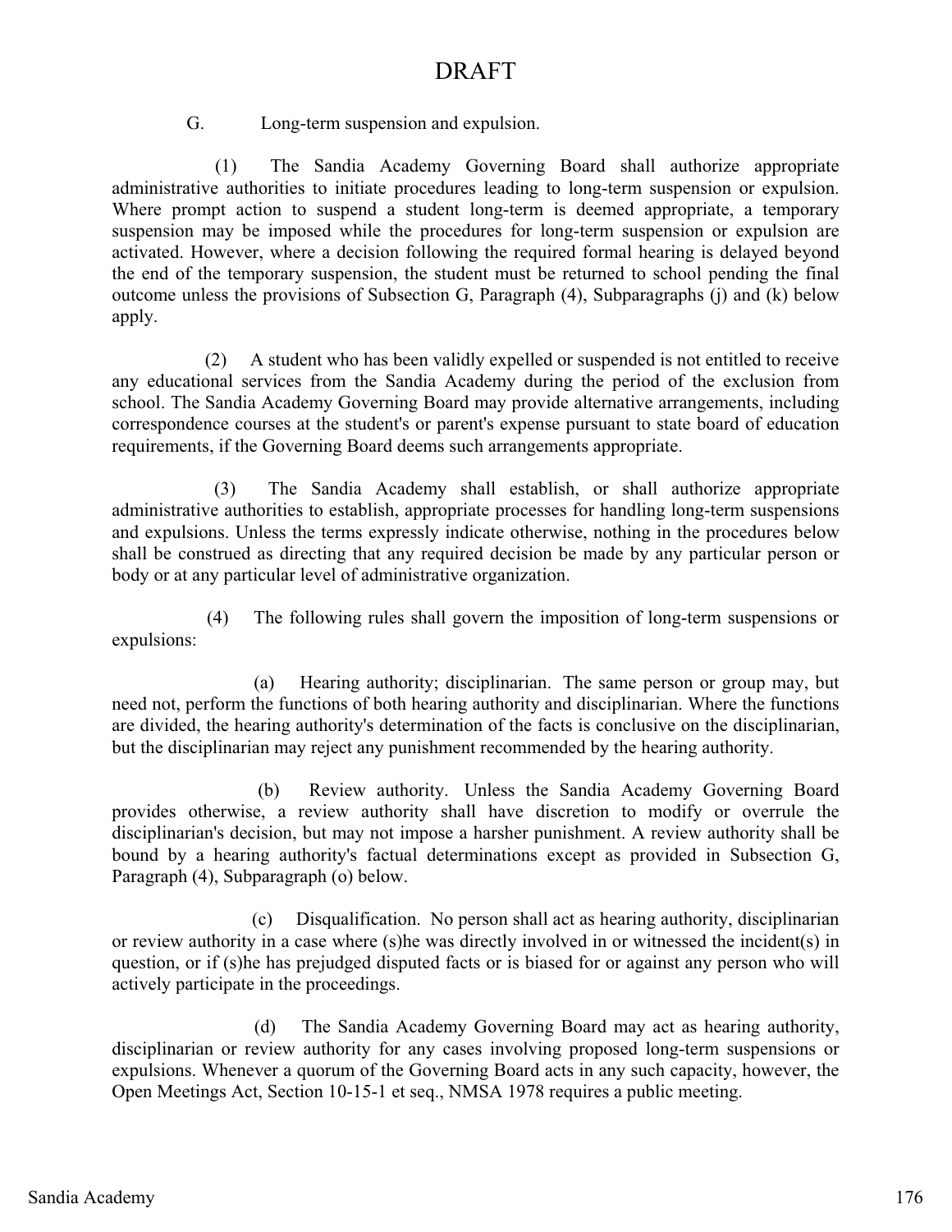DRAFT

G. Long-term suspension and expulsion.

(1) The Sandia Academy Governing Board shall authorize appropriate administrative authorities to initiate procedures leading to long-term suspension or expulsion. Where prompt action to suspend a student long-term is deemed appropriate, a temporary suspension may be imposed while the procedures for long-term suspension or expulsion are activated. However, where a decision following the required formal hearing is delayed beyond the end of the temporary suspension, the student must be returned to school pending the final outcome unless the provisions of Subsection G, Paragraph (4), Subparagraphs (j) and (k) below apply.

(2) A student who has been validly expelled or suspended is not entitled to receive any educational services from the Sandia Academy during the period of the exclusion from school. The Sandia Academy Governing Board may provide alternative arrangements, including correspondence courses at the student's or parent's expense pursuant to state board of education requirements, if the Governing Board deems such arrangements appropriate.

(3) The Sandia Academy shall establish, or shall authorize appropriate administrative authorities to establish, appropriate processes for handling long-term suspensions and expulsions. Unless the terms expressly indicate otherwise, nothing in the procedures below shall be construed as directing that any required decision be made by any particular person or body or at any particular level of administrative organization.

(4) The following rules shall govern the imposition of long-term suspensions or expulsions:

(a) Hearing authority; disciplinarian. The same person or group may, but need not, perform the functions of both hearing authority and disciplinarian. Where the functions are divided, the hearing authority's determination of the facts is conclusive on the disciplinarian, but the disciplinarian may reject any punishment recommended by the hearing authority.

(b) Review authority. Unless the Sandia Academy Governing Board provides otherwise, a review authority shall have discretion to modify or overrule the disciplinarian's decision, but may not impose a harsher punishment. A review authority shall be bound by a hearing authority's factual determinations except as provided in Subsection G, Paragraph (4), Subparagraph (o) below.

(c) Disqualification. No person shall act as hearing authority, disciplinarian or review authority in a case where (s)he was directly involved in or witnessed the incident(s) in question, or if (s)he has prejudged disputed facts or is biased for or against any person who will actively participate in the proceedings.

(d) The Sandia Academy Governing Board may act as hearing authority, disciplinarian or review authority for any cases involving proposed long-term suspensions or expulsions. Whenever a quorum of the Governing Board acts in any such capacity, however, the Open Meetings Act, Section 10-15-1 et seq., NMSA 1978 requires a public meeting.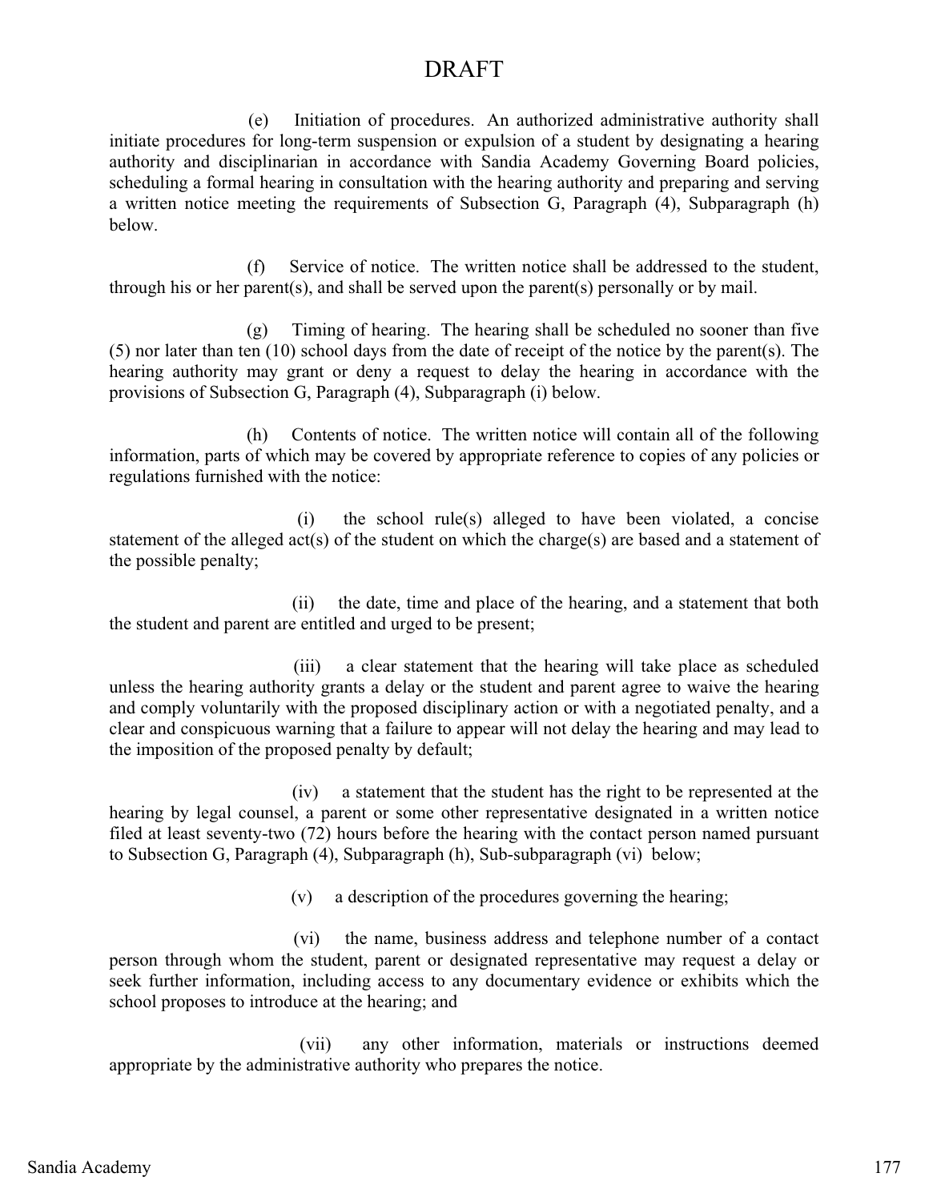DRAFT

(e) Initiation of procedures. An authorized administrative authority shall initiate procedures for long-term suspension or expulsion of a student by designating a hearing authority and disciplinarian in accordance with Sandia Academy Governing Board policies, scheduling a formal hearing in consultation with the hearing authority and preparing and serving a written notice meeting the requirements of Subsection G, Paragraph (4), Subparagraph (h) below.

(f) Service of notice. The written notice shall be addressed to the student, through his or her parent(s), and shall be served upon the parent(s) personally or by mail.

(g) Timing of hearing. The hearing shall be scheduled no sooner than five (5) nor later than ten (10) school days from the date of receipt of the notice by the parent(s). The hearing authority may grant or deny a request to delay the hearing in accordance with the provisions of Subsection G, Paragraph (4), Subparagraph (i) below.

(h) Contents of notice. The written notice will contain all of the following information, parts of which may be covered by appropriate reference to copies of any policies or regulations furnished with the notice:

(i) the school rule(s) alleged to have been violated, a concise statement of the alleged act(s) of the student on which the charge(s) are based and a statement of the possible penalty;

(ii) the date, time and place of the hearing, and a statement that both the student and parent are entitled and urged to be present;

(iii) a clear statement that the hearing will take place as scheduled unless the hearing authority grants a delay or the student and parent agree to waive the hearing and comply voluntarily with the proposed disciplinary action or with a negotiated penalty, and a clear and conspicuous warning that a failure to appear will not delay the hearing and may lead to the imposition of the proposed penalty by default;

(iv) a statement that the student has the right to be represented at the hearing by legal counsel, a parent or some other representative designated in a written notice filed at least seventy-two (72) hours before the hearing with the contact person named pursuant to Subsection G, Paragraph (4), Subparagraph (h), Sub-subparagraph (vi) below;

(v) a description of the procedures governing the hearing;

(vi) the name, business address and telephone number of a contact person through whom the student, parent or designated representative may request a delay or seek further information, including access to any documentary evidence or exhibits which the school proposes to introduce at the hearing; and

(vii) any other information, materials or instructions deemed appropriate by the administrative authority who prepares the notice.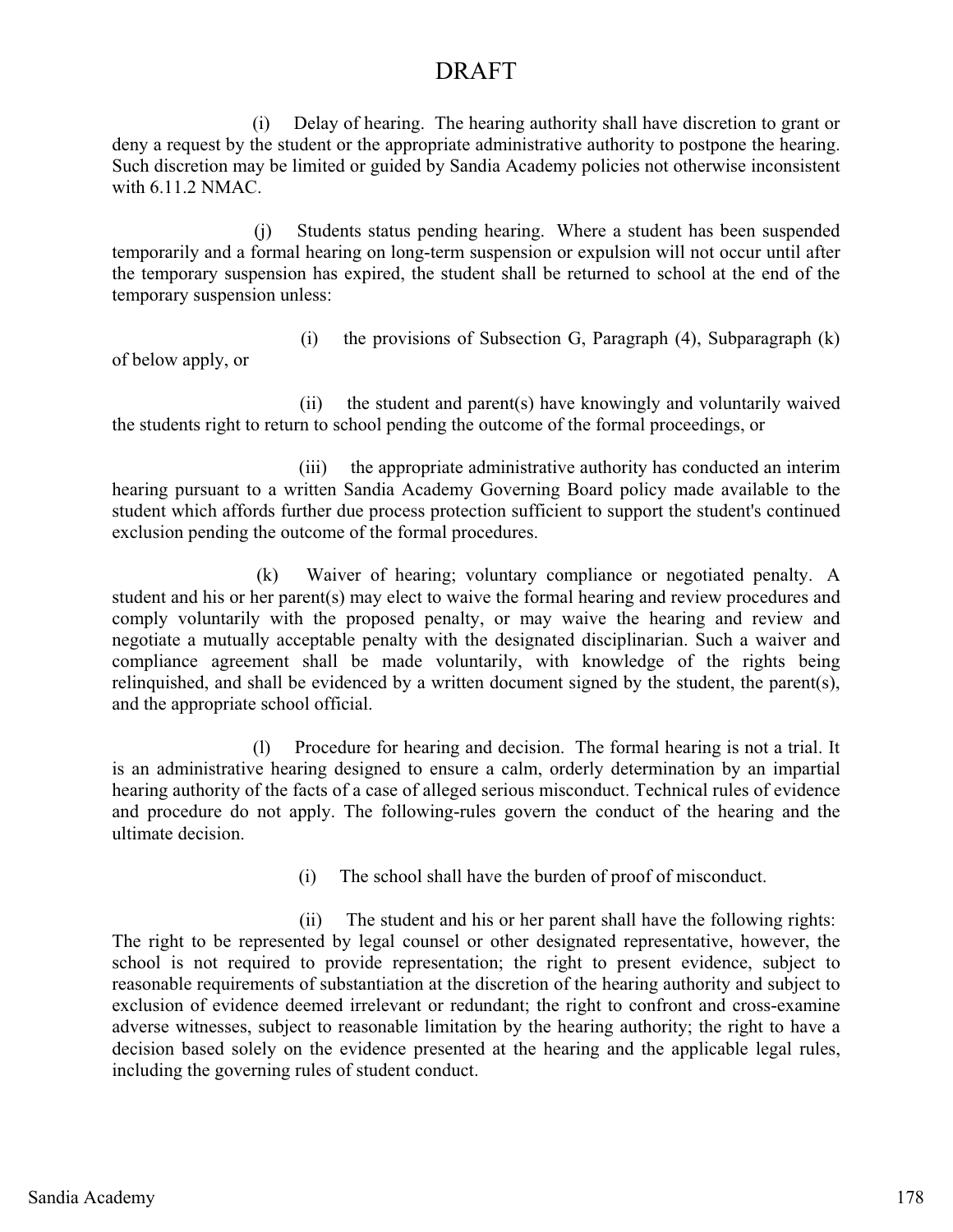DRAFT

(i) Delay of hearing. The hearing authority shall have discretion to grant or deny a request by the student or the appropriate administrative authority to postpone the hearing. Such discretion may be limited or guided by Sandia Academy policies not otherwise inconsistent with 6.11.2 NMAC.

(j) Students status pending hearing. Where a student has been suspended temporarily and a formal hearing on long-term suspension or expulsion will not occur until after the temporary suspension has expired, the student shall be returned to school at the end of the temporary suspension unless:

(i) the provisions of Subsection G, Paragraph (4), Subparagraph (k) of below apply, or

(ii) the student and parent(s) have knowingly and voluntarily waived the students right to return to school pending the outcome of the formal proceedings, or

(iii) the appropriate administrative authority has conducted an interim hearing pursuant to a written Sandia Academy Governing Board policy made available to the student which affords further due process protection sufficient to support the student's continued exclusion pending the outcome of the formal procedures.

(k) Waiver of hearing; voluntary compliance or negotiated penalty. A student and his or her parent(s) may elect to waive the formal hearing and review procedures and comply voluntarily with the proposed penalty, or may waive the hearing and review and negotiate a mutually acceptable penalty with the designated disciplinarian. Such a waiver and compliance agreement shall be made voluntarily, with knowledge of the rights being relinquished, and shall be evidenced by a written document signed by the student, the parent(s), and the appropriate school official.

(l) Procedure for hearing and decision. The formal hearing is not a trial. It is an administrative hearing designed to ensure a calm, orderly determination by an impartial hearing authority of the facts of a case of alleged serious misconduct. Technical rules of evidence and procedure do not apply. The following-rules govern the conduct of the hearing and the ultimate decision.

(i) The school shall have the burden of proof of misconduct.

(ii) The student and his or her parent shall have the following rights: The right to be represented by legal counsel or other designated representative, however, the school is not required to provide representation; the right to present evidence, subject to reasonable requirements of substantiation at the discretion of the hearing authority and subject to exclusion of evidence deemed irrelevant or redundant; the right to confront and cross-examine adverse witnesses, subject to reasonable limitation by the hearing authority; the right to have a decision based solely on the evidence presented at the hearing and the applicable legal rules, including the governing rules of student conduct.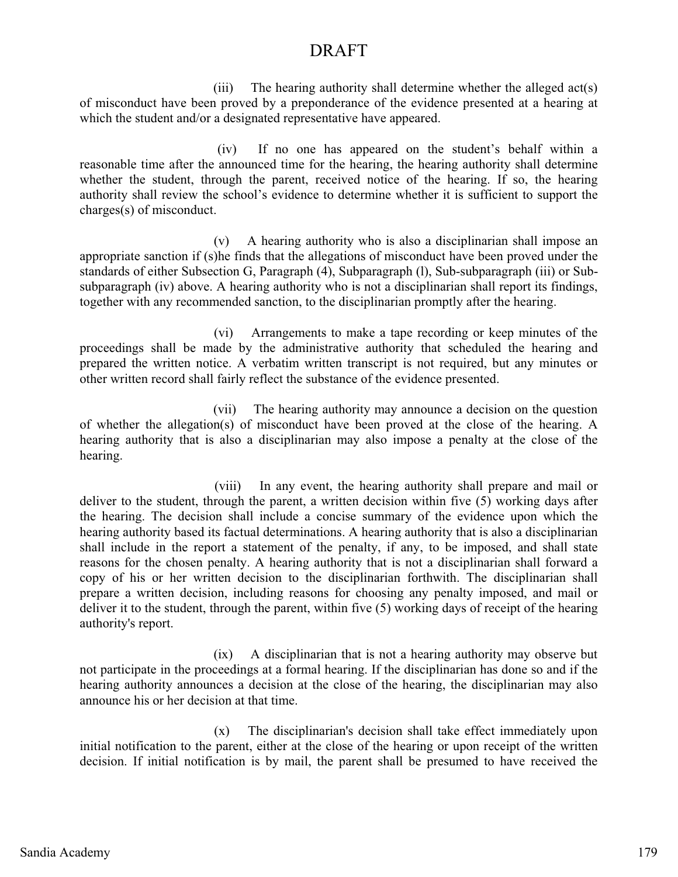DRAFT

(iii) The hearing authority shall determine whether the alleged act(s) of misconduct have been proved by a preponderance of the evidence presented at a hearing at which the student and/or a designated representative have appeared.

(iv) If no one has appeared on the student's behalf within a reasonable time after the announced time for the hearing, the hearing authority shall determine whether the student, through the parent, received notice of the hearing. If so, the hearing authority shall review the school's evidence to determine whether it is sufficient to support the charges(s) of misconduct.

(v) A hearing authority who is also a disciplinarian shall impose an appropriate sanction if (s)he finds that the allegations of misconduct have been proved under the standards of either Subsection G, Paragraph (4), Subparagraph (l), Sub-subparagraph (iii) or Sub-subparagraph (iv) above. A hearing authority who is not a disciplinarian shall report its findings, together with any recommended sanction, to the disciplinarian promptly after the hearing.

(vi) Arrangements to make a tape recording or keep minutes of the proceedings shall be made by the administrative authority that scheduled the hearing and prepared the written notice. A verbatim written transcript is not required, but any minutes or other written record shall fairly reflect the substance of the evidence presented.

(vii) The hearing authority may announce a decision on the question of whether the allegation(s) of misconduct have been proved at the close of the hearing. A hearing authority that is also a disciplinarian may also impose a penalty at the close of the hearing.

(viii) In any event, the hearing authority shall prepare and mail or deliver to the student, through the parent, a written decision within five (5) working days after the hearing. The decision shall include a concise summary of the evidence upon which the hearing authority based its factual determinations. A hearing authority that is also a disciplinarian shall include in the report a statement of the penalty, if any, to be imposed, and shall state reasons for the chosen penalty. A hearing authority that is not a disciplinarian shall forward a copy of his or her written decision to the disciplinarian forthwith. The disciplinarian shall prepare a written decision, including reasons for choosing any penalty imposed, and mail or deliver it to the student, through the parent, within five (5) working days of receipt of the hearing authority's report.

(ix) A disciplinarian that is not a hearing authority may observe but not participate in the proceedings at a formal hearing. If the disciplinarian has done so and if the hearing authority announces a decision at the close of the hearing, the disciplinarian may also announce his or her decision at that time.

(x) The disciplinarian's decision shall take effect immediately upon initial notification to the parent, either at the close of the hearing or upon receipt of the written decision. If initial notification is by mail, the parent shall be presumed to have received the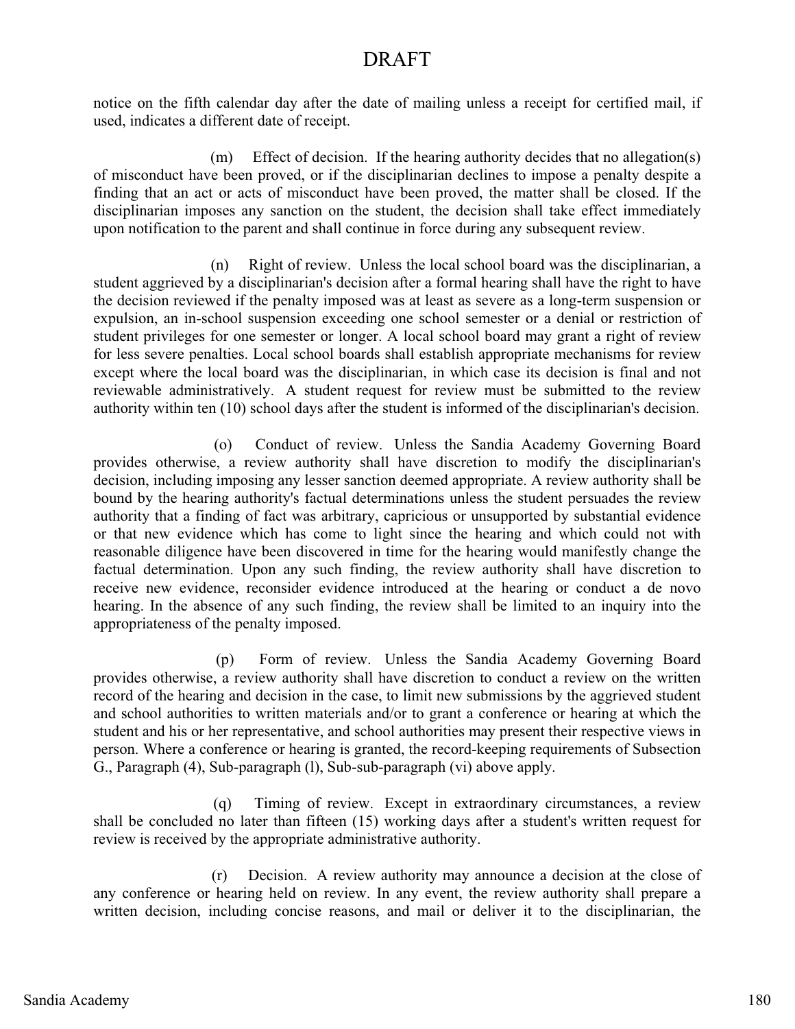notice on the fifth calendar day after the date of mailing unless a receipt for certified mail, if used, indicates a different date of receipt.

(m) Effect of decision. If the hearing authority decides that no allegation(s) of misconduct have been proved, or if the disciplinarian declines to impose a penalty despite a finding that an act or acts of misconduct have been proved, the matter shall be closed. If the disciplinarian imposes any sanction on the student, the decision shall take effect immediately upon notification to the parent and shall continue in force during any subsequent review.

(n) Right of review. Unless the local school board was the disciplinarian, a student aggrieved by a disciplinarian's decision after a formal hearing shall have the right to have the decision reviewed if the penalty imposed was at least as severe as a long-term suspension or expulsion, an in-school suspension exceeding one school semester or a denial or restriction of student privileges for one semester or longer. A local school board may grant a right of review for less severe penalties. Local school boards shall establish appropriate mechanisms for review except where the local board was the disciplinarian, in which case its decision is final and not reviewable administratively. A student request for review must be submitted to the review authority within ten (10) school days after the student is informed of the disciplinarian's decision.

(o) Conduct of review. Unless the Sandia Academy Governing Board provides otherwise, a review authority shall have discretion to modify the disciplinarian's decision, including imposing any lesser sanction deemed appropriate. A review authority shall be bound by the hearing authority's factual determinations unless the student persuades the review authority that a finding of fact was arbitrary, capricious or unsupported by substantial evidence or that new evidence which has come to light since the hearing and which could not with reasonable diligence have been discovered in time for the hearing would manifestly change the factual determination. Upon any such finding, the review authority shall have discretion to receive new evidence, reconsider evidence introduced at the hearing or conduct a de novo hearing. In the absence of any such finding, the review shall be limited to an inquiry into the appropriateness of the penalty imposed.

(p) Form of review. Unless the Sandia Academy Governing Board provides otherwise, a review authority shall have discretion to conduct a review on the written record of the hearing and decision in the case, to limit new submissions by the aggrieved student and school authorities to written materials and/or to grant a conference or hearing at which the student and his or her representative, and school authorities may present their respective views in person. Where a conference or hearing is granted, the record-keeping requirements of Subsection G., Paragraph (4), Sub-paragraph (l), Sub-sub-paragraph (vi) above apply.

(q) Timing of review. Except in extraordinary circumstances, a review shall be concluded no later than fifteen (15) working days after a student's written request for review is received by the appropriate administrative authority.

(r) Decision. A review authority may announce a decision at the close of any conference or hearing held on review. In any event, the review authority shall prepare a written decision, including concise reasons, and mail or deliver it to the disciplinarian, the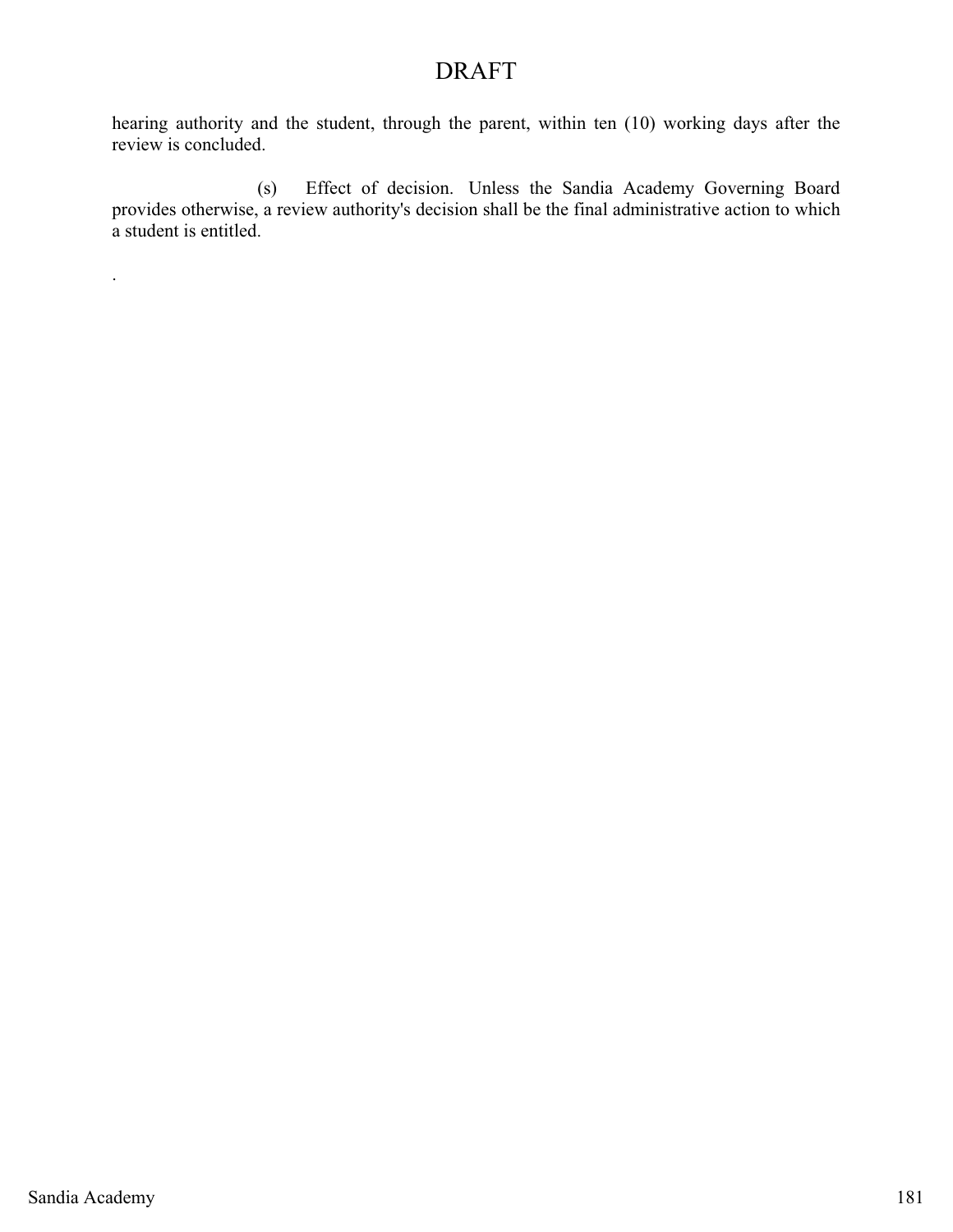hearing authority and the student, through the parent, within ten (10) working days after the review is concluded.

(s) Effect of decision. Unless the Sandia Academy Governing Board provides otherwise, a review authority's decision shall be the final administrative action to which a student is entitled.

.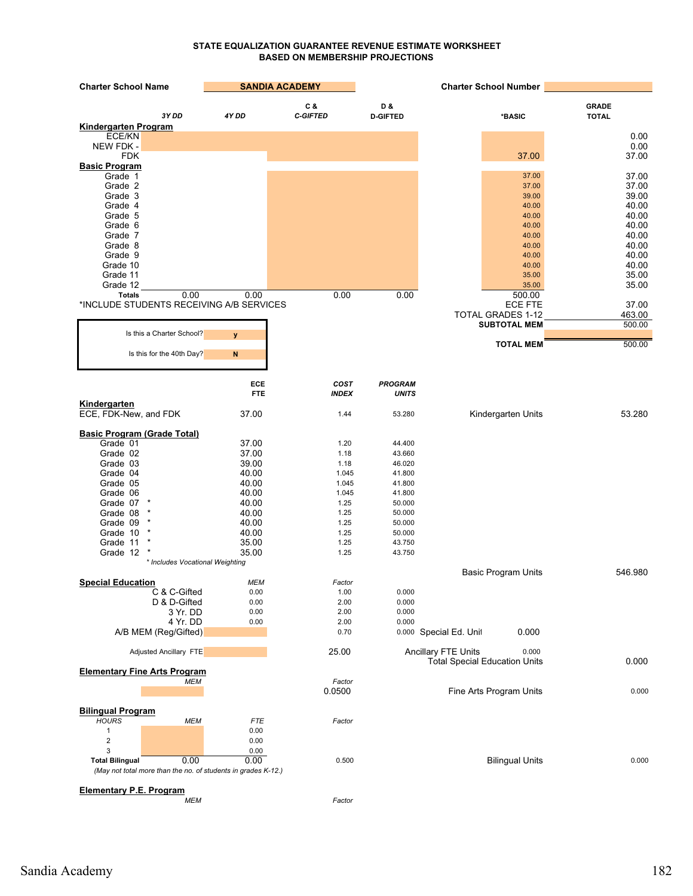**STATE EQUALIZATION GUARANTEE REVENUE ESTIMATE WORKSHEET**
**BASED ON MEMBERSHIP PROJECTIONS**

**Charter School Name** SANDIA ACADEMY **Charter School Number**

| | 3Y DD | 4Y DD | C & C-GIFTED | D & D-GIFTED | *BASIC | GRADE TOTAL |
|---|---|---|---|---|---|---|
| **Kindergarten Program** | | | | | | |
| ECE/KN | | | | | | 0.00 |
| NEW FDK - | | | | | | 0.00 |
| FDK | | | | | 37.00 | 37.00 |
| **Basic Program** | | | | | | |
| Grade 1 | | | | | 37.00 | 37.00 |
| Grade 2 | | | | | 37.00 | 37.00 |
| Grade 3 | | | | | 39.00 | 39.00 |
| Grade 4 | | | | | 40.00 | 40.00 |
| Grade 5 | | | | | 40.00 | 40.00 |
| Grade 6 | | | | | 40.00 | 40.00 |
| Grade 7 | | | | | 40.00 | 40.00 |
| Grade 8 | | | | | 40.00 | 40.00 |
| Grade 9 | | | | | 40.00 | 40.00 |
| Grade 10 | | | | | 40.00 | 40.00 |
| Grade 11 | | | | | 35.00 | 35.00 |
| Grade 12 | | | | | 35.00 | 35.00 |
| **Totals** | 0.00 | 0.00 | 0.00 | 0.00 | 500.00 | |

*INCLUDE STUDENTS RECEIVING A/B SERVICES

| | |
|---|---|
| ECE FTE | 37.00 |
| TOTAL GRADES 1-12 | 463.00 |
| **SUBTOTAL MEM** | 500.00 |
| **TOTAL MEM** | 500.00 |

Is this a Charter School? y

Is this for the 40th Day? N

| | ECE FTE | COST INDEX | PROGRAM UNITS | | |
|---|---|---|---|---|---|
| **Kindergarten** | | | | | |
| ECE, FDK-New, and FDK | 37.00 | 1.44 | 53.280 | Kindergarten Units | 53.280 |
| **Basic Program (Grade Total)** | | | | | |
| Grade 01 | 37.00 | 1.20 | 44.400 | | |
| Grade 02 | 37.00 | 1.18 | 43.660 | | |
| Grade 03 | 39.00 | 1.18 | 46.020 | | |
| Grade 04 | 40.00 | 1.045 | 41.800 | | |
| Grade 05 | 40.00 | 1.045 | 41.800 | | |
| Grade 06 | 40.00 | 1.045 | 41.800 | | |
| Grade 07 * | 40.00 | 1.25 | 50.000 | | |
| Grade 08 * | 40.00 | 1.25 | 50.000 | | |
| Grade 09 * | 40.00 | 1.25 | 50.000 | | |
| Grade 10 * | 40.00 | 1.25 | 50.000 | | |
| Grade 11 * | 35.00 | 1.25 | 43.750 | | |
| Grade 12 * | 35.00 | 1.25 | 43.750 | | |
| | | | | Basic Program Units | 546.980 |

*\* Includes Vocational Weighting*

| **Special Education** | MEM | Factor | | | |
|---|---|---|---|---|---|
| C & C-Gifted | 0.00 | 1.00 | 0.000 | | |
| D & D-Gifted | 0.00 | 2.00 | 0.000 | | |
| 3 Yr. DD | 0.00 | 2.00 | 0.000 | | |
| 4 Yr. DD | 0.00 | 2.00 | 0.000 | | |
| A/B MEM (Reg/Gifted) | | 0.70 | 0.000 | Special Ed. Unit | 0.000 |
| Adjusted Ancillary FTE | | 25.00 | | Ancillary FTE Units | 0.000 |
| | | | | Total Special Education Units | 0.000 |

| **Elementary Fine Arts Program** | MEM | Factor | | |
|---|---|---|---|---|
| | | 0.0500 | Fine Arts Program Units | 0.000 |

| **Bilingual Program** HOURS | MEM | FTE | Factor | | |
|---|---|---|---|---|---|
| 1 | | 0.00 | | | |
| 2 | | 0.00 | | | |
| 3 | | 0.00 | | | |
| **Total Bilingual** | 0.00 | 0.00 | 0.500 | Bilingual Units | 0.000 |

*(May not total more than the no. of students in grades K-12.)*

**Elementary P.E. Program**

| MEM | Factor |
|---|---|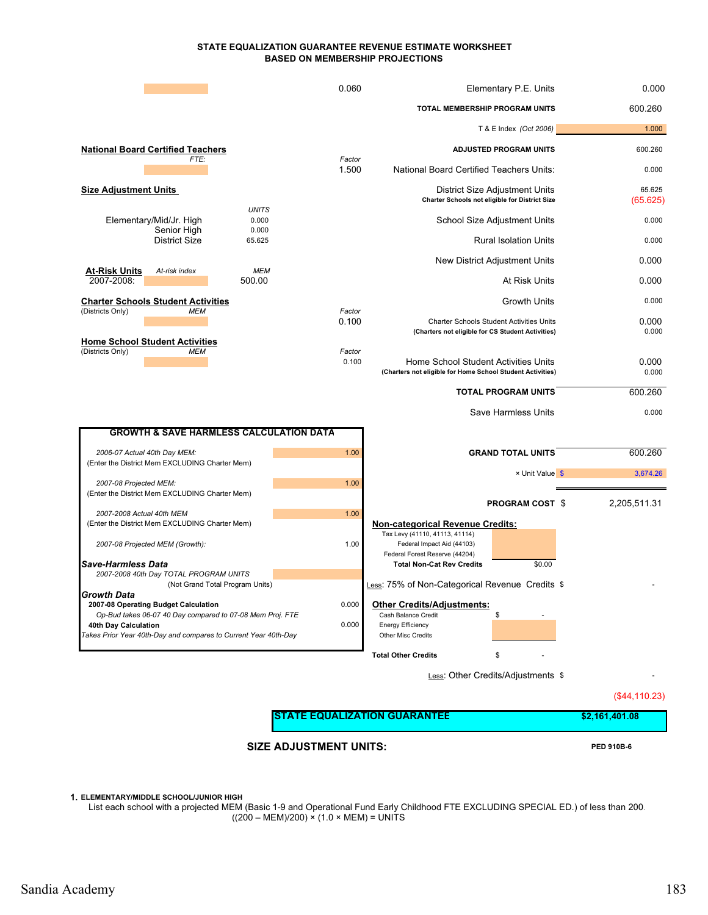**STATE EQUALIZATION GUARANTEE REVENUE ESTIMATE WORKSHEET**
**BASED ON MEMBERSHIP PROJECTIONS**

| | | 0.060 | Elementary P.E. Units | 0.000 |
|---|---|---|---|---|
| | | | **TOTAL MEMBERSHIP PROGRAM UNITS** | 600.260 |
| | | | T & E Index *(Oct 2006)* | 1.000 |
| **National Board Certified Teachers** | | | **ADJUSTED PROGRAM UNITS** | 600.260 |
| *FTE:* | | *Factor* 1.500 | National Board Certified Teachers Units: | 0.000 |
| **Size Adjustment Units** | | | District Size Adjustment Units<br>**Charter Schools not eligible for District Size** | 65.625<br>(65.625) |
| | *UNITS* | | | |
| Elementary/Mid/Jr. High | 0.000 | | School Size Adjustment Units | 0.000 |
| Senior High | 0.000 | | | |
| District Size | 65.625 | | Rural Isolation Units | 0.000 |
| | | | New District Adjustment Units | 0.000 |
| **At-Risk Units** *At-risk index* 2007-2008: | *MEM* 500.00 | | At Risk Units | 0.000 |
| **Charter Schools Student Activities** (Districts Only) *MEM* | | | Growth Units | 0.000 |
| | | *Factor* 0.100 | Charter Schools Student Activities Units<br>**(Charters not eligible for CS Student Activities)** | 0.000<br>0.000 |
| **Home School Student Activities** (Districts Only) *MEM* | | *Factor* 0.100 | Home School Student Activities Units<br>**(Charters not eligible for Home School Student Activities)** | 0.000<br>0.000 |
| | | | **TOTAL PROGRAM UNITS** | 600.260 |
| | | | Save Harmless Units | 0.000 |

**GROWTH & SAVE HARMLESS CALCULATION DATA**

| | |
|---|---|
| *2006-07 Actual 40th Day MEM:*<br>(Enter the District Mem EXCLUDING Charter Mem) | 1.00 |
| *2007-08 Projected MEM:*<br>(Enter the District Mem EXCLUDING Charter Mem) | 1.00 |
| *2007-2008 Actual 40th MEM*<br>(Enter the District Mem EXCLUDING Charter Mem) | 1.00 |
| *2007-08 Projected MEM (Growth):* | 1.00 |
| ***Save-Harmless Data*** | |
| *2007-2008 40th Day TOTAL PROGRAM UNITS*<br>(Not Grand Total Program Units) | |
| ***Growth Data*** | |
| **2007-08 Operating Budget Calculation**<br>*Op-Bud takes 06-07 40 Day compared to 07-08 Mem Proj. FTE* | 0.000 |
| **40th Day Calculation**<br>*Takes Prior Year 40th-Day and compares to Current Year 40th-Day* | 0.000 |

| | |
|---|---|
| **GRAND TOTAL UNITS** | 600.260 |
| × Unit Value | $ 3,674.26 |
| **PROGRAM COST** | $ 2,205,511.31 |

**Non-categorical Revenue Credits:**

| | |
|---|---|
| Tax Levy (41110, 41113, 41114) | |
| Federal Impact Aid (44103) | |
| Federal Forest Reserve (44204) | |
| **Total Non-Cat Rev Credits** | $0.00 |

Less: 75% of Non-Categorical Revenue Credits $ -

**Other Credits/Adjustments:**

| | |
|---|---|
| Cash Balance Credit | $ - |
| Energy Efficiency | |
| Other Misc Credits | |
| **Total Other Credits** | $ - |

Less: Other Credits/Adjustments $ -

($44,110.23)

| **STATE EQUALIZATION GUARANTEE** | **$2,161,401.08** |
|---|---|

**SIZE ADJUSTMENT UNITS:** PED 910B-6

**1. ELEMENTARY/MIDDLE SCHOOL/JUNIOR HIGH**

List each school with a projected MEM (Basic 1-9 and Operational Fund Early Childhood FTE EXCLUDING SPECIAL ED.) of less than 200.

((200 – MEM)/200) × (1.0 × MEM) = UNITS

Sandia Academy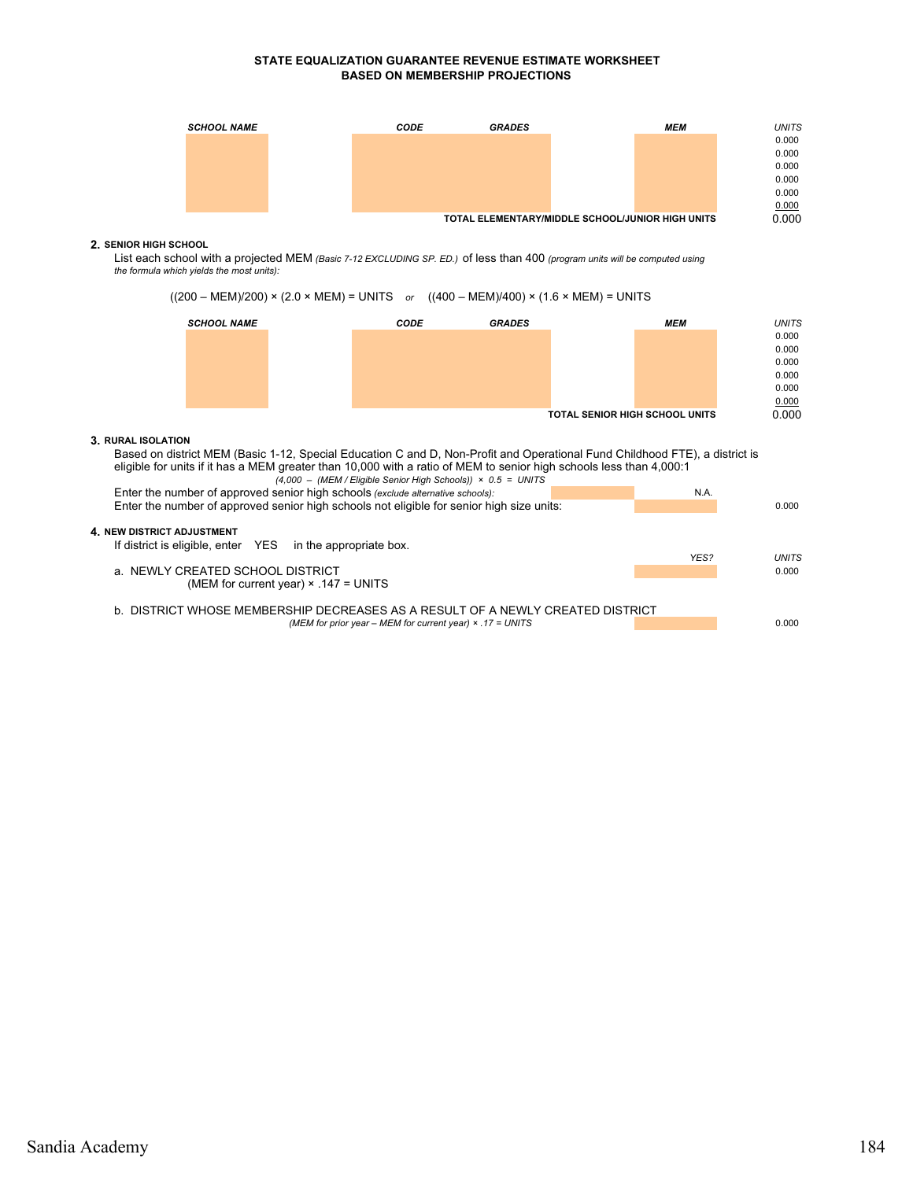**STATE EQUALIZATION GUARANTEE REVENUE ESTIMATE WORKSHEET**
**BASED ON MEMBERSHIP PROJECTIONS**

| *SCHOOL NAME* | *CODE* | *GRADES* | *MEM* | *UNITS* |
|---|---|---|---|---|
| | | | | 0.000 |
| | | | | 0.000 |
| | | | | 0.000 |
| | | | | 0.000 |
| | | | | 0.000 |
| | | | | 0.000 |
| | | | **TOTAL ELEMENTARY/MIDDLE SCHOOL/JUNIOR HIGH UNITS** | 0.000 |

**2. SENIOR HIGH SCHOOL**

List each school with a projected MEM *(Basic 7-12 EXCLUDING SP. ED.)* of less than 400 *(program units will be computed using the formula which yields the most units):*

((200 – MEM)/200) × (2.0 × MEM) = UNITS *or* ((400 – MEM)/400) × (1.6 × MEM) = UNITS

| *SCHOOL NAME* | *CODE* | *GRADES* | *MEM* | *UNITS* |
|---|---|---|---|---|
| | | | | 0.000 |
| | | | | 0.000 |
| | | | | 0.000 |
| | | | | 0.000 |
| | | | | 0.000 |
| | | | | 0.000 |
| | | | **TOTAL SENIOR HIGH SCHOOL UNITS** | 0.000 |

**3. RURAL ISOLATION**

Based on district MEM (Basic 1-12, Special Education C and D, Non-Profit and Operational Fund Childhood FTE), a district is eligible for units if it has a MEM greater than 10,000 with a ratio of MEM to senior high schools less than 4,000:1

*(4,000 – (MEM / Eligible Senior High Schools)) × 0.5 = UNITS*

Enter the number of approved senior high schools *(exclude alternative schools):* N.A.

Enter the number of approved senior high schools not eligible for senior high size units: 0.000

**4. NEW DISTRICT ADJUSTMENT**

If district is eligible, enter YES in the appropriate box.

| | *YES?* | *UNITS* |
|---|---|---|
| a. NEWLY CREATED SCHOOL DISTRICT<br>(MEM for current year) × .147 = UNITS | | 0.000 |
| b. DISTRICT WHOSE MEMBERSHIP DECREASES AS A RESULT OF A NEWLY CREATED DISTRICT<br>*(MEM for prior year – MEM for current year) × .17 = UNITS* | | 0.000 |

Sandia Academy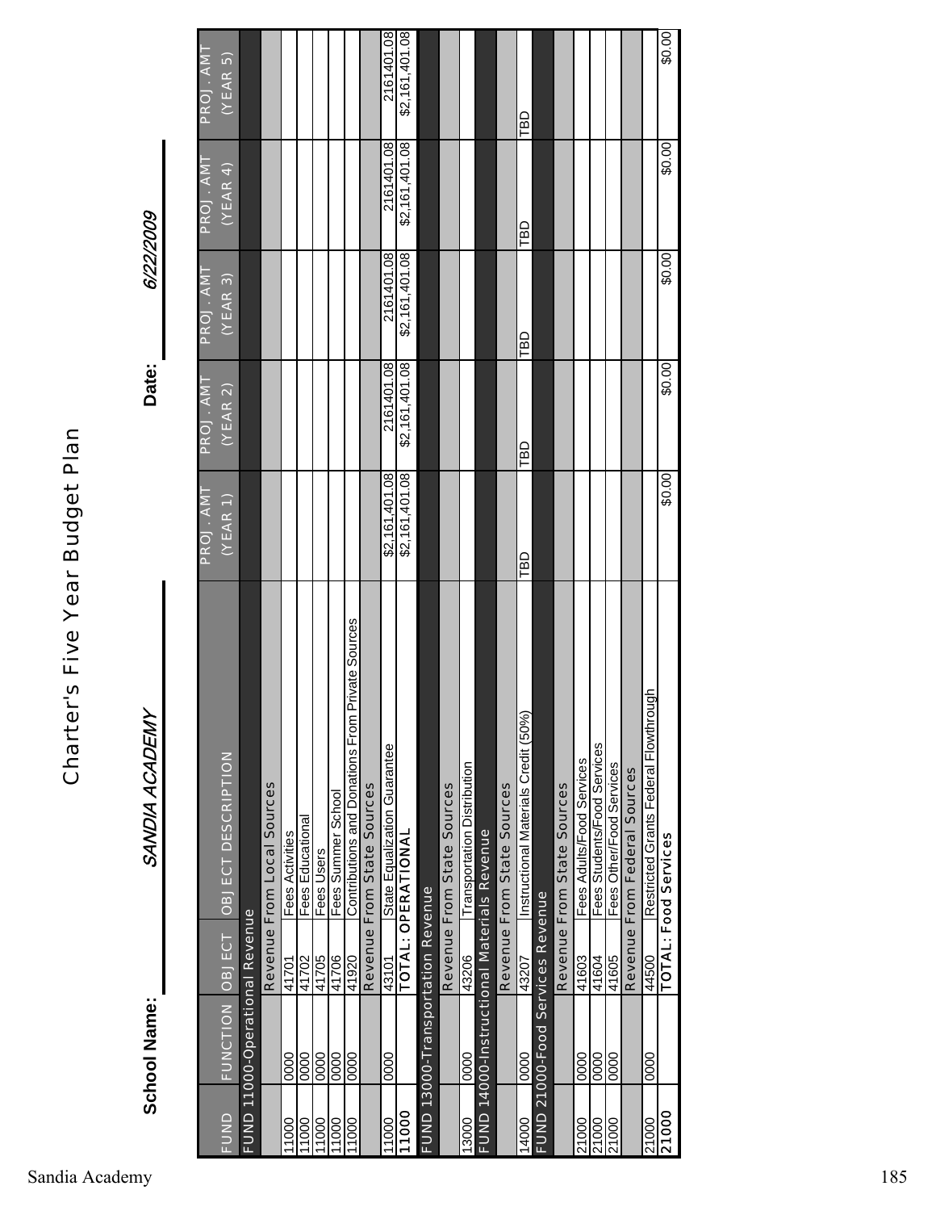# Charter's Five Year Budget Plan

**School Name:** *SANDIA ACADEMY* **Date:** *6/22/2009*

| FUND | FUNCTION | OBJECT | OBJECT DESCRIPTION | PROJ. AMT (YEAR 1) | PROJ. AMT (YEAR 2) | PROJ. AMT (YEAR 3) | PROJ. AMT (YEAR 4) | PROJ. AMT (YEAR 5) |
|---|---|---|---|---|---|---|---|---|
| FUND 11000-Operational Revenue | | | | | | | | |
| | | | Revenue From Local Sources | | | | | |
| 11000 | 0000 | 41701 | Fees Activities | | | | | |
| 11000 | 0000 | 41702 | Fees Educational | | | | | |
| 11000 | 0000 | 41705 | Fees Users | | | | | |
| 11000 | 0000 | 41706 | Fees Summer School | | | | | |
| 11000 | 0000 | 41920 | Contributions and Donations From Private Sources | | | | | |
| | | | Revenue From State Sources | | | | | |
| 11000 | 0000 | 43101 | State Equalization Guarantee | $2,161,401.08 | 2161401.08 | 2161401.08 | 2161401.08 | 2161401.08 |
| **11000** | | **TOTAL: OPERATIONAL** | | $2,161,401.08 | $2,161,401.08 | $2,161,401.08 | $2,161,401.08 | $2,161,401.08 |
| FUND 13000-Transportation Revenue | | | | | | | | |
| | | | Revenue From State Sources | | | | | |
| 13000 | 0000 | 43206 | Transportation Distribution | | | | | |
| FUND 14000-Instructional Materials Revenue | | | | | | | | |
| | | | Revenue From State Sources | | | | | |
| 14000 | 0000 | 43207 | Instructional Materials Credit (50%) | TBD | TBD | TBD | TBD | TBD |
| FUND 21000-Food Services Revenue | | | | | | | | |
| | | | Revenue From State Sources | | | | | |
| 21000 | 0000 | 41603 | Fees Adults/Food Services | | | | | |
| 21000 | 0000 | 41604 | Fees Students/Food Services | | | | | |
| 21000 | 0000 | 41605 | Fees Other/Food Services | | | | | |
| | | | Revenue From Federal Sources | | | | | |
| 21000 | 0000 | 44500 | Restricted Grants Federal Flowthrough | | | | | |
| **21000** | | **TOTAL: Food Services** | | $0.00 | $0.00 | $0.00 | $0.00 | $0.00 |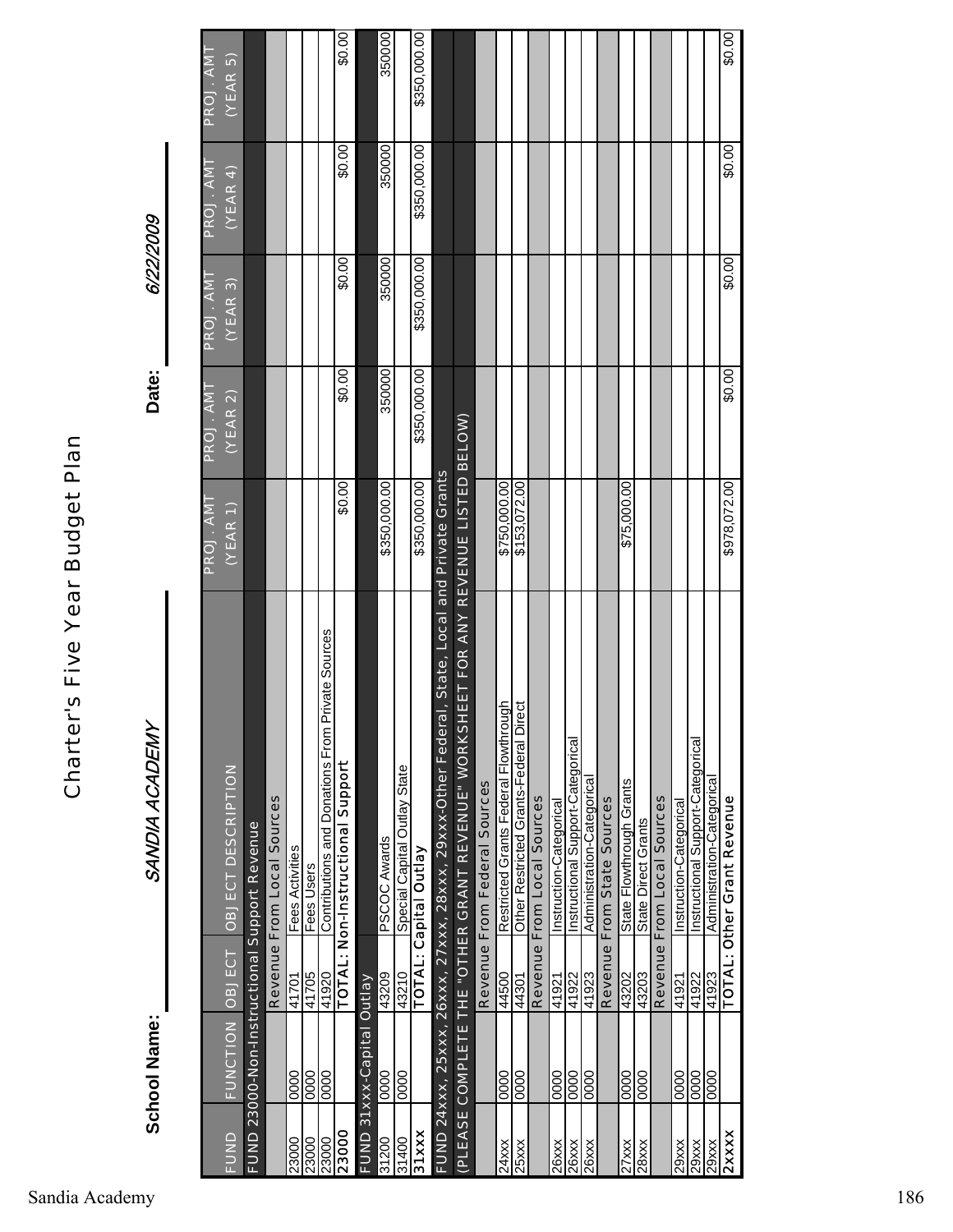# Charter's Five Year Budget Plan

**School Name:** *SANDIA ACADEMY* **Date:** *6/22/2009*

| FUND | FUNCTION | OBJECT | OBJECT DESCRIPTION | PROJ. AMT (YEAR 1) | PROJ. AMT (YEAR 2) | PROJ. AMT (YEAR 3) | PROJ. AMT (YEAR 4) | PROJ. AMT (YEAR 5) |
|---|---|---|---|---|---|---|---|---|
| FUND 23000-Non-Instructional Support Revenue | | | | | | | | |
| | | Revenue From Local Sources | | | | | | |
| 23000 | 0000 | 41701 | Fees Activities | | | | | |
| 23000 | 0000 | 41705 | Fees Users | | | | | |
| 23000 | 0000 | 41920 | Contributions and Donations From Private Sources | | | | | |
| **23000** | | **TOTAL: Non-Instructional Support** | | $0.00 | $0.00 | $0.00 | $0.00 | $0.00 |
| FUND 31xxx-Capital Outlay | | | | | | | | |
| 31200 | 0000 | 43209 | PSCOC Awards | $350,000.00 | 350000 | 350000 | 350000 | 350000 |
| 31400 | 0000 | 43210 | Special Capital Outlay State | | | | | |
| **31xxx** | | **TOTAL: Capital Outlay** | | $350,000.00 | $350,000.00 | $350,000.00 | $350,000.00 | $350,000.00 |
| FUND 24xxx, 25xxx, 26xxx, 27xxx, 28xxx, 29xxx-Other Federal, State, Local and Private Grants | | | | | | | | |
| (PLEASE COMPLETE THE "OTHER GRANT REVENUE" WORKSHEET FOR ANY REVENUE LISTED BELOW) | | | | | | | | |
| | | Revenue From Federal Sources | | | | | | |
| 24xxx | 0000 | 44500 | Restricted Grants Federal Flowthrough | $750,000.00 | | | | |
| 25xxx | 0000 | 44301 | Other Restricted Grants-Federal Direct | $153,072.00 | | | | |
| | | Revenue From Local Sources | | | | | | |
| 26xxx | 0000 | 41921 | Instruction-Categorical | | | | | |
| 26xxx | 0000 | 41922 | Instructional Support-Categorical | | | | | |
| 26xxx | 0000 | 41923 | Administration-Categorical | | | | | |
| | | Revenue From State Sources | | | | | | |
| 27xxx | 0000 | 43202 | State Flowthrough Grants | $75,000.00 | | | | |
| 28xxx | 0000 | 43203 | State Direct Grants | | | | | |
| | | Revenue From Local Sources | | | | | | |
| 29xxx | 0000 | 41921 | Instruction-Categorical | | | | | |
| 29xxx | 0000 | 41922 | Instructional Support-Categorical | | | | | |
| 29xxx | 0000 | 41923 | Administration-Categorical | | | | | |
| **2xxxx** | | **TOTAL: Other Grant Revenue** | | $978,072.00 | $0.00 | $0.00 | $0.00 | $0.00 |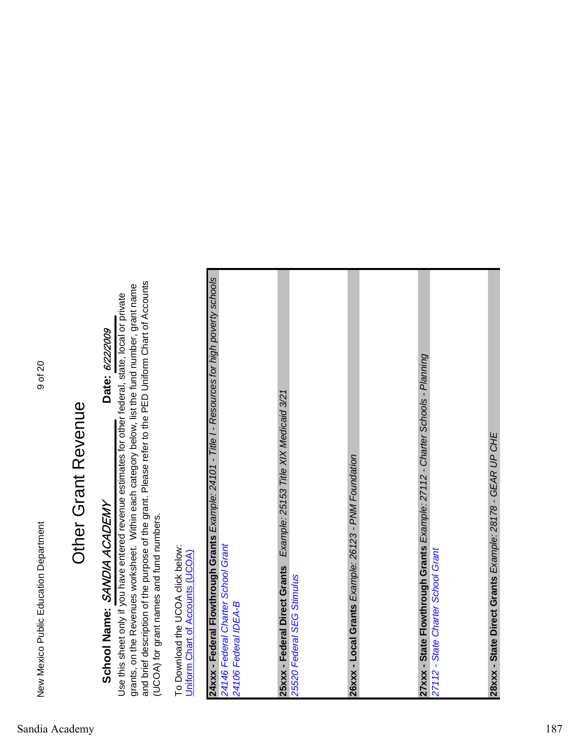# Other Grant Revenue

**School Name:** ***SANDIA ACADEMY*** **Date:** *6/22/2009*

Use this sheet only if you have entered revenue estimates for other federal, state, local or private grants, on the Revenues worksheet. Within each category below, list the fund number, grant name and brief description of the purpose of the grant. Please refer to the PED Uniform Chart of Accounts (UCOA) for grant names and fund numbers.

To Download the UCOA click below:
Uniform Chart of Accounts (UCOA)

| **24xxx - Federal Flowthrough Grants** *Example: 24101 - Title I - Resources for high poverty schools* |
|---|
| *24146 Federal Charter School Grant* |
| *24106 Federal IDEA-B* |
| |
| **25xxx - Federal Direct Grants** *Example: 25153 Title XIX Medicaid 3/21* |
| *25520 Federal SEG Stimulus* |
| |
| **26xxx - Local Grants** *Example: 26123 - PNM Foundation* |
| |
| **27xxx - State Flowthrough Grants** *Example: 27112 - Charter Schools - Planning* |
| *27112 - State Charter School Grant* |
| |
| **28xxx - State Direct Grants** *Example: 28178 - GEAR UP CHE* |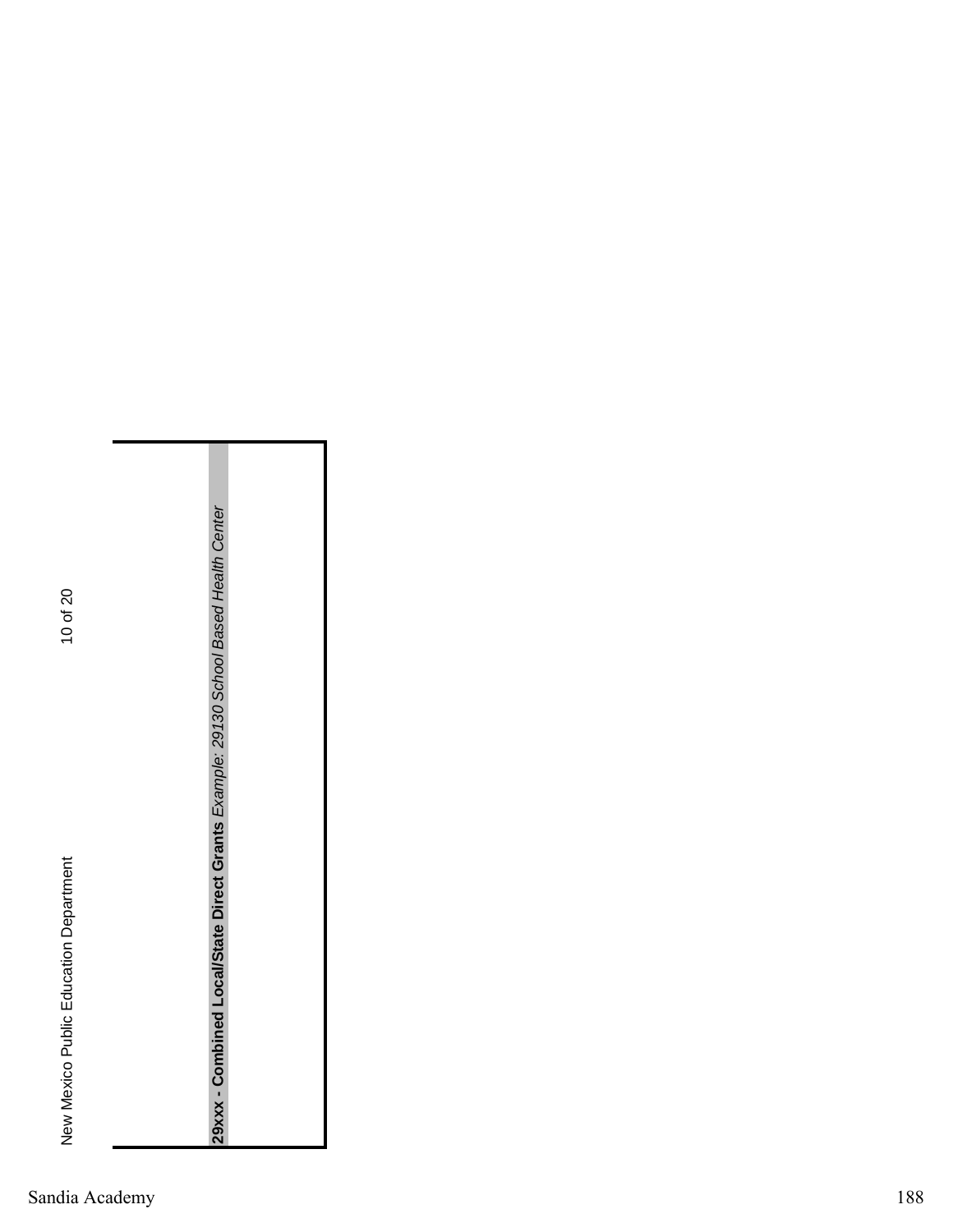**29xxx - Combined Local/State Direct Grants** *Example: 29130 School Based Health Center*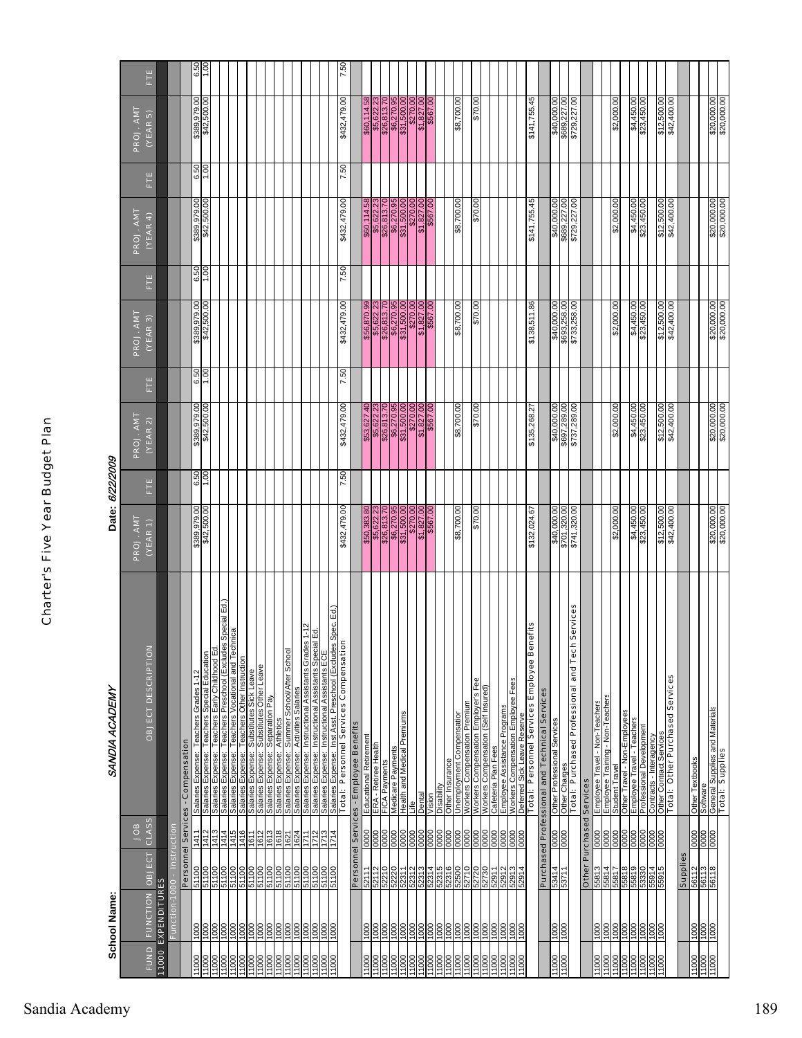# Charter's Five Year Budget Plan

**School Name:** *SANDIA ACADEMY* **Date:** *6/22/2009*

| FUND | FUNCTION | OBJECT | JOB CLASS | OBJECT DESCRIPTION | PROJ. AMT (YEAR 1) | FTE | PROJ. AMT (YEAR 2) | FTE | PROJ. AMT (YEAR 3) | FTE | PROJ. AMT (YEAR 4) | FTE | PROJ. AMT (YEAR 5) | FTE |
|---|---|---|---|---|---|---|---|---|---|---|---|---|---|---|
| 11000 EXPENDITURES | | | | | | | | | | | | | | |
| | Function-1000 - Instruction | | | | | | | | | | | | | |
| | | Personnel Services - Compensation | | | | | | | | | | | | |
| 11000 | 1000 | 51100 | 1411 | Salaries Expense: Teachers Grades 1-12 | $389,979.00 | 6.50 | $389,979.00 | 6.50 | $389,979.00 | 6.50 | $389,979.00 | 6.50 | $389,979.00 | 6.50 |
| 11000 | 1000 | 51100 | 1412 | Salaries Expense: Teachers Special Education | $42,500.00 | 1.00 | $42,500.00 | 1.00 | $42,500.00 | 1.00 | $42,500.00 | 1.00 | $42,500.00 | 1.00 |
| 11000 | 1000 | 51100 | 1413 | Salaries Expense: Teachers Early Childhood Ed. | | | | | | | | | | |
| 11000 | 1000 | 51100 | 1414 | Salaries Expense: Teachers Preschool (Excludes Special Ed.) | | | | | | | | | | |
| 11000 | 1000 | 51100 | 1415 | Salaries Expense: Teachers Vocational and Technical | | | | | | | | | | |
| 11000 | 1000 | 51100 | 1416 | Salaries Expense: Teachers Other Instruction | | | | | | | | | | |
| 11000 | 1000 | 51100 | 1611 | Salaries Expense: Substitutes Sick Leave | | | | | | | | | | |
| 11000 | 1000 | 51100 | 1612 | Salaries Expense: Substitutes Other Leave | | | | | | | | | | |
| 11000 | 1000 | 51100 | 1613 | Salaries Expense: Separation Pay | | | | | | | | | | |
| 11000 | 1000 | 51100 | 1618 | Salaries Expense: Athletics | | | | | | | | | | |
| 11000 | 1000 | 51100 | 1621 | Salaries Expense: Summer School/After School | | | | | | | | | | |
| 11000 | 1000 | 51100 | 1624 | Salaries Expense: Activities Salaries | | | | | | | | | | |
| 11000 | 1000 | 51100 | 1711 | Salaries Expense: Instructional Assistants Grades 1-12 | | | | | | | | | | |
| 11000 | 1000 | 51100 | 1712 | Salaries Expense: Instructional Assistants Special Ed. | | | | | | | | | | |
| 11000 | 1000 | 51100 | 1713 | Salaries Expense: Instructional Assistants ECE | | | | | | | | | | |
| 11000 | 1000 | 51100 | 1714 | Salaries Expense: Inst Asst. Preschool (Excludes Spec. Ed.) | | | | | | | | | | |
| | | | | Total: Personnel Services Compensation | $432,479.00 | 7.50 | $432,479.00 | 7.50 | $432,479.00 | 7.50 | $432,479.00 | 7.50 | $432,479.00 | 7.50 |
| | | Personnel Services - Employee Benefits | | | | | | | | | | | | |
| 11000 | 1000 | 52111 | 0000 | Educational Retirement | $50,383.80 | | $53,627.40 | | $56,870.99 | | $60,114.58 | | $60,114.58 | |
| 11000 | 1000 | 52112 | 0000 | ERA - Retiree Health | $5,622.23 | | $5,622.23 | | $5,622.23 | | $5,622.23 | | $5,622.23 | |
| 11000 | 1000 | 52210 | 0000 | FICA Payments | $26,813.70 | | $26,813.70 | | $26,813.70 | | $26,813.70 | | $26,813.70 | |
| 11000 | 1000 | 52220 | 0000 | Medicare Payments | $6,270.95 | | $6,270.95 | | $6,270.95 | | $6,270.95 | | $6,270.95 | |
| 11000 | 1000 | 52311 | 0000 | Health and Medical Premiums | $31,500.00 | | $31,500.00 | | $31,500.00 | | $31,500.00 | | $31,500.00 | |
| 11000 | 1000 | 52312 | 0000 | Life | $270.00 | | $270.00 | | $270.00 | | $270.00 | | $270.00 | |
| 11000 | 1000 | 52313 | 0000 | Dental | $1,827.00 | | $1,827.00 | | $1,827.00 | | $1,827.00 | | $1,827.00 | |
| 11000 | 1000 | 52314 | 0000 | Vision | $567.00 | | $567.00 | | $567.00 | | $567.00 | | $567.00 | |
| 11000 | 1000 | 52315 | 0000 | Disability | | | | | | | | | | |
| 11000 | 1000 | 52316 | 0000 | Other Insurance | | | | | | | | | | |
| 11000 | 1000 | 52500 | 0000 | Unemployment Compensation | $8,700.00 | | $8,700.00 | | $8,700.00 | | $8,700.00 | | $8,700.00 | |
| 11000 | 1000 | 52710 | 0000 | Workers Compensation Premium | | | | | | | | | | |
| 11000 | 1000 | 52720 | 0000 | Workers Compensation Employer's Fee | $70.00 | | $70.00 | | $70.00 | | $70.00 | | $70.00 | |
| 11000 | 1000 | 52730 | 0000 | Workers Compensation (Self Insured) | | | | | | | | | | |
| 11000 | 1000 | 52911 | 0000 | Cafeteria Plan Fees | | | | | | | | | | |
| 11000 | 1000 | 52912 | 0000 | Employee Assistance Programs | | | | | | | | | | |
| 11000 | 1000 | 52913 | 0000 | Workers Compensation Employee Fees | | | | | | | | | | |
| 11000 | 1000 | 52914 | 0000 | Deferred Sick Leave Reserve | | | | | | | | | | |
| | | | | Total: Personnel Services Employee Benefits | $132,024.67 | | $135,268.27 | | $138,511.86 | | $141,755.45 | | $141,755.45 | |
| | | Purchased Professional and Technical Services | | | | | | | | | | | | |
| 11000 | 1000 | 53414 | 0000 | Other Professional Services | $40,000.00 | | $40,000.00 | | $40,000.00 | | $40,000.00 | | $40,000.00 | |
| 11000 | 1000 | 53711 | 0000 | Other Charges | $701,320.00 | | $697,289.00 | | $693,258.00 | | $689,227.00 | | $689,227.00 | |
| | | | | Total: Purchased Professional and Tech Services | $741,320.00 | | $737,289.00 | | $733,258.00 | | $729,227.00 | | $729,227.00 | |
| | | Other Purchased Services | | | | | | | | | | | | |
| 11000 | 1000 | 55813 | 0000 | Employee Travel - Non-Teachers | | | | | | | | | | |
| 11000 | 1000 | 55814 | 0000 | Employee Training - Non-Teachers | | | | | | | | | | |
| 11000 | 1000 | 55817 | 0000 | Student Travel | $2,000.00 | | $2,000.00 | | $2,000.00 | | $2,000.00 | | $2,000.00 | |
| 11000 | 1000 | 55818 | 0000 | Other Travel - Non-Employees | | | | | | | | | | |
| 11000 | 1000 | 55819 | 0000 | Employee Travel - Teachers | $4,450.00 | | $4,450.00 | | $4,450.00 | | $4,450.00 | | $4,450.00 | |
| 11000 | 1000 | 53330 | 0000 | Professional Development | $23,450.00 | | $23,450.00 | | $23,450.00 | | $23,450.00 | | $23,450.00 | |
| 11000 | 1000 | 55914 | 0000 | Contracts - Interagency | | | | | | | | | | |
| 11000 | 1000 | 55915 | 0000 | Other Contract Services | $12,500.00 | | $12,500.00 | | $12,500.00 | | $12,500.00 | | $12,500.00 | |
| | | | | Total: Other Purchased Services | $42,400.00 | | $42,400.00 | | $42,400.00 | | $42,400.00 | | $42,400.00 | |
| | | Supplies | | | | | | | | | | | | |
| 11000 | 1000 | 56112 | 0000 | Other Textbooks | | | | | | | | | | |
| 11000 | 1000 | 56113 | 0000 | Software | | | | | | | | | | |
| 11000 | 1000 | 56118 | 0000 | General Supplies and Materials | $20,000.00 | | $20,000.00 | | $20,000.00 | | $20,000.00 | | $20,000.00 | |
| | | | | Total: Supplies | $20,000.00 | | $20,000.00 | | $20,000.00 | | $20,000.00 | | $20,000.00 | |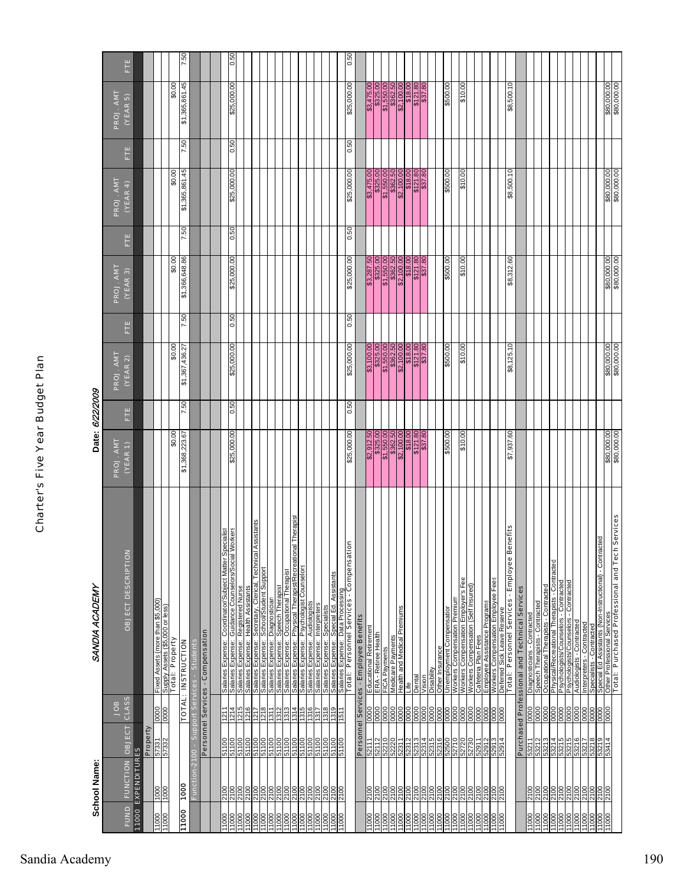# Charter's Five Year Budget Plan

**School Name:** *SANDIA ACADEMY* **Date:** *6/22/2009*

| FUND | FUNCTION | OBJECT | JOB CLASS | OBJECT DESCRIPTION | PROJ. AMT (YEAR 1) | FTE | PROJ. AMT (YEAR 2) | FTE | PROJ. AMT (YEAR 3) | FTE | PROJ. AMT (YEAR 4) | FTE | PROJ. AMT (YEAR 5) | FTE |
|---|---|---|---|---|---|---|---|---|---|---|---|---|---|---|
| 11000 EXPENDITURES | | | | | | | | | | | | | | |
| | | Property | | | | | | | | | | | | |
| 11000 | 1000 | 57331 | 0000 | Fixed Assets (more than $5,000) | | | | | | | | | | |
| 11000 | 1000 | 57332 | 0000 | Supply Assets ($5,000 or less) | | | | | | | | | | |
| | | | | Total: Property | $0.00 | | $0.00 | | $0.00 | | $0.00 | | $0.00 | |
| 11000 | 1000 | | TOTAL: | INSTRUCTION | $1,368,223.67 | 7.50 | $1,367,436.27 | 7.50 | $1,366,648.86 | 7.50 | $1,365,861.45 | 7.50 | $1,365,861.45 | 7.50 |
| Function 2100 - Support Services - Students | | | | | | | | | | | | | | |
| | | Personnel Services - Compensation | | | | | | | | | | | | |
| 11000 | 2100 | 51100 | 1211 | Salaries Expense: Coordinator/Subject Matter Specialist | | | | | | | | | | |
| 11000 | 2100 | 51100 | 1214 | Salaries Expense: Guidance Counselors/Social Workers | $25,000.00 | 0.50 | $25,000.00 | 0.50 | $25,000.00 | 0.50 | $25,000.00 | 0.50 | $25,000.00 | 0.50 |
| 11000 | 2100 | 51100 | 1215 | Salaries Expense: Registered Nurse | | | | | | | | | | |
| 11000 | 2100 | 51100 | 1216 | Salaries Expense: Health Assistants | | | | | | | | | | |
| 11000 | 2100 | 51100 | 1217 | Salaries Expense: Secretary, Clerical, Technical Assistants | | | | | | | | | | |
| 11000 | 2100 | 51100 | 1218 | Salaries Expense: School/Student Support | | | | | | | | | | |
| 11000 | 2100 | 51100 | 1311 | Salaries Expense: Diagnostician | | | | | | | | | | |
| 11000 | 2100 | 51100 | 1312 | Salaries Expense: Speech Therapist | | | | | | | | | | |
| 11000 | 2100 | 51100 | 1313 | Salaries Expense: Occupational Therapist | | | | | | | | | | |
| 11000 | 2100 | 51100 | 1314 | Salaries Expense: Physical Therapist/Recreational Therapist | | | | | | | | | | |
| 11000 | 2100 | 51100 | 1315 | Salaries Expense: Psychologist Counselors | | | | | | | | | | |
| 11000 | 2100 | 51100 | 1316 | Salaries Expense: Audiologists | | | | | | | | | | |
| 11000 | 2100 | 51100 | 1317 | Salaries Expense: Interpreters | | | | | | | | | | |
| 11000 | 2100 | 51100 | 1318 | Salaries Expense: Specialists | | | | | | | | | | |
| 11000 | 2100 | 51100 | 1319 | Salaries Expense: Special Ed. Assistants | | | | | | | | | | |
| 11000 | 2100 | 51100 | 1511 | Salaries Expense: Data Processing | | | | | | | | | | |
| | | | | Total: Personnel Services - Compensation | $25,000.00 | 0.50 | $25,000.00 | 0.50 | $25,000.00 | 0.50 | $25,000.00 | 0.50 | $25,000.00 | 0.50 |
| | | Personnel Services - Employee Benefits | | | | | | | | | | | | |
| 11000 | 2100 | 52111 | 0000 | Educational Retirement | $2,912.50 | | $3,100.00 | | $3,287.50 | | $3,475.00 | | $3,475.00 | |
| 11000 | 2100 | 52112 | 0000 | ERA - Retiree Health | $325.00 | | $325.00 | | $325.00 | | $325.00 | | $325.00 | |
| 11000 | 2100 | 52210 | 0000 | FICA Payments | $1,550.00 | | $1,550.00 | | $1,550.00 | | $1,550.00 | | $1,550.00 | |
| 11000 | 2100 | 52220 | 0000 | Medicare Payments | $362.50 | | $362.50 | | $362.50 | | $362.50 | | $362.50 | |
| 11000 | 2100 | 52311 | 0000 | Health and Medical Premiums | $2,100.00 | | $2,100.00 | | $2,100.00 | | $2,100.00 | | $2,100.00 | |
| 11000 | 2100 | 52312 | 0000 | Life | $18.00 | | $18.00 | | $18.00 | | $18.00 | | $18.00 | |
| 11000 | 2100 | 52313 | 0000 | Dental | $121.80 | | $121.80 | | $121.80 | | $121.80 | | $121.80 | |
| 11000 | 2100 | 52314 | 0000 | Vision | $37.80 | | $37.80 | | $37.80 | | $37.80 | | $37.80 | |
| 11000 | 2100 | 52315 | 0000 | Disability | | | | | | | | | | |
| 11000 | 2100 | 52316 | 0000 | Other Insurance | | | | | | | | | | |
| 11000 | 2100 | 52500 | 0000 | Unemployment Compensation | $500.00 | | $500.00 | | $500.00 | | $500.00 | | $500.00 | |
| 11000 | 2100 | 52710 | 0000 | Workers Compensation Premium | | | | | | | | | | |
| 11000 | 2100 | 52720 | 0000 | Workers Compensation Employer's Fee | $10.00 | | $10.00 | | $10.00 | | $10.00 | | $10.00 | |
| 11000 | 2100 | 52730 | 0000 | Workers Compensation (Self Insured) | | | | | | | | | | |
| 11000 | 2100 | 52911 | 0000 | Cafeteria Plan Fees | | | | | | | | | | |
| 11000 | 2100 | 52912 | 0000 | Employee Assistance Programs | | | | | | | | | | |
| 11000 | 2100 | 52913 | 0000 | Workers Compensation Employee Fees | | | | | | | | | | |
| 11000 | 2100 | 52914 | 0000 | Deferred Sick Leave Reserve | | | | | | | | | | |
| | | | | Total: Personnel Services - Employee Benefits | $7,937.60 | | $8,125.10 | | $8,312.60 | | $8,500.10 | | $8,500.10 | |
| | | Purchased Professional and Technical Services | | | | | | | | | | | | |
| 11000 | 2100 | 53211 | 0000 | Diagnosticians - Contracted | | | | | | | | | | |
| 11000 | 2100 | 53212 | 0000 | Speech Therapists - Contracted | | | | | | | | | | |
| 11000 | 2100 | 53213 | 0000 | Occupational Therapists - Contracted | | | | | | | | | | |
| 11000 | 2100 | 53214 | 0000 | Physical/Recreational Therapists - Contracted | | | | | | | | | | |
| 11000 | 2100 | 53215 | 0000 | Psychologists/Counselors - Contracted | | | | | | | | | | |
| 11000 | 2100 | 53216 | 0000 | Audiologists - Contracted | | | | | | | | | | |
| 11000 | 2100 | 53217 | 0000 | Interpreters - Contracted | | | | | | | | | | |
| 11000 | 2100 | 53218 | 0000 | Specialists - Contracted | | | | | | | | | | |
| 11000 | 2100 | 53219 | 0000 | Special Ed Assistants (Non-Instructional) - Contracted | | | | | | | | | | |
| 11000 | 2100 | 53414 | 0000 | Other Professional Services | $80,000.00 | | $80,000.00 | | $80,000.00 | | $80,000.00 | | $80,000.00 | |
| | | | | Total: Purchased Professional and Tech Services | $80,000.00 | | $80,000.00 | | $80,000.00 | | $80,000.00 | | $80,000.00 | |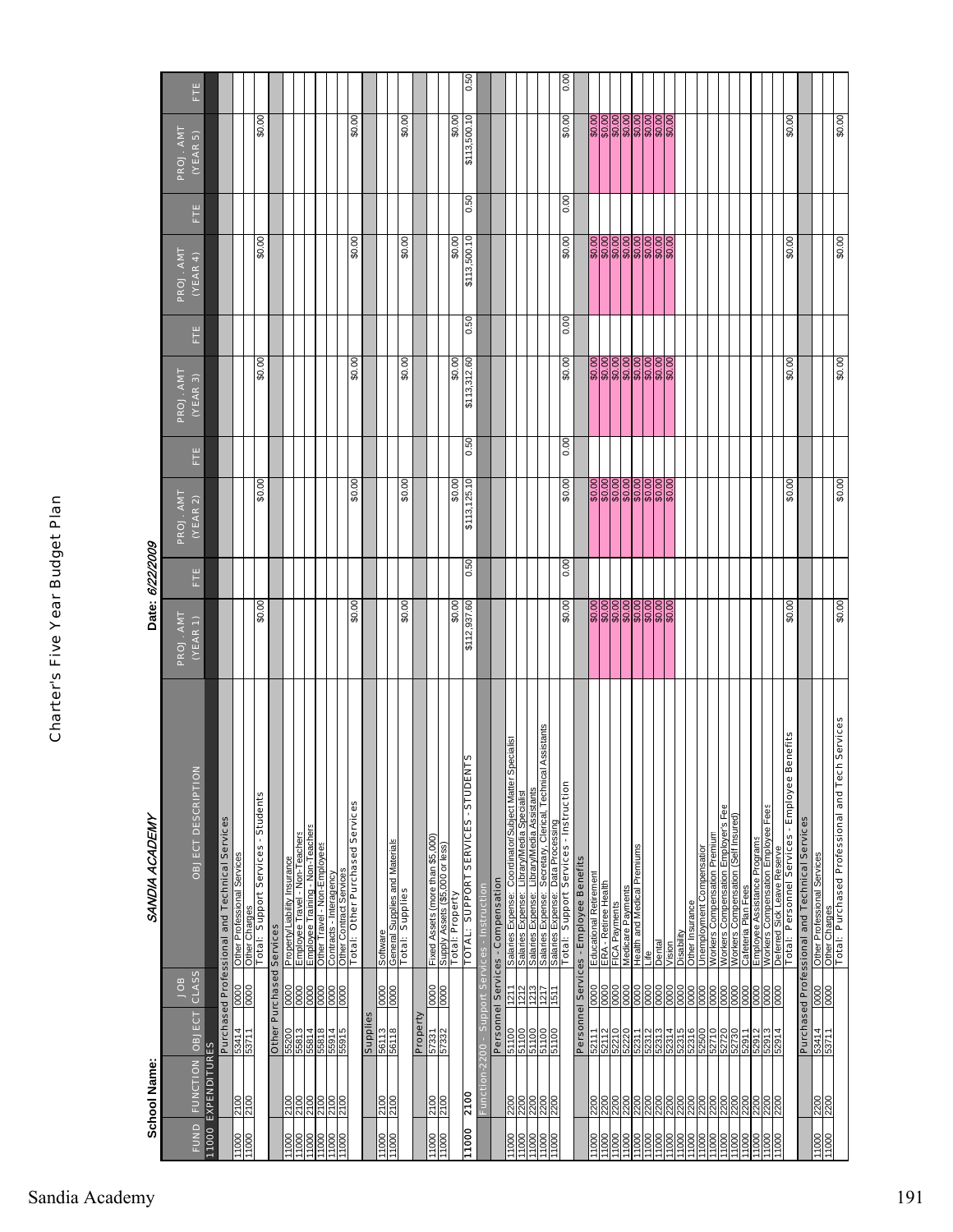# Charter's Five Year Budget Plan

**School Name:** *SANDIA ACADEMY* **Date:** *6/22/2009*

| FUND | FUNCTION | OBJECT | JOB CLASS | OBJECT DESCRIPTION | PROJ. AMT (YEAR 1) | FTE | PROJ. AMT (YEAR 2) | FTE | PROJ. AMT (YEAR 3) | FTE | PROJ. AMT (YEAR 4) | FTE | PROJ. AMT (YEAR 5) | FTE |
|---|---|---|---|---|---|---|---|---|---|---|---|---|---|---|
| 11000 EXPENDITURES | | | | | | | | | | | | | | |
| | | | | Purchased Professional and Technical Services | | | | | | | | | | |
| 11000 | 2100 | 53414 | 0000 | Other Professional Services | | | | | | | | | | |
| 11000 | 2100 | 53711 | 0000 | Other Charges | | | | | | | | | | |
| | | | | Total: Support Services - Students | $0.00 | | $0.00 | | $0.00 | | $0.00 | | $0.00 | |
| | | Other Purchased Services | | | | | | | | | | | | |
| 11000 | 2100 | 55200 | 0000 | Property/Liability Insurance | | | | | | | | | | |
| 11000 | 2100 | 55813 | 0000 | Employee Travel - Non-Teachers | | | | | | | | | | |
| 11000 | 2100 | 55814 | 0000 | Employee Training - Non-Teachers | | | | | | | | | | |
| 11000 | 2100 | 55818 | 0000 | Other Travel - Non-Employees | | | | | | | | | | |
| 11000 | 2100 | 55914 | 0000 | Contracts - Interagency | | | | | | | | | | |
| 11000 | 2100 | 55915 | 0000 | Other Contract Services | | | | | | | | | | |
| | | | | Total: Other Purchased Services | $0.00 | | $0.00 | | $0.00 | | $0.00 | | $0.00 | |
| | | Supplies | | | | | | | | | | | | |
| 11000 | 2100 | 56113 | 0000 | Software | | | | | | | | | | |
| 11000 | 2100 | 56118 | 0000 | General Supplies and Materials | | | | | | | | | | |
| | | | | Total: Supplies | $0.00 | | $0.00 | | $0.00 | | $0.00 | | $0.00 | |
| | | Property | | | | | | | | | | | | |
| 11000 | 2100 | 57331 | 0000 | Fixed Assets (more than $5,000) | | | | | | | | | | |
| 11000 | 2100 | 57332 | 0000 | Supply Assets ($5,000 or less) | | | | | | | | | | |
| | | | | Total: Property | $0.00 | | $0.00 | | $0.00 | | $0.00 | | $0.00 | |
| 11000 | 2100 | | | TOTAL: SUPPORT SERVICES - STUDENTS | $112,937.60 | 0.50 | $113,125.10 | 0.50 | $113,312.60 | 0.50 | $113,500.10 | 0.50 | $113,500.10 | 0.50 |
| Function-2200 - Support Services - Instruction | | | | | | | | | | | | | | |
| | | | | Personnel Services - Compensation | | | | | | | | | | |
| 11000 | 2200 | 51100 | 1211 | Salaries Expense: Coordinator/Subject Matter Specialist | | | | | | | | | | |
| 11000 | 2200 | 51100 | 1212 | Salaries Expense: Library/Media Specialist | | | | | | | | | | |
| 11000 | 2200 | 51100 | 1213 | Salaries Expense: Library/Media Assistants | | | | | | | | | | |
| 11000 | 2200 | 51100 | 1217 | Salaries Expense: Secretary, Clerical, Technical Assistants | | | | | | | | | | |
| 11000 | 2200 | 51100 | 1511 | Salaries Expense: Data Processing | | | | | | | | | | |
| | | | | Total: Support Services - Instruction | $0.00 | 0.00 | $0.00 | 0.00 | $0.00 | 0.00 | $0.00 | 0.00 | $0.00 | 0.00 |
| | | | | Personnel Services - Employee Benefits | | | | | | | | | | |
| 11000 | 2200 | 52111 | 0000 | Educational Retirement | $0.00 | | $0.00 | | $0.00 | | $0.00 | | $0.00 | |
| 11000 | 2200 | 52112 | 0000 | ERA - Retiree Health | $0.00 | | $0.00 | | $0.00 | | $0.00 | | $0.00 | |
| 11000 | 2200 | 52210 | 0000 | FICA Payments | $0.00 | | $0.00 | | $0.00 | | $0.00 | | $0.00 | |
| 11000 | 2200 | 52220 | 0000 | Medicare Payments | $0.00 | | $0.00 | | $0.00 | | $0.00 | | $0.00 | |
| 11000 | 2200 | 52311 | 0000 | Health and Medical Premiums | $0.00 | | $0.00 | | $0.00 | | $0.00 | | $0.00 | |
| 11000 | 2200 | 52312 | 0000 | Life | $0.00 | | $0.00 | | $0.00 | | $0.00 | | $0.00 | |
| 11000 | 2200 | 52313 | 0000 | Dental | $0.00 | | $0.00 | | $0.00 | | $0.00 | | $0.00 | |
| 11000 | 2200 | 52314 | 0000 | Vision | $0.00 | | $0.00 | | $0.00 | | $0.00 | | $0.00 | |
| 11000 | 2200 | 52315 | 0000 | Disability | | | | | | | | | | |
| 11000 | 2200 | 52316 | 0000 | Other Insurance | | | | | | | | | | |
| 11000 | 2200 | 52500 | 0000 | Unemployment Compensation | | | | | | | | | | |
| 11000 | 2200 | 52710 | 0000 | Workers Compensation Premium | | | | | | | | | | |
| 11000 | 2200 | 52720 | 0000 | Workers Compensation Employer's Fee | | | | | | | | | | |
| 11000 | 2200 | 52730 | 0000 | Workers Compensation (Self Insured) | | | | | | | | | | |
| 11000 | 2200 | 52911 | 0000 | Cafeteria Plan Fees | | | | | | | | | | |
| 11000 | 2200 | 52912 | 0000 | Employee Assistance Programs | | | | | | | | | | |
| 11000 | 2200 | 52913 | 0000 | Workers Compensation Employee Fees | | | | | | | | | | |
| 11000 | 2200 | 52914 | 0000 | Deferred Sick Leave Reserve | | | | | | | | | | |
| | | | | Total: Personnel Services - Employee Benefits | $0.00 | | $0.00 | | $0.00 | | $0.00 | | $0.00 | |
| | | | | Purchased Professional and Technical Services | | | | | | | | | | |
| 11000 | 2200 | 53414 | 0000 | Other Professional Services | | | | | | | | | | |
| 11000 | 2200 | 53711 | 0000 | Other Charges | | | | | | | | | | |
| | | | | Total: Purchased Professional and Tech Services | $0.00 | | $0.00 | | $0.00 | | $0.00 | | $0.00 | |

Sandia Academy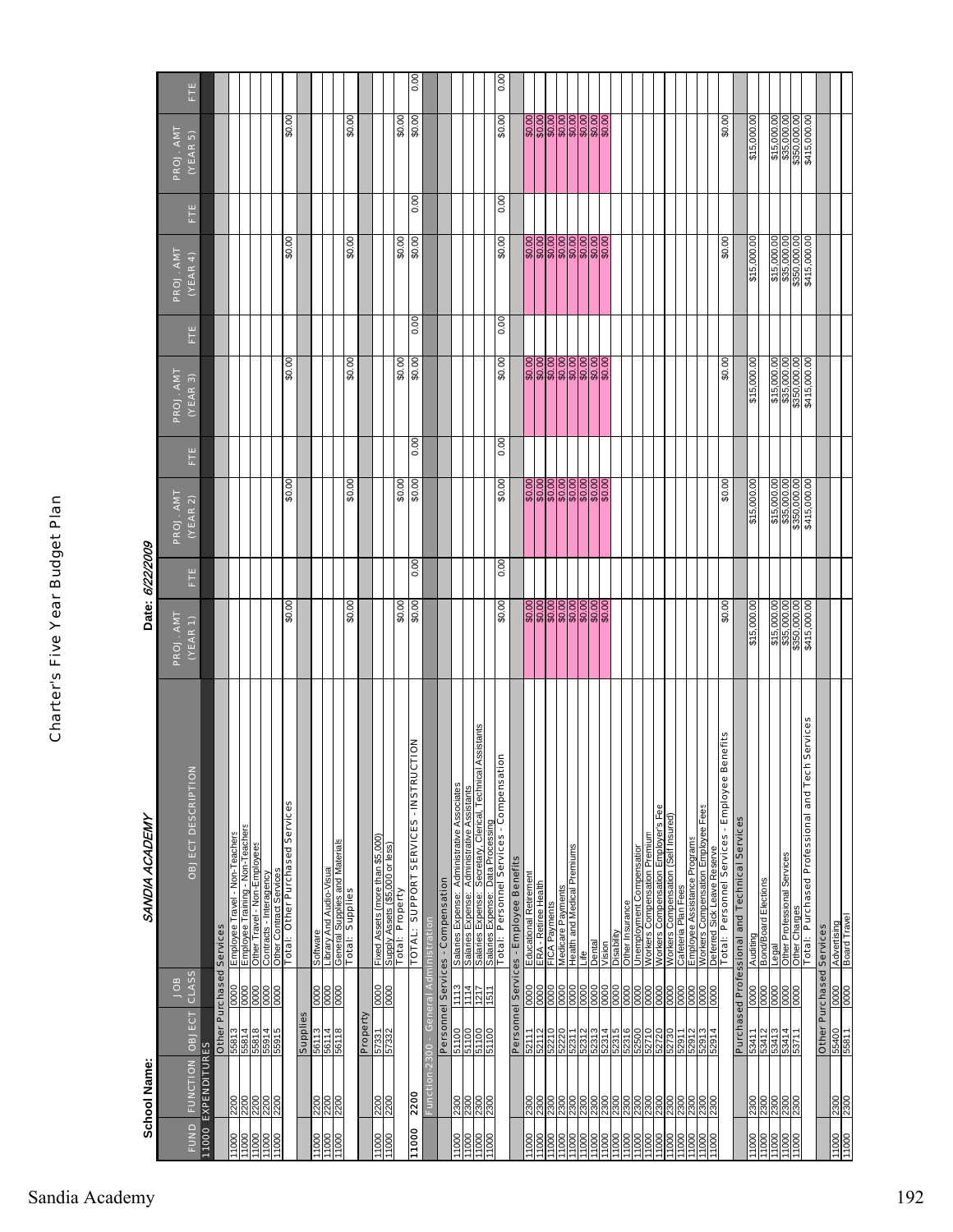# Charter's Five Year Budget Plan

**School Name:** *SANDIA ACADEMY* **Date:** *6/22/2009*

| FUND | FUNCTION | OBJECT | JOB CLASS | OBJECT DESCRIPTION | PROJ. AMT (YEAR 1) | FTE | PROJ. AMT (YEAR 2) | FTE | PROJ. AMT (YEAR 3) | FTE | PROJ. AMT (YEAR 4) | FTE | PROJ. AMT (YEAR 5) | FTE |
|---|---|---|---|---|---|---|---|---|---|---|---|---|---|---|
| 11000 EXPENDITURES | | | | | | | | | | | | | | |
| | | Other Purchased Services | | | | | | | | | | | | |
| 11000 | 2200 | 55813 | 0000 | Employee Travel - Non-Teachers | | | | | | | | | | |
| 11000 | 2200 | 55814 | 0000 | Employee Training - Non-Teachers | | | | | | | | | | |
| 11000 | 2200 | 55818 | 0000 | Other Travel - Non-Employees | | | | | | | | | | |
| 11000 | 2200 | 55914 | 0000 | Contracts - Interagency | | | | | | | | | | |
| 11000 | 2200 | 55915 | 0000 | Other Contract Services | | | | | | | | | | |
| | | | | Total: Other Purchased Services | $0.00 | | $0.00 | | $0.00 | | $0.00 | | $0.00 | |
| | | Supplies | | | | | | | | | | | | |
| 11000 | 2200 | 56113 | 0000 | Software | | | | | | | | | | |
| 11000 | 2200 | 56114 | 0000 | Library And Audio-Visual | | | | | | | | | | |
| 11000 | 2200 | 56118 | 0000 | General Supplies and Materials | | | | | | | | | | |
| | | | | Total: Supplies | $0.00 | | $0.00 | | $0.00 | | $0.00 | | $0.00 | |
| | | Property | | | | | | | | | | | | |
| 11000 | 2200 | 57331 | 0000 | Fixed Assets (more than $5,000) | | | | | | | | | | |
| 11000 | 2200 | 57332 | 0000 | Supply Assets ($5,000 or less) | | | | | | | | | | |
| | | | | Total: Property | $0.00 | | $0.00 | | $0.00 | | $0.00 | | $0.00 | |
| 11000 | 2200 | | | TOTAL: SUPPORT SERVICES - INSTRUCTION | $0.00 | 0.00 | $0.00 | 0.00 | $0.00 | 0.00 | $0.00 | 0.00 | $0.00 | 0.00 |
| Function 2300 - General Administration | | | | | | | | | | | | | | |
| | | Personnel Services - Compensation | | | | | | | | | | | | |
| 11000 | 2300 | 51100 | 1113 | Salaries Expense: Administrative Associates | | | | | | | | | | |
| 11000 | 2300 | 51100 | 1114 | Salaries Expense: Administrative Assistants | | | | | | | | | | |
| 11000 | 2300 | 51100 | 1217 | Salaries Expense: Secretary, Clerical, Technical Assistants | | | | | | | | | | |
| 11000 | 2300 | 51100 | 1511 | Salaries Expense: Data Processing | | | | | | | | | | |
| | | | | Total: Personnel Services - Compensation | $0.00 | 0.00 | $0.00 | 0.00 | $0.00 | 0.00 | $0.00 | 0.00 | $0.00 | 0.00 |
| | | Personnel Services - Employee Benefits | | | | | | | | | | | | |
| 11000 | 2300 | 52111 | 0000 | Educational Retirement | $0.00 | | $0.00 | | $0.00 | | $0.00 | | $0.00 | |
| 11000 | 2300 | 52112 | 0000 | ERA - Retiree Health | $0.00 | | $0.00 | | $0.00 | | $0.00 | | $0.00 | |
| 11000 | 2300 | 52210 | 0000 | FICA Payments | $0.00 | | $0.00 | | $0.00 | | $0.00 | | $0.00 | |
| 11000 | 2300 | 52220 | 0000 | Medicare Payments | $0.00 | | $0.00 | | $0.00 | | $0.00 | | $0.00 | |
| 11000 | 2300 | 52311 | 0000 | Health and Medical Premiums | $0.00 | | $0.00 | | $0.00 | | $0.00 | | $0.00 | |
| 11000 | 2300 | 52312 | 0000 | Life | $0.00 | | $0.00 | | $0.00 | | $0.00 | | $0.00 | |
| 11000 | 2300 | 52313 | 0000 | Dental | $0.00 | | $0.00 | | $0.00 | | $0.00 | | $0.00 | |
| 11000 | 2300 | 52314 | 0000 | Vision | $0.00 | | $0.00 | | $0.00 | | $0.00 | | $0.00 | |
| 11000 | 2300 | 52315 | 0000 | Disability | | | | | | | | | | |
| 11000 | 2300 | 52316 | 0000 | Other Insurance | | | | | | | | | | |
| 11000 | 2300 | 52500 | 0000 | Unemployment Compensation | | | | | | | | | | |
| 11000 | 2300 | 52710 | 0000 | Workers Compensation Premium | | | | | | | | | | |
| 11000 | 2300 | 52720 | 0000 | Workers Compensation Employer's Fee | | | | | | | | | | |
| 11000 | 2300 | 52730 | 0000 | Workers Compensation (Self Insured) | | | | | | | | | | |
| 11000 | 2300 | 52911 | 0000 | Cafeteria Plan Fees | | | | | | | | | | |
| 11000 | 2300 | 52912 | 0000 | Employee Assistance Programs | | | | | | | | | | |
| 11000 | 2300 | 52913 | 0000 | Workers Compensation Employee Fees | | | | | | | | | | |
| 11000 | 2300 | 52914 | 0000 | Deferred Sick Leave Reserve | | | | | | | | | | |
| | | | | Total: Personnel Services - Employee Benefits | $0.00 | | $0.00 | | $0.00 | | $0.00 | | $0.00 | |
| | | Purchased Professional and Technical Services | | | | | | | | | | | | |
| 11000 | 2300 | 53411 | 0000 | Auditing | $15,000.00 | | $15,000.00 | | $15,000.00 | | $15,000.00 | | $15,000.00 | |
| 11000 | 2300 | 53412 | 0000 | Bond/Board Elections | | | | | | | | | | |
| 11000 | 2300 | 53413 | 0000 | Legal | $15,000.00 | | $15,000.00 | | $15,000.00 | | $15,000.00 | | $15,000.00 | |
| 11000 | 2300 | 53414 | 0000 | Other Professional Services | $35,000.00 | | $35,000.00 | | $35,000.00 | | $35,000.00 | | $35,000.00 | |
| 11000 | 2300 | 53711 | 0000 | Other Charges | $350,000.00 | | $350,000.00 | | $350,000.00 | | $350,000.00 | | $350,000.00 | |
| | | | | Total: Purchased Professional and Tech Services | $415,000.00 | | $415,000.00 | | $415,000.00 | | $415,000.00 | | $415,000.00 | |
| | | Other Purchased Services | | | | | | | | | | | | |
| 11000 | 2300 | 55400 | 0000 | Advertising | | | | | | | | | | |
| 11000 | 2300 | 55811 | 0000 | Board Travel | | | | | | | | | | |

Sandia Academy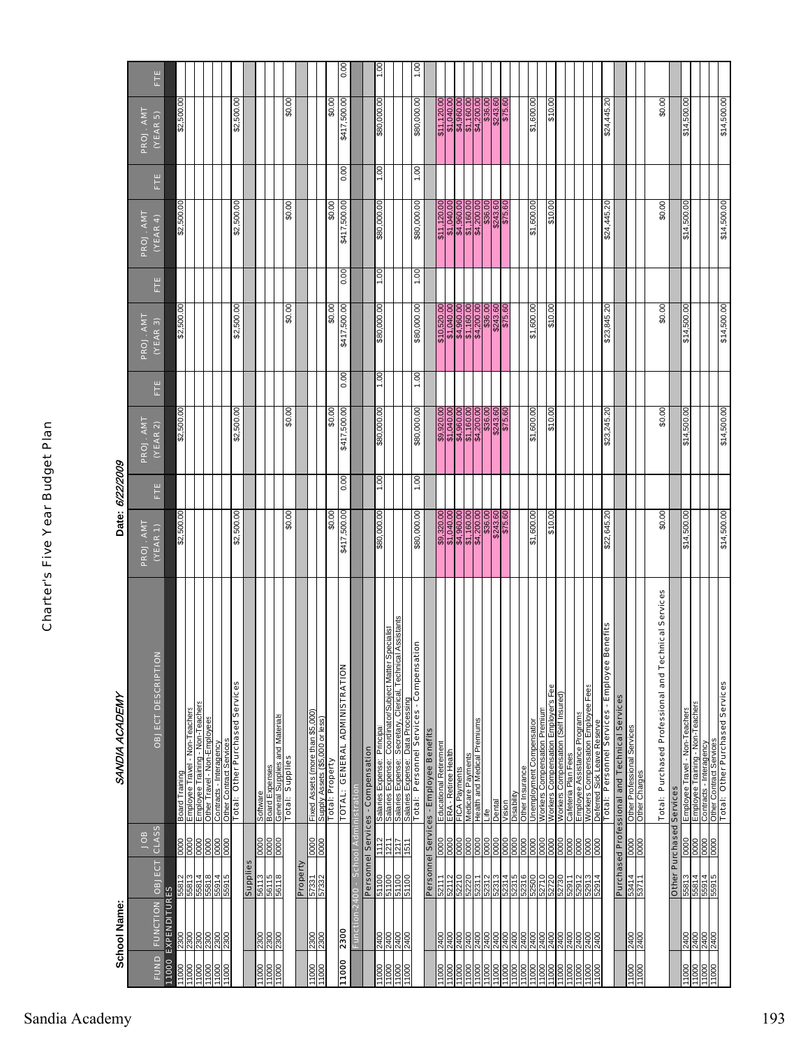# Charter's Five Year Budget Plan

**School Name:** *SANDIA ACADEMY* **Date:** *6/22/2009*

| FUND | FUNCTION | OBJECT | JOB CLASS | OBJECT DESCRIPTION | PROJ. AMT (YEAR 1) | FTE | PROJ. AMT (YEAR 2) | FTE | PROJ. AMT (YEAR 3) | FTE | PROJ. AMT (YEAR 4) | FTE | PROJ. AMT (YEAR 5) | FTE |
|---|---|---|---|---|---|---|---|---|---|---|---|---|---|---|
| 11000 EXPENDITURES | | | | | | | | | | | | | | |
| 11000 | 2300 | 55812 | 0000 | Board Training | $2,500.00 | | $2,500.00 | | $2,500.00 | | $2,500.00 | | $2,500.00 | |
| 11000 | 2300 | 55813 | 0000 | Employee Travel - Non-Teachers | | | | | | | | | | |
| 11000 | 2300 | 55814 | 0000 | Employee Training - Non-Teachers | | | | | | | | | | |
| 11000 | 2300 | 55818 | 0000 | Other Travel - Non-Employees | | | | | | | | | | |
| 11000 | 2300 | 55914 | 0000 | Contracts - Interagency | | | | | | | | | | |
| 11000 | 2300 | 55915 | 0000 | Other Contract Services | | | | | | | | | | |
| | | | | Total: Other Purchased Services | $2,500.00 | | $2,500.00 | | $2,500.00 | | $2,500.00 | | $2,500.00 | |
| | | Supplies | | | | | | | | | | | | |
| 11000 | 2300 | 56113 | 0000 | Software | | | | | | | | | | |
| 11000 | 2300 | 56115 | 0000 | Board Expenses | | | | | | | | | | |
| 11000 | 2300 | 56118 | 0000 | General Supplies and Materials | | | | | | | | | | |
| | | | | Total: Supplies | $0.00 | | $0.00 | | $0.00 | | $0.00 | | $0.00 | |
| | | Property | | | | | | | | | | | | |
| 11000 | 2300 | 57331 | 0000 | Fixed Assets (more than $5,000) | | | | | | | | | | |
| 11000 | 2300 | 57332 | 0000 | Supply Assets ($5,000 or less) | | | | | | | | | | |
| | | | | Total: Property | $0.00 | | $0.00 | | $0.00 | | $0.00 | | $0.00 | |
| 11000 | 2300 | | | TOTAL: GENERAL ADMINISTRATION | $417,500.00 | 0.00 | $417,500.00 | 0.00 | $417,500.00 | 0.00 | $417,500.00 | 0.00 | $417,500.00 | 0.00 |
| Function-2400 - School Administration | | | | | | | | | | | | | | |
| | | Personnel Services - Compensation | | | | | | | | | | | | |
| 11000 | 2400 | 51100 | 1112 | Salaries Expense: Principal | $80,000.00 | 1.00 | $80,000.00 | 1.00 | $80,000.00 | 1.00 | $80,000.00 | 1.00 | $80,000.00 | 1.00 |
| 11000 | 2400 | 51100 | 1211 | Salaries Expense: Coordinator/Subject Matter Specialist | | | | | | | | | | |
| 11000 | 2400 | 51100 | 1217 | Salaries Expense: Secretary, Clerical, Technical Assistants | | | | | | | | | | |
| 11000 | 2400 | 51100 | 1511 | Salaries Expense: Data Processing | | | | | | | | | | |
| | | | | Total: Personnel Services - Compensation | $80,000.00 | 1.00 | $80,000.00 | 1.00 | $80,000.00 | 1.00 | $80,000.00 | 1.00 | $80,000.00 | 1.00 |
| | | Personnel Services - Employee Benefits | | | | | | | | | | | | |
| 11000 | 2400 | 52111 | 0000 | Educational Retirement | $9,320.00 | | $9,920.00 | | $10,520.00 | | $11,120.00 | | $11,120.00 | |
| 11000 | 2400 | 52112 | 0000 | ERA - Retiree Health | $1,040.00 | | $1,040.00 | | $1,040.00 | | $1,040.00 | | $1,040.00 | |
| 11000 | 2400 | 52210 | 0000 | FICA Payments | $4,960.00 | | $4,960.00 | | $4,960.00 | | $4,960.00 | | $4,960.00 | |
| 11000 | 2400 | 52220 | 0000 | Medicare Payments | $1,160.00 | | $1,160.00 | | $1,160.00 | | $1,160.00 | | $1,160.00 | |
| 11000 | 2400 | 52311 | 0000 | Health and Medical Premiums | $4,200.00 | | $4,200.00 | | $4,200.00 | | $4,200.00 | | $4,200.00 | |
| 11000 | 2400 | 52312 | 0000 | Life | $36.00 | | $36.00 | | $36.00 | | $36.00 | | $36.00 | |
| 11000 | 2400 | 52313 | 0000 | Dental | $243.60 | | $243.60 | | $243.60 | | $243.60 | | $243.60 | |
| 11000 | 2400 | 52314 | 0000 | Vision | $75.60 | | $75.60 | | $75.60 | | $75.60 | | $75.60 | |
| 11000 | 2400 | 52315 | 0000 | Disability | | | | | | | | | | |
| 11000 | 2400 | 52316 | 0000 | Other Insurance | | | | | | | | | | |
| 11000 | 2400 | 52500 | 0000 | Unemployment Compensation | $1,600.00 | | $1,600.00 | | $1,600.00 | | $1,600.00 | | $1,600.00 | |
| 11000 | 2400 | 52710 | 0000 | Workers Compensation Premium | | | | | | | | | | |
| 11000 | 2400 | 52720 | 0000 | Workers Compensation Employer's Fee | $10.00 | | $10.00 | | $10.00 | | $10.00 | | $10.00 | |
| 11000 | 2400 | 52730 | 0000 | Workers Compensation (Self Insured) | | | | | | | | | | |
| 11000 | 2400 | 52911 | 0000 | Cafeteria Plan Fees | | | | | | | | | | |
| 11000 | 2400 | 52912 | 0000 | Employee Assistance Programs | | | | | | | | | | |
| 11000 | 2400 | 52913 | 0000 | Workers Compensation Employee Fees | | | | | | | | | | |
| 11000 | 2400 | 52914 | 0000 | Deferred Sick Leave Reserve | | | | | | | | | | |
| | | | | Total: Personnel Services - Employee Benefits | $22,645.20 | | $23,245.20 | | $23,845.20 | | $24,445.20 | | $24,445.20 | |
| | | Purchased Professional and Technical Services | | | | | | | | | | | | |
| 11000 | 2400 | 53414 | 0000 | Other Professional Services | | | | | | | | | | |
| 11000 | 2400 | 53711 | 0000 | Other Charges | | | | | | | | | | |
| | | | | Total: Purchased Professional and Technical Services | $0.00 | | $0.00 | | $0.00 | | $0.00 | | $0.00 | |
| | | Other Purchased Services | | | | | | | | | | | | |
| 11000 | 2400 | 55813 | 0000 | Employee Travel - Non-Teachers | $14,500.00 | | $14,500.00 | | $14,500.00 | | $14,500.00 | | $14,500.00 | |
| 11000 | 2400 | 55814 | 0000 | Employee Training - Non-Teachers | | | | | | | | | | |
| 11000 | 2400 | 55914 | 0000 | Contracts - Interagency | | | | | | | | | | |
| 11000 | 2400 | 55915 | 0000 | Other Contract Services | | | | | | | | | | |
| | | | | Total: Other Purchased Services | $14,500.00 | | $14,500.00 | | $14,500.00 | | $14,500.00 | | $14,500.00 | |

Sandia Academy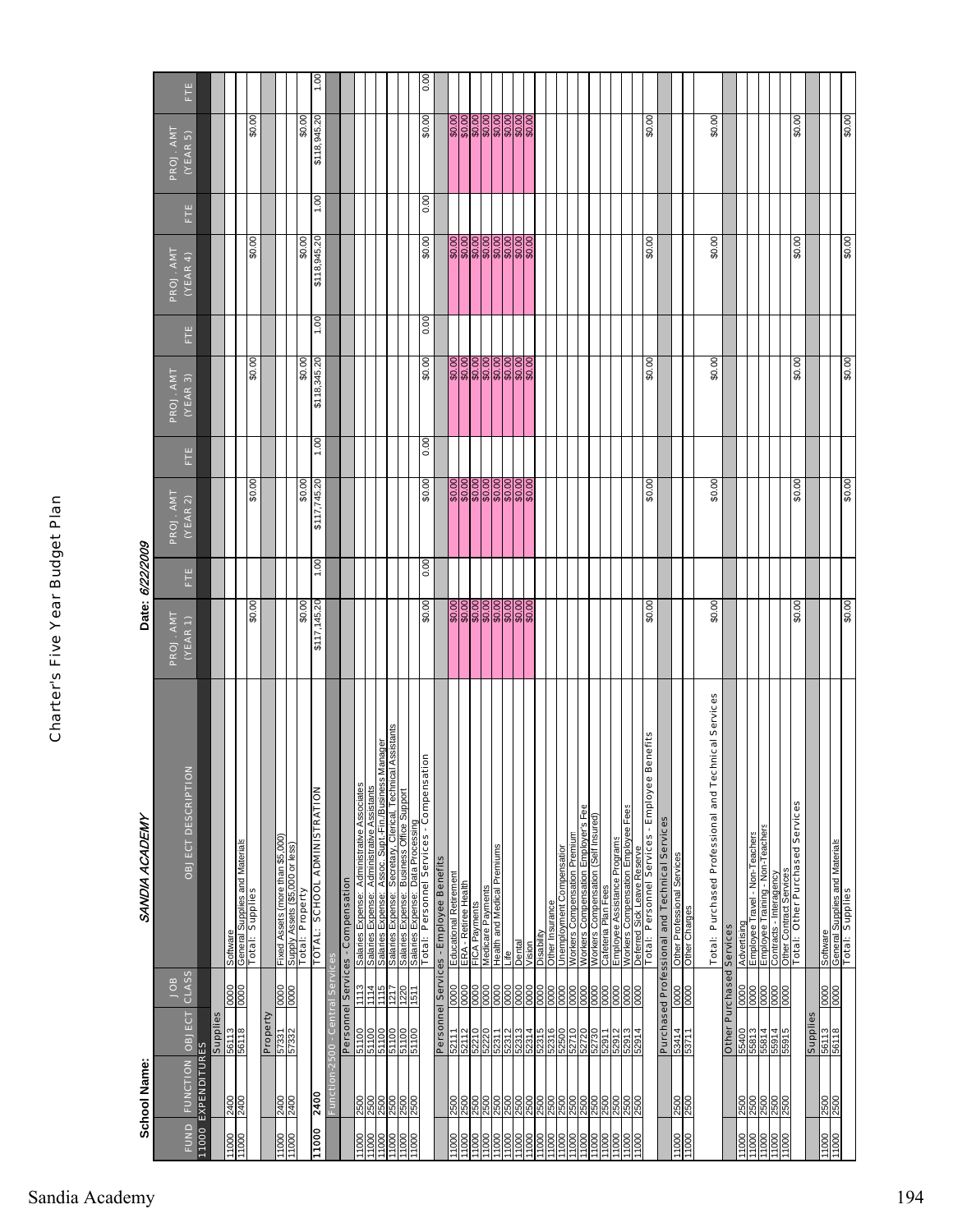# Charter's Five Year Budget Plan

**School Name:** *SANDIA ACADEMY* **Date:** *6/22/2009*

| FUND | FUNCTION | OBJECT | JOB CLASS | OBJECT DESCRIPTION | PROJ. AMT (YEAR 1) | FTE | PROJ. AMT (YEAR 2) | FTE | PROJ. AMT (YEAR 3) | FTE | PROJ. AMT (YEAR 4) | FTE | PROJ. AMT (YEAR 5) | FTE |
|---|---|---|---|---|---|---|---|---|---|---|---|---|---|---|
| 11000 EXPENDITURES | | | | | | | | | | | | | | |
| | | Supplies | | | | | | | | | | | | |
| 11000 | 2400 | 56113 | 0000 | Software | | | | | | | | | | |
| 11000 | 2400 | 56118 | 0000 | General Supplies and Materials | | | | | | | | | | |
| | | | | Total: Supplies | $0.00 | | $0.00 | | $0.00 | | $0.00 | | $0.00 | |
| | | Property | | | | | | | | | | | | |
| 11000 | 2400 | 57331 | 0000 | Fixed Assets (more than $5,000) | | | | | | | | | | |
| 11000 | 2400 | 57332 | 0000 | Supply Assets ($5,000 or less) | | | | | | | | | | |
| | | | | Total: Property | $0.00 | | $0.00 | | $0.00 | | $0.00 | | $0.00 | |
| 11000 | 2400 | | | TOTAL: SCHOOL ADMINISTRATION | $117,145.20 | 1.00 | $117,745.20 | 1.00 | $118,345.20 | 1.00 | $118,945.20 | 1.00 | $118,945.20 | 1.00 |
| Function-2500 - Central Services | | | | | | | | | | | | | | |
| | | Personnel Services - Compensation | | | | | | | | | | | | |
| 11000 | 2500 | 51100 | 1113 | Salaries Expense: Administrative Associates | | | | | | | | | | |
| 11000 | 2500 | 51100 | 1114 | Salaries Expense: Administrative Assistants | | | | | | | | | | |
| 11000 | 2500 | 51100 | 1115 | Salaries Expense: Assoc. Supt.-Fin./Business Manager | | | | | | | | | | |
| 11000 | 2500 | 51100 | 1217 | Salaries Expense: Secretary, Clerical, Technical Assistants | | | | | | | | | | |
| 11000 | 2500 | 51100 | 1220 | Salaries Expense: Business Office Support | | | | | | | | | | |
| 11000 | 2500 | 51100 | 1511 | Salaries Expense: Data Processing | | | | | | | | | | |
| | | | | Total: Personnel Services - Compensation | $0.00 | 0.00 | $0.00 | 0.00 | $0.00 | 0.00 | $0.00 | 0.00 | $0.00 | 0.00 |
| | | Personnel Services - Employee Benefits | | | | | | | | | | | | |
| 11000 | 2500 | 52111 | 0000 | Educational Retirement | $0.00 | | $0.00 | | $0.00 | | $0.00 | | $0.00 | |
| 11000 | 2500 | 52112 | 0000 | ERA - Retiree Health | $0.00 | | $0.00 | | $0.00 | | $0.00 | | $0.00 | |
| 11000 | 2500 | 52210 | 0000 | FICA Payments | $0.00 | | $0.00 | | $0.00 | | $0.00 | | $0.00 | |
| 11000 | 2500 | 52220 | 0000 | Medicare Payments | $0.00 | | $0.00 | | $0.00 | | $0.00 | | $0.00 | |
| 11000 | 2500 | 52311 | 0000 | Health and Medical Premiums | $0.00 | | $0.00 | | $0.00 | | $0.00 | | $0.00 | |
| 11000 | 2500 | 52312 | 0000 | Life | $0.00 | | $0.00 | | $0.00 | | $0.00 | | $0.00 | |
| 11000 | 2500 | 52313 | 0000 | Dental | $0.00 | | $0.00 | | $0.00 | | $0.00 | | $0.00 | |
| 11000 | 2500 | 52314 | 0000 | Vision | $0.00 | | $0.00 | | $0.00 | | $0.00 | | $0.00 | |
| 11000 | 2500 | 52315 | 0000 | Disability | | | | | | | | | | |
| 11000 | 2500 | 52316 | 0000 | Other Insurance | | | | | | | | | | |
| 11000 | 2500 | 52500 | 0000 | Unemployment Compensation | | | | | | | | | | |
| 11000 | 2500 | 52710 | 0000 | Workers Compensation Premium | | | | | | | | | | |
| 11000 | 2500 | 52720 | 0000 | Workers Compensation Employer's Fee | | | | | | | | | | |
| 11000 | 2500 | 52730 | 0000 | Workers Compensation (Self Insured) | | | | | | | | | | |
| 11000 | 2500 | 52911 | 0000 | Cafeteria Plan Fees | | | | | | | | | | |
| 11000 | 2500 | 52912 | 0000 | Employee Assistance Programs | | | | | | | | | | |
| 11000 | 2500 | 52913 | 0000 | Workers Compensation Employee Fees | | | | | | | | | | |
| 11000 | 2500 | 52914 | 0000 | Deferred Sick Leave Reserve | | | | | | | | | | |
| | | | | Total: Personnel Services - Employee Benefits | $0.00 | | $0.00 | | $0.00 | | $0.00 | | $0.00 | |
| | | Purchased Professional and Technical Services | | | | | | | | | | | | |
| 11000 | 2500 | 53414 | 0000 | Other Professional Services | | | | | | | | | | |
| 11000 | 2500 | 53711 | 0000 | Other Charges | | | | | | | | | | |
| | | | | Total: Purchased Professional and Technical Services | $0.00 | | $0.00 | | $0.00 | | $0.00 | | $0.00 | |
| | | Other Purchased Services | | | | | | | | | | | | |
| 11000 | 2500 | 55400 | 0000 | Advertising | | | | | | | | | | |
| 11000 | 2500 | 55813 | 0000 | Employee Travel - Non-Teachers | | | | | | | | | | |
| 11000 | 2500 | 55814 | 0000 | Employee Training - Non-Teachers | | | | | | | | | | |
| 11000 | 2500 | 55914 | 0000 | Contracts - Interagency | | | | | | | | | | |
| 11000 | 2500 | 55915 | 0000 | Other Contract Services | | | | | | | | | | |
| | | | | Total: Other Purchased Services | $0.00 | | $0.00 | | $0.00 | | $0.00 | | $0.00 | |
| | | Supplies | | | | | | | | | | | | |
| 11000 | 2500 | 56113 | 0000 | Software | | | | | | | | | | |
| 11000 | 2500 | 56118 | 0000 | General Supplies and Materials | | | | | | | | | | |
| | | | | Total: Supplies | $0.00 | | $0.00 | | $0.00 | | $0.00 | | $0.00 | |

Sandia Academy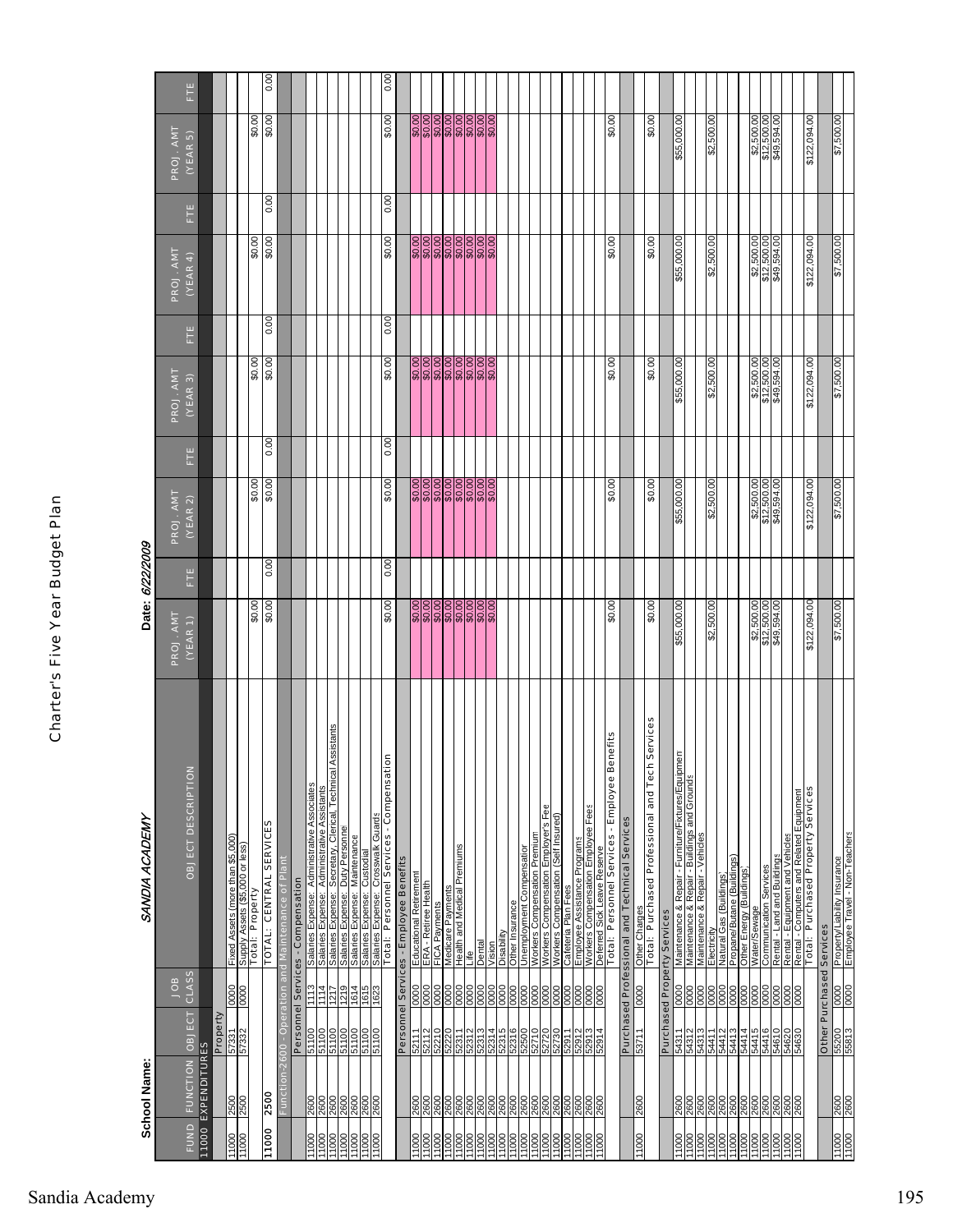# Charter's Five Year Budget Plan

**School Name:** *SANDIA ACADEMY* **Date:** *6/22/2009*

| FUND | FUNCTION | OBJECT | JOB CLASS | OBJECT DESCRIPTION | PROJ. AMT (YEAR 1) | FTE | PROJ. AMT (YEAR 2) | FTE | PROJ. AMT (YEAR 3) | FTE | PROJ. AMT (YEAR 4) | FTE | PROJ. AMT (YEAR 5) | FTE |
|---|---|---|---|---|---|---|---|---|---|---|---|---|---|---|
| 11000 EXPENDITURES | | | | | | | | | | | | | | |
| | | Property | | | | | | | | | | | | |
| 11000 | 2500 | 57331 | 0000 | Fixed Assets (more than $5,000) | | | | | | | | | | |
| 11000 | 2500 | 57332 | 0000 | Supply Assets ($5,000 or less) | | | | | | | | | | |
| | | | | Total: Property | $0.00 | | $0.00 | | $0.00 | | $0.00 | | $0.00 | |
| 11000 | 2500 | | | TOTAL: CENTRAL SERVICES | $0.00 | 0.00 | $0.00 | 0.00 | $0.00 | 0.00 | $0.00 | 0.00 | $0.00 | 0.00 |
| | Function-2600 - Operation and Maintenance of Plant | | | | | | | | | | | | | |
| | | Personnel Services - Compensation | | | | | | | | | | | | |
| 11000 | 2600 | 51100 | 1113 | Salaries Expense: Administrative Associates | | | | | | | | | | |
| 11000 | 2600 | 51100 | 1114 | Salaries Expense: Administrative Assistants | | | | | | | | | | |
| 11000 | 2600 | 51100 | 1217 | Salaries Expense: Secretary, Clerical, Technical Assistants | | | | | | | | | | |
| 11000 | 2600 | 51100 | 1219 | Salaries Expense: Duty Personnel | | | | | | | | | | |
| 11000 | 2600 | 51100 | 1614 | Salaries Expense: Maintenance | | | | | | | | | | |
| 11000 | 2600 | 51100 | 1615 | Salaries Expense: Custodial | | | | | | | | | | |
| 11000 | 2600 | 51100 | 1623 | Salaries Expense: Crosswalk Guards | | | | | | | | | | |
| | | | | Total: Personnel Services - Compensation | $0.00 | 0.00 | $0.00 | 0.00 | $0.00 | 0.00 | $0.00 | 0.00 | $0.00 | 0.00 |
| | | Personnel Services - Employee Benefits | | | | | | | | | | | | |
| 11000 | 2600 | 52111 | 0000 | Educational Retirement | $0.00 | | $0.00 | | $0.00 | | $0.00 | | $0.00 | |
| 11000 | 2600 | 52112 | 0000 | ERA - Retiree Health | $0.00 | | $0.00 | | $0.00 | | $0.00 | | $0.00 | |
| 11000 | 2600 | 52210 | 0000 | FICA Payments | $0.00 | | $0.00 | | $0.00 | | $0.00 | | $0.00 | |
| 11000 | 2600 | 52220 | 0000 | Medicare Payments | $0.00 | | $0.00 | | $0.00 | | $0.00 | | $0.00 | |
| 11000 | 2600 | 52311 | 0000 | Health and Medical Premiums | $0.00 | | $0.00 | | $0.00 | | $0.00 | | $0.00 | |
| 11000 | 2600 | 52312 | 0000 | Life | $0.00 | | $0.00 | | $0.00 | | $0.00 | | $0.00 | |
| 11000 | 2600 | 52313 | 0000 | Dental | $0.00 | | $0.00 | | $0.00 | | $0.00 | | $0.00 | |
| 11000 | 2600 | 52314 | 0000 | Vision | $0.00 | | $0.00 | | $0.00 | | $0.00 | | $0.00 | |
| 11000 | 2600 | 52315 | 0000 | Disability | | | | | | | | | | |
| 11000 | 2600 | 52316 | 0000 | Other Insurance | | | | | | | | | | |
| 11000 | 2600 | 52500 | 0000 | Unemployment Compensation | | | | | | | | | | |
| 11000 | 2600 | 52710 | 0000 | Workers Compensation Premium | | | | | | | | | | |
| 11000 | 2600 | 52720 | 0000 | Workers Compensation Employer's Fee | | | | | | | | | | |
| 11000 | 2600 | 52730 | 0000 | Workers Compensation (Self Insured) | | | | | | | | | | |
| 11000 | 2600 | 52911 | 0000 | Cafeteria Plan Fees | | | | | | | | | | |
| 11000 | 2600 | 52912 | 0000 | Employee Assistance Programs | | | | | | | | | | |
| 11000 | 2600 | 52913 | 0000 | Workers Compensation Employee Fees | | | | | | | | | | |
| 11000 | 2600 | 52914 | 0000 | Deferred Sick Leave Reserve | | | | | | | | | | |
| | | | | Total: Personnel Services - Employee Benefits | $0.00 | | $0.00 | | $0.00 | | $0.00 | | $0.00 | |
| | | Purchased Professional and Technical Services | | | | | | | | | | | | |
| 11000 | 2600 | 53711 | 0000 | Other Charges | | | | | | | | | | |
| | | | | Total: Purchased Professional and Tech Services | $0.00 | | $0.00 | | $0.00 | | $0.00 | | $0.00 | |
| | | Purchased Property Services | | | | | | | | | | | | |
| 11000 | 2600 | 54311 | 0000 | Maintenance & Repair - Furniture/Fixtures/Equipment | $55,000.00 | | $55,000.00 | | $55,000.00 | | $55,000.00 | | $55,000.00 | |
| 11000 | 2600 | 54312 | 0000 | Maintenance & Repair - Buildings and Grounds | | | | | | | | | | |
| 11000 | 2600 | 54313 | 0000 | Maintenance & Repair - Vehicles | | | | | | | | | | |
| 11000 | 2600 | 54411 | 0000 | Electricity | $2,500.00 | | $2,500.00 | | $2,500.00 | | $2,500.00 | | $2,500.00 | |
| 11000 | 2600 | 54412 | 0000 | Natural Gas (Buildings) | | | | | | | | | | |
| 11000 | 2600 | 54413 | 0000 | Propane/Butane (Buildings) | | | | | | | | | | |
| 11000 | 2600 | 54414 | 0000 | Other Energy (Buildings) | | | | | | | | | | |
| 11000 | 2600 | 54415 | 0000 | Water/Sewage | $2,500.00 | | $2,500.00 | | $2,500.00 | | $2,500.00 | | $2,500.00 | |
| 11000 | 2600 | 54416 | 0000 | Communication Services | $12,500.00 | | $12,500.00 | | $12,500.00 | | $12,500.00 | | $12,500.00 | |
| 11000 | 2600 | 54610 | 0000 | Rental - Land and Buildings | $49,594.00 | | $49,594.00 | | $49,594.00 | | $49,594.00 | | $49,594.00 | |
| 11000 | 2600 | 54620 | 0000 | Rental - Equipment and Vehicles | | | | | | | | | | |
| 11000 | 2600 | 54630 | 0000 | Rental - Computers and Related Equipment | | | | | | | | | | |
| | | | | Total: Purchased Property Services | $122,094.00 | | $122,094.00 | | $122,094.00 | | $122,094.00 | | $122,094.00 | |
| | | Other Purchased Services | | | | | | | | | | | | |
| 11000 | 2600 | 55200 | 0000 | Property/Liability Insurance | $7,500.00 | | $7,500.00 | | $7,500.00 | | $7,500.00 | | $7,500.00 | |
| 11000 | 2600 | 55813 | 0000 | Employee Travel - Non-Teachers | | | | | | | | | | |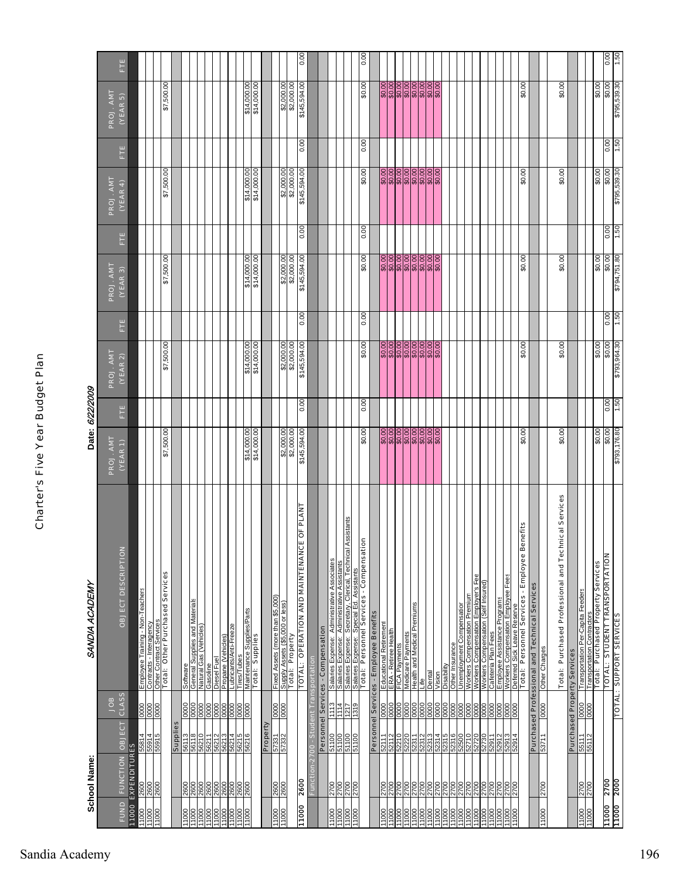# Charter's Five Year Budget Plan

**School Name:** *SANDIA ACADEMY* **Date:** *6/22/2009*

| FUND | FUNCTION | OBJECT | JOB CLASS | OBJECT DESCRIPTION | PROJ. AMT (YEAR 1) | FTE | PROJ. AMT (YEAR 2) | FTE | PROJ. AMT (YEAR 3) | FTE | PROJ. AMT (YEAR 4) | FTE | PROJ. AMT (YEAR 5) | FTE |
|---|---|---|---|---|---|---|---|---|---|---|---|---|---|---|
| 11000 EXPENDITURES | | | | | | | | | | | | | | |
| 11000 | 2600 | 55814 | 0000 | Employee Training - Non-Teachers | | | | | | | | | | |
| 11000 | 2600 | 55914 | 0000 | Contracts - Interagency | | | | | | | | | | |
| 11000 | 2600 | 55915 | 0000 | Other Contract Services | | | | | | | | | | |
| | | | | Total: Other Purchased Services | $7,500.00 | | $7,500.00 | | $7,500.00 | | $7,500.00 | | $7,500.00 | |
| | | Supplies | | | | | | | | | | | | |
| 11000 | 2600 | 56113 | 0000 | Software | | | | | | | | | | |
| 11000 | 2600 | 56118 | 0000 | General Supplies and Materials | | | | | | | | | | |
| 11000 | 2600 | 56210 | 0000 | Natural Gas (Vehicles) | | | | | | | | | | |
| 11000 | 2600 | 56211 | 0000 | Gasoline | | | | | | | | | | |
| 11000 | 2600 | 56212 | 0000 | Diesel Fuel | | | | | | | | | | |
| 11000 | 2600 | 56213 | 0000 | Propane (Vehicles) | | | | | | | | | | |
| 11000 | 2600 | 56214 | 0000 | Lubricants/Anti-Freeze | | | | | | | | | | |
| 11000 | 2600 | 56215 | 0000 | Tires/Tubes | | | | | | | | | | |
| 11000 | 2600 | 56216 | 0000 | Maintenance Supplies/Parts | $14,000.00 | | $14,000.00 | | $14,000.00 | | $14,000.00 | | $14,000.00 | |
| | | | | Total: Supplies | $14,000.00 | | $14,000.00 | | $14,000.00 | | $14,000.00 | | $14,000.00 | |
| | | Property | | | | | | | | | | | | |
| 11000 | 2600 | 57331 | 0000 | Fixed Assets (more than $5,000) | | | | | | | | | | |
| 11000 | 2600 | 57332 | 0000 | Supply Assets ($5,000 or less) | $2,000.00 | | $2,000.00 | | $2,000.00 | | $2,000.00 | | $2,000.00 | |
| | | | | Total: Property | $2,000.00 | | $2,000.00 | | $2,000.00 | | $2,000.00 | | $2,000.00 | |
| **11000** | **2600** | | | TOTAL: OPERATION AND MAINTENANCE OF PLANT | $145,594.00 | 0.00 | $145,594.00 | 0.00 | $145,594.00 | 0.00 | $145,594.00 | 0.00 | $145,594.00 | 0.00 |
| Function-2700 - Student Transportation | | | | | | | | | | | | | | |
| | | Personnel Services - Compensation | | | | | | | | | | | | |
| 11000 | 2700 | 51100 | 1113 | Salaries Expense: Administrative Associates | | | | | | | | | | |
| 11000 | 2700 | 51100 | 1114 | Salaries Expense: Administrative Assistants | | | | | | | | | | |
| 11000 | 2700 | 51100 | 1217 | Salaries Expense: Secretary, Clerical, Technical Assistants | | | | | | | | | | |
| 11000 | 2700 | 51100 | 1319 | Salaries Expense: Special Ed. Assistants | | | | | | | | | | |
| | | | | Total: Personnel Services - Compensation | $0.00 | 0.00 | $0.00 | 0.00 | $0.00 | 0.00 | $0.00 | 0.00 | $0.00 | 0.00 |
| | | Personnel Services - Employee Benefits | | | | | | | | | | | | |
| 11000 | 2700 | 52111 | 0000 | Educational Retirement | $0.00 | | $0.00 | | $0.00 | | $0.00 | | $0.00 | |
| 11000 | 2700 | 52112 | 0000 | ERA - Retiree Health | $0.00 | | $0.00 | | $0.00 | | $0.00 | | $0.00 | |
| 11000 | 2700 | 52210 | 0000 | FICA Payments | $0.00 | | $0.00 | | $0.00 | | $0.00 | | $0.00 | |
| 11000 | 2700 | 52220 | 0000 | Medicare Payments | $0.00 | | $0.00 | | $0.00 | | $0.00 | | $0.00 | |
| 11000 | 2700 | 52311 | 0000 | Health and Medical Premiums | $0.00 | | $0.00 | | $0.00 | | $0.00 | | $0.00 | |
| 11000 | 2700 | 52312 | 0000 | Life | $0.00 | | $0.00 | | $0.00 | | $0.00 | | $0.00 | |
| 11000 | 2700 | 52313 | 0000 | Dental | $0.00 | | $0.00 | | $0.00 | | $0.00 | | $0.00 | |
| 11000 | 2700 | 52314 | 0000 | Vision | $0.00 | | $0.00 | | $0.00 | | $0.00 | | $0.00 | |
| 11000 | 2700 | 52315 | 0000 | Disability | | | | | | | | | | |
| 11000 | 2700 | 52316 | 0000 | Other Insurance | | | | | | | | | | |
| 11000 | 2700 | 52500 | 0000 | Unemployment Compensation | | | | | | | | | | |
| 11000 | 2700 | 52710 | 0000 | Workers Compensation Premium | | | | | | | | | | |
| 11000 | 2700 | 52720 | 0000 | Workers Compensation Employer's Fee | | | | | | | | | | |
| 11000 | 2700 | 52730 | 0000 | Workers Compensation (Self Insured) | | | | | | | | | | |
| 11000 | 2700 | 52911 | 0000 | Cafeteria Plan Fees | | | | | | | | | | |
| 11000 | 2700 | 52912 | 0000 | Employee Assistance Programs | | | | | | | | | | |
| 11000 | 2700 | 52913 | 0000 | Workers Compensation Employee Fees | | | | | | | | | | |
| 11000 | 2700 | 52914 | 0000 | Deferred Sick Leave Reserve | | | | | | | | | | |
| | | | | Total: Personnel Services - Employee Benefits | $0.00 | | $0.00 | | $0.00 | | $0.00 | | $0.00 | |
| | | Purchased Professional and Technical Services | | | | | | | | | | | | |
| 11000 | 2700 | 53711 | 0000 | Other Charges | | | | | | | | | | |
| | | | | Total: Purchased Professional and Technical Services | $0.00 | | $0.00 | | $0.00 | | $0.00 | | $0.00 | |
| | | Purchased Property Services | | | | | | | | | | | | |
| 11000 | 2700 | 55111 | 0000 | Transportation Per-Capita Feeders | | | | | | | | | | |
| 11000 | 2700 | 55112 | 0000 | Transportation Contractors | | | | | | | | | | |
| | | | | Total: Purchased Property Services | $0.00 | | $0.00 | | $0.00 | | $0.00 | | $0.00 | |
| **11000** | **2700** | | | TOTAL: STUDENT TRANSPORTATION | $0.00 | 0.00 | $0.00 | 0.00 | $0.00 | 0.00 | $0.00 | 0.00 | $0.00 | 0.00 |
| **11000** | **2000** | | | TOTAL: SUPPORT SERVICES | $793,176.80 | 1.50 | $793,964.30 | 1.50 | $794,751.80 | 1.50 | $795,539.30 | 1.50 | $795,539.30 | 1.50 |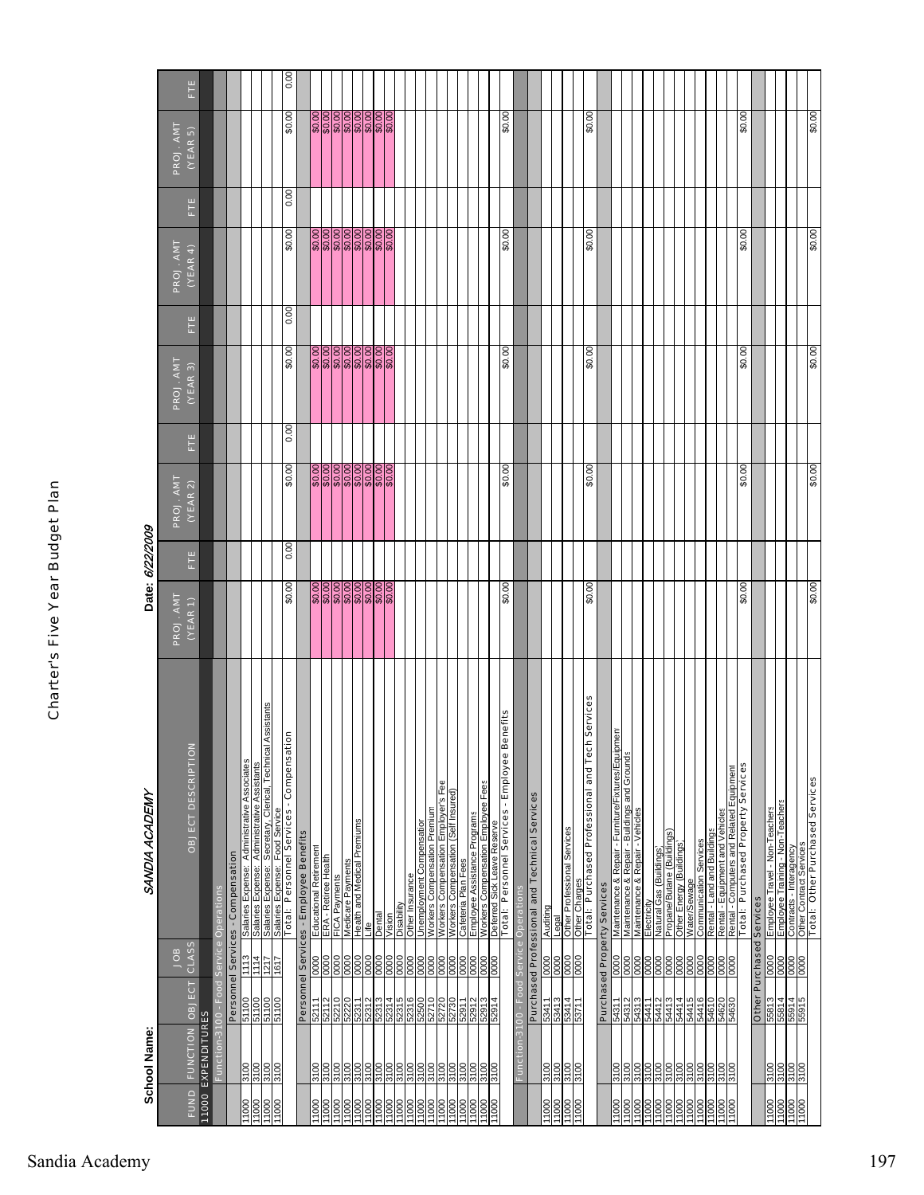# Charter's Five Year Budget Plan

**School Name:** *SANDIA ACADEMY* **Date:** *6/22/2009*

| FUND | FUNCTION | OBJECT | JOB CLASS | OBJECT DESCRIPTION | PROJ. AMT (YEAR 1) | FTE | PROJ. AMT (YEAR 2) | FTE | PROJ. AMT (YEAR 3) | FTE | PROJ. AMT (YEAR 4) | FTE | PROJ. AMT (YEAR 5) | FTE |
|---|---|---|---|---|---|---|---|---|---|---|---|---|---|---|
| 11000 EXPENDITURES | | | | | | | | | | | | | | |
| Function-3100 - Food Service Operations | | | | | | | | | | | | | | |
| | | Personnel Services - Compensation | | | | | | | | | | | | |
| 11000 | 3100 | 51100 | 1113 | Salaries Expense: Administrative Associates | | | | | | | | | | |
| 11000 | 3100 | 51100 | 1114 | Salaries Expense: Administrative Assistants | | | | | | | | | | |
| 11000 | 3100 | 51100 | 1217 | Salaries Expense: Secretary, Clerical, Technical Assistants | | | | | | | | | | |
| 11000 | 3100 | 51100 | 1617 | Salaries Expense: Food Service | | | | | | | | | | |
| | | | | Total: Personnel Services - Compensation | $0.00 | 0.00 | $0.00 | 0.00 | $0.00 | 0.00 | $0.00 | 0.00 | $0.00 | 0.00 |
| | | Personnel Services - Employee Benefits | | | | | | | | | | | | |
| 11000 | 3100 | 52111 | 0000 | Educational Retirement | $0.00 | | $0.00 | | $0.00 | | $0.00 | | $0.00 | |
| 11000 | 3100 | 52112 | 0000 | ERA - Retiree Health | $0.00 | | $0.00 | | $0.00 | | $0.00 | | $0.00 | |
| 11000 | 3100 | 52210 | 0000 | FICA Payments | $0.00 | | $0.00 | | $0.00 | | $0.00 | | $0.00 | |
| 11000 | 3100 | 52220 | 0000 | Medicare Payments | $0.00 | | $0.00 | | $0.00 | | $0.00 | | $0.00 | |
| 11000 | 3100 | 52311 | 0000 | Health and Medical Premiums | $0.00 | | $0.00 | | $0.00 | | $0.00 | | $0.00 | |
| 11000 | 3100 | 52312 | 0000 | Life | $0.00 | | $0.00 | | $0.00 | | $0.00 | | $0.00 | |
| 11000 | 3100 | 52313 | 0000 | Dental | $0.00 | | $0.00 | | $0.00 | | $0.00 | | $0.00 | |
| 11000 | 3100 | 52314 | 0000 | Vision | $0.00 | | $0.00 | | $0.00 | | $0.00 | | $0.00 | |
| 11000 | 3100 | 52315 | 0000 | Disability | | | | | | | | | | |
| 11000 | 3100 | 52316 | 0000 | Other Insurance | | | | | | | | | | |
| 11000 | 3100 | 52500 | 0000 | Unemployment Compensation | | | | | | | | | | |
| 11000 | 3100 | 52710 | 0000 | Workers Compensation Premium | | | | | | | | | | |
| 11000 | 3100 | 52720 | 0000 | Workers Compensation Employer's Fee | | | | | | | | | | |
| 11000 | 3100 | 52730 | 0000 | Workers Compensation (Self Insured) | | | | | | | | | | |
| 11000 | 3100 | 52911 | 0000 | Cafeteria Plan Fees | | | | | | | | | | |
| 11000 | 3100 | 52912 | 0000 | Employee Assistance Programs | | | | | | | | | | |
| 11000 | 3100 | 52913 | 0000 | Workers Compensation Employee Fees | | | | | | | | | | |
| 11000 | 3100 | 52914 | 0000 | Deferred Sick Leave Reserve | | | | | | | | | | |
| | | | | Total: Personnel Services - Employee Benefits | $0.00 | | $0.00 | | $0.00 | | $0.00 | | $0.00 | |
| Function-3100 - Food Service Operations | | | | | | | | | | | | | | |
| | | Purchased Professional and Technical Services | | | | | | | | | | | | |
| 11000 | 3100 | 53411 | 0000 | Auditing | | | | | | | | | | |
| 11000 | 3100 | 53413 | 0000 | Legal | | | | | | | | | | |
| 11000 | 3100 | 53414 | 0000 | Other Professional Services | | | | | | | | | | |
| 11000 | 3100 | 53711 | 0000 | Other Charges | | | | | | | | | | |
| | | | | Total: Purchased Professional and Tech Services | $0.00 | | $0.00 | | $0.00 | | $0.00 | | $0.00 | |
| | | Purchased Property Services | | | | | | | | | | | | |
| 11000 | 3100 | 54311 | 0000 | Maintenance & Repair - Furniture/Fixtures/Equipment | | | | | | | | | | |
| 11000 | 3100 | 54312 | 0000 | Maintenance & Repair - Buildings and Grounds | | | | | | | | | | |
| 11000 | 3100 | 54313 | 0000 | Maintenance & Repair - Vehicles | | | | | | | | | | |
| 11000 | 3100 | 54411 | 0000 | Electricity | | | | | | | | | | |
| 11000 | 3100 | 54412 | 0000 | Natural Gas (Buildings) | | | | | | | | | | |
| 11000 | 3100 | 54413 | 0000 | Propane/Butane (Buildings) | | | | | | | | | | |
| 11000 | 3100 | 54414 | 0000 | Other Energy (Buildings) | | | | | | | | | | |
| 11000 | 3100 | 54415 | 0000 | Water/Sewage | | | | | | | | | | |
| 11000 | 3100 | 54416 | 0000 | Communication Services | | | | | | | | | | |
| 11000 | 3100 | 54610 | 0000 | Rental - Land and Buildings | | | | | | | | | | |
| 11000 | 3100 | 54620 | 0000 | Rental - Equipment and Vehicles | | | | | | | | | | |
| 11000 | 3100 | 54630 | 0000 | Rental - Computers and Related Equipment | | | | | | | | | | |
| | | | | Total: Purchased Property Services | $0.00 | | $0.00 | | $0.00 | | $0.00 | | $0.00 | |
| | | Other Purchased Services | | | | | | | | | | | | |
| 11000 | 3100 | 55813 | 0000 | Employee Travel - Non-Teachers | | | | | | | | | | |
| 11000 | 3100 | 55814 | 0000 | Employee Training - Non-Teachers | | | | | | | | | | |
| 11000 | 3100 | 55914 | 0000 | Contracts - Interagency | | | | | | | | | | |
| 11000 | 3100 | 55915 | 0000 | Other Contract Services | | | | | | | | | | |
| | | | | Total: Other Purchased Services | $0.00 | | $0.00 | | $0.00 | | $0.00 | | $0.00 | |

Sandia Academy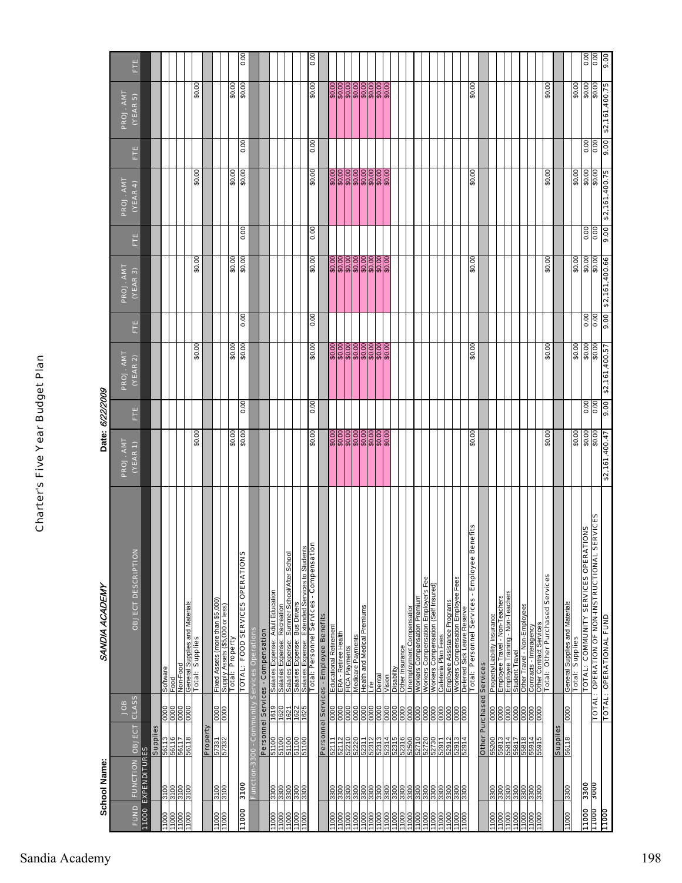# Charter's Five Year Budget Plan

**School Name:** *SANDIA ACADEMY* **Date:** *6/22/2009*

| FUND | FUNCTION | OBJECT | JOB CLASS | OBJECT DESCRIPTION | PROJ. AMT (YEAR 1) | FTE | PROJ. AMT (YEAR 2) | FTE | PROJ. AMT (YEAR 3) | FTE | PROJ. AMT (YEAR 4) | FTE | PROJ. AMT (YEAR 5) | FTE |
|---|---|---|---|---|---|---|---|---|---|---|---|---|---|---|
| 11000 EXPENDITURES | | | | | | | | | | | | | | |
| | | Supplies | | | | | | | | | | | | |
| 11000 | 3100 | 56113 | 0000 | Software | | | | | | | | | | |
| 11000 | 3100 | 56116 | 0000 | Food | | | | | | | | | | |
| 11000 | 3100 | 56117 | 0000 | Non-Food | | | | | | | | | | |
| 11000 | 3100 | 56118 | 0000 | General Supplies and Materials | | | | | | | | | | |
| | | | | Total: Supplies | $0.00 | | $0.00 | | $0.00 | | $0.00 | | $0.00 | |
| | | Property | | | | | | | | | | | | |
| 11000 | 3100 | 57331 | 0000 | Fixed Assets (more than $5,000) | | | | | | | | | | |
| 11000 | 3100 | 57332 | 0000 | Supply Assets ($5,000 or less) | | | | | | | | | | |
| | | | | Total: Property | $0.00 | | $0.00 | | $0.00 | | $0.00 | | $0.00 | |
| 11000 | 3100 | | | TOTAL: FOOD SERVICES OPERATIONS | $0.00 | 0.00 | $0.00 | 0.00 | $0.00 | 0.00 | $0.00 | 0.00 | $0.00 | 0.00 |
| Function-3300 - Community Services Operations | | | | | | | | | | | | | | |
| | | Personnel Services - Compensation | | | | | | | | | | | | |
| 11000 | 3300 | 51100 | 1619 | Salaries Expense: Adult Education | | | | | | | | | | |
| 11000 | 3300 | 51100 | 1620 | Salaries Expense: Recreation | | | | | | | | | | |
| 11000 | 3300 | 51100 | 1621 | Salaries Expense: Summer School/After School | | | | | | | | | | |
| 11000 | 3300 | 51100 | 1622 | Salaries Expense: Bus Drivers | | | | | | | | | | |
| 11000 | 3300 | 51100 | 1625 | Salaries Expense: Extended Services to Students | | | | | | | | | | |
| | | | | Total: Personnel Services - Compensation | $0.00 | 0.00 | $0.00 | 0.00 | $0.00 | 0.00 | $0.00 | 0.00 | $0.00 | 0.00 |
| | | Personnel Services - Employee Benefits | | | | | | | | | | | | |
| 11000 | 3300 | 52111 | 0000 | Educational Retirement | $0.00 | | $0.00 | | $0.00 | | $0.00 | | $0.00 | |
| 11000 | 3300 | 52112 | 0000 | ERA - Retiree Health | $0.00 | | $0.00 | | $0.00 | | $0.00 | | $0.00 | |
| 11000 | 3300 | 52210 | 0000 | FICA Payments | $0.00 | | $0.00 | | $0.00 | | $0.00 | | $0.00 | |
| 11000 | 3300 | 52220 | 0000 | Medicare Payments | $0.00 | | $0.00 | | $0.00 | | $0.00 | | $0.00 | |
| 11000 | 3300 | 52311 | 0000 | Health and Medical Premiums | $0.00 | | $0.00 | | $0.00 | | $0.00 | | $0.00 | |
| 11000 | 3300 | 52312 | 0000 | Life | $0.00 | | $0.00 | | $0.00 | | $0.00 | | $0.00 | |
| 11000 | 3300 | 52313 | 0000 | Dental | $0.00 | | $0.00 | | $0.00 | | $0.00 | | $0.00 | |
| 11000 | 3300 | 52314 | 0000 | Vision | $0.00 | | $0.00 | | $0.00 | | $0.00 | | $0.00 | |
| 11000 | 3300 | 52315 | 0000 | Disability | | | | | | | | | | |
| 11000 | 3300 | 52316 | 0000 | Other Insurance | | | | | | | | | | |
| 11000 | 3300 | 52500 | 0000 | Unemployment Compensation | | | | | | | | | | |
| 11000 | 3300 | 52710 | 0000 | Workers Compensation Premium | | | | | | | | | | |
| 11000 | 3300 | 52720 | 0000 | Workers Compensation Employer's Fee | | | | | | | | | | |
| 11000 | 3300 | 52730 | 0000 | Workers Compensation (Self Insured) | | | | | | | | | | |
| 11000 | 3300 | 52911 | 0000 | Cafeteria Plan Fees | | | | | | | | | | |
| 11000 | 3300 | 52912 | 0000 | Employee Assistance Programs | | | | | | | | | | |
| 11000 | 3300 | 52913 | 0000 | Workers Compensation Employee Fees | | | | | | | | | | |
| 11000 | 3300 | 52914 | 0000 | Deferred Sick Leave Reserve | | | | | | | | | | |
| | | | | Total: Personnel Services - Employee Benefits | $0.00 | | $0.00 | | $0.00 | | $0.00 | | $0.00 | |
| | | Other Purchased Services | | | | | | | | | | | | |
| 11000 | 3300 | 55200 | 0000 | Property/Liability Insurance | | | | | | | | | | |
| 11000 | 3300 | 55813 | 0000 | Employee Travel - Non-Teachers | | | | | | | | | | |
| 11000 | 3300 | 55814 | 0000 | Employee Training - Non-Teachers | | | | | | | | | | |
| 11000 | 3300 | 55817 | 0000 | Student Travel | | | | | | | | | | |
| 11000 | 3300 | 55818 | 0000 | Other Travel - Non-Employees | | | | | | | | | | |
| 11000 | 3300 | 55914 | 0000 | Contracts - Interagency | | | | | | | | | | |
| 11000 | 3300 | 55915 | 0000 | Other Contract Services | | | | | | | | | | |
| | | | | Total: Other Purchased Services | $0.00 | | $0.00 | | $0.00 | | $0.00 | | $0.00 | |
| | | Supplies | | | | | | | | | | | | |
| 11000 | 3300 | 56118 | 0000 | General Supplies and Materials | | | | | | | | | | |
| | | | | Total: Supplies | $0.00 | | $0.00 | | $0.00 | | $0.00 | | $0.00 | |
| 11000 | 3300 | | | TOTAL: COMMUNITY SERVICES OPERATIONS | $0.00 | 0.00 | $0.00 | 0.00 | $0.00 | 0.00 | $0.00 | 0.00 | $0.00 | 0.00 |
| 11000 | 3000 | | | TOTAL: OPERATION OF NON-INSTRUCTIONAL SERVICES | $0.00 | 0.00 | $0.00 | 0.00 | $0.00 | 0.00 | $0.00 | 0.00 | $0.00 | 0.00 |
| 11000 | | | | TOTAL: OPERATIONAL FUND | $2,161,400.47 | 9.00 | $2,161,400.57 | 9.00 | $2,161,400.66 | 9.00 | $2,161,400.75 | 9.00 | $2,161,400.75 | 9.00 |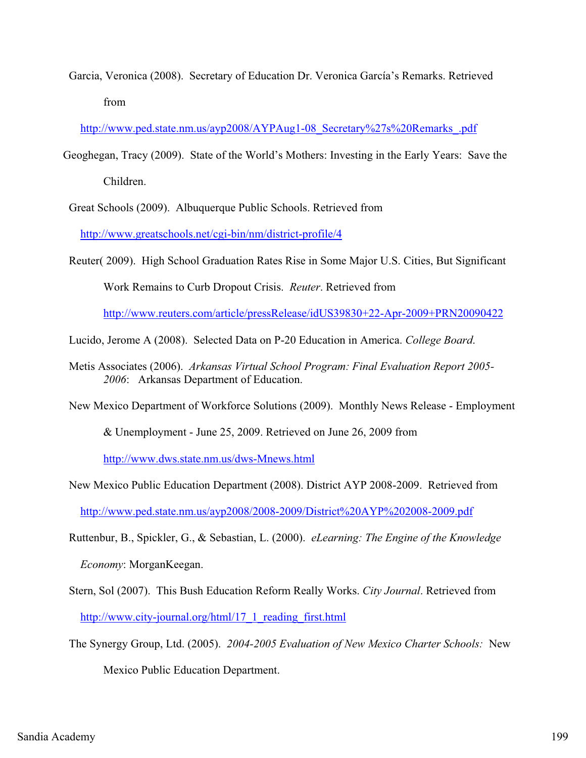Garcia, Veronica (2008). Secretary of Education Dr. Veronica García's Remarks. Retrieved from http://www.ped.state.nm.us/ayp2008/AYPAug1-08_Secretary%27s%20Remarks_.pdf

Geoghegan, Tracy (2009). State of the World's Mothers: Investing in the Early Years: Save the Children.

Great Schools (2009). Albuquerque Public Schools. Retrieved from http://www.greatschools.net/cgi-bin/nm/district-profile/4

Reuter( 2009). High School Graduation Rates Rise in Some Major U.S. Cities, But Significant Work Remains to Curb Dropout Crisis. *Reuter*. Retrieved from http://www.reuters.com/article/pressRelease/idUS39830+22-Apr-2009+PRN20090422

Lucido, Jerome A (2008). Selected Data on P-20 Education in America. *College Board.*

Metis Associates (2006). *Arkansas Virtual School Program: Final Evaluation Report 2005-2006*: Arkansas Department of Education.

New Mexico Department of Workforce Solutions (2009). Monthly News Release - Employment & Unemployment - June 25, 2009. Retrieved on June 26, 2009 from http://www.dws.state.nm.us/dws-Mnews.html

New Mexico Public Education Department (2008). District AYP 2008-2009. Retrieved from http://www.ped.state.nm.us/ayp2008/2008-2009/District%20AYP%202008-2009.pdf

Ruttenbur, B., Spickler, G., & Sebastian, L. (2000). *eLearning: The Engine of the Knowledge Economy*: MorganKeegan.

Stern, Sol (2007). This Bush Education Reform Really Works. *City Journal*. Retrieved from http://www.city-journal.org/html/17_1_reading_first.html

The Synergy Group, Ltd. (2005). *2004-2005 Evaluation of New Mexico Charter Schools:* New Mexico Public Education Department.